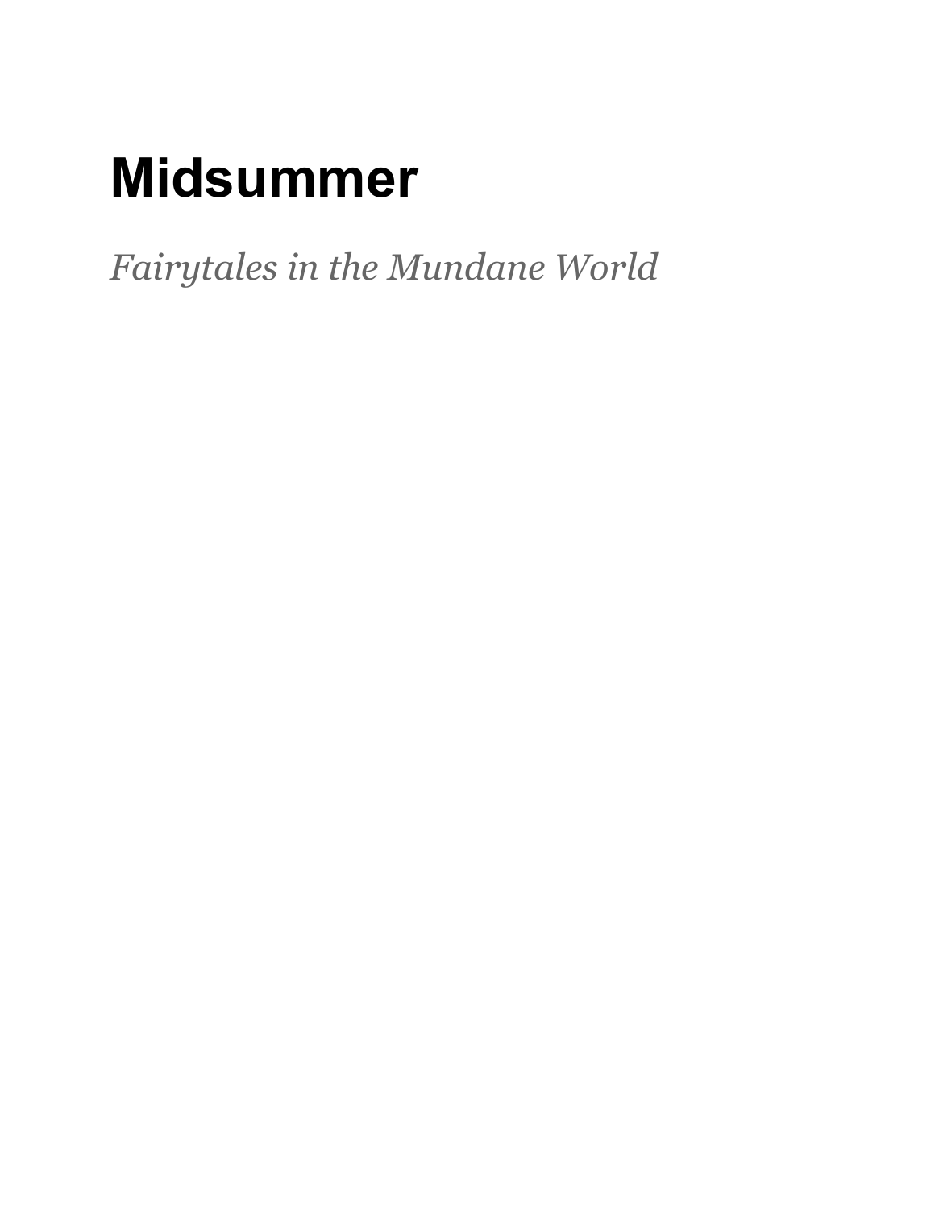# Midsummer

*Fairytales in the Mundane World*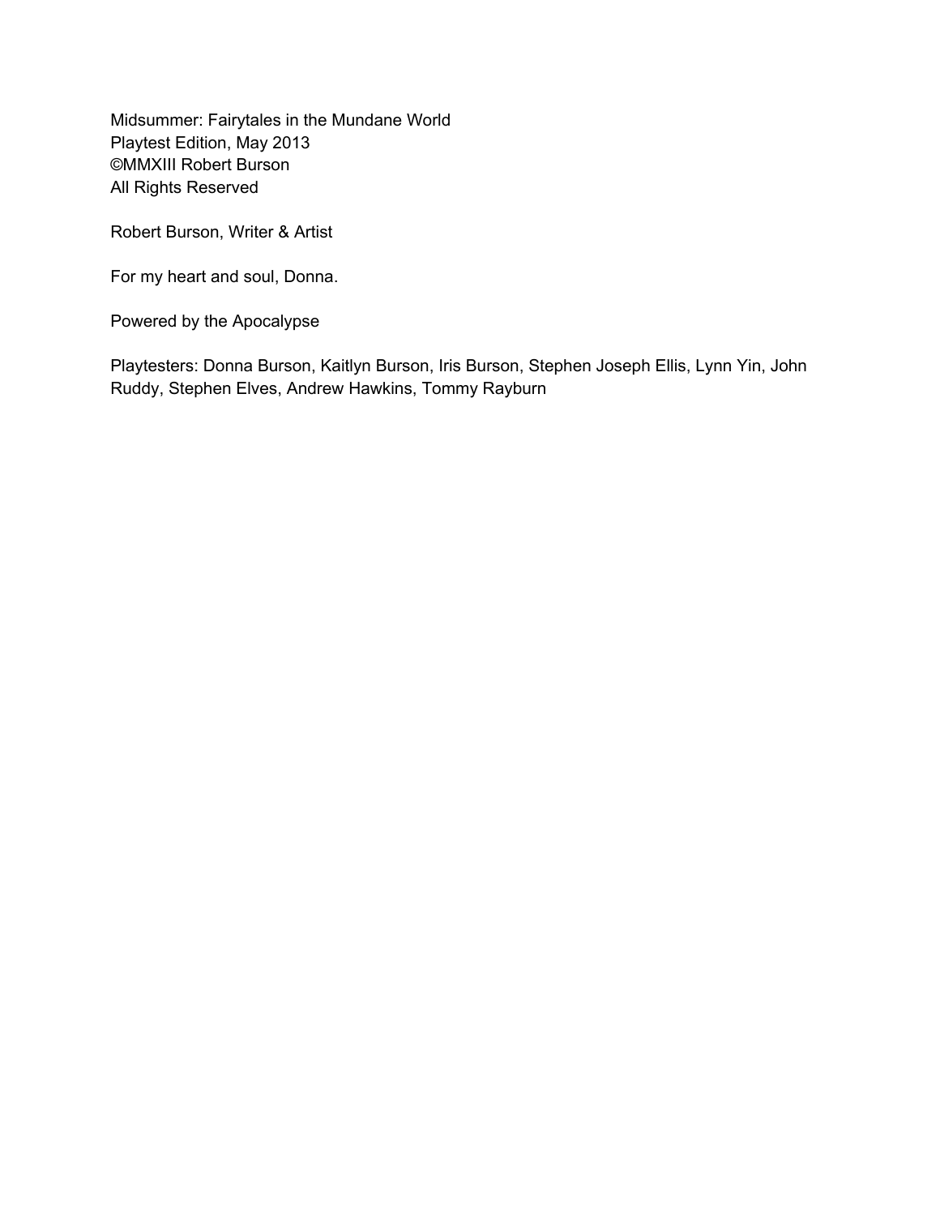Midsummer: Fairytales in the Mundane World
Playtest Edition, May 2013
©MMXIII Robert Burson
All Rights Reserved

Robert Burson, Writer & Artist

For my heart and soul, Donna.

Powered by the Apocalypse

Playtesters: Donna Burson, Kaitlyn Burson, Iris Burson, Stephen Joseph Ellis, Lynn Yin, John Ruddy, Stephen Elves, Andrew Hawkins, Tommy Rayburn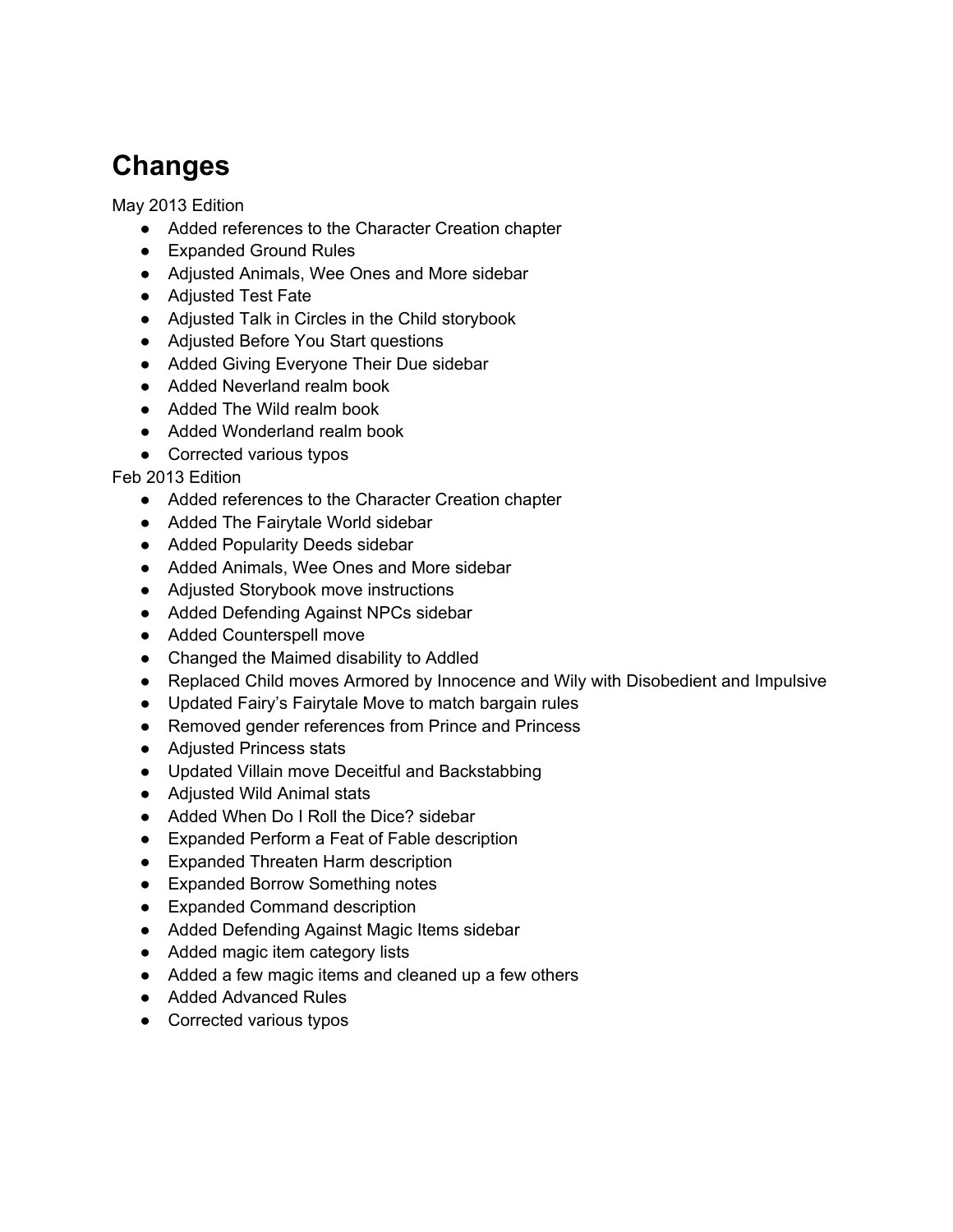# Changes

May 2013 Edition

- Added references to the Character Creation chapter
- Expanded Ground Rules
- Adjusted Animals, Wee Ones and More sidebar
- Adjusted Test Fate
- Adjusted Talk in Circles in the Child storybook
- Adjusted Before You Start questions
- Added Giving Everyone Their Due sidebar
- Added Neverland realm book
- Added The Wild realm book
- Added Wonderland realm book
- Corrected various typos

Feb 2013 Edition

- Added references to the Character Creation chapter
- Added The Fairytale World sidebar
- Added Popularity Deeds sidebar
- Added Animals, Wee Ones and More sidebar
- Adjusted Storybook move instructions
- Added Defending Against NPCs sidebar
- Added Counterspell move
- Changed the Maimed disability to Addled
- Replaced Child moves Armored by Innocence and Wily with Disobedient and Impulsive
- Updated Fairy's Fairytale Move to match bargain rules
- Removed gender references from Prince and Princess
- Adjusted Princess stats
- Updated Villain move Deceitful and Backstabbing
- Adjusted Wild Animal stats
- Added When Do I Roll the Dice? sidebar
- Expanded Perform a Feat of Fable description
- Expanded Threaten Harm description
- Expanded Borrow Something notes
- Expanded Command description
- Added Defending Against Magic Items sidebar
- Added magic item category lists
- Added a few magic items and cleaned up a few others
- Added Advanced Rules
- Corrected various typos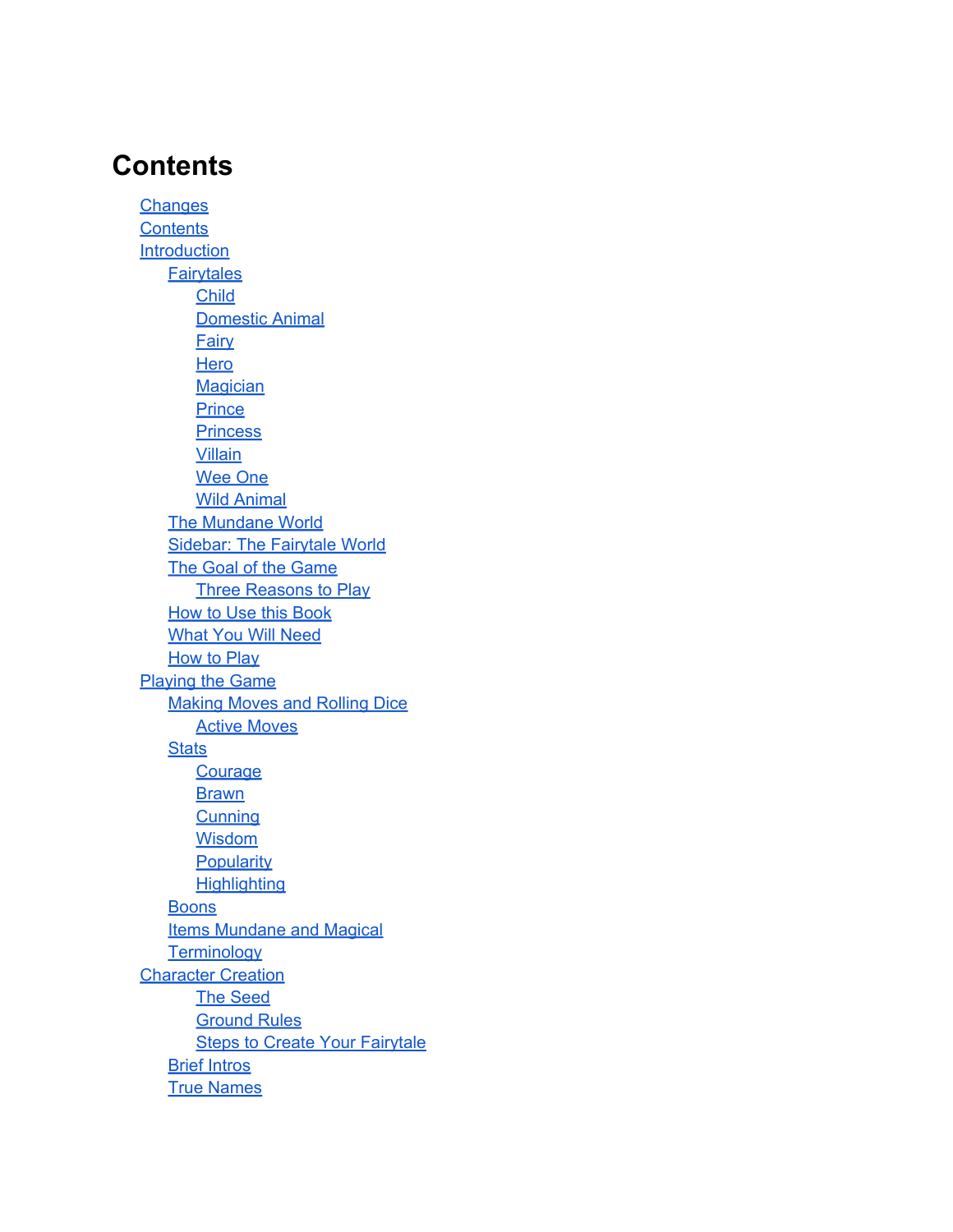# Contents

- Changes
- Contents
- Introduction
  - Fairytales
    - Child
    - Domestic Animal
    - Fairy
    - Hero
    - Magician
    - Prince
    - Princess
    - Villain
    - Wee One
    - Wild Animal
  - The Mundane World
  - Sidebar: The Fairytale World
  - The Goal of the Game
    - Three Reasons to Play
  - How to Use this Book
  - What You Will Need
  - How to Play
- Playing the Game
  - Making Moves and Rolling Dice
    - Active Moves
  - Stats
    - Courage
    - Brawn
    - Cunning
    - Wisdom
    - Popularity
    - Highlighting
  - Boons
  - Items Mundane and Magical
  - Terminology
- Character Creation
    - The Seed
    - Ground Rules
    - Steps to Create Your Fairytale
  - Brief Intros
  - True Names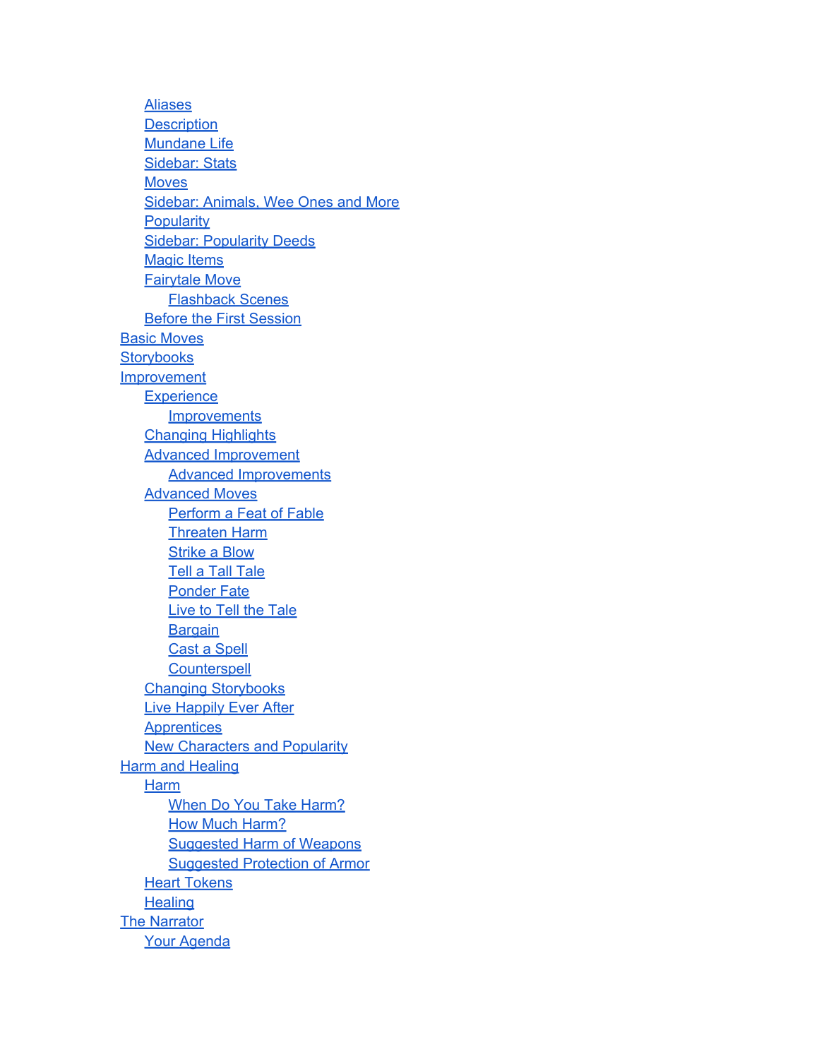- Aliases
- Description
- Mundane Life
- Sidebar: Stats
- Moves
- Sidebar: Animals, Wee Ones and More
- Popularity
- Sidebar: Popularity Deeds
- Magic Items
- Fairytale Move
  - Flashback Scenes
- Before the First Session

Basic Moves

Storybooks

Improvement

- Experience
  - Improvements
- Changing Highlights
- Advanced Improvement
  - Advanced Improvements
- Advanced Moves
  - Perform a Feat of Fable
  - Threaten Harm
  - Strike a Blow
  - Tell a Tall Tale
  - Ponder Fate
  - Live to Tell the Tale
  - Bargain
  - Cast a Spell
  - Counterspell
- Changing Storybooks
- Live Happily Ever After
- Apprentices
- New Characters and Popularity

Harm and Healing

- Harm
  - When Do You Take Harm?
  - How Much Harm?
  - Suggested Harm of Weapons
  - Suggested Protection of Armor
- Heart Tokens
- Healing

The Narrator

- Your Agenda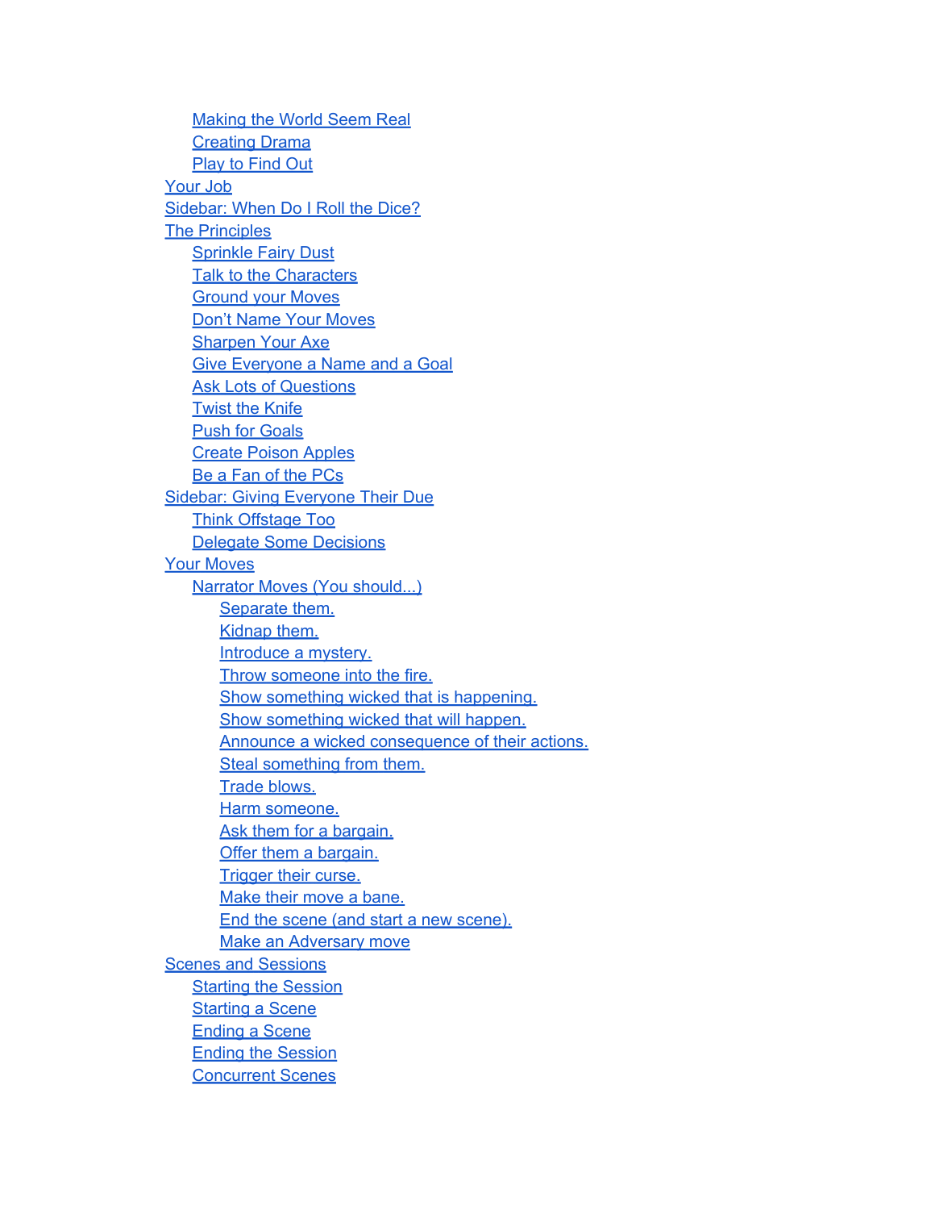- Making the World Seem Real
- Creating Drama
- Play to Find Out

Your Job

Sidebar: When Do I Roll the Dice?

The Principles

- Sprinkle Fairy Dust
- Talk to the Characters
- Ground your Moves
- Don't Name Your Moves
- Sharpen Your Axe
- Give Everyone a Name and a Goal
- Ask Lots of Questions
- Twist the Knife
- Push for Goals
- Create Poison Apples
- Be a Fan of the PCs

Sidebar: Giving Everyone Their Due

- Think Offstage Too
- Delegate Some Decisions

Your Moves

- Narrator Moves (You should...)
  - Separate them.
  - Kidnap them.
  - Introduce a mystery.
  - Throw someone into the fire.
  - Show something wicked that is happening.
  - Show something wicked that will happen.
  - Announce a wicked consequence of their actions.
  - Steal something from them.
  - Trade blows.
  - Harm someone.
  - Ask them for a bargain.
  - Offer them a bargain.
  - Trigger their curse.
  - Make their move a bane.
  - End the scene (and start a new scene).
  - Make an Adversary move

Scenes and Sessions

- Starting the Session
- Starting a Scene
- Ending a Scene
- Ending the Session
- Concurrent Scenes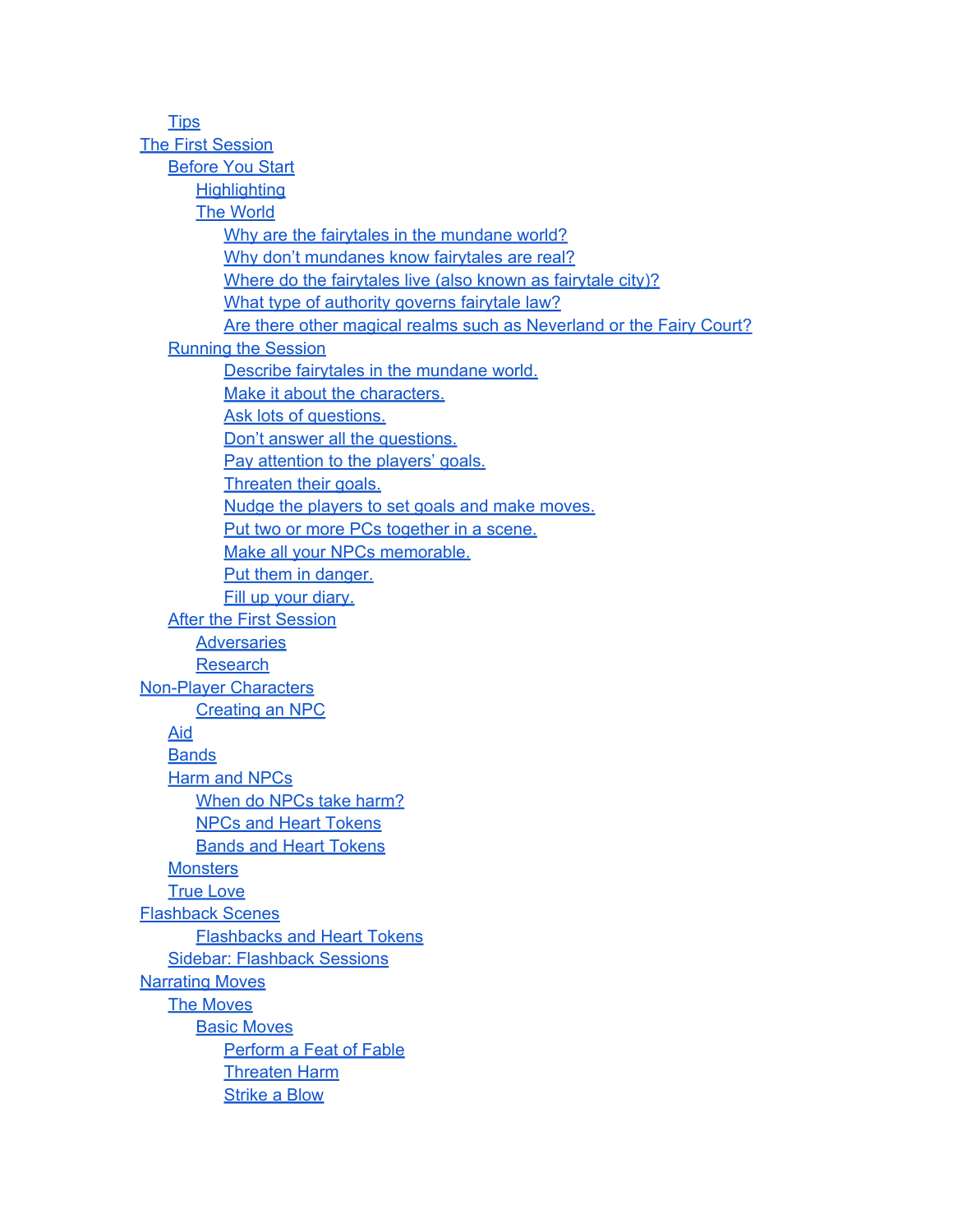- Tips
- The First Session
  - Before You Start
    - Highlighting
    - The World
      - Why are the fairytales in the mundane world?
      - Why don't mundanes know fairytales are real?
      - Where do the fairytales live (also known as fairytale city)?
      - What type of authority governs fairytale law?
      - Are there other magical realms such as Neverland or the Fairy Court?
  - Running the Session
    - Describe fairytales in the mundane world.
    - Make it about the characters.
    - Ask lots of questions.
    - Don't answer all the questions.
    - Pay attention to the players' goals.
    - Threaten their goals.
    - Nudge the players to set goals and make moves.
    - Put two or more PCs together in a scene.
    - Make all your NPCs memorable.
    - Put them in danger.
    - Fill up your diary.
  - After the First Session
    - Adversaries
    - Research
- Non-Player Characters
  - Creating an NPC
  - Aid
  - Bands
  - Harm and NPCs
    - When do NPCs take harm?
    - NPCs and Heart Tokens
    - Bands and Heart Tokens
  - Monsters
  - True Love
- Flashback Scenes
  - Flashbacks and Heart Tokens
  - Sidebar: Flashback Sessions
- Narrating Moves
  - The Moves
    - Basic Moves
      - Perform a Feat of Fable
      - Threaten Harm
      - Strike a Blow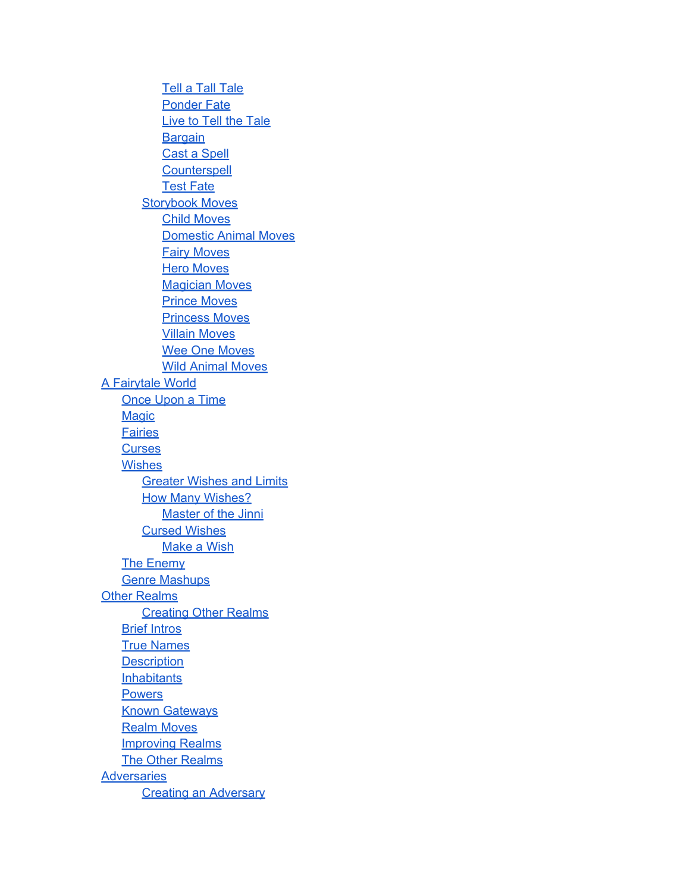- Tell a Tall Tale
- Ponder Fate
- Live to Tell the Tale
- Bargain
- Cast a Spell
- Counterspell
- Test Fate
- Storybook Moves
  - Child Moves
  - Domestic Animal Moves
  - Fairy Moves
  - Hero Moves
  - Magician Moves
  - Prince Moves
  - Princess Moves
  - Villain Moves
  - Wee One Moves
  - Wild Animal Moves

A Fairytale World
- Once Upon a Time
- Magic
- Fairies
- Curses
- Wishes
  - Greater Wishes and Limits
  - How Many Wishes?
    - Master of the Jinni
  - Cursed Wishes
    - Make a Wish
- The Enemy
- Genre Mashups

Other Realms
- Creating Other Realms
- Brief Intros
- True Names
- Description
- Inhabitants
- Powers
- Known Gateways
- Realm Moves
- Improving Realms
- The Other Realms

Adversaries
- Creating an Adversary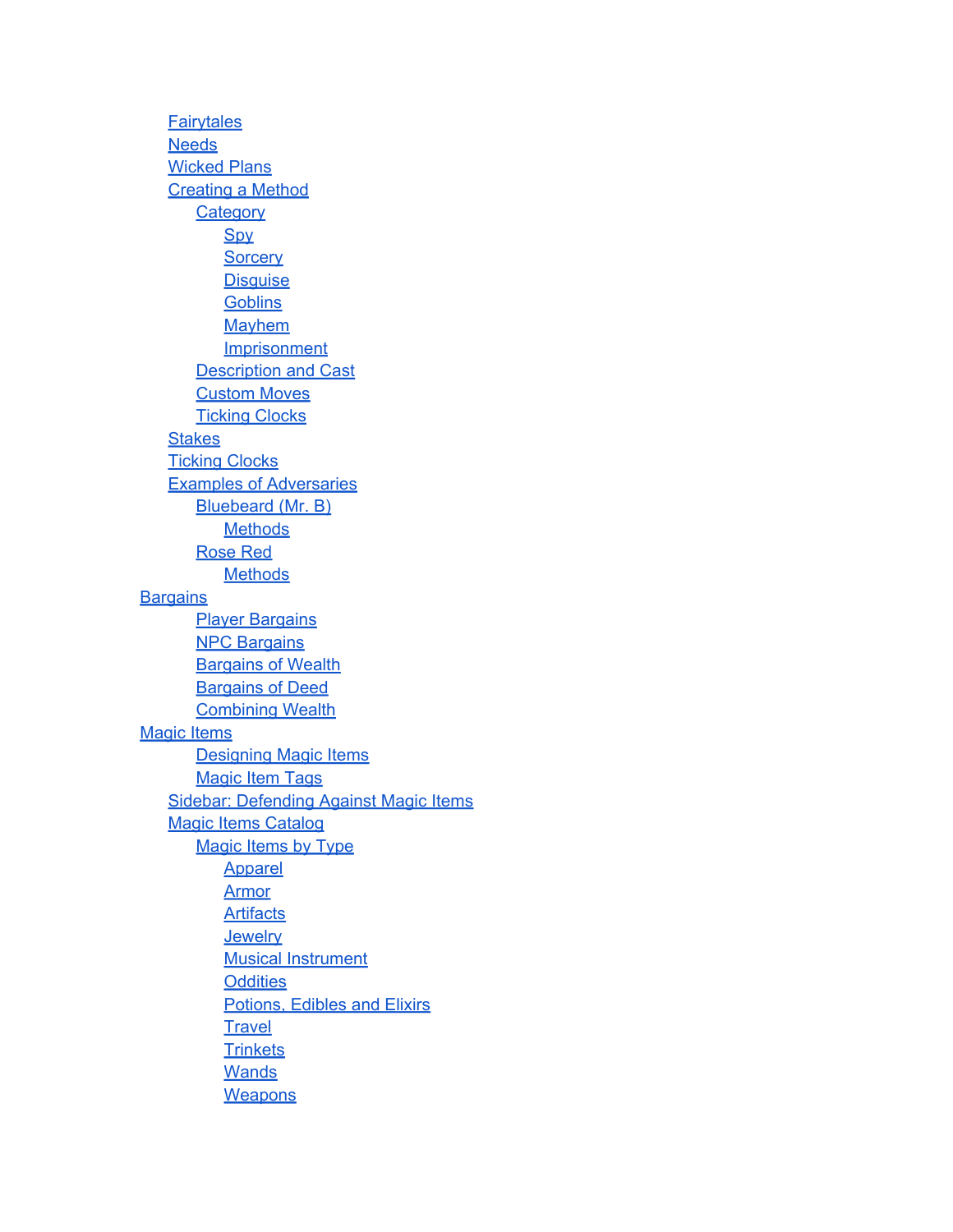- Fairytales
- Needs
- Wicked Plans
- Creating a Method
  - Category
    - Spy
    - Sorcery
    - Disguise
    - Goblins
    - Mayhem
    - Imprisonment
  - Description and Cast
  - Custom Moves
  - Ticking Clocks
- Stakes
- Ticking Clocks
- Examples of Adversaries
  - Bluebeard (Mr. B)
    - Methods
  - Rose Red
    - Methods

Bargains
  - Player Bargains
  - NPC Bargains
  - Bargains of Wealth
  - Bargains of Deed
  - Combining Wealth

Magic Items
  - Designing Magic Items
  - Magic Item Tags
- Sidebar: Defending Against Magic Items
- Magic Items Catalog
  - Magic Items by Type
    - Apparel
    - Armor
    - Artifacts
    - Jewelry
    - Musical Instrument
    - Oddities
    - Potions, Edibles and Elixirs
    - Travel
    - Trinkets
    - Wands
    - Weapons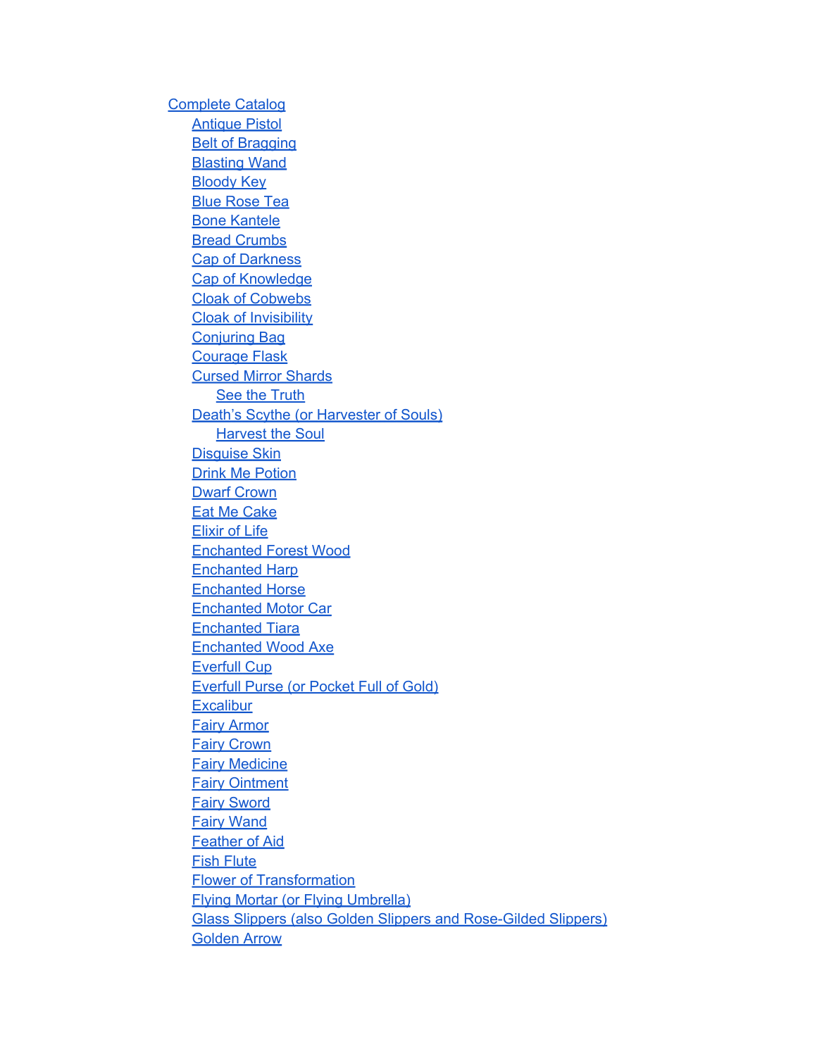- Complete Catalog
  - Antique Pistol
  - Belt of Bragging
  - Blasting Wand
  - Bloody Key
  - Blue Rose Tea
  - Bone Kantele
  - Bread Crumbs
  - Cap of Darkness
  - Cap of Knowledge
  - Cloak of Cobwebs
  - Cloak of Invisibility
  - Conjuring Bag
  - Courage Flask
  - Cursed Mirror Shards
    - See the Truth
  - Death's Scythe (or Harvester of Souls)
    - Harvest the Soul
  - Disguise Skin
  - Drink Me Potion
  - Dwarf Crown
  - Eat Me Cake
  - Elixir of Life
  - Enchanted Forest Wood
  - Enchanted Harp
  - Enchanted Horse
  - Enchanted Motor Car
  - Enchanted Tiara
  - Enchanted Wood Axe
  - Everfull Cup
  - Everfull Purse (or Pocket Full of Gold)
  - Excalibur
  - Fairy Armor
  - Fairy Crown
  - Fairy Medicine
  - Fairy Ointment
  - Fairy Sword
  - Fairy Wand
  - Feather of Aid
  - Fish Flute
  - Flower of Transformation
  - Flying Mortar (or Flying Umbrella)
  - Glass Slippers (also Golden Slippers and Rose-Gilded Slippers)
  - Golden Arrow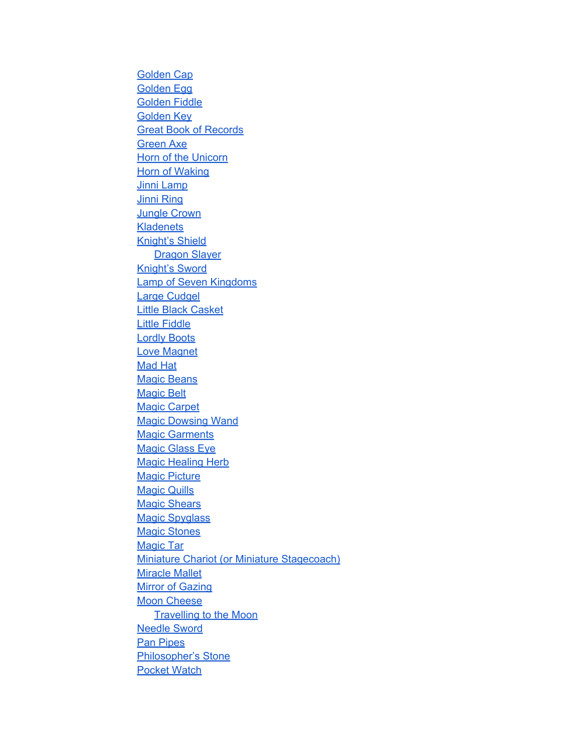- Golden Cap
- Golden Egg
- Golden Fiddle
- Golden Key
- Great Book of Records
- Green Axe
- Horn of the Unicorn
- Horn of Waking
- Jinni Lamp
- Jinni Ring
- Jungle Crown
- Kladenets
- Knight’s Shield
    - Dragon Slayer
- Knight’s Sword
- Lamp of Seven Kingdoms
- Large Cudgel
- Little Black Casket
- Little Fiddle
- Lordly Boots
- Love Magnet
- Mad Hat
- Magic Beans
- Magic Belt
- Magic Carpet
- Magic Dowsing Wand
- Magic Garments
- Magic Glass Eye
- Magic Healing Herb
- Magic Picture
- Magic Quills
- Magic Shears
- Magic Spyglass
- Magic Stones
- Magic Tar
- Miniature Chariot (or Miniature Stagecoach)
- Miracle Mallet
- Mirror of Gazing
- Moon Cheese
    - Travelling to the Moon
- Needle Sword
- Pan Pipes
- Philosopher’s Stone
- Pocket Watch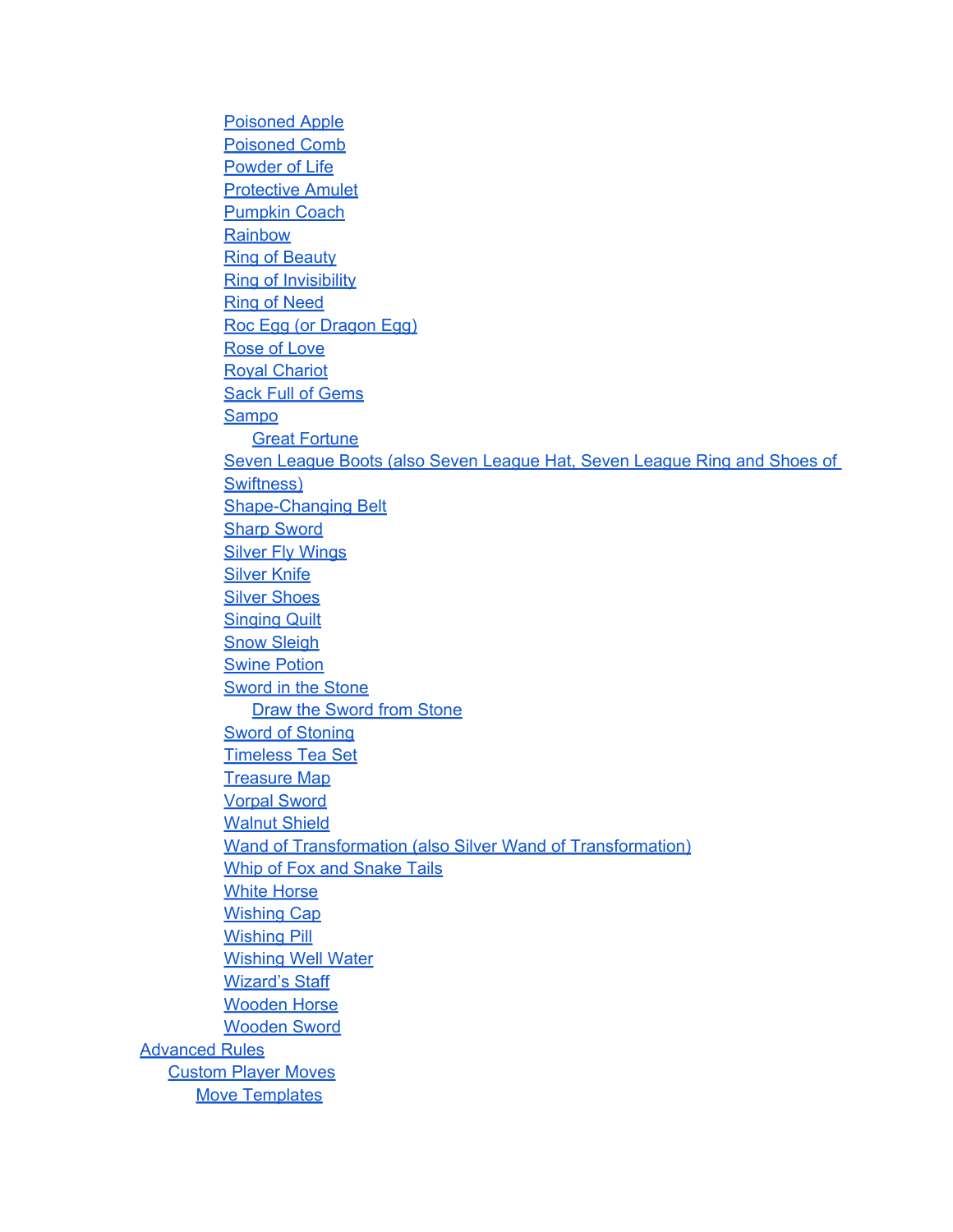- Poisoned Apple
- Poisoned Comb
- Powder of Life
- Protective Amulet
- Pumpkin Coach
- Rainbow
- Ring of Beauty
- Ring of Invisibility
- Ring of Need
- Roc Egg (or Dragon Egg)
- Rose of Love
- Royal Chariot
- Sack Full of Gems
- Sampo
  - Great Fortune
- Seven League Boots (also Seven League Hat, Seven League Ring and Shoes of Swiftness)
- Shape-Changing Belt
- Sharp Sword
- Silver Fly Wings
- Silver Knife
- Silver Shoes
- Singing Quilt
- Snow Sleigh
- Swine Potion
- Sword in the Stone
  - Draw the Sword from Stone
- Sword of Stoning
- Timeless Tea Set
- Treasure Map
- Vorpal Sword
- Walnut Shield
- Wand of Transformation (also Silver Wand of Transformation)
- Whip of Fox and Snake Tails
- White Horse
- Wishing Cap
- Wishing Pill
- Wishing Well Water
- Wizard's Staff
- Wooden Horse
- Wooden Sword

Advanced Rules
- Custom Player Moves
  - Move Templates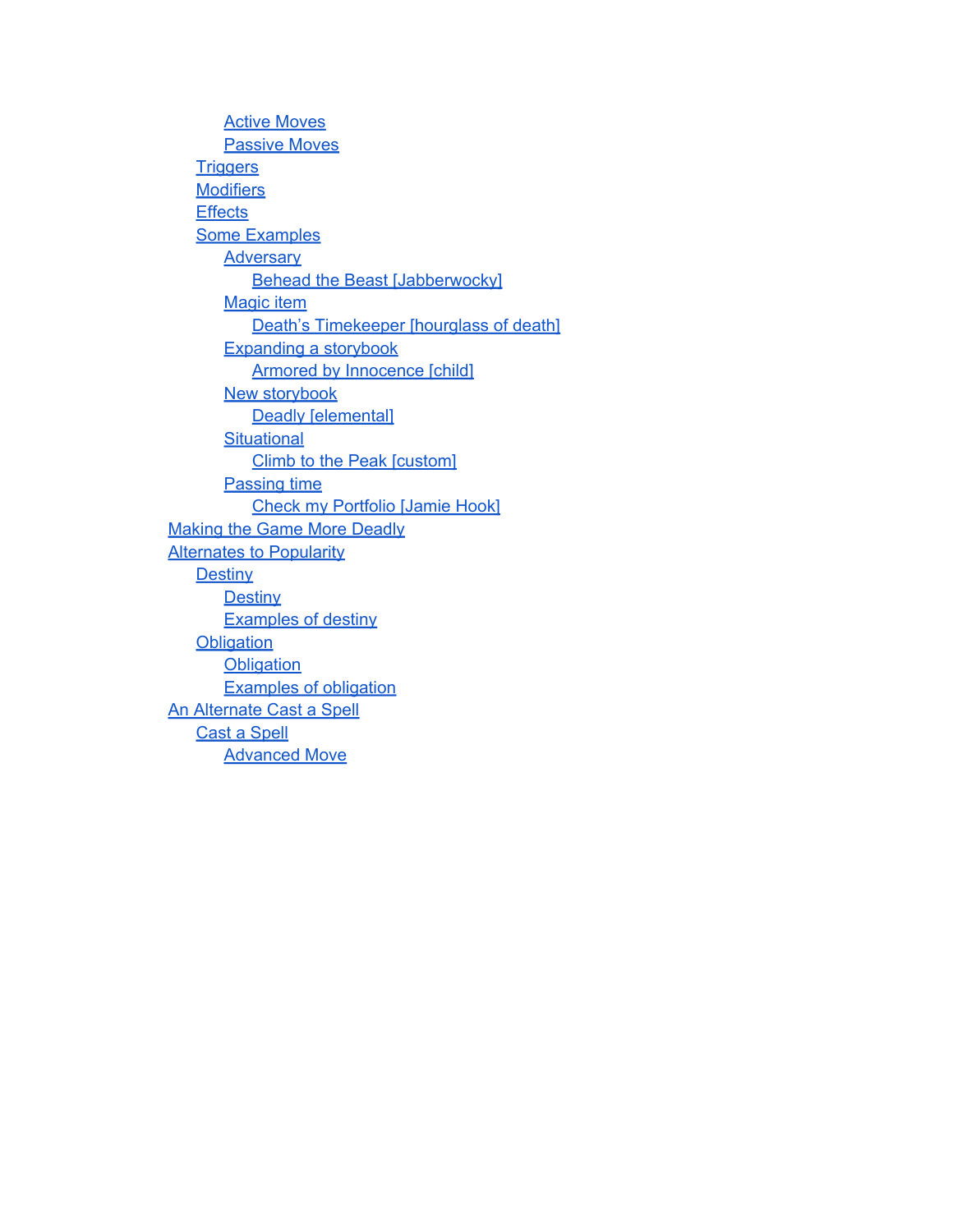- Active Moves
- Passive Moves
- Triggers
- Modifiers
- Effects
- Some Examples
  - Adversary
    - Behead the Beast [Jabberwocky]
  - Magic item
    - Death's Timekeeper [hourglass of death]
  - Expanding a storybook
    - Armored by Innocence [child]
  - New storybook
    - Deadly [elemental]
  - Situational
    - Climb to the Peak [custom]
  - Passing time
    - Check my Portfolio [Jamie Hook]

Making the Game More Deadly

Alternates to Popularity
- Destiny
  - Destiny
  - Examples of destiny
- Obligation
  - Obligation
  - Examples of obligation

An Alternate Cast a Spell
- Cast a Spell
  - Advanced Move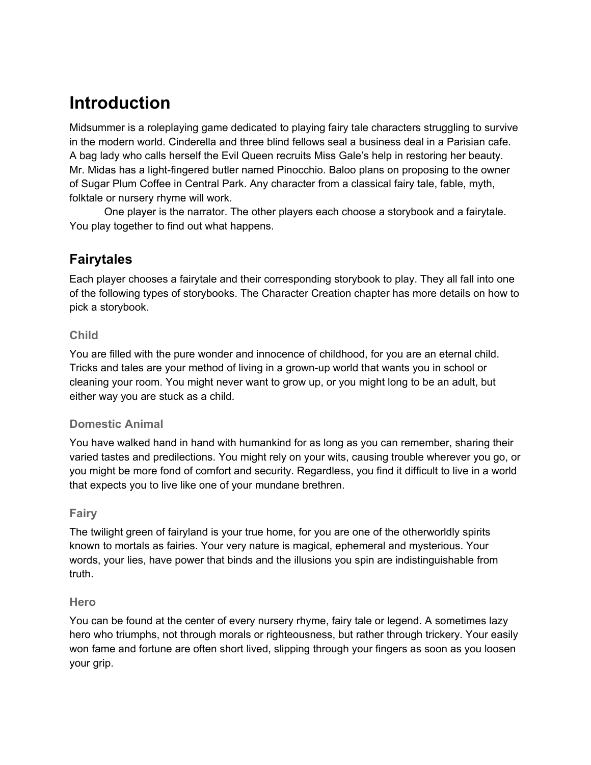# Introduction

Midsummer is a roleplaying game dedicated to playing fairy tale characters struggling to survive in the modern world. Cinderella and three blind fellows seal a business deal in a Parisian cafe. A bag lady who calls herself the Evil Queen recruits Miss Gale's help in restoring her beauty. Mr. Midas has a light-fingered butler named Pinocchio. Baloo plans on proposing to the owner of Sugar Plum Coffee in Central Park. Any character from a classical fairy tale, fable, myth, folktale or nursery rhyme will work.

One player is the narrator. The other players each choose a storybook and a fairytale. You play together to find out what happens.

## Fairytales

Each player chooses a fairytale and their corresponding storybook to play. They all fall into one of the following types of storybooks. The Character Creation chapter has more details on how to pick a storybook.

### Child

You are filled with the pure wonder and innocence of childhood, for you are an eternal child. Tricks and tales are your method of living in a grown-up world that wants you in school or cleaning your room. You might never want to grow up, or you might long to be an adult, but either way you are stuck as a child.

### Domestic Animal

You have walked hand in hand with humankind for as long as you can remember, sharing their varied tastes and predilections. You might rely on your wits, causing trouble wherever you go, or you might be more fond of comfort and security. Regardless, you find it difficult to live in a world that expects you to live like one of your mundane brethren.

### Fairy

The twilight green of fairyland is your true home, for you are one of the otherworldly spirits known to mortals as fairies. Your very nature is magical, ephemeral and mysterious. Your words, your lies, have power that binds and the illusions you spin are indistinguishable from truth.

### Hero

You can be found at the center of every nursery rhyme, fairy tale or legend. A sometimes lazy hero who triumphs, not through morals or righteousness, but rather through trickery. Your easily won fame and fortune are often short lived, slipping through your fingers as soon as you loosen your grip.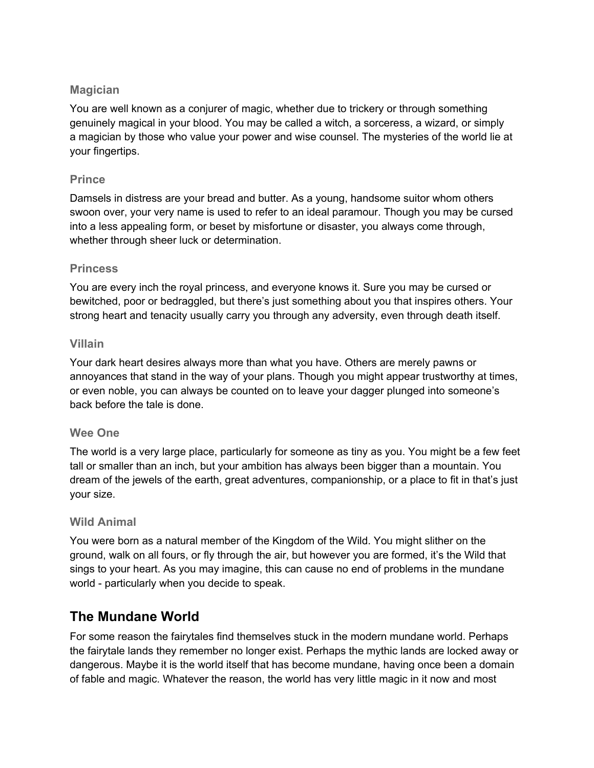### Magician

You are well known as a conjurer of magic, whether due to trickery or through something genuinely magical in your blood. You may be called a witch, a sorceress, a wizard, or simply a magician by those who value your power and wise counsel. The mysteries of the world lie at your fingertips.

### Prince

Damsels in distress are your bread and butter. As a young, handsome suitor whom others swoon over, your very name is used to refer to an ideal paramour. Though you may be cursed into a less appealing form, or beset by misfortune or disaster, you always come through, whether through sheer luck or determination.

### Princess

You are every inch the royal princess, and everyone knows it. Sure you may be cursed or bewitched, poor or bedraggled, but there's just something about you that inspires others. Your strong heart and tenacity usually carry you through any adversity, even through death itself.

### Villain

Your dark heart desires always more than what you have. Others are merely pawns or annoyances that stand in the way of your plans. Though you might appear trustworthy at times, or even noble, you can always be counted on to leave your dagger plunged into someone's back before the tale is done.

### Wee One

The world is a very large place, particularly for someone as tiny as you. You might be a few feet tall or smaller than an inch, but your ambition has always been bigger than a mountain. You dream of the jewels of the earth, great adventures, companionship, or a place to fit in that's just your size.

### Wild Animal

You were born as a natural member of the Kingdom of the Wild. You might slither on the ground, walk on all fours, or fly through the air, but however you are formed, it's the Wild that sings to your heart. As you may imagine, this can cause no end of problems in the mundane world - particularly when you decide to speak.

## The Mundane World

For some reason the fairytales find themselves stuck in the modern mundane world. Perhaps the fairytale lands they remember no longer exist. Perhaps the mythic lands are locked away or dangerous. Maybe it is the world itself that has become mundane, having once been a domain of fable and magic. Whatever the reason, the world has very little magic in it now and most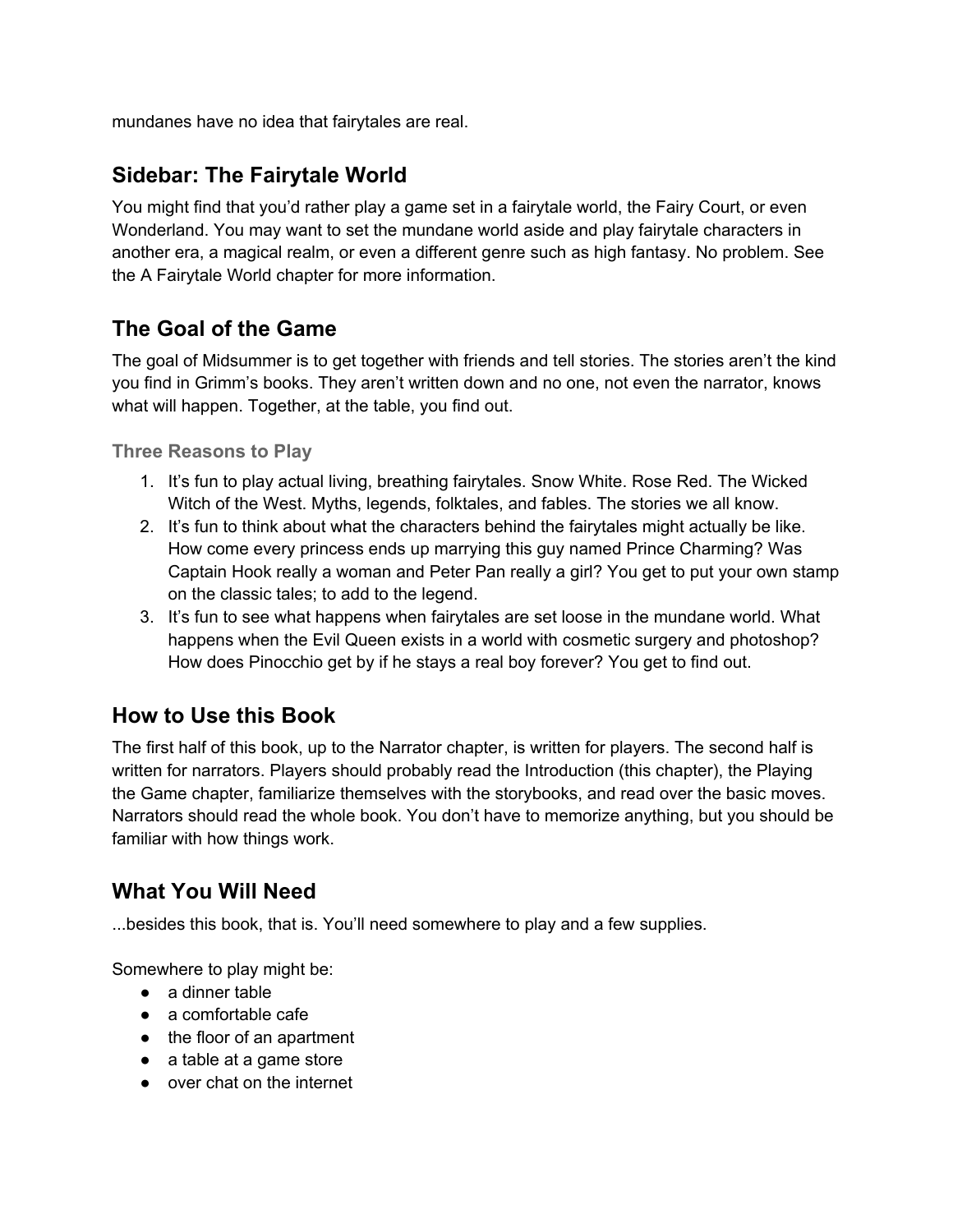mundanes have no idea that fairytales are real.

## Sidebar: The Fairytale World

You might find that you'd rather play a game set in a fairytale world, the Fairy Court, or even Wonderland. You may want to set the mundane world aside and play fairytale characters in another era, a magical realm, or even a different genre such as high fantasy. No problem. See the A Fairytale World chapter for more information.

## The Goal of the Game

The goal of Midsummer is to get together with friends and tell stories. The stories aren't the kind you find in Grimm's books. They aren't written down and no one, not even the narrator, knows what will happen. Together, at the table, you find out.

### Three Reasons to Play

1. It's fun to play actual living, breathing fairytales. Snow White. Rose Red. The Wicked Witch of the West. Myths, legends, folktales, and fables. The stories we all know.
2. It's fun to think about what the characters behind the fairytales might actually be like. How come every princess ends up marrying this guy named Prince Charming? Was Captain Hook really a woman and Peter Pan really a girl? You get to put your own stamp on the classic tales; to add to the legend.
3. It's fun to see what happens when fairytales are set loose in the mundane world. What happens when the Evil Queen exists in a world with cosmetic surgery and photoshop? How does Pinocchio get by if he stays a real boy forever? You get to find out.

## How to Use this Book

The first half of this book, up to the Narrator chapter, is written for players. The second half is written for narrators. Players should probably read the Introduction (this chapter), the Playing the Game chapter, familiarize themselves with the storybooks, and read over the basic moves. Narrators should read the whole book. You don't have to memorize anything, but you should be familiar with how things work.

## What You Will Need

...besides this book, that is. You'll need somewhere to play and a few supplies.

Somewhere to play might be:

- a dinner table
- a comfortable cafe
- the floor of an apartment
- a table at a game store
- over chat on the internet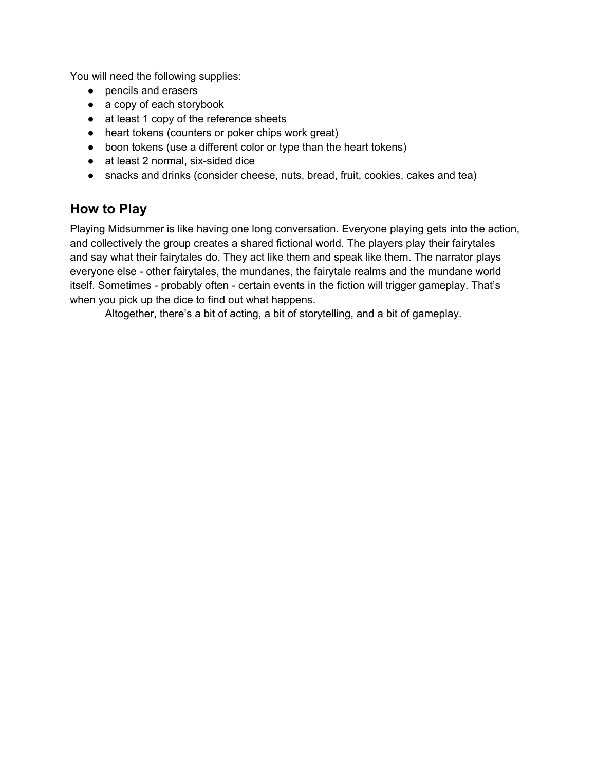You will need the following supplies:

- pencils and erasers
- a copy of each storybook
- at least 1 copy of the reference sheets
- heart tokens (counters or poker chips work great)
- boon tokens (use a different color or type than the heart tokens)
- at least 2 normal, six-sided dice
- snacks and drinks (consider cheese, nuts, bread, fruit, cookies, cakes and tea)

## How to Play

Playing Midsummer is like having one long conversation. Everyone playing gets into the action, and collectively the group creates a shared fictional world. The players play their fairytales and say what their fairytales do. They act like them and speak like them. The narrator plays everyone else - other fairytales, the mundanes, the fairytale realms and the mundane world itself. Sometimes - probably often - certain events in the fiction will trigger gameplay. That's when you pick up the dice to find out what happens.

Altogether, there's a bit of acting, a bit of storytelling, and a bit of gameplay.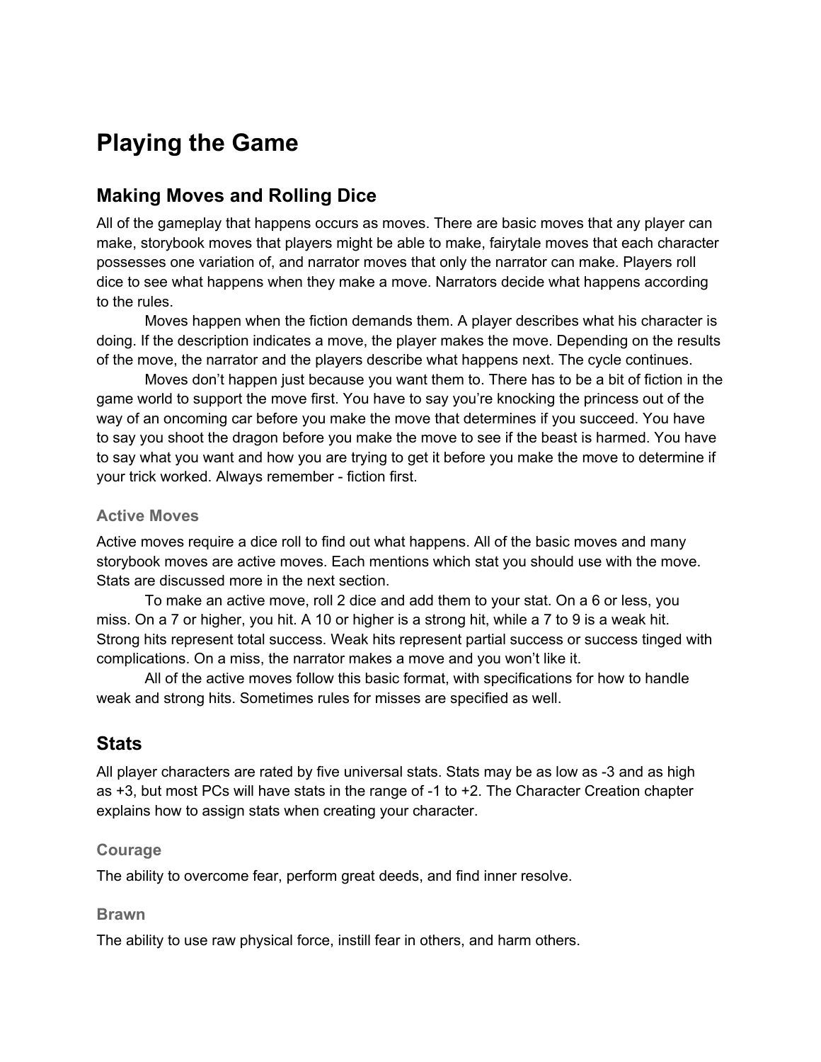# Playing the Game

## Making Moves and Rolling Dice

All of the gameplay that happens occurs as moves. There are basic moves that any player can make, storybook moves that players might be able to make, fairytale moves that each character possesses one variation of, and narrator moves that only the narrator can make. Players roll dice to see what happens when they make a move. Narrators decide what happens according to the rules.

Moves happen when the fiction demands them. A player describes what his character is doing. If the description indicates a move, the player makes the move. Depending on the results of the move, the narrator and the players describe what happens next. The cycle continues.

Moves don't happen just because you want them to. There has to be a bit of fiction in the game world to support the move first. You have to say you're knocking the princess out of the way of an oncoming car before you make the move that determines if you succeed. You have to say you shoot the dragon before you make the move to see if the beast is harmed. You have to say what you want and how you are trying to get it before you make the move to determine if your trick worked. Always remember - fiction first.

### Active Moves

Active moves require a dice roll to find out what happens. All of the basic moves and many storybook moves are active moves. Each mentions which stat you should use with the move. Stats are discussed more in the next section.

To make an active move, roll 2 dice and add them to your stat. On a 6 or less, you miss. On a 7 or higher, you hit. A 10 or higher is a strong hit, while a 7 to 9 is a weak hit. Strong hits represent total success. Weak hits represent partial success or success tinged with complications. On a miss, the narrator makes a move and you won't like it.

All of the active moves follow this basic format, with specifications for how to handle weak and strong hits. Sometimes rules for misses are specified as well.

## Stats

All player characters are rated by five universal stats. Stats may be as low as -3 and as high as +3, but most PCs will have stats in the range of -1 to +2. The Character Creation chapter explains how to assign stats when creating your character.

### Courage

The ability to overcome fear, perform great deeds, and find inner resolve.

### Brawn

The ability to use raw physical force, instill fear in others, and harm others.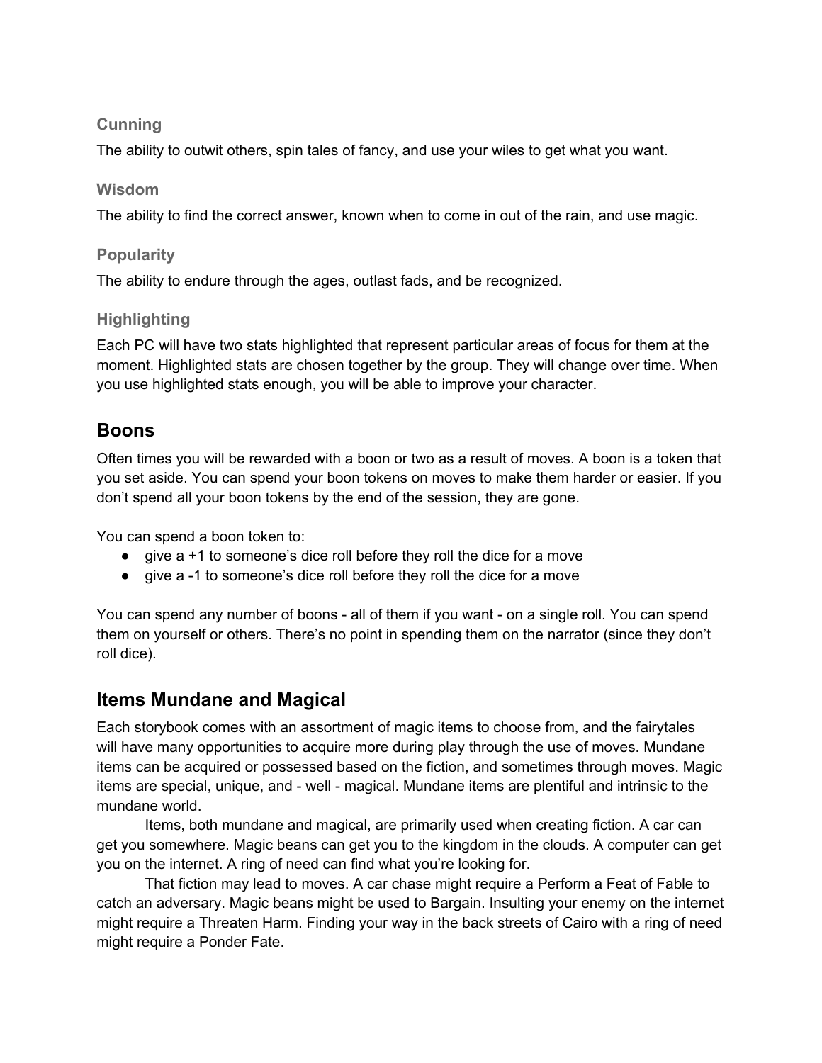### Cunning

The ability to outwit others, spin tales of fancy, and use your wiles to get what you want.

### Wisdom

The ability to find the correct answer, known when to come in out of the rain, and use magic.

### Popularity

The ability to endure through the ages, outlast fads, and be recognized.

### Highlighting

Each PC will have two stats highlighted that represent particular areas of focus for them at the moment. Highlighted stats are chosen together by the group. They will change over time. When you use highlighted stats enough, you will be able to improve your character.

## Boons

Often times you will be rewarded with a boon or two as a result of moves. A boon is a token that you set aside. You can spend your boon tokens on moves to make them harder or easier. If you don't spend all your boon tokens by the end of the session, they are gone.

You can spend a boon token to:

- give a +1 to someone's dice roll before they roll the dice for a move
- give a -1 to someone's dice roll before they roll the dice for a move

You can spend any number of boons - all of them if you want - on a single roll. You can spend them on yourself or others. There's no point in spending them on the narrator (since they don't roll dice).

## Items Mundane and Magical

Each storybook comes with an assortment of magic items to choose from, and the fairytales will have many opportunities to acquire more during play through the use of moves. Mundane items can be acquired or possessed based on the fiction, and sometimes through moves. Magic items are special, unique, and - well - magical. Mundane items are plentiful and intrinsic to the mundane world.

Items, both mundane and magical, are primarily used when creating fiction. A car can get you somewhere. Magic beans can get you to the kingdom in the clouds. A computer can get you on the internet. A ring of need can find what you're looking for.

That fiction may lead to moves. A car chase might require a Perform a Feat of Fable to catch an adversary. Magic beans might be used to Bargain. Insulting your enemy on the internet might require a Threaten Harm. Finding your way in the back streets of Cairo with a ring of need might require a Ponder Fate.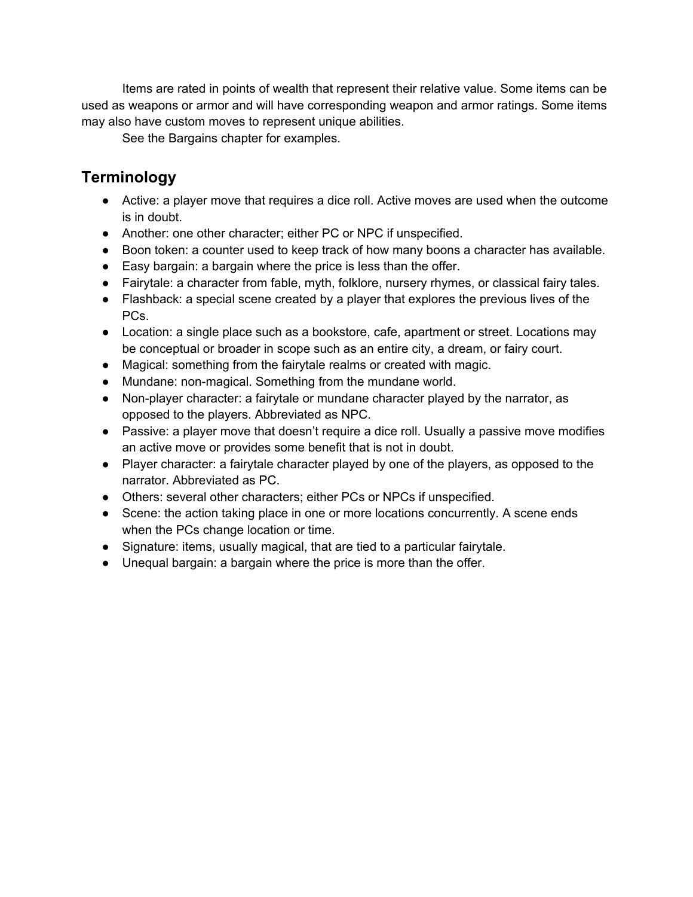Items are rated in points of wealth that represent their relative value. Some items can be used as weapons or armor and will have corresponding weapon and armor ratings. Some items may also have custom moves to represent unique abilities.

See the Bargains chapter for examples.

## Terminology

- Active: a player move that requires a dice roll. Active moves are used when the outcome is in doubt.
- Another: one other character; either PC or NPC if unspecified.
- Boon token: a counter used to keep track of how many boons a character has available.
- Easy bargain: a bargain where the price is less than the offer.
- Fairytale: a character from fable, myth, folklore, nursery rhymes, or classical fairy tales.
- Flashback: a special scene created by a player that explores the previous lives of the PCs.
- Location: a single place such as a bookstore, cafe, apartment or street. Locations may be conceptual or broader in scope such as an entire city, a dream, or fairy court.
- Magical: something from the fairytale realms or created with magic.
- Mundane: non-magical. Something from the mundane world.
- Non-player character: a fairytale or mundane character played by the narrator, as opposed to the players. Abbreviated as NPC.
- Passive: a player move that doesn't require a dice roll. Usually a passive move modifies an active move or provides some benefit that is not in doubt.
- Player character: a fairytale character played by one of the players, as opposed to the narrator. Abbreviated as PC.
- Others: several other characters; either PCs or NPCs if unspecified.
- Scene: the action taking place in one or more locations concurrently. A scene ends when the PCs change location or time.
- Signature: items, usually magical, that are tied to a particular fairytale.
- Unequal bargain: a bargain where the price is more than the offer.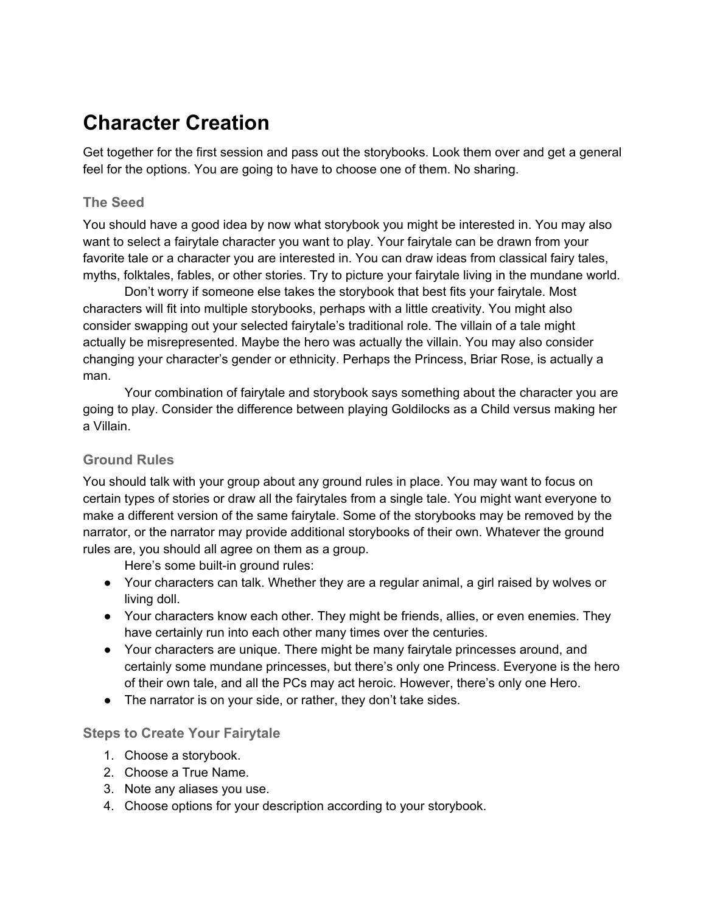# Character Creation

Get together for the first session and pass out the storybooks. Look them over and get a general feel for the options. You are going to have to choose one of them. No sharing.

### The Seed

You should have a good idea by now what storybook you might be interested in. You may also want to select a fairytale character you want to play. Your fairytale can be drawn from your favorite tale or a character you are interested in. You can draw ideas from classical fairy tales, myths, folktales, fables, or other stories. Try to picture your fairytale living in the mundane world.

Don't worry if someone else takes the storybook that best fits your fairytale. Most characters will fit into multiple storybooks, perhaps with a little creativity. You might also consider swapping out your selected fairytale's traditional role. The villain of a tale might actually be misrepresented. Maybe the hero was actually the villain. You may also consider changing your character's gender or ethnicity. Perhaps the Princess, Briar Rose, is actually a man.

Your combination of fairytale and storybook says something about the character you are going to play. Consider the difference between playing Goldilocks as a Child versus making her a Villain.

### Ground Rules

You should talk with your group about any ground rules in place. You may want to focus on certain types of stories or draw all the fairytales from a single tale. You might want everyone to make a different version of the same fairytale. Some of the storybooks may be removed by the narrator, or the narrator may provide additional storybooks of their own. Whatever the ground rules are, you should all agree on them as a group.

Here's some built-in ground rules:

- Your characters can talk. Whether they are a regular animal, a girl raised by wolves or living doll.
- Your characters know each other. They might be friends, allies, or even enemies. They have certainly run into each other many times over the centuries.
- Your characters are unique. There might be many fairytale princesses around, and certainly some mundane princesses, but there's only one Princess. Everyone is the hero of their own tale, and all the PCs may act heroic. However, there's only one Hero.
- The narrator is on your side, or rather, they don't take sides.

### Steps to Create Your Fairytale

1. Choose a storybook.
2. Choose a True Name.
3. Note any aliases you use.
4. Choose options for your description according to your storybook.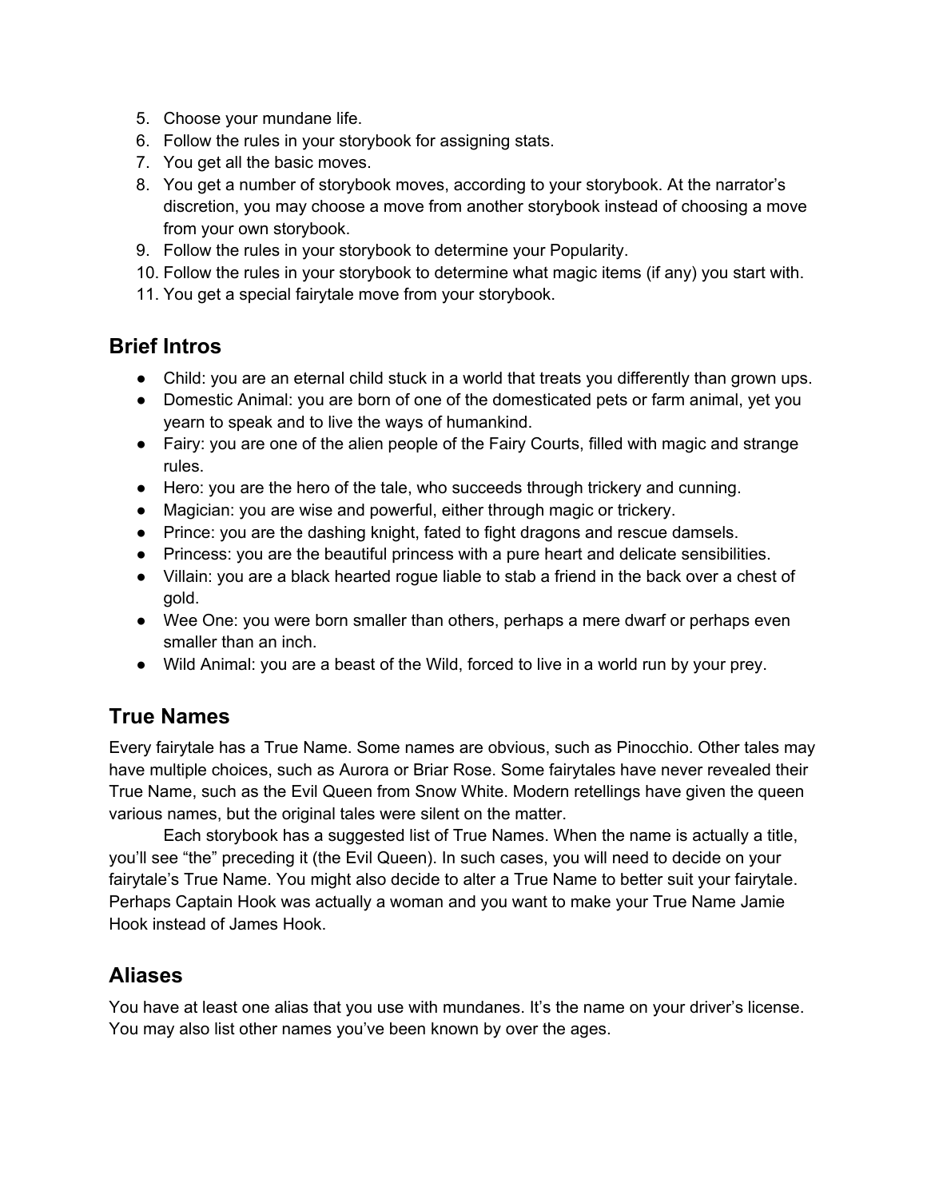5. Choose your mundane life.
6. Follow the rules in your storybook for assigning stats.
7. You get all the basic moves.
8. You get a number of storybook moves, according to your storybook. At the narrator's discretion, you may choose a move from another storybook instead of choosing a move from your own storybook.
9. Follow the rules in your storybook to determine your Popularity.
10. Follow the rules in your storybook to determine what magic items (if any) you start with.
11. You get a special fairytale move from your storybook.

## Brief Intros

- Child: you are an eternal child stuck in a world that treats you differently than grown ups.
- Domestic Animal: you are born of one of the domesticated pets or farm animal, yet you yearn to speak and to live the ways of humankind.
- Fairy: you are one of the alien people of the Fairy Courts, filled with magic and strange rules.
- Hero: you are the hero of the tale, who succeeds through trickery and cunning.
- Magician: you are wise and powerful, either through magic or trickery.
- Prince: you are the dashing knight, fated to fight dragons and rescue damsels.
- Princess: you are the beautiful princess with a pure heart and delicate sensibilities.
- Villain: you are a black hearted rogue liable to stab a friend in the back over a chest of gold.
- Wee One: you were born smaller than others, perhaps a mere dwarf or perhaps even smaller than an inch.
- Wild Animal: you are a beast of the Wild, forced to live in a world run by your prey.

## True Names

Every fairytale has a True Name. Some names are obvious, such as Pinocchio. Other tales may have multiple choices, such as Aurora or Briar Rose. Some fairytales have never revealed their True Name, such as the Evil Queen from Snow White. Modern retellings have given the queen various names, but the original tales were silent on the matter.

Each storybook has a suggested list of True Names. When the name is actually a title, you'll see "the" preceding it (the Evil Queen). In such cases, you will need to decide on your fairytale's True Name. You might also decide to alter a True Name to better suit your fairytale. Perhaps Captain Hook was actually a woman and you want to make your True Name Jamie Hook instead of James Hook.

## Aliases

You have at least one alias that you use with mundanes. It's the name on your driver's license. You may also list other names you've been known by over the ages.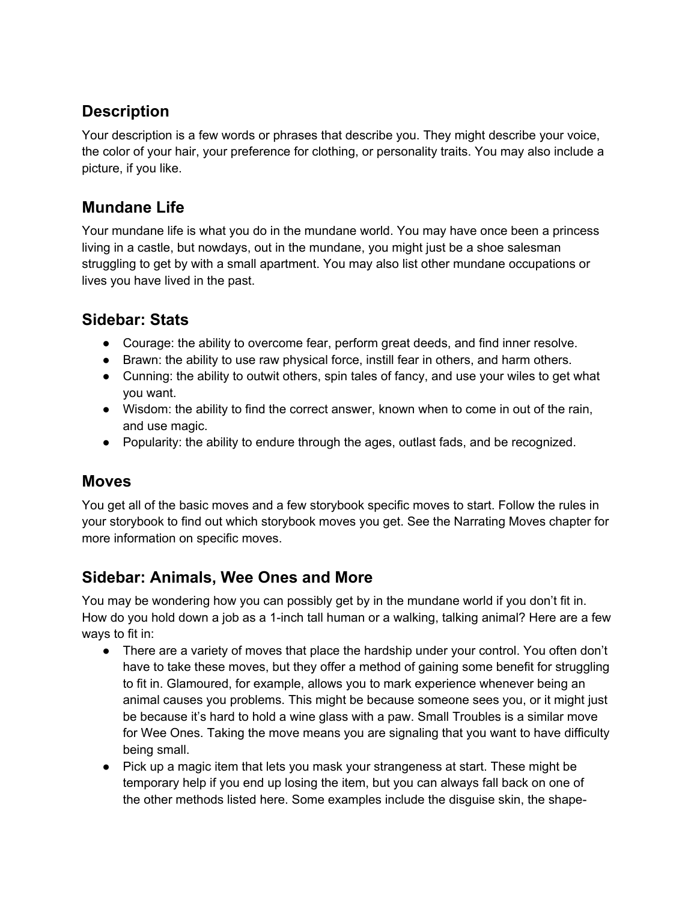## Description

Your description is a few words or phrases that describe you. They might describe your voice, the color of your hair, your preference for clothing, or personality traits. You may also include a picture, if you like.

## Mundane Life

Your mundane life is what you do in the mundane world. You may have once been a princess living in a castle, but nowdays, out in the mundane, you might just be a shoe salesman struggling to get by with a small apartment. You may also list other mundane occupations or lives you have lived in the past.

## Sidebar: Stats

- Courage: the ability to overcome fear, perform great deeds, and find inner resolve.
- Brawn: the ability to use raw physical force, instill fear in others, and harm others.
- Cunning: the ability to outwit others, spin tales of fancy, and use your wiles to get what you want.
- Wisdom: the ability to find the correct answer, known when to come in out of the rain, and use magic.
- Popularity: the ability to endure through the ages, outlast fads, and be recognized.

## Moves

You get all of the basic moves and a few storybook specific moves to start. Follow the rules in your storybook to find out which storybook moves you get. See the Narrating Moves chapter for more information on specific moves.

## Sidebar: Animals, Wee Ones and More

You may be wondering how you can possibly get by in the mundane world if you don't fit in. How do you hold down a job as a 1-inch tall human or a walking, talking animal? Here are a few ways to fit in:

- There are a variety of moves that place the hardship under your control. You often don't have to take these moves, but they offer a method of gaining some benefit for struggling to fit in. Glamoured, for example, allows you to mark experience whenever being an animal causes you problems. This might be because someone sees you, or it might just be because it's hard to hold a wine glass with a paw. Small Troubles is a similar move for Wee Ones. Taking the move means you are signaling that you want to have difficulty being small.
- Pick up a magic item that lets you mask your strangeness at start. These might be temporary help if you end up losing the item, but you can always fall back on one of the other methods listed here. Some examples include the disguise skin, the shape-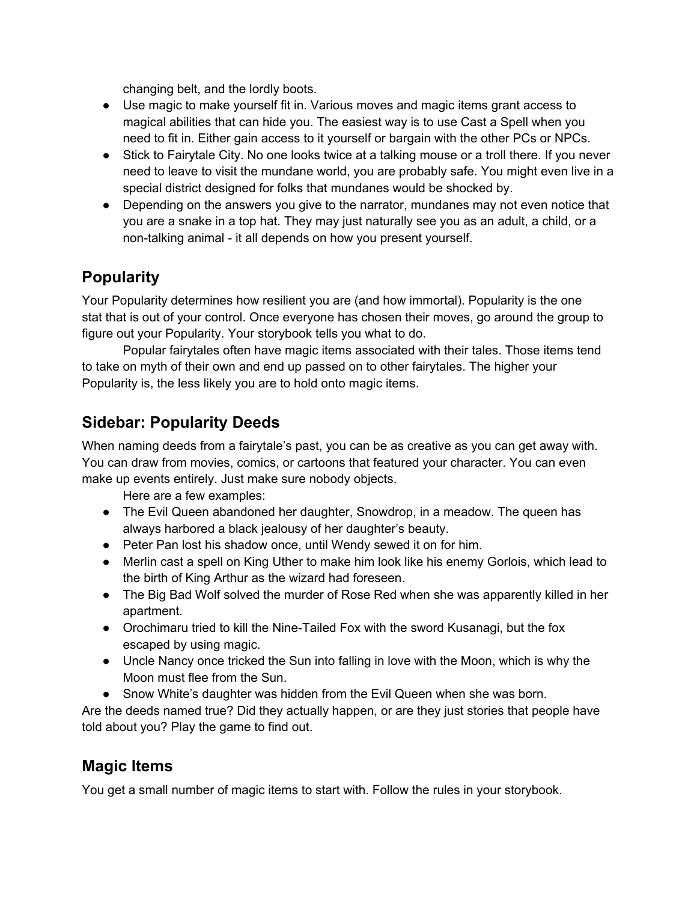changing belt, and the lordly boots.

- Use magic to make yourself fit in. Various moves and magic items grant access to magical abilities that can hide you. The easiest way is to use Cast a Spell when you need to fit in. Either gain access to it yourself or bargain with the other PCs or NPCs.
- Stick to Fairytale City. No one looks twice at a talking mouse or a troll there. If you never need to leave to visit the mundane world, you are probably safe. You might even live in a special district designed for folks that mundanes would be shocked by.
- Depending on the answers you give to the narrator, mundanes may not even notice that you are a snake in a top hat. They may just naturally see you as an adult, a child, or a non-talking animal - it all depends on how you present yourself.

## Popularity

Your Popularity determines how resilient you are (and how immortal). Popularity is the one stat that is out of your control. Once everyone has chosen their moves, go around the group to figure out your Popularity. Your storybook tells you what to do.

Popular fairytales often have magic items associated with their tales. Those items tend to take on myth of their own and end up passed on to other fairytales. The higher your Popularity is, the less likely you are to hold onto magic items.

## Sidebar: Popularity Deeds

When naming deeds from a fairytale's past, you can be as creative as you can get away with. You can draw from movies, comics, or cartoons that featured your character. You can even make up events entirely. Just make sure nobody objects.

Here are a few examples:

- The Evil Queen abandoned her daughter, Snowdrop, in a meadow. The queen has always harbored a black jealousy of her daughter's beauty.
- Peter Pan lost his shadow once, until Wendy sewed it on for him.
- Merlin cast a spell on King Uther to make him look like his enemy Gorlois, which lead to the birth of King Arthur as the wizard had foreseen.
- The Big Bad Wolf solved the murder of Rose Red when she was apparently killed in her apartment.
- Orochimaru tried to kill the Nine-Tailed Fox with the sword Kusanagi, but the fox escaped by using magic.
- Uncle Nancy once tricked the Sun into falling in love with the Moon, which is why the Moon must flee from the Sun.
- Snow White's daughter was hidden from the Evil Queen when she was born.

Are the deeds named true? Did they actually happen, or are they just stories that people have told about you? Play the game to find out.

## Magic Items

You get a small number of magic items to start with. Follow the rules in your storybook.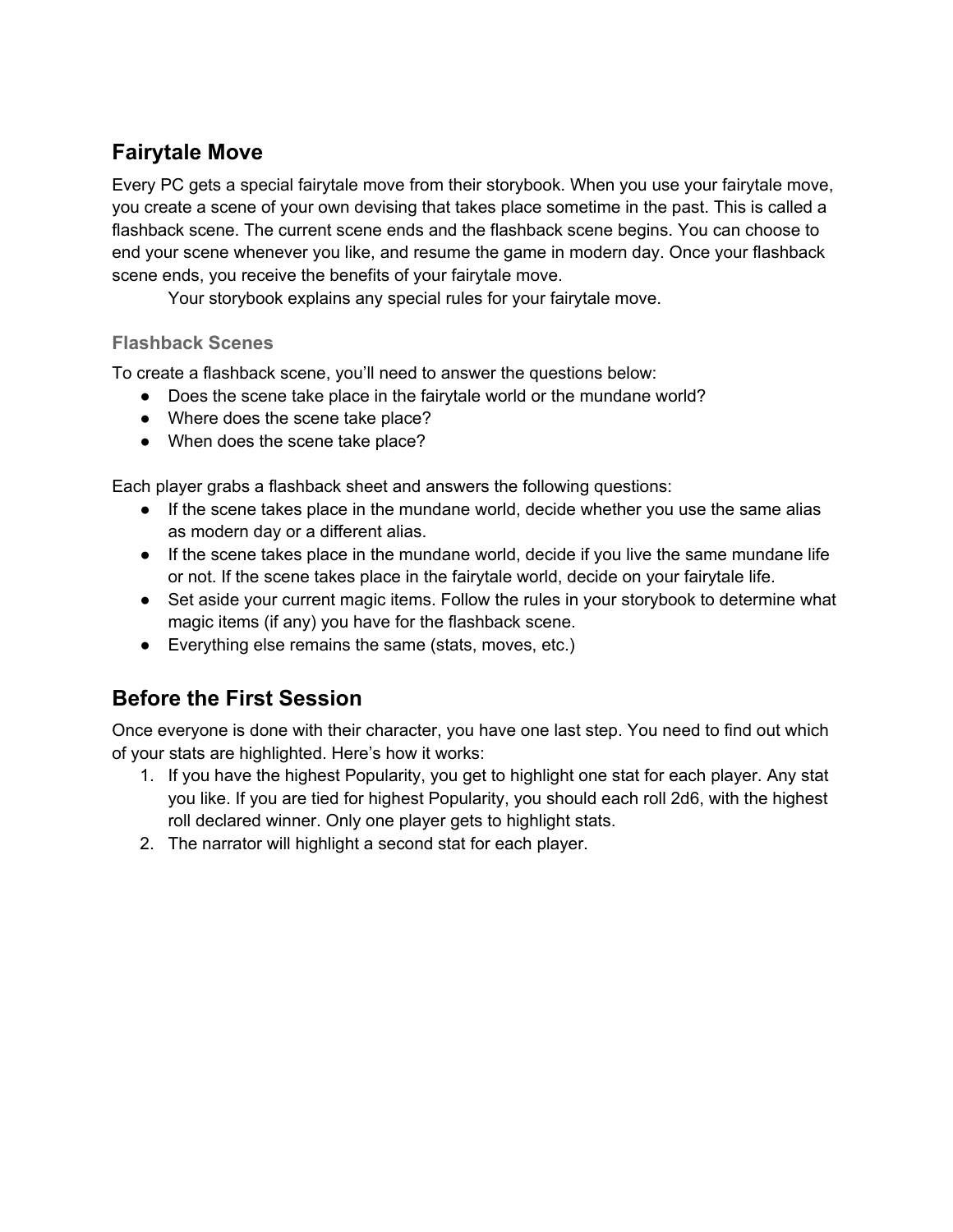## Fairytale Move

Every PC gets a special fairytale move from their storybook. When you use your fairytale move, you create a scene of your own devising that takes place sometime in the past. This is called a flashback scene. The current scene ends and the flashback scene begins. You can choose to end your scene whenever you like, and resume the game in modern day. Once your flashback scene ends, you receive the benefits of your fairytale move.

Your storybook explains any special rules for your fairytale move.

### Flashback Scenes

To create a flashback scene, you'll need to answer the questions below:

- Does the scene take place in the fairytale world or the mundane world?
- Where does the scene take place?
- When does the scene take place?

Each player grabs a flashback sheet and answers the following questions:

- If the scene takes place in the mundane world, decide whether you use the same alias as modern day or a different alias.
- If the scene takes place in the mundane world, decide if you live the same mundane life or not. If the scene takes place in the fairytale world, decide on your fairytale life.
- Set aside your current magic items. Follow the rules in your storybook to determine what magic items (if any) you have for the flashback scene.
- Everything else remains the same (stats, moves, etc.)

## Before the First Session

Once everyone is done with their character, you have one last step. You need to find out which of your stats are highlighted. Here's how it works:

1. If you have the highest Popularity, you get to highlight one stat for each player. Any stat you like. If you are tied for highest Popularity, you should each roll 2d6, with the highest roll declared winner. Only one player gets to highlight stats.
2. The narrator will highlight a second stat for each player.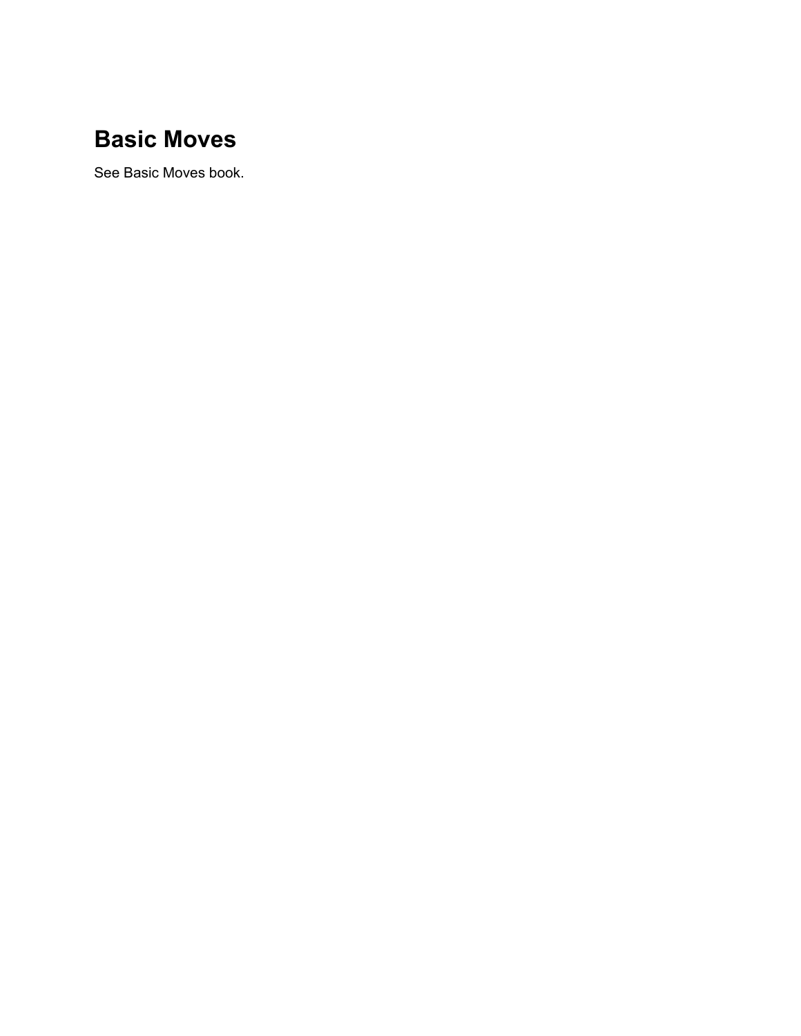# Basic Moves

See Basic Moves book.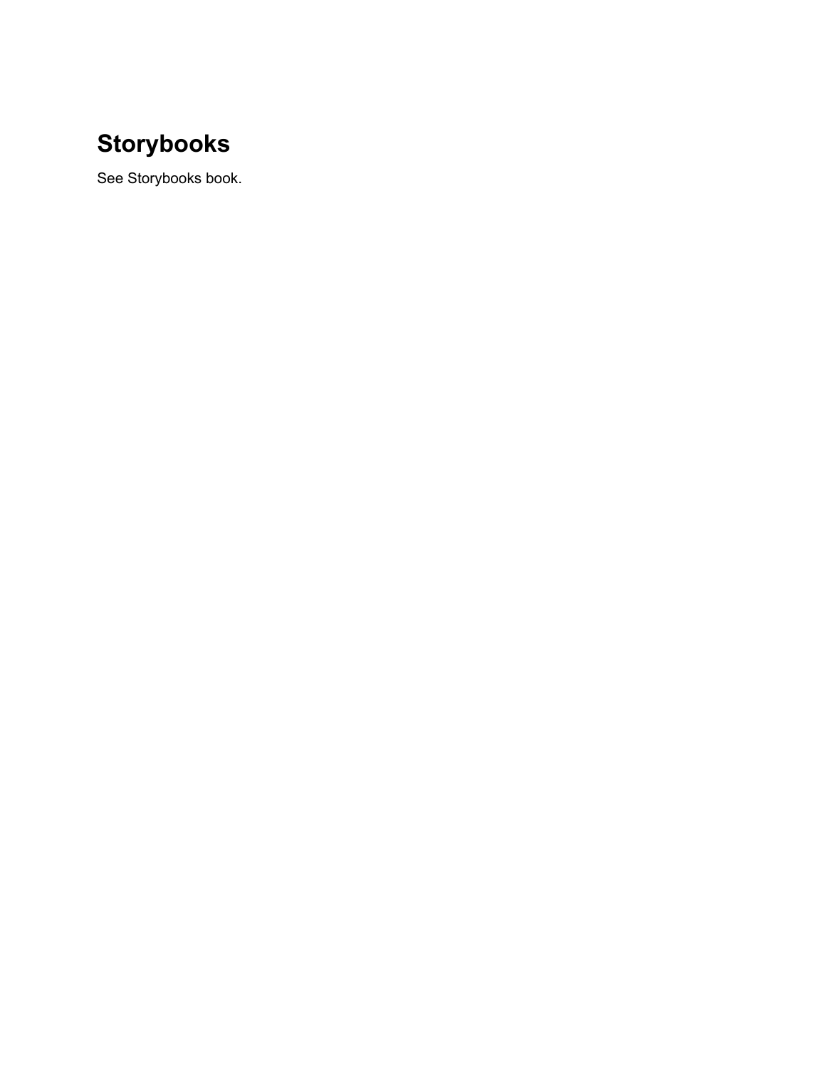# Storybooks

See Storybooks book.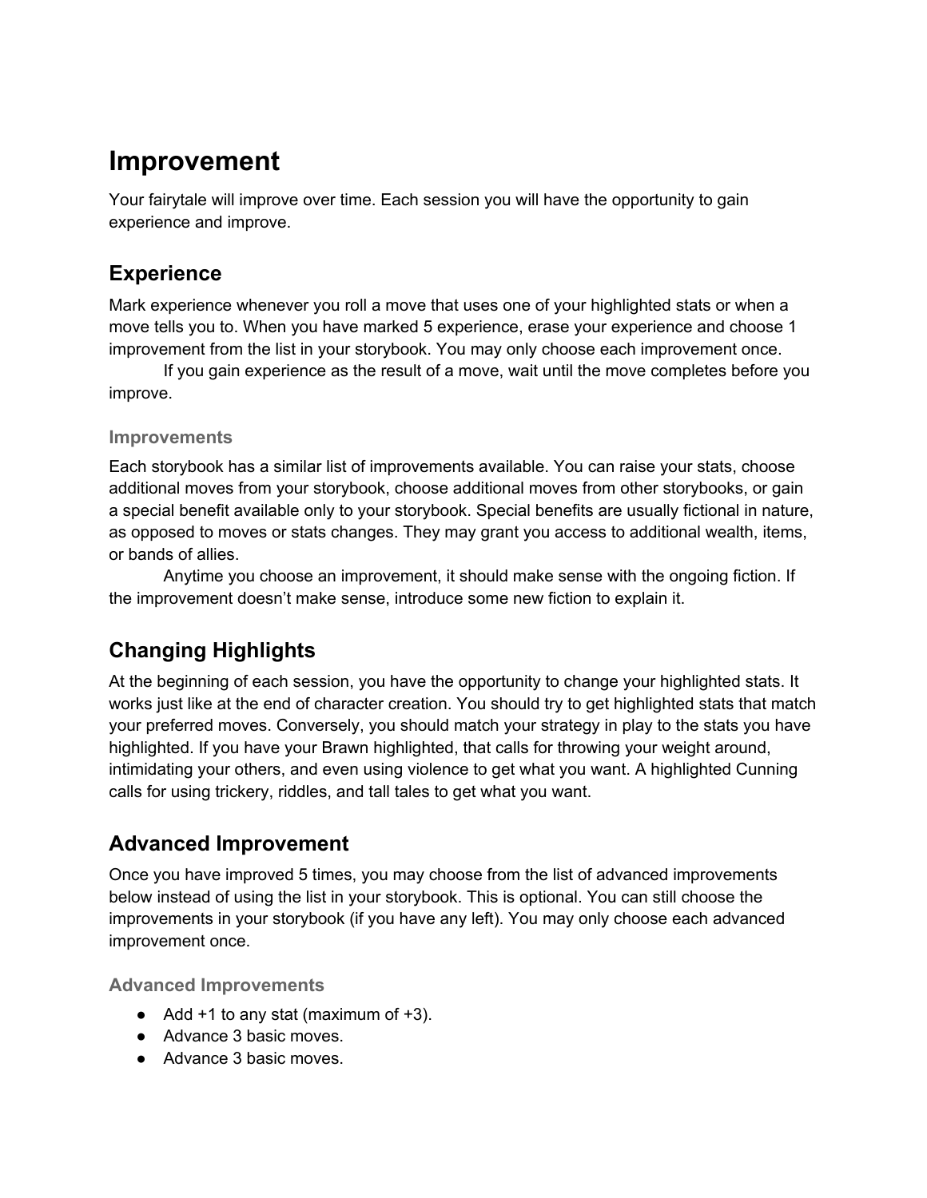# Improvement

Your fairytale will improve over time. Each session you will have the opportunity to gain experience and improve.

## Experience

Mark experience whenever you roll a move that uses one of your highlighted stats or when a move tells you to. When you have marked 5 experience, erase your experience and choose 1 improvement from the list in your storybook. You may only choose each improvement once.

If you gain experience as the result of a move, wait until the move completes before you improve.

### Improvements

Each storybook has a similar list of improvements available. You can raise your stats, choose additional moves from your storybook, choose additional moves from other storybooks, or gain a special benefit available only to your storybook. Special benefits are usually fictional in nature, as opposed to moves or stats changes. They may grant you access to additional wealth, items, or bands of allies.

Anytime you choose an improvement, it should make sense with the ongoing fiction. If the improvement doesn't make sense, introduce some new fiction to explain it.

## Changing Highlights

At the beginning of each session, you have the opportunity to change your highlighted stats. It works just like at the end of character creation. You should try to get highlighted stats that match your preferred moves. Conversely, you should match your strategy in play to the stats you have highlighted. If you have your Brawn highlighted, that calls for throwing your weight around, intimidating your others, and even using violence to get what you want. A highlighted Cunning calls for using trickery, riddles, and tall tales to get what you want.

## Advanced Improvement

Once you have improved 5 times, you may choose from the list of advanced improvements below instead of using the list in your storybook. This is optional. You can still choose the improvements in your storybook (if you have any left). You may only choose each advanced improvement once.

### Advanced Improvements

- Add +1 to any stat (maximum of +3).
- Advance 3 basic moves.
- Advance 3 basic moves.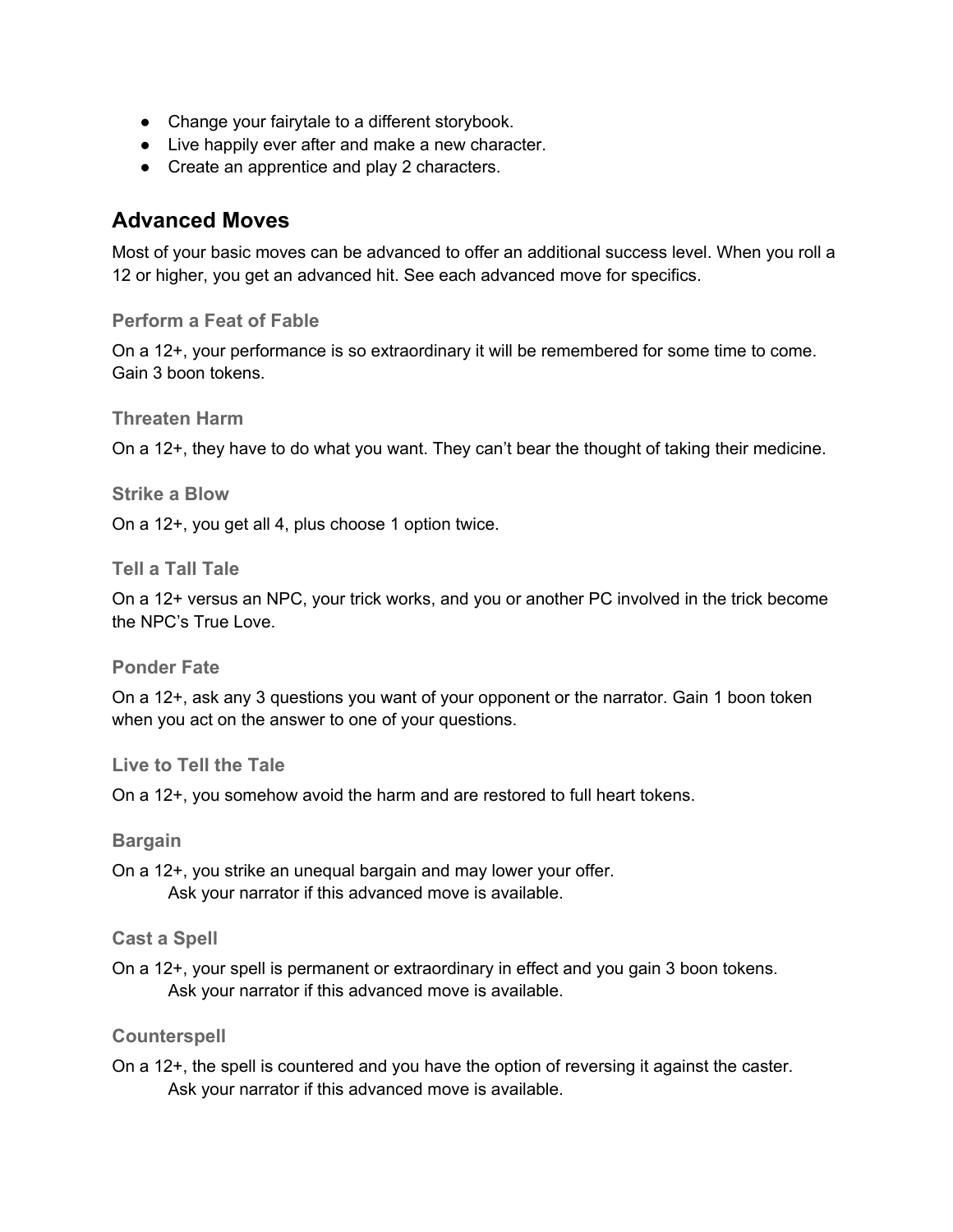- Change your fairytale to a different storybook.
- Live happily ever after and make a new character.
- Create an apprentice and play 2 characters.

## Advanced Moves

Most of your basic moves can be advanced to offer an additional success level. When you roll a 12 or higher, you get an advanced hit. See each advanced move for specifics.

### Perform a Feat of Fable

On a 12+, your performance is so extraordinary it will be remembered for some time to come. Gain 3 boon tokens.

### Threaten Harm

On a 12+, they have to do what you want. They can't bear the thought of taking their medicine.

### Strike a Blow

On a 12+, you get all 4, plus choose 1 option twice.

### Tell a Tall Tale

On a 12+ versus an NPC, your trick works, and you or another PC involved in the trick become the NPC's True Love.

### Ponder Fate

On a 12+, ask any 3 questions you want of your opponent or the narrator. Gain 1 boon token when you act on the answer to one of your questions.

### Live to Tell the Tale

On a 12+, you somehow avoid the harm and are restored to full heart tokens.

### Bargain

On a 12+, you strike an unequal bargain and may lower your offer.

Ask your narrator if this advanced move is available.

### Cast a Spell

On a 12+, your spell is permanent or extraordinary in effect and you gain 3 boon tokens.

Ask your narrator if this advanced move is available.

### Counterspell

On a 12+, the spell is countered and you have the option of reversing it against the caster.

Ask your narrator if this advanced move is available.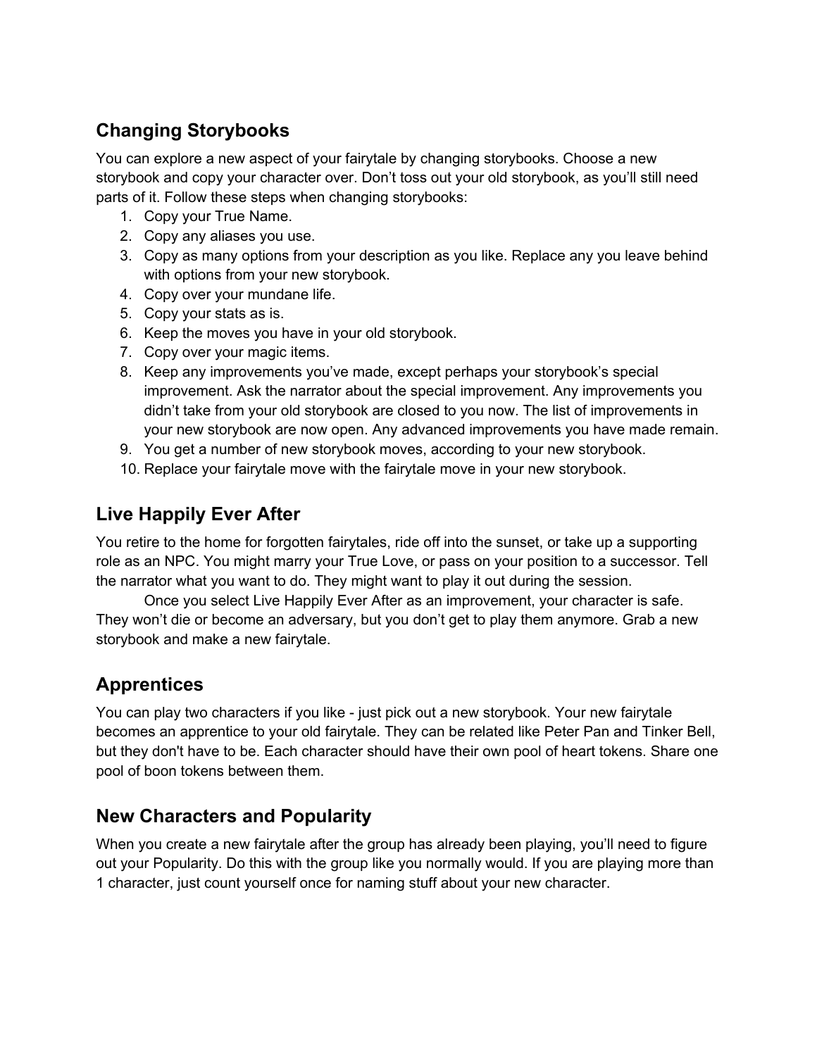## Changing Storybooks

You can explore a new aspect of your fairytale by changing storybooks. Choose a new storybook and copy your character over. Don't toss out your old storybook, as you'll still need parts of it. Follow these steps when changing storybooks:

1. Copy your True Name.
2. Copy any aliases you use.
3. Copy as many options from your description as you like. Replace any you leave behind with options from your new storybook.
4. Copy over your mundane life.
5. Copy your stats as is.
6. Keep the moves you have in your old storybook.
7. Copy over your magic items.
8. Keep any improvements you've made, except perhaps your storybook's special improvement. Ask the narrator about the special improvement. Any improvements you didn't take from your old storybook are closed to you now. The list of improvements in your new storybook are now open. Any advanced improvements you have made remain.
9. You get a number of new storybook moves, according to your new storybook.
10. Replace your fairytale move with the fairytale move in your new storybook.

## Live Happily Ever After

You retire to the home for forgotten fairytales, ride off into the sunset, or take up a supporting role as an NPC. You might marry your True Love, or pass on your position to a successor. Tell the narrator what you want to do. They might want to play it out during the session.

Once you select Live Happily Ever After as an improvement, your character is safe. They won't die or become an adversary, but you don't get to play them anymore. Grab a new storybook and make a new fairytale.

## Apprentices

You can play two characters if you like - just pick out a new storybook. Your new fairytale becomes an apprentice to your old fairytale. They can be related like Peter Pan and Tinker Bell, but they don't have to be. Each character should have their own pool of heart tokens. Share one pool of boon tokens between them.

## New Characters and Popularity

When you create a new fairytale after the group has already been playing, you'll need to figure out your Popularity. Do this with the group like you normally would. If you are playing more than 1 character, just count yourself once for naming stuff about your new character.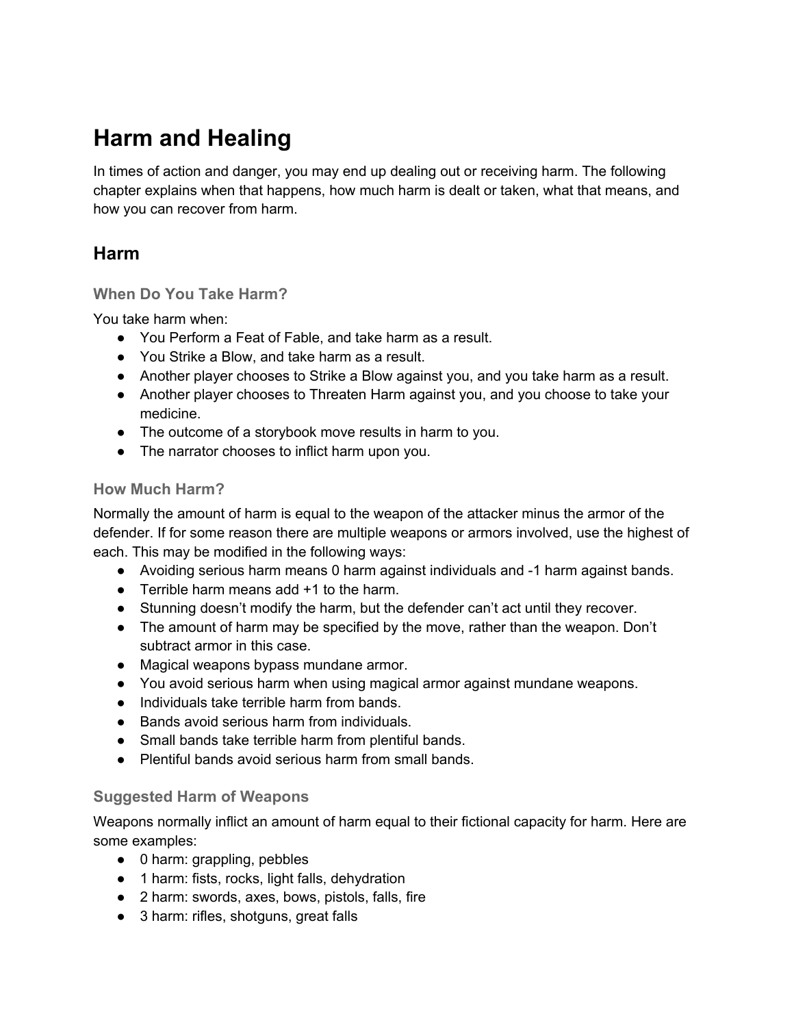# Harm and Healing

In times of action and danger, you may end up dealing out or receiving harm. The following chapter explains when that happens, how much harm is dealt or taken, what that means, and how you can recover from harm.

## Harm

### When Do You Take Harm?

You take harm when:

- You Perform a Feat of Fable, and take harm as a result.
- You Strike a Blow, and take harm as a result.
- Another player chooses to Strike a Blow against you, and you take harm as a result.
- Another player chooses to Threaten Harm against you, and you choose to take your medicine.
- The outcome of a storybook move results in harm to you.
- The narrator chooses to inflict harm upon you.

### How Much Harm?

Normally the amount of harm is equal to the weapon of the attacker minus the armor of the defender. If for some reason there are multiple weapons or armors involved, use the highest of each. This may be modified in the following ways:

- Avoiding serious harm means 0 harm against individuals and -1 harm against bands.
- Terrible harm means add +1 to the harm.
- Stunning doesn't modify the harm, but the defender can't act until they recover.
- The amount of harm may be specified by the move, rather than the weapon. Don't subtract armor in this case.
- Magical weapons bypass mundane armor.
- You avoid serious harm when using magical armor against mundane weapons.
- Individuals take terrible harm from bands.
- Bands avoid serious harm from individuals.
- Small bands take terrible harm from plentiful bands.
- Plentiful bands avoid serious harm from small bands.

### Suggested Harm of Weapons

Weapons normally inflict an amount of harm equal to their fictional capacity for harm. Here are some examples:

- 0 harm: grappling, pebbles
- 1 harm: fists, rocks, light falls, dehydration
- 2 harm: swords, axes, bows, pistols, falls, fire
- 3 harm: rifles, shotguns, great falls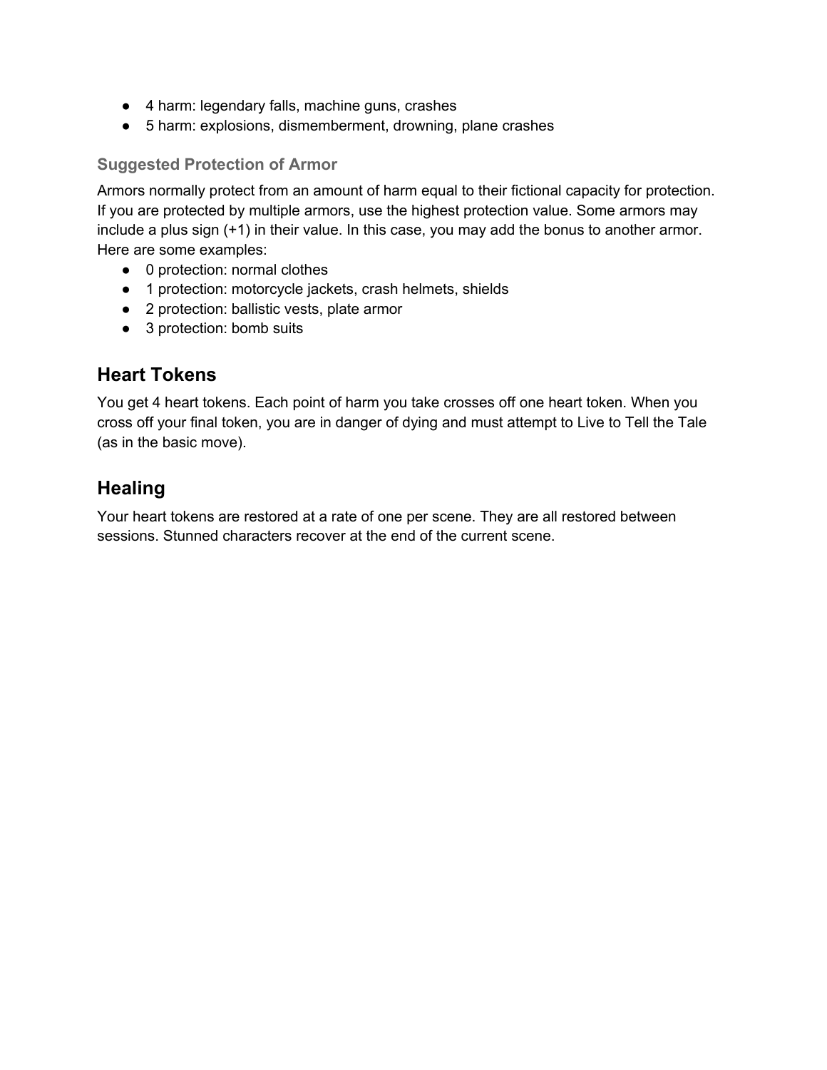- 4 harm: legendary falls, machine guns, crashes
- 5 harm: explosions, dismemberment, drowning, plane crashes

### Suggested Protection of Armor

Armors normally protect from an amount of harm equal to their fictional capacity for protection. If you are protected by multiple armors, use the highest protection value. Some armors may include a plus sign (+1) in their value. In this case, you may add the bonus to another armor. Here are some examples:

- 0 protection: normal clothes
- 1 protection: motorcycle jackets, crash helmets, shields
- 2 protection: ballistic vests, plate armor
- 3 protection: bomb suits

## Heart Tokens

You get 4 heart tokens. Each point of harm you take crosses off one heart token. When you cross off your final token, you are in danger of dying and must attempt to Live to Tell the Tale (as in the basic move).

## Healing

Your heart tokens are restored at a rate of one per scene. They are all restored between sessions. Stunned characters recover at the end of the current scene.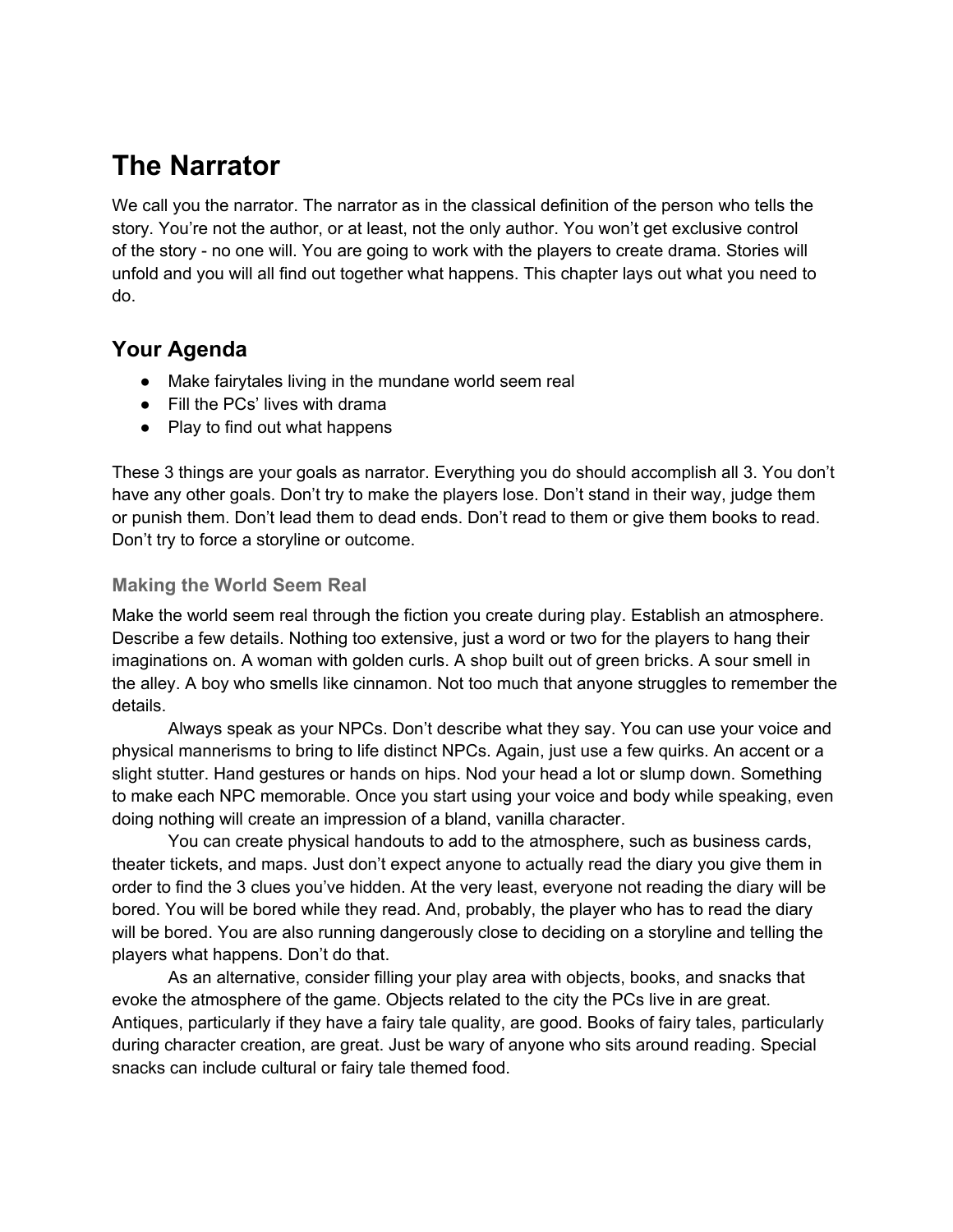# The Narrator

We call you the narrator. The narrator as in the classical definition of the person who tells the story. You're not the author, or at least, not the only author. You won't get exclusive control of the story - no one will. You are going to work with the players to create drama. Stories will unfold and you will all find out together what happens. This chapter lays out what you need to do.

## Your Agenda

- Make fairytales living in the mundane world seem real
- Fill the PCs' lives with drama
- Play to find out what happens

These 3 things are your goals as narrator. Everything you do should accomplish all 3. You don't have any other goals. Don't try to make the players lose. Don't stand in their way, judge them or punish them. Don't lead them to dead ends. Don't read to them or give them books to read. Don't try to force a storyline or outcome.

### Making the World Seem Real

Make the world seem real through the fiction you create during play. Establish an atmosphere. Describe a few details. Nothing too extensive, just a word or two for the players to hang their imaginations on. A woman with golden curls. A shop built out of green bricks. A sour smell in the alley. A boy who smells like cinnamon. Not too much that anyone struggles to remember the details.

Always speak as your NPCs. Don't describe what they say. You can use your voice and physical mannerisms to bring to life distinct NPCs. Again, just use a few quirks. An accent or a slight stutter. Hand gestures or hands on hips. Nod your head a lot or slump down. Something to make each NPC memorable. Once you start using your voice and body while speaking, even doing nothing will create an impression of a bland, vanilla character.

You can create physical handouts to add to the atmosphere, such as business cards, theater tickets, and maps. Just don't expect anyone to actually read the diary you give them in order to find the 3 clues you've hidden. At the very least, everyone not reading the diary will be bored. You will be bored while they read. And, probably, the player who has to read the diary will be bored. You are also running dangerously close to deciding on a storyline and telling the players what happens. Don't do that.

As an alternative, consider filling your play area with objects, books, and snacks that evoke the atmosphere of the game. Objects related to the city the PCs live in are great. Antiques, particularly if they have a fairy tale quality, are good. Books of fairy tales, particularly during character creation, are great. Just be wary of anyone who sits around reading. Special snacks can include cultural or fairy tale themed food.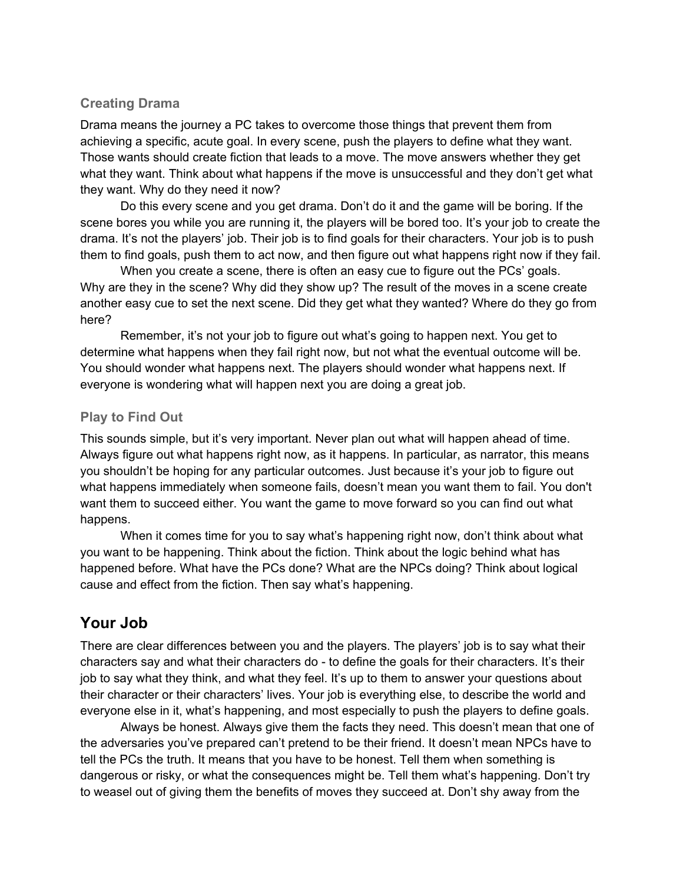### Creating Drama

Drama means the journey a PC takes to overcome those things that prevent them from achieving a specific, acute goal. In every scene, push the players to define what they want. Those wants should create fiction that leads to a move. The move answers whether they get what they want. Think about what happens if the move is unsuccessful and they don't get what they want. Why do they need it now?

Do this every scene and you get drama. Don't do it and the game will be boring. If the scene bores you while you are running it, the players will be bored too. It's your job to create the drama. It's not the players' job. Their job is to find goals for their characters. Your job is to push them to find goals, push them to act now, and then figure out what happens right now if they fail.

When you create a scene, there is often an easy cue to figure out the PCs' goals. Why are they in the scene? Why did they show up? The result of the moves in a scene create another easy cue to set the next scene. Did they get what they wanted? Where do they go from here?

Remember, it's not your job to figure out what's going to happen next. You get to determine what happens when they fail right now, but not what the eventual outcome will be. You should wonder what happens next. The players should wonder what happens next. If everyone is wondering what will happen next you are doing a great job.

### Play to Find Out

This sounds simple, but it's very important. Never plan out what will happen ahead of time. Always figure out what happens right now, as it happens. In particular, as narrator, this means you shouldn't be hoping for any particular outcomes. Just because it's your job to figure out what happens immediately when someone fails, doesn't mean you want them to fail. You don't want them to succeed either. You want the game to move forward so you can find out what happens.

When it comes time for you to say what's happening right now, don't think about what you want to be happening. Think about the fiction. Think about the logic behind what has happened before. What have the PCs done? What are the NPCs doing? Think about logical cause and effect from the fiction. Then say what's happening.

## Your Job

There are clear differences between you and the players. The players' job is to say what their characters say and what their characters do - to define the goals for their characters. It's their job to say what they think, and what they feel. It's up to them to answer your questions about their character or their characters' lives. Your job is everything else, to describe the world and everyone else in it, what's happening, and most especially to push the players to define goals.

Always be honest. Always give them the facts they need. This doesn't mean that one of the adversaries you've prepared can't pretend to be their friend. It doesn't mean NPCs have to tell the PCs the truth. It means that you have to be honest. Tell them when something is dangerous or risky, or what the consequences might be. Tell them what's happening. Don't try to weasel out of giving them the benefits of moves they succeed at. Don't shy away from the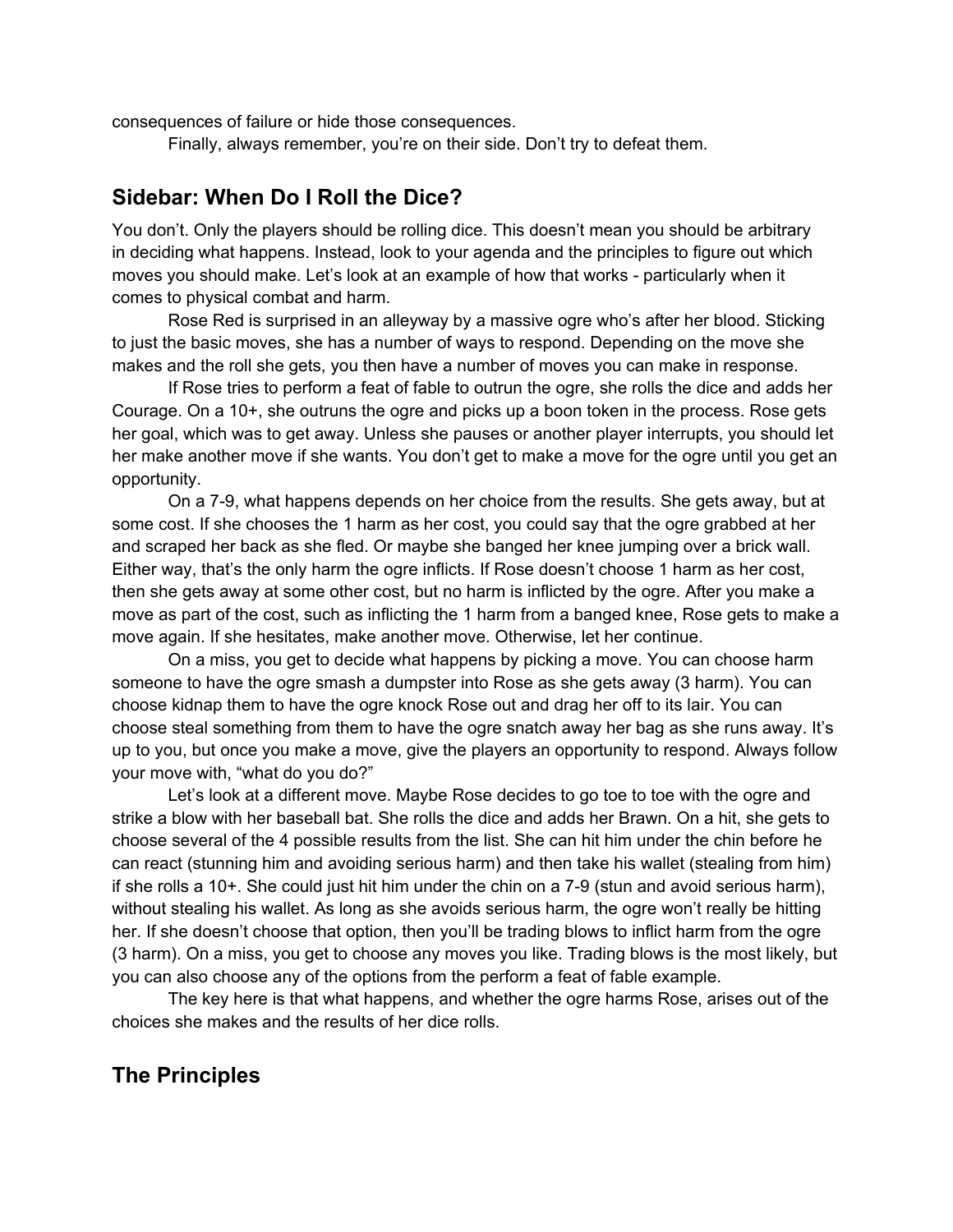consequences of failure or hide those consequences.

Finally, always remember, you're on their side. Don't try to defeat them.

## Sidebar: When Do I Roll the Dice?

You don't. Only the players should be rolling dice. This doesn't mean you should be arbitrary in deciding what happens. Instead, look to your agenda and the principles to figure out which moves you should make. Let's look at an example of how that works - particularly when it comes to physical combat and harm.

Rose Red is surprised in an alleyway by a massive ogre who's after her blood. Sticking to just the basic moves, she has a number of ways to respond. Depending on the move she makes and the roll she gets, you then have a number of moves you can make in response.

If Rose tries to perform a feat of fable to outrun the ogre, she rolls the dice and adds her Courage. On a 10+, she outruns the ogre and picks up a boon token in the process. Rose gets her goal, which was to get away. Unless she pauses or another player interrupts, you should let her make another move if she wants. You don't get to make a move for the ogre until you get an opportunity.

On a 7-9, what happens depends on her choice from the results. She gets away, but at some cost. If she chooses the 1 harm as her cost, you could say that the ogre grabbed at her and scraped her back as she fled. Or maybe she banged her knee jumping over a brick wall. Either way, that's the only harm the ogre inflicts. If Rose doesn't choose 1 harm as her cost, then she gets away at some other cost, but no harm is inflicted by the ogre. After you make a move as part of the cost, such as inflicting the 1 harm from a banged knee, Rose gets to make a move again. If she hesitates, make another move. Otherwise, let her continue.

On a miss, you get to decide what happens by picking a move. You can choose harm someone to have the ogre smash a dumpster into Rose as she gets away (3 harm). You can choose kidnap them to have the ogre knock Rose out and drag her off to its lair. You can choose steal something from them to have the ogre snatch away her bag as she runs away. It's up to you, but once you make a move, give the players an opportunity to respond. Always follow your move with, "what do you do?"

Let's look at a different move. Maybe Rose decides to go toe to toe with the ogre and strike a blow with her baseball bat. She rolls the dice and adds her Brawn. On a hit, she gets to choose several of the 4 possible results from the list. She can hit him under the chin before he can react (stunning him and avoiding serious harm) and then take his wallet (stealing from him) if she rolls a 10+. She could just hit him under the chin on a 7-9 (stun and avoid serious harm), without stealing his wallet. As long as she avoids serious harm, the ogre won't really be hitting her. If she doesn't choose that option, then you'll be trading blows to inflict harm from the ogre (3 harm). On a miss, you get to choose any moves you like. Trading blows is the most likely, but you can also choose any of the options from the perform a feat of fable example.

The key here is that what happens, and whether the ogre harms Rose, arises out of the choices she makes and the results of her dice rolls.

## The Principles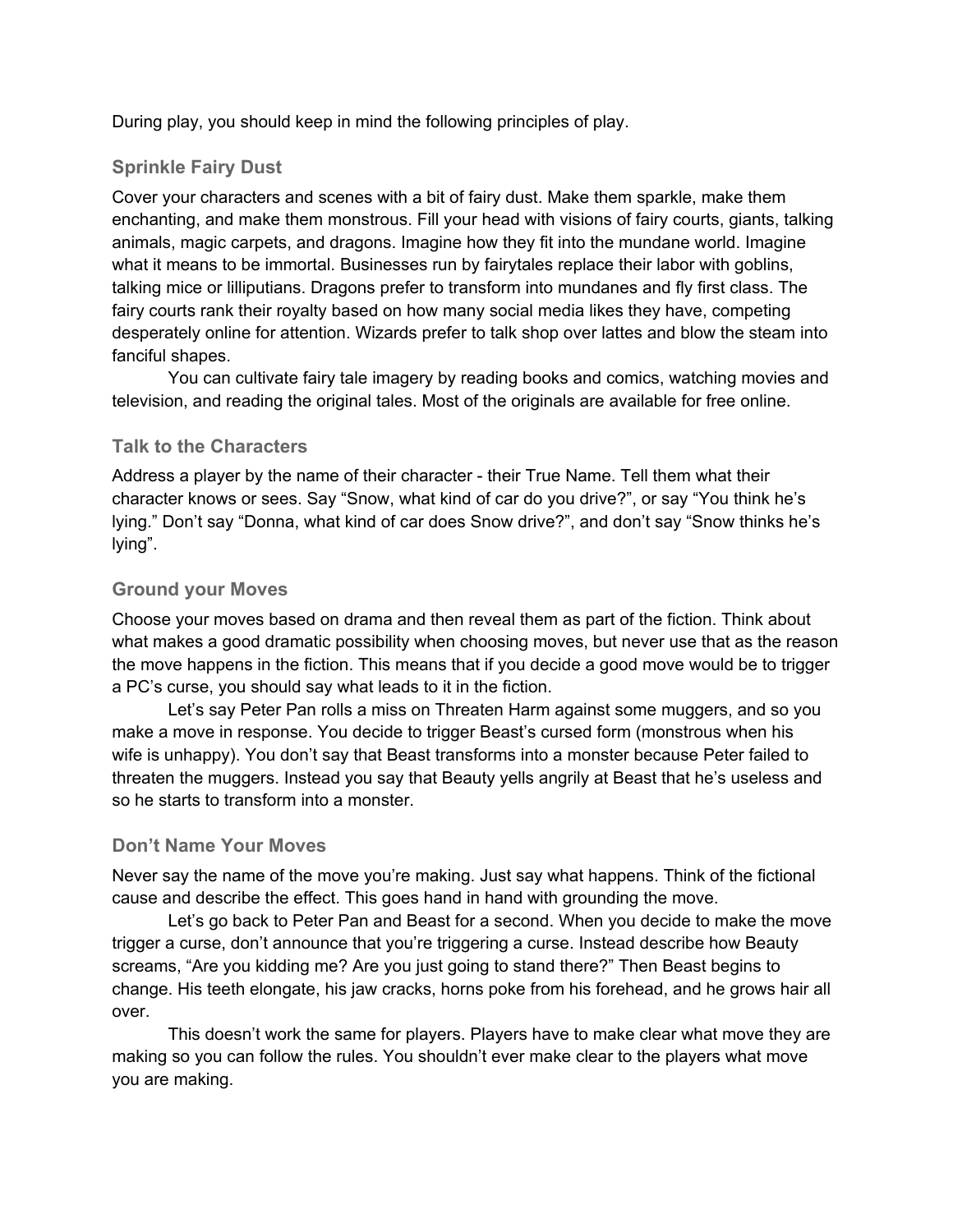During play, you should keep in mind the following principles of play.

### Sprinkle Fairy Dust

Cover your characters and scenes with a bit of fairy dust. Make them sparkle, make them enchanting, and make them monstrous. Fill your head with visions of fairy courts, giants, talking animals, magic carpets, and dragons. Imagine how they fit into the mundane world. Imagine what it means to be immortal. Businesses run by fairytales replace their labor with goblins, talking mice or lilliputians. Dragons prefer to transform into mundanes and fly first class. The fairy courts rank their royalty based on how many social media likes they have, competing desperately online for attention. Wizards prefer to talk shop over lattes and blow the steam into fanciful shapes.

You can cultivate fairy tale imagery by reading books and comics, watching movies and television, and reading the original tales. Most of the originals are available for free online.

### Talk to the Characters

Address a player by the name of their character - their True Name. Tell them what their character knows or sees. Say "Snow, what kind of car do you drive?", or say "You think he's lying." Don't say "Donna, what kind of car does Snow drive?", and don't say "Snow thinks he's lying".

### Ground your Moves

Choose your moves based on drama and then reveal them as part of the fiction. Think about what makes a good dramatic possibility when choosing moves, but never use that as the reason the move happens in the fiction. This means that if you decide a good move would be to trigger a PC's curse, you should say what leads to it in the fiction.

Let's say Peter Pan rolls a miss on Threaten Harm against some muggers, and so you make a move in response. You decide to trigger Beast's cursed form (monstrous when his wife is unhappy). You don't say that Beast transforms into a monster because Peter failed to threaten the muggers. Instead you say that Beauty yells angrily at Beast that he's useless and so he starts to transform into a monster.

### Don't Name Your Moves

Never say the name of the move you're making. Just say what happens. Think of the fictional cause and describe the effect. This goes hand in hand with grounding the move.

Let's go back to Peter Pan and Beast for a second. When you decide to make the move trigger a curse, don't announce that you're triggering a curse. Instead describe how Beauty screams, "Are you kidding me? Are you just going to stand there?" Then Beast begins to change. His teeth elongate, his jaw cracks, horns poke from his forehead, and he grows hair all over.

This doesn't work the same for players. Players have to make clear what move they are making so you can follow the rules. You shouldn't ever make clear to the players what move you are making.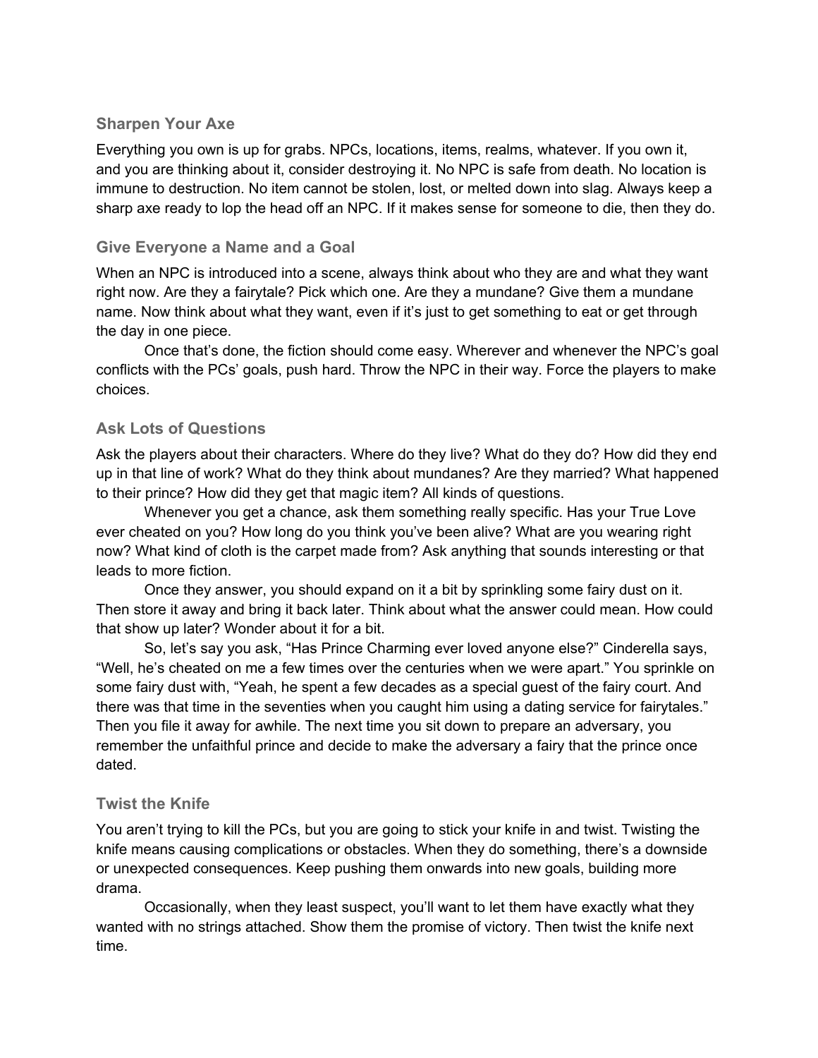### Sharpen Your Axe

Everything you own is up for grabs. NPCs, locations, items, realms, whatever. If you own it, and you are thinking about it, consider destroying it. No NPC is safe from death. No location is immune to destruction. No item cannot be stolen, lost, or melted down into slag. Always keep a sharp axe ready to lop the head off an NPC. If it makes sense for someone to die, then they do.

### Give Everyone a Name and a Goal

When an NPC is introduced into a scene, always think about who they are and what they want right now. Are they a fairytale? Pick which one. Are they a mundane? Give them a mundane name. Now think about what they want, even if it's just to get something to eat or get through the day in one piece.

Once that's done, the fiction should come easy. Wherever and whenever the NPC's goal conflicts with the PCs' goals, push hard. Throw the NPC in their way. Force the players to make choices.

### Ask Lots of Questions

Ask the players about their characters. Where do they live? What do they do? How did they end up in that line of work? What do they think about mundanes? Are they married? What happened to their prince? How did they get that magic item? All kinds of questions.

Whenever you get a chance, ask them something really specific. Has your True Love ever cheated on you? How long do you think you've been alive? What are you wearing right now? What kind of cloth is the carpet made from? Ask anything that sounds interesting or that leads to more fiction.

Once they answer, you should expand on it a bit by sprinkling some fairy dust on it. Then store it away and bring it back later. Think about what the answer could mean. How could that show up later? Wonder about it for a bit.

So, let's say you ask, "Has Prince Charming ever loved anyone else?" Cinderella says, "Well, he's cheated on me a few times over the centuries when we were apart." You sprinkle on some fairy dust with, "Yeah, he spent a few decades as a special guest of the fairy court. And there was that time in the seventies when you caught him using a dating service for fairytales." Then you file it away for awhile. The next time you sit down to prepare an adversary, you remember the unfaithful prince and decide to make the adversary a fairy that the prince once dated.

### Twist the Knife

You aren't trying to kill the PCs, but you are going to stick your knife in and twist. Twisting the knife means causing complications or obstacles. When they do something, there's a downside or unexpected consequences. Keep pushing them onwards into new goals, building more drama.

Occasionally, when they least suspect, you'll want to let them have exactly what they wanted with no strings attached. Show them the promise of victory. Then twist the knife next time.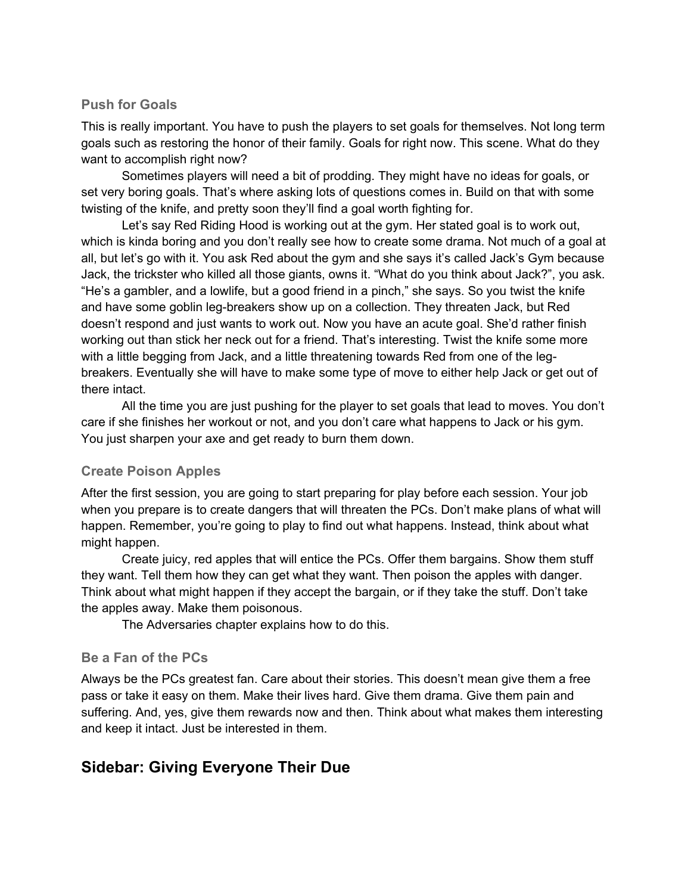### Push for Goals

This is really important. You have to push the players to set goals for themselves. Not long term goals such as restoring the honor of their family. Goals for right now. This scene. What do they want to accomplish right now?

Sometimes players will need a bit of prodding. They might have no ideas for goals, or set very boring goals. That's where asking lots of questions comes in. Build on that with some twisting of the knife, and pretty soon they'll find a goal worth fighting for.

Let's say Red Riding Hood is working out at the gym. Her stated goal is to work out, which is kinda boring and you don't really see how to create some drama. Not much of a goal at all, but let's go with it. You ask Red about the gym and she says it's called Jack's Gym because Jack, the trickster who killed all those giants, owns it. "What do you think about Jack?", you ask. "He's a gambler, and a lowlife, but a good friend in a pinch," she says. So you twist the knife and have some goblin leg-breakers show up on a collection. They threaten Jack, but Red doesn't respond and just wants to work out. Now you have an acute goal. She'd rather finish working out than stick her neck out for a friend. That's interesting. Twist the knife some more with a little begging from Jack, and a little threatening towards Red from one of the leg-breakers. Eventually she will have to make some type of move to either help Jack or get out of there intact.

All the time you are just pushing for the player to set goals that lead to moves. You don't care if she finishes her workout or not, and you don't care what happens to Jack or his gym. You just sharpen your axe and get ready to burn them down.

### Create Poison Apples

After the first session, you are going to start preparing for play before each session. Your job when you prepare is to create dangers that will threaten the PCs. Don't make plans of what will happen. Remember, you're going to play to find out what happens. Instead, think about what might happen.

Create juicy, red apples that will entice the PCs. Offer them bargains. Show them stuff they want. Tell them how they can get what they want. Then poison the apples with danger. Think about what might happen if they accept the bargain, or if they take the stuff. Don't take the apples away. Make them poisonous.

The Adversaries chapter explains how to do this.

### Be a Fan of the PCs

Always be the PCs greatest fan. Care about their stories. This doesn't mean give them a free pass or take it easy on them. Make their lives hard. Give them drama. Give them pain and suffering. And, yes, give them rewards now and then. Think about what makes them interesting and keep it intact. Just be interested in them.

## Sidebar: Giving Everyone Their Due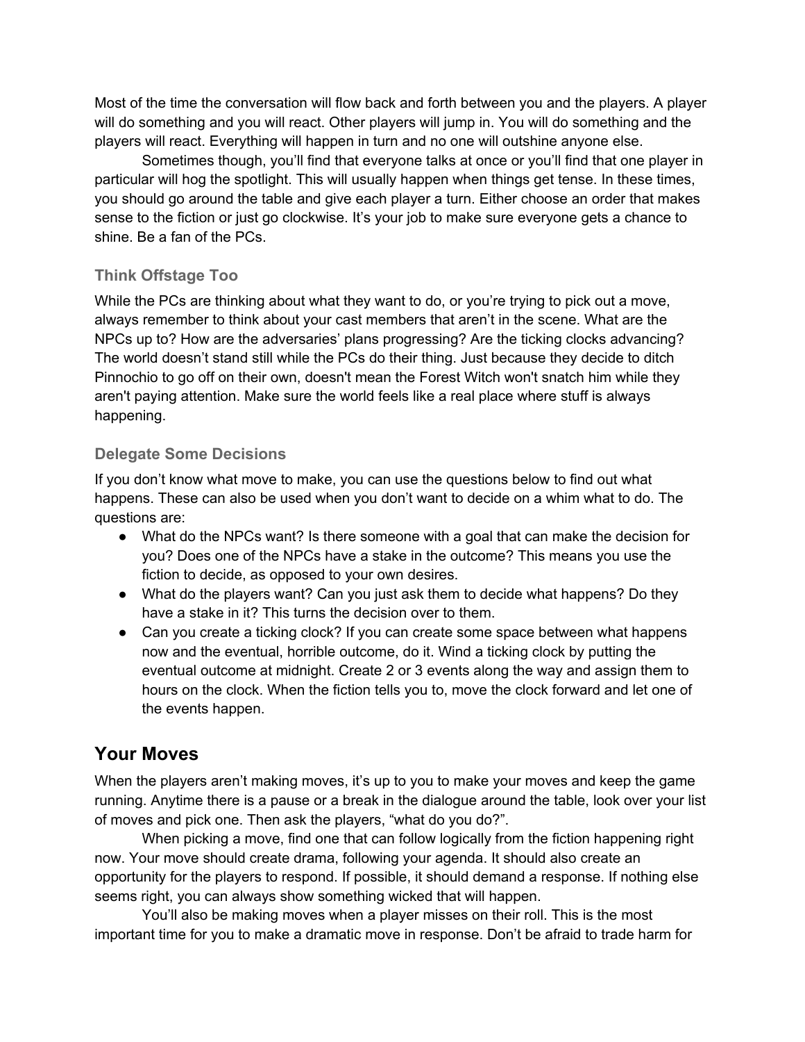Most of the time the conversation will flow back and forth between you and the players. A player will do something and you will react. Other players will jump in. You will do something and the players will react. Everything will happen in turn and no one will outshine anyone else.

Sometimes though, you'll find that everyone talks at once or you'll find that one player in particular will hog the spotlight. This will usually happen when things get tense. In these times, you should go around the table and give each player a turn. Either choose an order that makes sense to the fiction or just go clockwise. It's your job to make sure everyone gets a chance to shine. Be a fan of the PCs.

### Think Offstage Too

While the PCs are thinking about what they want to do, or you're trying to pick out a move, always remember to think about your cast members that aren't in the scene. What are the NPCs up to? How are the adversaries' plans progressing? Are the ticking clocks advancing? The world doesn't stand still while the PCs do their thing. Just because they decide to ditch Pinnochio to go off on their own, doesn't mean the Forest Witch won't snatch him while they aren't paying attention. Make sure the world feels like a real place where stuff is always happening.

### Delegate Some Decisions

If you don't know what move to make, you can use the questions below to find out what happens. These can also be used when you don't want to decide on a whim what to do. The questions are:

- What do the NPCs want? Is there someone with a goal that can make the decision for you? Does one of the NPCs have a stake in the outcome? This means you use the fiction to decide, as opposed to your own desires.
- What do the players want? Can you just ask them to decide what happens? Do they have a stake in it? This turns the decision over to them.
- Can you create a ticking clock? If you can create some space between what happens now and the eventual, horrible outcome, do it. Wind a ticking clock by putting the eventual outcome at midnight. Create 2 or 3 events along the way and assign them to hours on the clock. When the fiction tells you to, move the clock forward and let one of the events happen.

## Your Moves

When the players aren't making moves, it's up to you to make your moves and keep the game running. Anytime there is a pause or a break in the dialogue around the table, look over your list of moves and pick one. Then ask the players, "what do you do?".

When picking a move, find one that can follow logically from the fiction happening right now. Your move should create drama, following your agenda. It should also create an opportunity for the players to respond. If possible, it should demand a response. If nothing else seems right, you can always show something wicked that will happen.

You'll also be making moves when a player misses on their roll. This is the most important time for you to make a dramatic move in response. Don't be afraid to trade harm for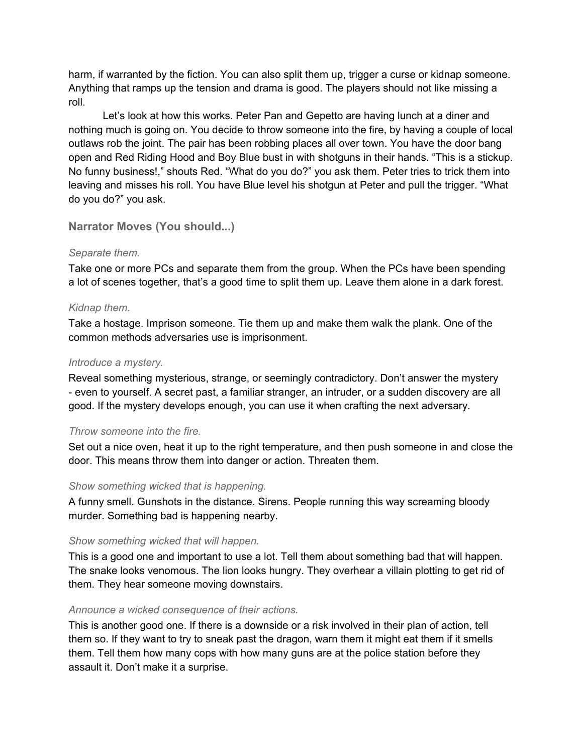harm, if warranted by the fiction. You can also split them up, trigger a curse or kidnap someone. Anything that ramps up the tension and drama is good. The players should not like missing a roll.

Let's look at how this works. Peter Pan and Gepetto are having lunch at a diner and nothing much is going on. You decide to throw someone into the fire, by having a couple of local outlaws rob the joint. The pair has been robbing places all over town. You have the door bang open and Red Riding Hood and Boy Blue bust in with shotguns in their hands. "This is a stickup. No funny business!," shouts Red. "What do you do?" you ask them. Peter tries to trick them into leaving and misses his roll. You have Blue level his shotgun at Peter and pull the trigger. "What do you do?" you ask.

### Narrator Moves (You should...)

*Separate them.*

Take one or more PCs and separate them from the group. When the PCs have been spending a lot of scenes together, that's a good time to split them up. Leave them alone in a dark forest.

*Kidnap them.*

Take a hostage. Imprison someone. Tie them up and make them walk the plank. One of the common methods adversaries use is imprisonment.

*Introduce a mystery.*

Reveal something mysterious, strange, or seemingly contradictory. Don't answer the mystery - even to yourself. A secret past, a familiar stranger, an intruder, or a sudden discovery are all good. If the mystery develops enough, you can use it when crafting the next adversary.

*Throw someone into the fire.*

Set out a nice oven, heat it up to the right temperature, and then push someone in and close the door. This means throw them into danger or action. Threaten them.

*Show something wicked that is happening.*

A funny smell. Gunshots in the distance. Sirens. People running this way screaming bloody murder. Something bad is happening nearby.

*Show something wicked that will happen.*

This is a good one and important to use a lot. Tell them about something bad that will happen. The snake looks venomous. The lion looks hungry. They overhear a villain plotting to get rid of them. They hear someone moving downstairs.

*Announce a wicked consequence of their actions.*

This is another good one. If there is a downside or a risk involved in their plan of action, tell them so. If they want to try to sneak past the dragon, warn them it might eat them if it smells them. Tell them how many cops with how many guns are at the police station before they assault it. Don't make it a surprise.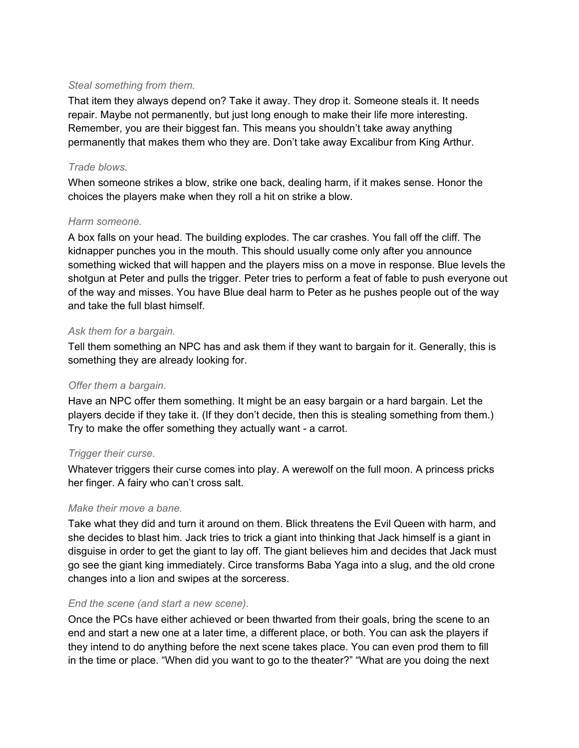*Steal something from them.*

That item they always depend on? Take it away. They drop it. Someone steals it. It needs repair. Maybe not permanently, but just long enough to make their life more interesting. Remember, you are their biggest fan. This means you shouldn't take away anything permanently that makes them who they are. Don't take away Excalibur from King Arthur.

*Trade blows.*

When someone strikes a blow, strike one back, dealing harm, if it makes sense. Honor the choices the players make when they roll a hit on strike a blow.

*Harm someone.*

A box falls on your head. The building explodes. The car crashes. You fall off the cliff. The kidnapper punches you in the mouth. This should usually come only after you announce something wicked that will happen and the players miss on a move in response. Blue levels the shotgun at Peter and pulls the trigger. Peter tries to perform a feat of fable to push everyone out of the way and misses. You have Blue deal harm to Peter as he pushes people out of the way and take the full blast himself.

*Ask them for a bargain.*

Tell them something an NPC has and ask them if they want to bargain for it. Generally, this is something they are already looking for.

*Offer them a bargain.*

Have an NPC offer them something. It might be an easy bargain or a hard bargain. Let the players decide if they take it. (If they don't decide, then this is stealing something from them.) Try to make the offer something they actually want - a carrot.

*Trigger their curse.*

Whatever triggers their curse comes into play. A werewolf on the full moon. A princess pricks her finger. A fairy who can't cross salt.

*Make their move a bane.*

Take what they did and turn it around on them. Blick threatens the Evil Queen with harm, and she decides to blast him. Jack tries to trick a giant into thinking that Jack himself is a giant in disguise in order to get the giant to lay off. The giant believes him and decides that Jack must go see the giant king immediately. Circe transforms Baba Yaga into a slug, and the old crone changes into a lion and swipes at the sorceress.

*End the scene (and start a new scene).*

Once the PCs have either achieved or been thwarted from their goals, bring the scene to an end and start a new one at a later time, a different place, or both. You can ask the players if they intend to do anything before the next scene takes place. You can even prod them to fill in the time or place. "When did you want to go to the theater?" "What are you doing the next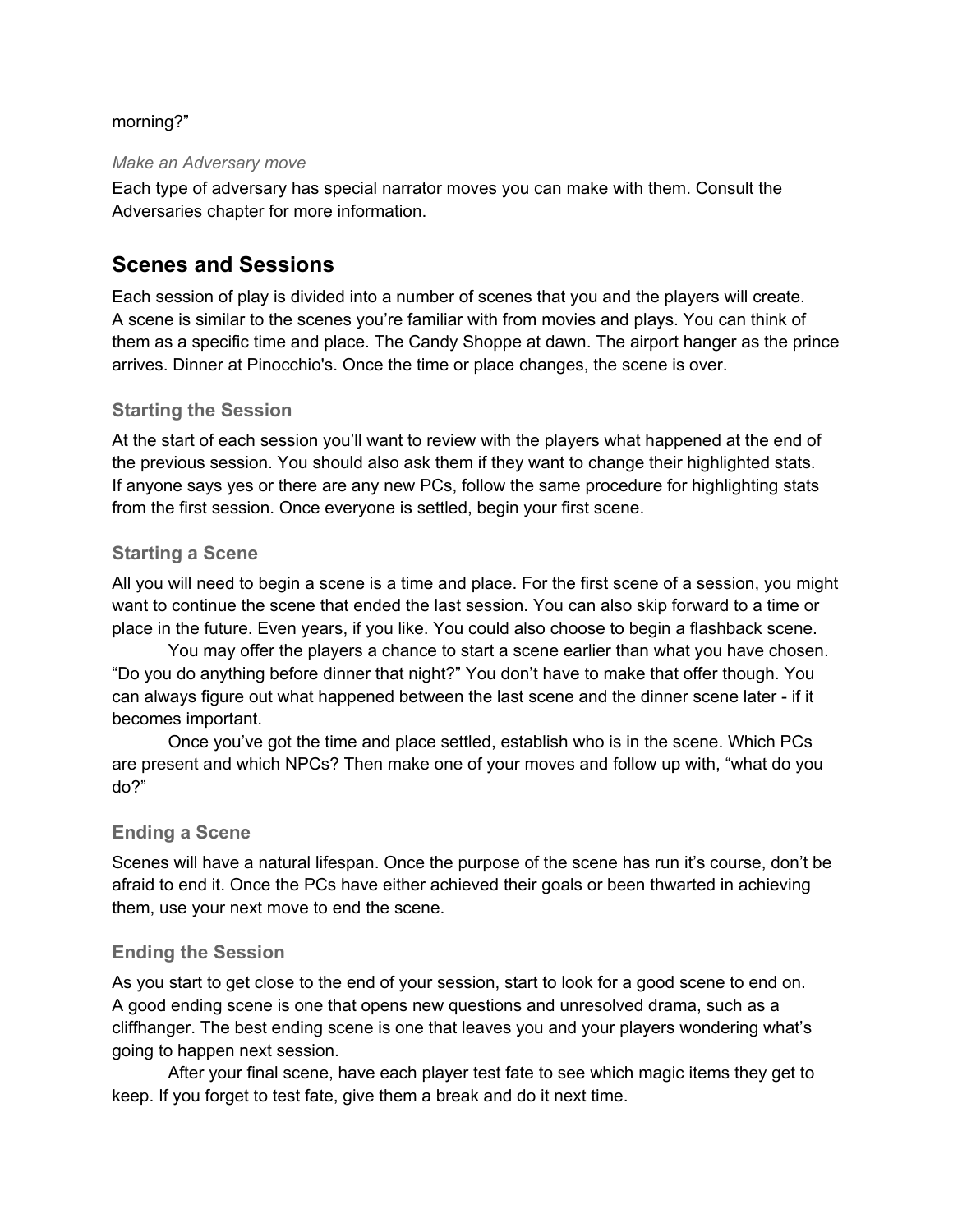morning?”

*Make an Adversary move*

Each type of adversary has special narrator moves you can make with them. Consult the Adversaries chapter for more information.

## Scenes and Sessions

Each session of play is divided into a number of scenes that you and the players will create. A scene is similar to the scenes you’re familiar with from movies and plays. You can think of them as a specific time and place. The Candy Shoppe at dawn. The airport hanger as the prince arrives. Dinner at Pinocchio's. Once the time or place changes, the scene is over.

### Starting the Session

At the start of each session you’ll want to review with the players what happened at the end of the previous session. You should also ask them if they want to change their highlighted stats. If anyone says yes or there are any new PCs, follow the same procedure for highlighting stats from the first session. Once everyone is settled, begin your first scene.

### Starting a Scene

All you will need to begin a scene is a time and place. For the first scene of a session, you might want to continue the scene that ended the last session. You can also skip forward to a time or place in the future. Even years, if you like. You could also choose to begin a flashback scene.

You may offer the players a chance to start a scene earlier than what you have chosen. “Do you do anything before dinner that night?” You don’t have to make that offer though. You can always figure out what happened between the last scene and the dinner scene later - if it becomes important.

Once you’ve got the time and place settled, establish who is in the scene. Which PCs are present and which NPCs? Then make one of your moves and follow up with, “what do you do?”

### Ending a Scene

Scenes will have a natural lifespan. Once the purpose of the scene has run it’s course, don’t be afraid to end it. Once the PCs have either achieved their goals or been thwarted in achieving them, use your next move to end the scene.

### Ending the Session

As you start to get close to the end of your session, start to look for a good scene to end on. A good ending scene is one that opens new questions and unresolved drama, such as a cliffhanger. The best ending scene is one that leaves you and your players wondering what’s going to happen next session.

After your final scene, have each player test fate to see which magic items they get to keep. If you forget to test fate, give them a break and do it next time.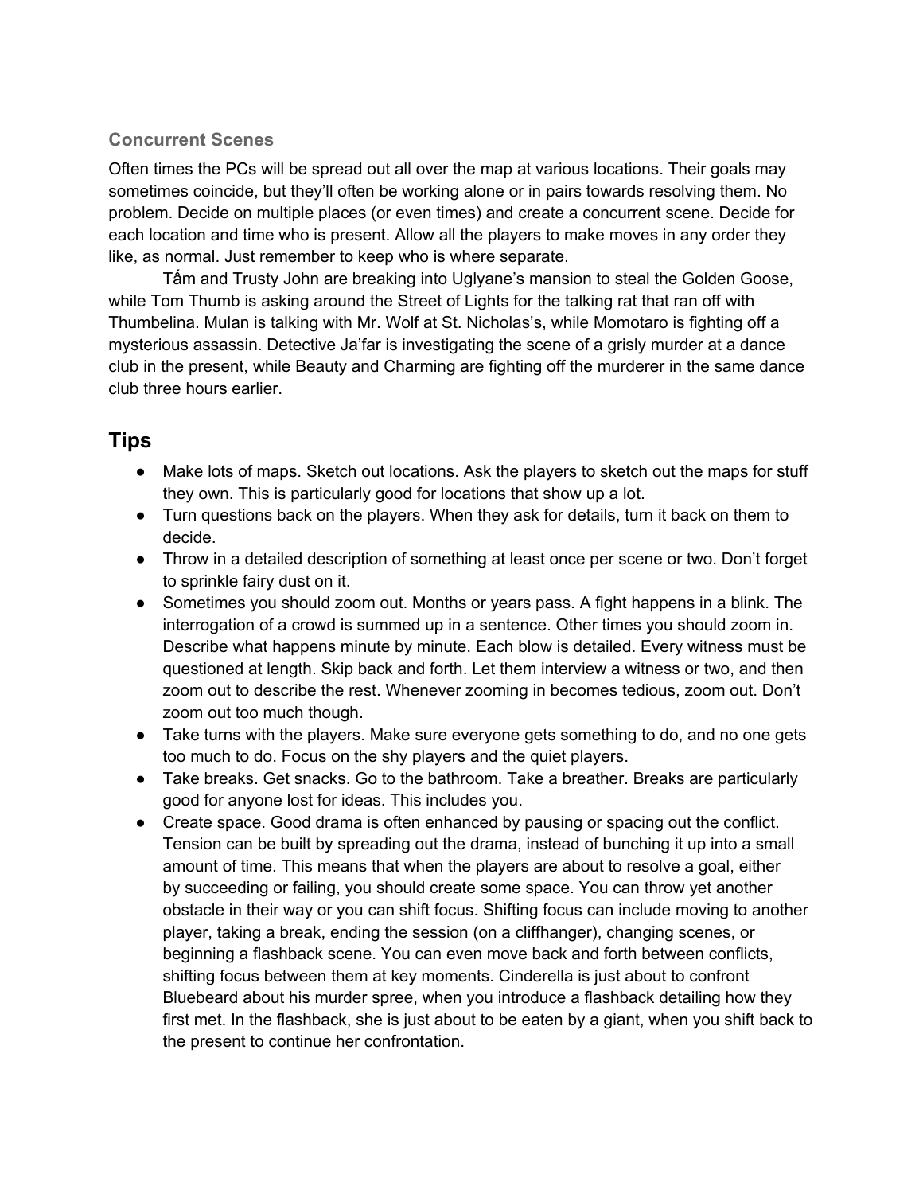### Concurrent Scenes

Often times the PCs will be spread out all over the map at various locations. Their goals may sometimes coincide, but they'll often be working alone or in pairs towards resolving them. No problem. Decide on multiple places (or even times) and create a concurrent scene. Decide for each location and time who is present. Allow all the players to make moves in any order they like, as normal. Just remember to keep who is where separate.

Tấm and Trusty John are breaking into Uglyane's mansion to steal the Golden Goose, while Tom Thumb is asking around the Street of Lights for the talking rat that ran off with Thumbelina. Mulan is talking with Mr. Wolf at St. Nicholas's, while Momotaro is fighting off a mysterious assassin. Detective Ja'far is investigating the scene of a grisly murder at a dance club in the present, while Beauty and Charming are fighting off the murderer in the same dance club three hours earlier.

## Tips

- Make lots of maps. Sketch out locations. Ask the players to sketch out the maps for stuff they own. This is particularly good for locations that show up a lot.
- Turn questions back on the players. When they ask for details, turn it back on them to decide.
- Throw in a detailed description of something at least once per scene or two. Don't forget to sprinkle fairy dust on it.
- Sometimes you should zoom out. Months or years pass. A fight happens in a blink. The interrogation of a crowd is summed up in a sentence. Other times you should zoom in. Describe what happens minute by minute. Each blow is detailed. Every witness must be questioned at length. Skip back and forth. Let them interview a witness or two, and then zoom out to describe the rest. Whenever zooming in becomes tedious, zoom out. Don't zoom out too much though.
- Take turns with the players. Make sure everyone gets something to do, and no one gets too much to do. Focus on the shy players and the quiet players.
- Take breaks. Get snacks. Go to the bathroom. Take a breather. Breaks are particularly good for anyone lost for ideas. This includes you.
- Create space. Good drama is often enhanced by pausing or spacing out the conflict. Tension can be built by spreading out the drama, instead of bunching it up into a small amount of time. This means that when the players are about to resolve a goal, either by succeeding or failing, you should create some space. You can throw yet another obstacle in their way or you can shift focus. Shifting focus can include moving to another player, taking a break, ending the session (on a cliffhanger), changing scenes, or beginning a flashback scene. You can even move back and forth between conflicts, shifting focus between them at key moments. Cinderella is just about to confront Bluebeard about his murder spree, when you introduce a flashback detailing how they first met. In the flashback, she is just about to be eaten by a giant, when you shift back to the present to continue her confrontation.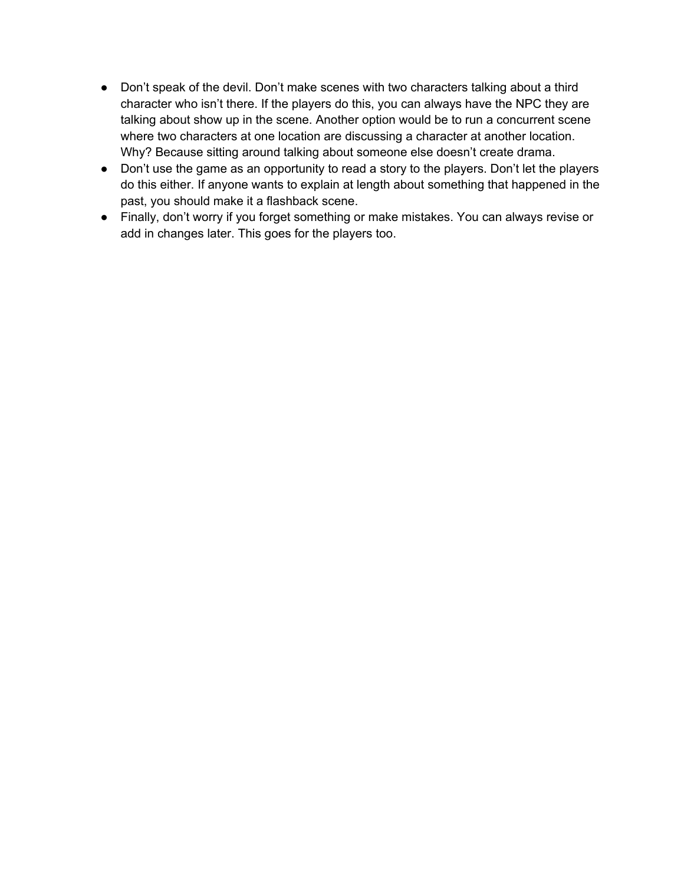- Don’t speak of the devil. Don’t make scenes with two characters talking about a third character who isn’t there. If the players do this, you can always have the NPC they are talking about show up in the scene. Another option would be to run a concurrent scene where two characters at one location are discussing a character at another location. Why? Because sitting around talking about someone else doesn’t create drama.
- Don’t use the game as an opportunity to read a story to the players. Don’t let the players do this either. If anyone wants to explain at length about something that happened in the past, you should make it a flashback scene.
- Finally, don’t worry if you forget something or make mistakes. You can always revise or add in changes later. This goes for the players too.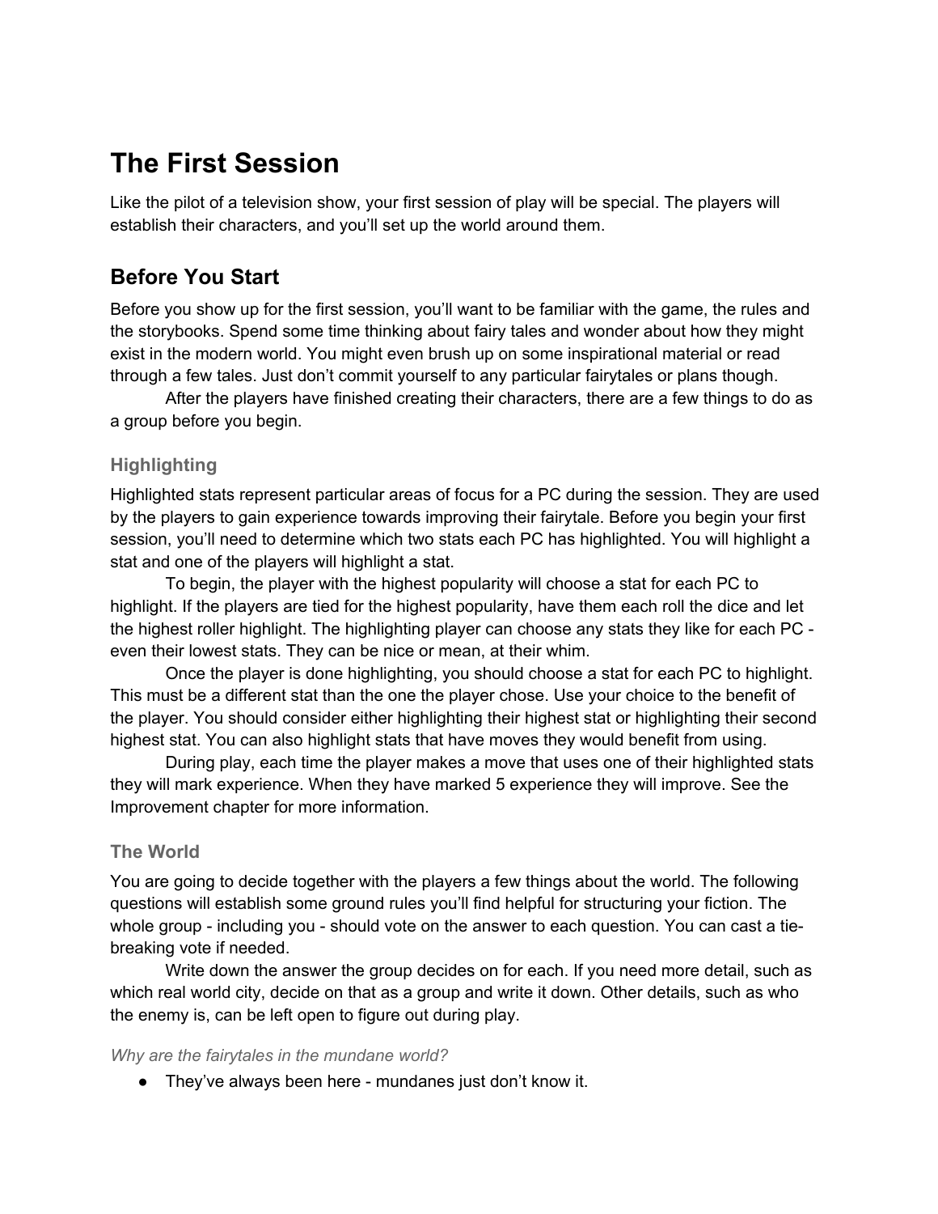# The First Session

Like the pilot of a television show, your first session of play will be special. The players will establish their characters, and you'll set up the world around them.

## Before You Start

Before you show up for the first session, you'll want to be familiar with the game, the rules and the storybooks. Spend some time thinking about fairy tales and wonder about how they might exist in the modern world. You might even brush up on some inspirational material or read through a few tales. Just don't commit yourself to any particular fairytales or plans though.

After the players have finished creating their characters, there are a few things to do as a group before you begin.

### Highlighting

Highlighted stats represent particular areas of focus for a PC during the session. They are used by the players to gain experience towards improving their fairytale. Before you begin your first session, you'll need to determine which two stats each PC has highlighted. You will highlight a stat and one of the players will highlight a stat.

To begin, the player with the highest popularity will choose a stat for each PC to highlight. If the players are tied for the highest popularity, have them each roll the dice and let the highest roller highlight. The highlighting player can choose any stats they like for each PC - even their lowest stats. They can be nice or mean, at their whim.

Once the player is done highlighting, you should choose a stat for each PC to highlight. This must be a different stat than the one the player chose. Use your choice to the benefit of the player. You should consider either highlighting their highest stat or highlighting their second highest stat. You can also highlight stats that have moves they would benefit from using.

During play, each time the player makes a move that uses one of their highlighted stats they will mark experience. When they have marked 5 experience they will improve. See the Improvement chapter for more information.

### The World

You are going to decide together with the players a few things about the world. The following questions will establish some ground rules you'll find helpful for structuring your fiction. The whole group - including you - should vote on the answer to each question. You can cast a tie-breaking vote if needed.

Write down the answer the group decides on for each. If you need more detail, such as which real world city, decide on that as a group and write it down. Other details, such as who the enemy is, can be left open to figure out during play.

*Why are the fairytales in the mundane world?*

- They've always been here - mundanes just don't know it.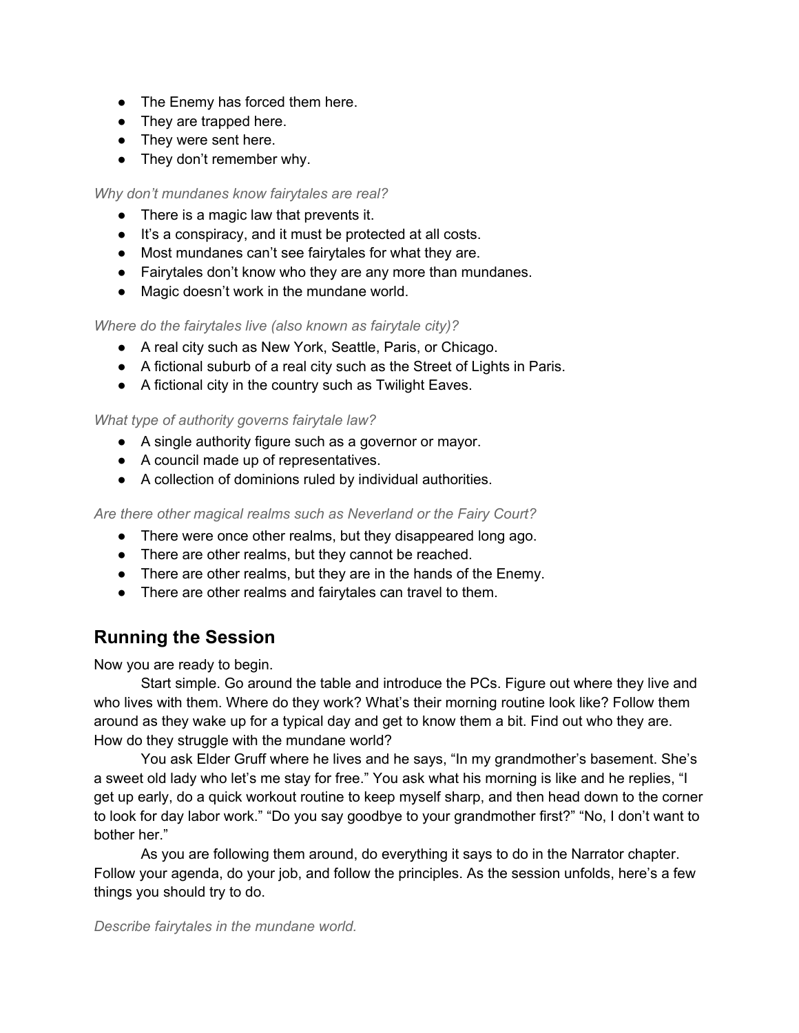- The Enemy has forced them here.
- They are trapped here.
- They were sent here.
- They don't remember why.

*Why don't mundanes know fairytales are real?*

- There is a magic law that prevents it.
- It's a conspiracy, and it must be protected at all costs.
- Most mundanes can't see fairytales for what they are.
- Fairytales don't know who they are any more than mundanes.
- Magic doesn't work in the mundane world.

*Where do the fairytales live (also known as fairytale city)?*

- A real city such as New York, Seattle, Paris, or Chicago.
- A fictional suburb of a real city such as the Street of Lights in Paris.
- A fictional city in the country such as Twilight Eaves.

*What type of authority governs fairytale law?*

- A single authority figure such as a governor or mayor.
- A council made up of representatives.
- A collection of dominions ruled by individual authorities.

*Are there other magical realms such as Neverland or the Fairy Court?*

- There were once other realms, but they disappeared long ago.
- There are other realms, but they cannot be reached.
- There are other realms, but they are in the hands of the Enemy.
- There are other realms and fairytales can travel to them.

## Running the Session

Now you are ready to begin.

Start simple. Go around the table and introduce the PCs. Figure out where they live and who lives with them. Where do they work? What's their morning routine look like? Follow them around as they wake up for a typical day and get to know them a bit. Find out who they are. How do they struggle with the mundane world?

You ask Elder Gruff where he lives and he says, "In my grandmother's basement. She's a sweet old lady who let's me stay for free." You ask what his morning is like and he replies, "I get up early, do a quick workout routine to keep myself sharp, and then head down to the corner to look for day labor work." "Do you say goodbye to your grandmother first?" "No, I don't want to bother her."

As you are following them around, do everything it says to do in the Narrator chapter. Follow your agenda, do your job, and follow the principles. As the session unfolds, here's a few things you should try to do.

*Describe fairytales in the mundane world.*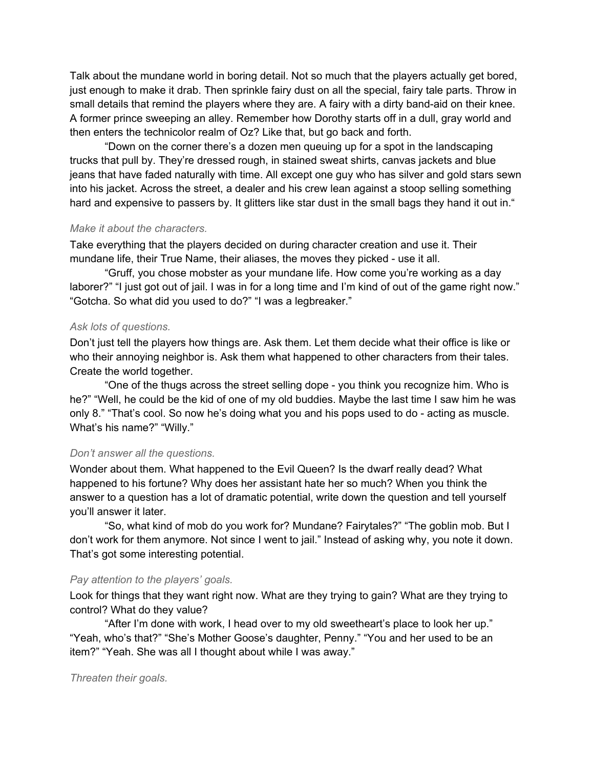Talk about the mundane world in boring detail. Not so much that the players actually get bored, just enough to make it drab. Then sprinkle fairy dust on all the special, fairy tale parts. Throw in small details that remind the players where they are. A fairy with a dirty band-aid on their knee. A former prince sweeping an alley. Remember how Dorothy starts off in a dull, gray world and then enters the technicolor realm of Oz? Like that, but go back and forth.

"Down on the corner there's a dozen men queuing up for a spot in the landscaping trucks that pull by. They're dressed rough, in stained sweat shirts, canvas jackets and blue jeans that have faded naturally with time. All except one guy who has silver and gold stars sewn into his jacket. Across the street, a dealer and his crew lean against a stoop selling something hard and expensive to passers by. It glitters like star dust in the small bags they hand it out in."

*Make it about the characters.*

Take everything that the players decided on during character creation and use it. Their mundane life, their True Name, their aliases, the moves they picked - use it all.

"Gruff, you chose mobster as your mundane life. How come you're working as a day laborer?" "I just got out of jail. I was in for a long time and I'm kind of out of the game right now." "Gotcha. So what did you used to do?" "I was a legbreaker."

*Ask lots of questions.*

Don't just tell the players how things are. Ask them. Let them decide what their office is like or who their annoying neighbor is. Ask them what happened to other characters from their tales. Create the world together.

"One of the thugs across the street selling dope - you think you recognize him. Who is he?" "Well, he could be the kid of one of my old buddies. Maybe the last time I saw him he was only 8." "That's cool. So now he's doing what you and his pops used to do - acting as muscle. What's his name?" "Willy."

*Don't answer all the questions.*

Wonder about them. What happened to the Evil Queen? Is the dwarf really dead? What happened to his fortune? Why does her assistant hate her so much? When you think the answer to a question has a lot of dramatic potential, write down the question and tell yourself you'll answer it later.

"So, what kind of mob do you work for? Mundane? Fairytales?" "The goblin mob. But I don't work for them anymore. Not since I went to jail." Instead of asking why, you note it down. That's got some interesting potential.

*Pay attention to the players' goals.*

Look for things that they want right now. What are they trying to gain? What are they trying to control? What do they value?

"After I'm done with work, I head over to my old sweetheart's place to look her up." "Yeah, who's that?" "She's Mother Goose's daughter, Penny." "You and her used to be an item?" "Yeah. She was all I thought about while I was away."

*Threaten their goals.*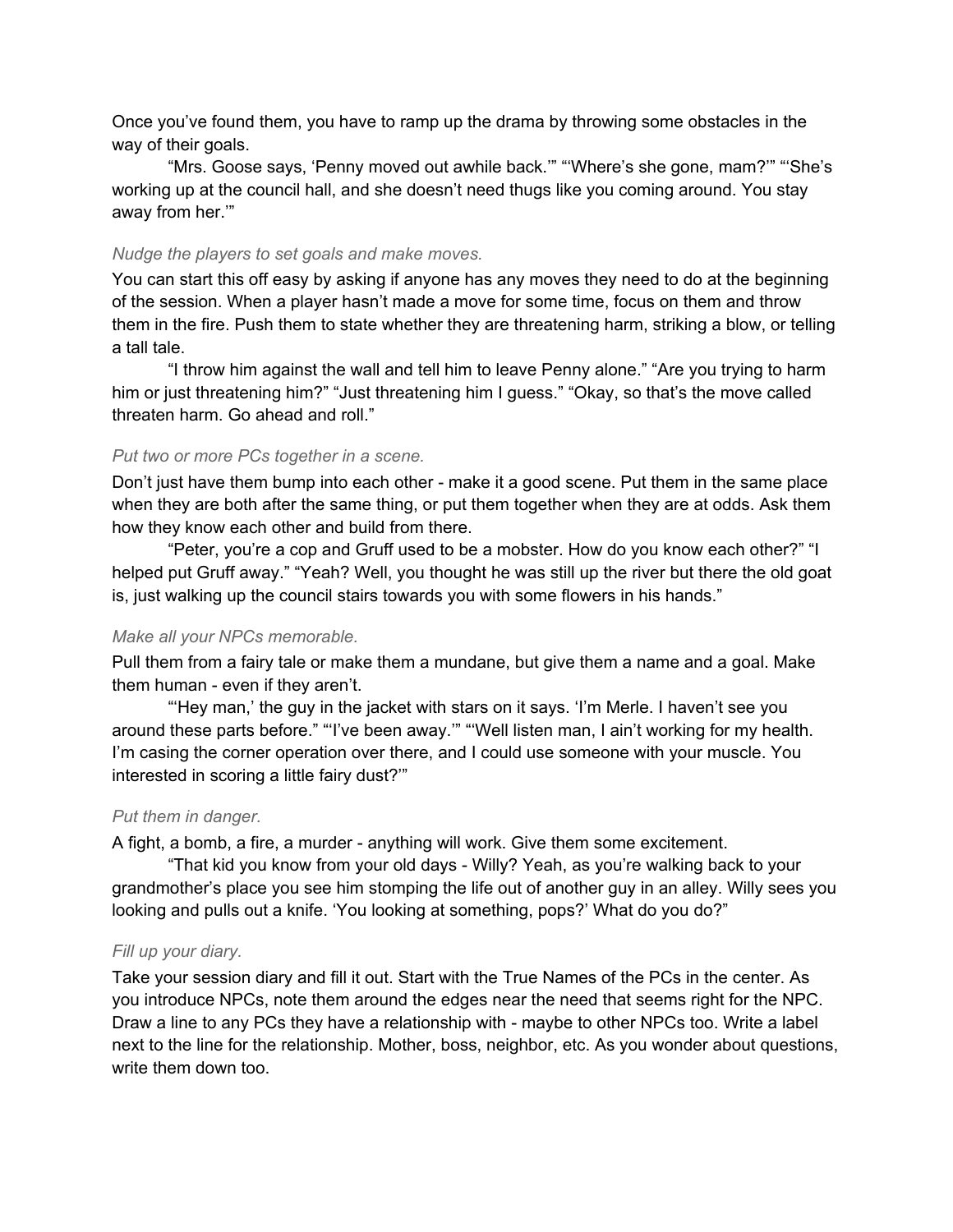Once you've found them, you have to ramp up the drama by throwing some obstacles in the way of their goals.

"Mrs. Goose says, 'Penny moved out awhile back.'" "'Where's she gone, mam?'" "'She's working up at the council hall, and she doesn't need thugs like you coming around. You stay away from her.'"

### *Nudge the players to set goals and make moves.*

You can start this off easy by asking if anyone has any moves they need to do at the beginning of the session. When a player hasn't made a move for some time, focus on them and throw them in the fire. Push them to state whether they are threatening harm, striking a blow, or telling a tall tale.

"I throw him against the wall and tell him to leave Penny alone." "Are you trying to harm him or just threatening him?" "Just threatening him I guess." "Okay, so that's the move called threaten harm. Go ahead and roll."

### *Put two or more PCs together in a scene.*

Don't just have them bump into each other - make it a good scene. Put them in the same place when they are both after the same thing, or put them together when they are at odds. Ask them how they know each other and build from there.

"Peter, you're a cop and Gruff used to be a mobster. How do you know each other?" "I helped put Gruff away." "Yeah? Well, you thought he was still up the river but there the old goat is, just walking up the council stairs towards you with some flowers in his hands."

### *Make all your NPCs memorable.*

Pull them from a fairy tale or make them a mundane, but give them a name and a goal. Make them human - even if they aren't.

"'Hey man,' the guy in the jacket with stars on it says. 'I'm Merle. I haven't see you around these parts before." "'I've been away.'" "'Well listen man, I ain't working for my health. I'm casing the corner operation over there, and I could use someone with your muscle. You interested in scoring a little fairy dust?'"

### *Put them in danger.*

A fight, a bomb, a fire, a murder - anything will work. Give them some excitement.

"That kid you know from your old days - Willy? Yeah, as you're walking back to your grandmother's place you see him stomping the life out of another guy in an alley. Willy sees you looking and pulls out a knife. 'You looking at something, pops?' What do you do?"

### *Fill up your diary.*

Take your session diary and fill it out. Start with the True Names of the PCs in the center. As you introduce NPCs, note them around the edges near the need that seems right for the NPC. Draw a line to any PCs they have a relationship with - maybe to other NPCs too. Write a label next to the line for the relationship. Mother, boss, neighbor, etc. As you wonder about questions, write them down too.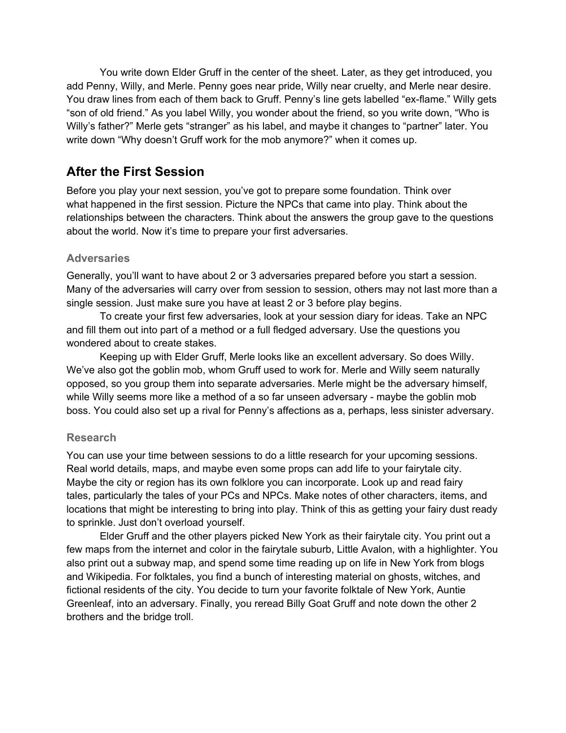You write down Elder Gruff in the center of the sheet. Later, as they get introduced, you add Penny, Willy, and Merle. Penny goes near pride, Willy near cruelty, and Merle near desire. You draw lines from each of them back to Gruff. Penny's line gets labelled "ex-flame." Willy gets "son of old friend." As you label Willy, you wonder about the friend, so you write down, "Who is Willy's father?" Merle gets "stranger" as his label, and maybe it changes to "partner" later. You write down "Why doesn't Gruff work for the mob anymore?" when it comes up.

## After the First Session

Before you play your next session, you've got to prepare some foundation. Think over what happened in the first session. Picture the NPCs that came into play. Think about the relationships between the characters. Think about the answers the group gave to the questions about the world. Now it's time to prepare your first adversaries.

### Adversaries

Generally, you'll want to have about 2 or 3 adversaries prepared before you start a session. Many of the adversaries will carry over from session to session, others may not last more than a single session. Just make sure you have at least 2 or 3 before play begins.

To create your first few adversaries, look at your session diary for ideas. Take an NPC and fill them out into part of a method or a full fledged adversary. Use the questions you wondered about to create stakes.

Keeping up with Elder Gruff, Merle looks like an excellent adversary. So does Willy. We've also got the goblin mob, whom Gruff used to work for. Merle and Willy seem naturally opposed, so you group them into separate adversaries. Merle might be the adversary himself, while Willy seems more like a method of a so far unseen adversary - maybe the goblin mob boss. You could also set up a rival for Penny's affections as a, perhaps, less sinister adversary.

### Research

You can use your time between sessions to do a little research for your upcoming sessions. Real world details, maps, and maybe even some props can add life to your fairytale city. Maybe the city or region has its own folklore you can incorporate. Look up and read fairy tales, particularly the tales of your PCs and NPCs. Make notes of other characters, items, and locations that might be interesting to bring into play. Think of this as getting your fairy dust ready to sprinkle. Just don't overload yourself.

Elder Gruff and the other players picked New York as their fairytale city. You print out a few maps from the internet and color in the fairytale suburb, Little Avalon, with a highlighter. You also print out a subway map, and spend some time reading up on life in New York from blogs and Wikipedia. For folktales, you find a bunch of interesting material on ghosts, witches, and fictional residents of the city. You decide to turn your favorite folktale of New York, Auntie Greenleaf, into an adversary. Finally, you reread Billy Goat Gruff and note down the other 2 brothers and the bridge troll.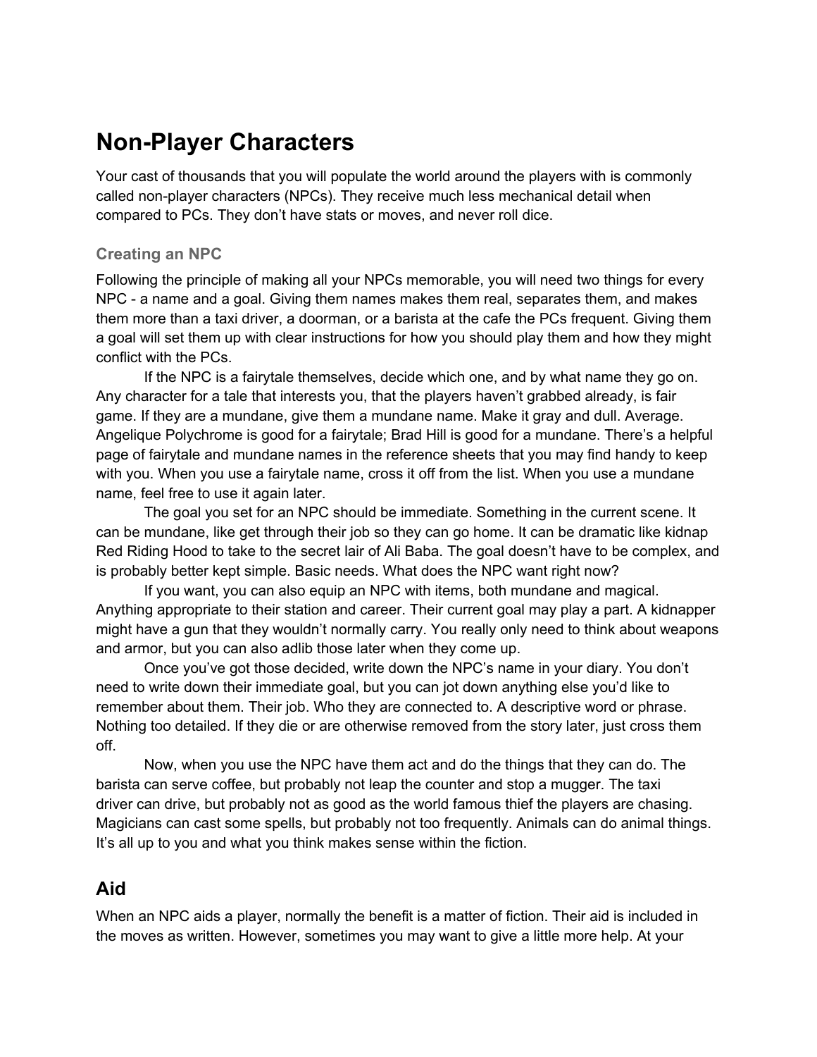# Non-Player Characters

Your cast of thousands that you will populate the world around the players with is commonly called non-player characters (NPCs). They receive much less mechanical detail when compared to PCs. They don't have stats or moves, and never roll dice.

### Creating an NPC

Following the principle of making all your NPCs memorable, you will need two things for every NPC - a name and a goal. Giving them names makes them real, separates them, and makes them more than a taxi driver, a doorman, or a barista at the cafe the PCs frequent. Giving them a goal will set them up with clear instructions for how you should play them and how they might conflict with the PCs.

If the NPC is a fairytale themselves, decide which one, and by what name they go on. Any character for a tale that interests you, that the players haven't grabbed already, is fair game. If they are a mundane, give them a mundane name. Make it gray and dull. Average. Angelique Polychrome is good for a fairytale; Brad Hill is good for a mundane. There's a helpful page of fairytale and mundane names in the reference sheets that you may find handy to keep with you. When you use a fairytale name, cross it off from the list. When you use a mundane name, feel free to use it again later.

The goal you set for an NPC should be immediate. Something in the current scene. It can be mundane, like get through their job so they can go home. It can be dramatic like kidnap Red Riding Hood to take to the secret lair of Ali Baba. The goal doesn't have to be complex, and is probably better kept simple. Basic needs. What does the NPC want right now?

If you want, you can also equip an NPC with items, both mundane and magical. Anything appropriate to their station and career. Their current goal may play a part. A kidnapper might have a gun that they wouldn't normally carry. You really only need to think about weapons and armor, but you can also adlib those later when they come up.

Once you've got those decided, write down the NPC's name in your diary. You don't need to write down their immediate goal, but you can jot down anything else you'd like to remember about them. Their job. Who they are connected to. A descriptive word or phrase. Nothing too detailed. If they die or are otherwise removed from the story later, just cross them off.

Now, when you use the NPC have them act and do the things that they can do. The barista can serve coffee, but probably not leap the counter and stop a mugger. The taxi driver can drive, but probably not as good as the world famous thief the players are chasing. Magicians can cast some spells, but probably not too frequently. Animals can do animal things. It's all up to you and what you think makes sense within the fiction.

## Aid

When an NPC aids a player, normally the benefit is a matter of fiction. Their aid is included in the moves as written. However, sometimes you may want to give a little more help. At your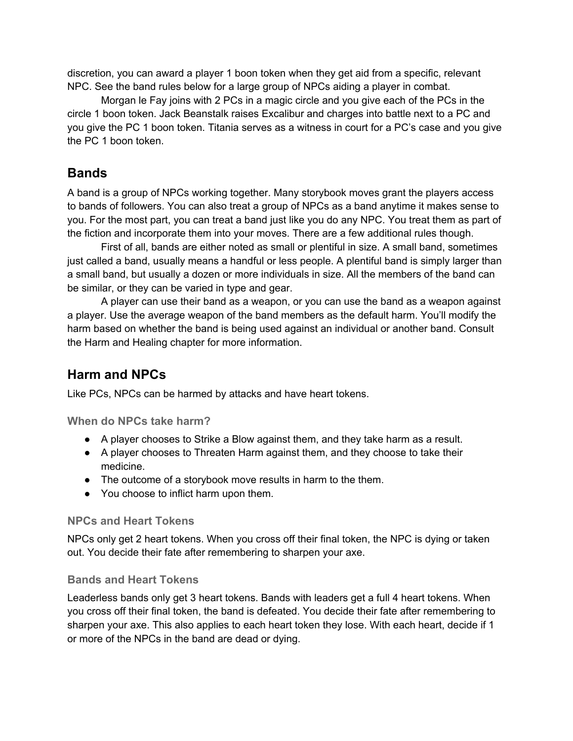discretion, you can award a player 1 boon token when they get aid from a specific, relevant NPC. See the band rules below for a large group of NPCs aiding a player in combat.

Morgan le Fay joins with 2 PCs in a magic circle and you give each of the PCs in the circle 1 boon token. Jack Beanstalk raises Excalibur and charges into battle next to a PC and you give the PC 1 boon token. Titania serves as a witness in court for a PC's case and you give the PC 1 boon token.

## Bands

A band is a group of NPCs working together. Many storybook moves grant the players access to bands of followers. You can also treat a group of NPCs as a band anytime it makes sense to you. For the most part, you can treat a band just like you do any NPC. You treat them as part of the fiction and incorporate them into your moves. There are a few additional rules though.

First of all, bands are either noted as small or plentiful in size. A small band, sometimes just called a band, usually means a handful or less people. A plentiful band is simply larger than a small band, but usually a dozen or more individuals in size. All the members of the band can be similar, or they can be varied in type and gear.

A player can use their band as a weapon, or you can use the band as a weapon against a player. Use the average weapon of the band members as the default harm. You'll modify the harm based on whether the band is being used against an individual or another band. Consult the Harm and Healing chapter for more information.

## Harm and NPCs

Like PCs, NPCs can be harmed by attacks and have heart tokens.

### When do NPCs take harm?

- A player chooses to Strike a Blow against them, and they take harm as a result.
- A player chooses to Threaten Harm against them, and they choose to take their medicine.
- The outcome of a storybook move results in harm to the them.
- You choose to inflict harm upon them.

### NPCs and Heart Tokens

NPCs only get 2 heart tokens. When you cross off their final token, the NPC is dying or taken out. You decide their fate after remembering to sharpen your axe.

### Bands and Heart Tokens

Leaderless bands only get 3 heart tokens. Bands with leaders get a full 4 heart tokens. When you cross off their final token, the band is defeated. You decide their fate after remembering to sharpen your axe. This also applies to each heart token they lose. With each heart, decide if 1 or more of the NPCs in the band are dead or dying.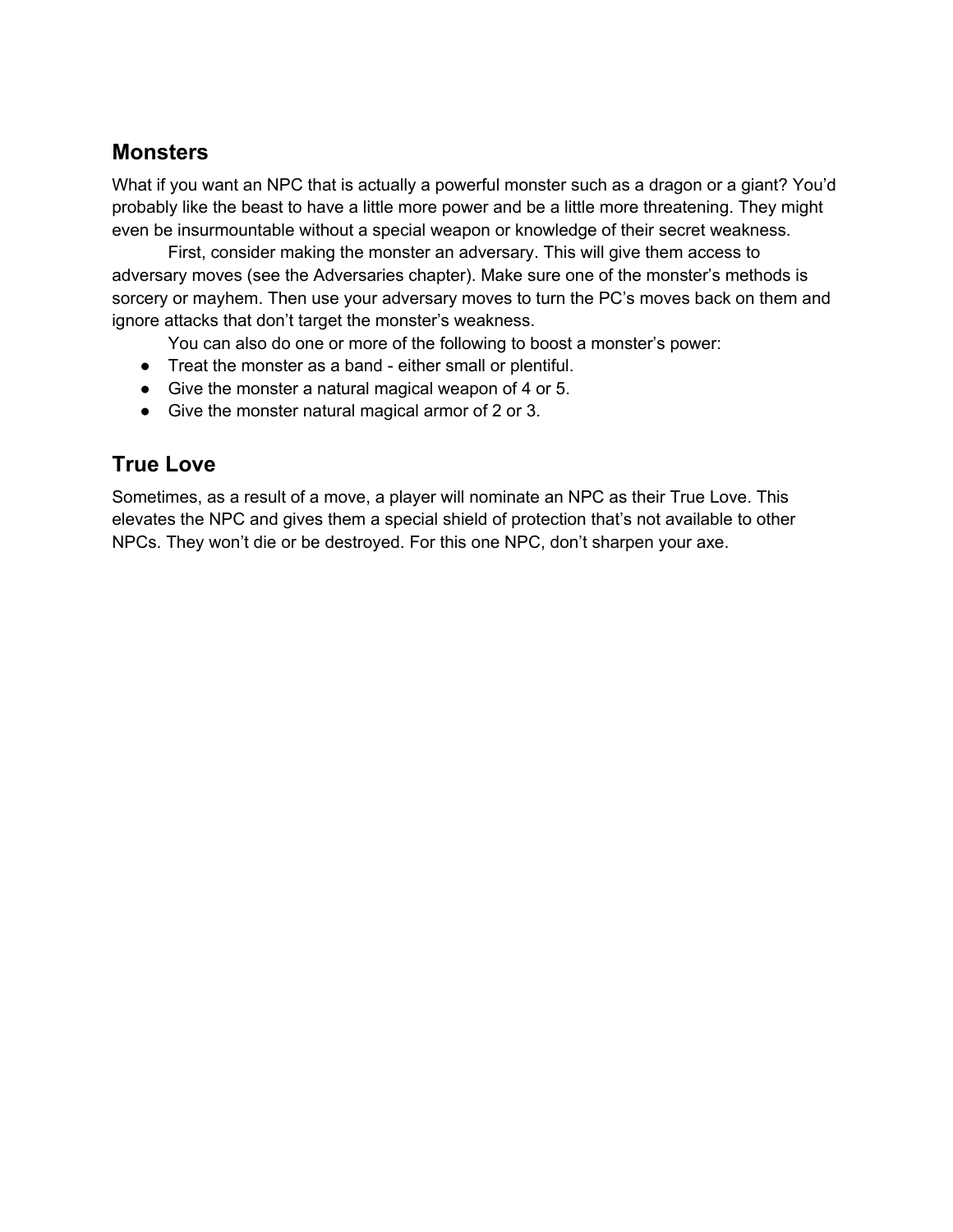## Monsters

What if you want an NPC that is actually a powerful monster such as a dragon or a giant? You'd probably like the beast to have a little more power and be a little more threatening. They might even be insurmountable without a special weapon or knowledge of their secret weakness.

First, consider making the monster an adversary. This will give them access to adversary moves (see the Adversaries chapter). Make sure one of the monster's methods is sorcery or mayhem. Then use your adversary moves to turn the PC's moves back on them and ignore attacks that don't target the monster's weakness.

You can also do one or more of the following to boost a monster's power:

- Treat the monster as a band - either small or plentiful.
- Give the monster a natural magical weapon of 4 or 5.
- Give the monster natural magical armor of 2 or 3.

## True Love

Sometimes, as a result of a move, a player will nominate an NPC as their True Love. This elevates the NPC and gives them a special shield of protection that's not available to other NPCs. They won't die or be destroyed. For this one NPC, don't sharpen your axe.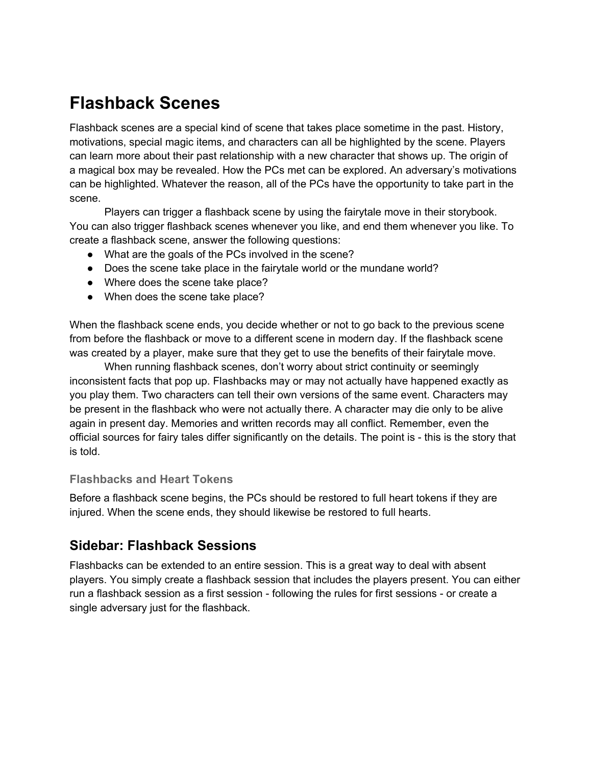# Flashback Scenes

Flashback scenes are a special kind of scene that takes place sometime in the past. History, motivations, special magic items, and characters can all be highlighted by the scene. Players can learn more about their past relationship with a new character that shows up. The origin of a magical box may be revealed. How the PCs met can be explored. An adversary's motivations can be highlighted. Whatever the reason, all of the PCs have the opportunity to take part in the scene.

Players can trigger a flashback scene by using the fairytale move in their storybook. You can also trigger flashback scenes whenever you like, and end them whenever you like. To create a flashback scene, answer the following questions:

- What are the goals of the PCs involved in the scene?
- Does the scene take place in the fairytale world or the mundane world?
- Where does the scene take place?
- When does the scene take place?

When the flashback scene ends, you decide whether or not to go back to the previous scene from before the flashback or move to a different scene in modern day. If the flashback scene was created by a player, make sure that they get to use the benefits of their fairytale move.

When running flashback scenes, don't worry about strict continuity or seemingly inconsistent facts that pop up. Flashbacks may or may not actually have happened exactly as you play them. Two characters can tell their own versions of the same event. Characters may be present in the flashback who were not actually there. A character may die only to be alive again in present day. Memories and written records may all conflict. Remember, even the official sources for fairy tales differ significantly on the details. The point is - this is the story that is told.

### Flashbacks and Heart Tokens

Before a flashback scene begins, the PCs should be restored to full heart tokens if they are injured. When the scene ends, they should likewise be restored to full hearts.

## Sidebar: Flashback Sessions

Flashbacks can be extended to an entire session. This is a great way to deal with absent players. You simply create a flashback session that includes the players present. You can either run a flashback session as a first session - following the rules for first sessions - or create a single adversary just for the flashback.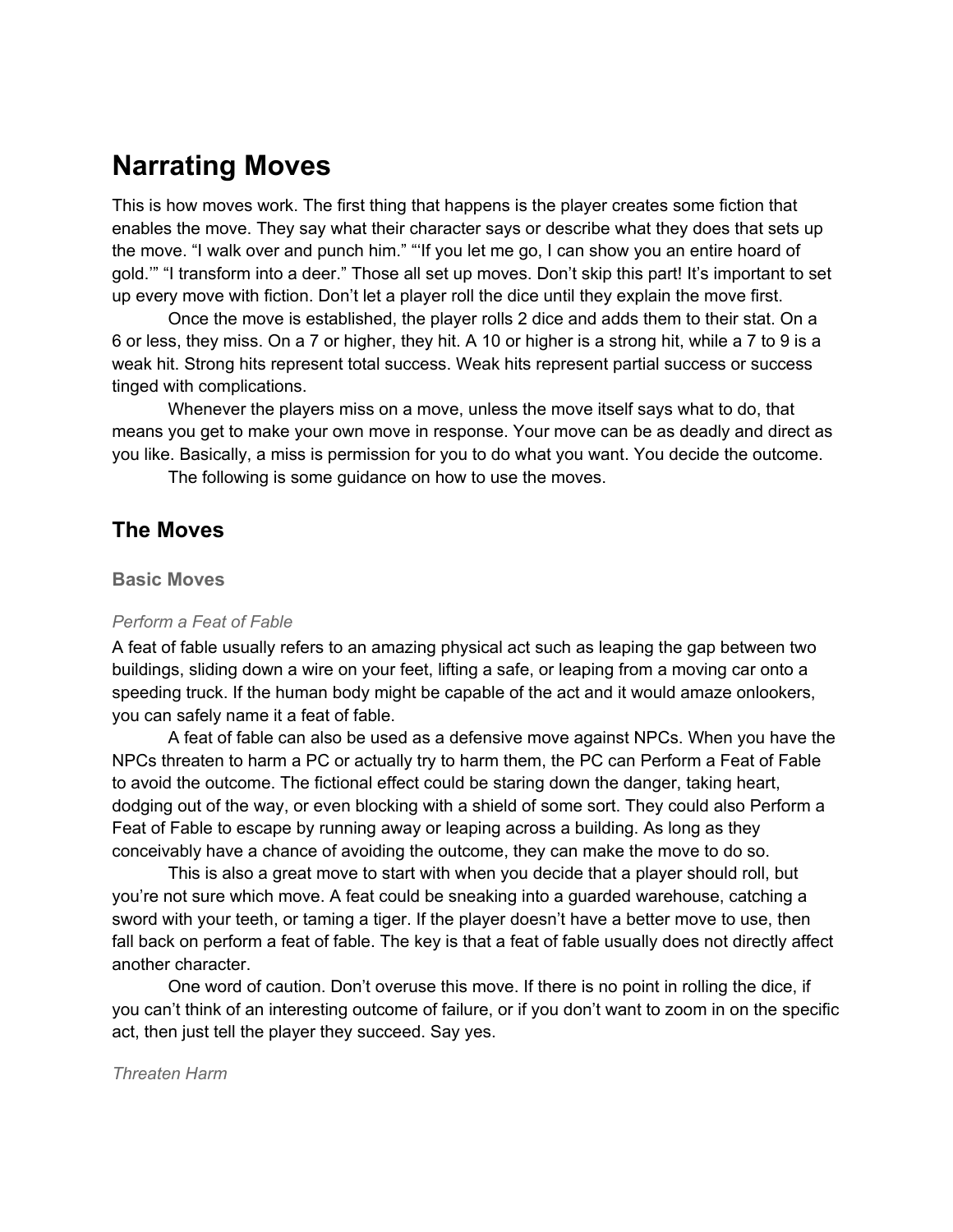# Narrating Moves

This is how moves work. The first thing that happens is the player creates some fiction that enables the move. They say what their character says or describe what they does that sets up the move. “I walk over and punch him.” “‘If you let me go, I can show you an entire hoard of gold.’” “I transform into a deer.” Those all set up moves. Don’t skip this part! It’s important to set up every move with fiction. Don’t let a player roll the dice until they explain the move first.

Once the move is established, the player rolls 2 dice and adds them to their stat. On a 6 or less, they miss. On a 7 or higher, they hit. A 10 or higher is a strong hit, while a 7 to 9 is a weak hit. Strong hits represent total success. Weak hits represent partial success or success tinged with complications.

Whenever the players miss on a move, unless the move itself says what to do, that means you get to make your own move in response. Your move can be as deadly and direct as you like. Basically, a miss is permission for you to do what you want. You decide the outcome.

The following is some guidance on how to use the moves.

## The Moves

### Basic Moves

#### *Perform a Feat of Fable*

A feat of fable usually refers to an amazing physical act such as leaping the gap between two buildings, sliding down a wire on your feet, lifting a safe, or leaping from a moving car onto a speeding truck. If the human body might be capable of the act and it would amaze onlookers, you can safely name it a feat of fable.

A feat of fable can also be used as a defensive move against NPCs. When you have the NPCs threaten to harm a PC or actually try to harm them, the PC can Perform a Feat of Fable to avoid the outcome. The fictional effect could be staring down the danger, taking heart, dodging out of the way, or even blocking with a shield of some sort. They could also Perform a Feat of Fable to escape by running away or leaping across a building. As long as they conceivably have a chance of avoiding the outcome, they can make the move to do so.

This is also a great move to start with when you decide that a player should roll, but you’re not sure which move. A feat could be sneaking into a guarded warehouse, catching a sword with your teeth, or taming a tiger. If the player doesn’t have a better move to use, then fall back on perform a feat of fable. The key is that a feat of fable usually does not directly affect another character.

One word of caution. Don’t overuse this move. If there is no point in rolling the dice, if you can’t think of an interesting outcome of failure, or if you don’t want to zoom in on the specific act, then just tell the player they succeed. Say yes.

#### *Threaten Harm*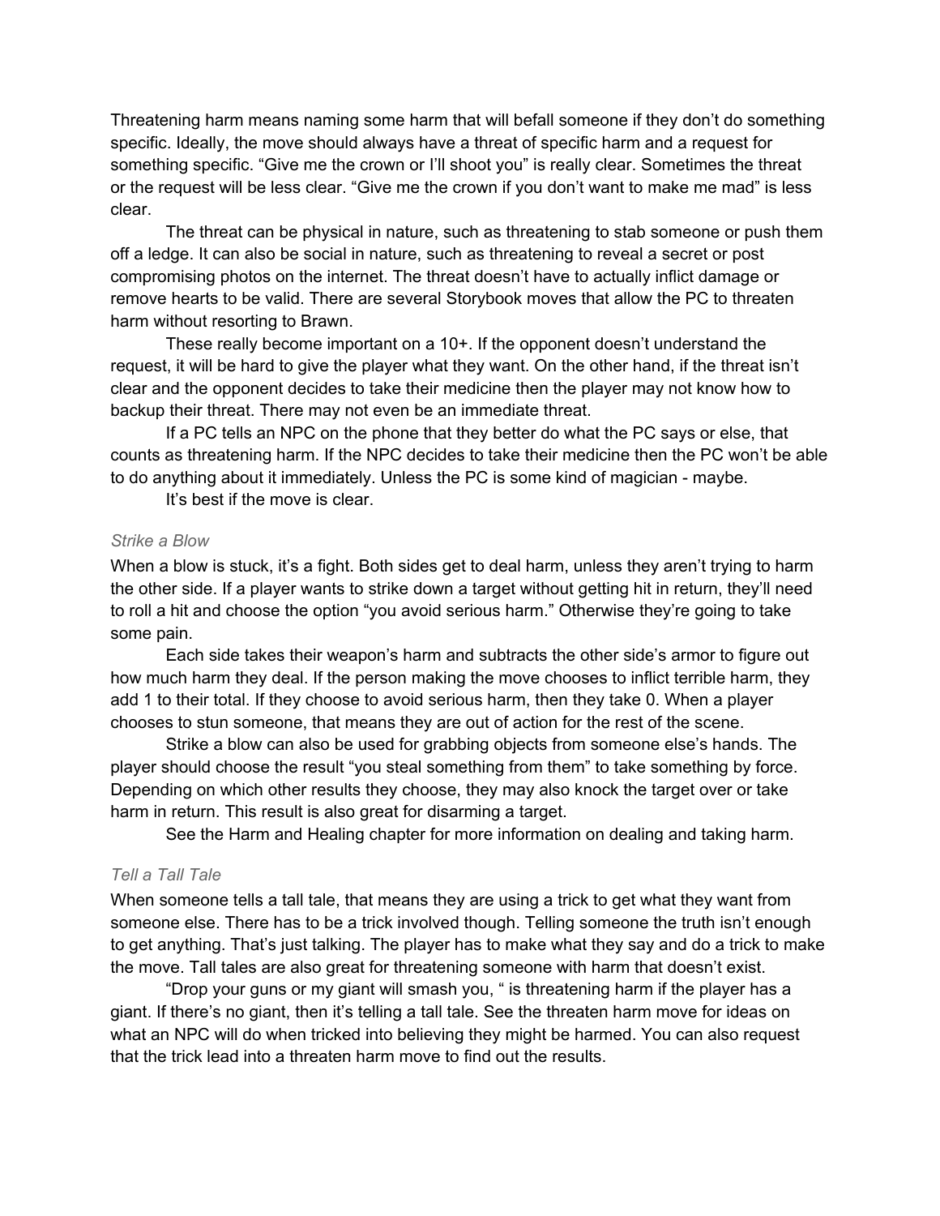Threatening harm means naming some harm that will befall someone if they don't do something specific. Ideally, the move should always have a threat of specific harm and a request for something specific. "Give me the crown or I'll shoot you" is really clear. Sometimes the threat or the request will be less clear. "Give me the crown if you don't want to make me mad" is less clear.

The threat can be physical in nature, such as threatening to stab someone or push them off a ledge. It can also be social in nature, such as threatening to reveal a secret or post compromising photos on the internet. The threat doesn't have to actually inflict damage or remove hearts to be valid. There are several Storybook moves that allow the PC to threaten harm without resorting to Brawn.

These really become important on a 10+. If the opponent doesn't understand the request, it will be hard to give the player what they want. On the other hand, if the threat isn't clear and the opponent decides to take their medicine then the player may not know how to backup their threat. There may not even be an immediate threat.

If a PC tells an NPC on the phone that they better do what the PC says or else, that counts as threatening harm. If the NPC decides to take their medicine then the PC won't be able to do anything about it immediately. Unless the PC is some kind of magician - maybe.

It's best if the move is clear.

### *Strike a Blow*

When a blow is stuck, it's a fight. Both sides get to deal harm, unless they aren't trying to harm the other side. If a player wants to strike down a target without getting hit in return, they'll need to roll a hit and choose the option "you avoid serious harm." Otherwise they're going to take some pain.

Each side takes their weapon's harm and subtracts the other side's armor to figure out how much harm they deal. If the person making the move chooses to inflict terrible harm, they add 1 to their total. If they choose to avoid serious harm, then they take 0. When a player chooses to stun someone, that means they are out of action for the rest of the scene.

Strike a blow can also be used for grabbing objects from someone else's hands. The player should choose the result "you steal something from them" to take something by force. Depending on which other results they choose, they may also knock the target over or take harm in return. This result is also great for disarming a target.

See the Harm and Healing chapter for more information on dealing and taking harm.

### *Tell a Tall Tale*

When someone tells a tall tale, that means they are using a trick to get what they want from someone else. There has to be a trick involved though. Telling someone the truth isn't enough to get anything. That's just talking. The player has to make what they say and do a trick to make the move. Tall tales are also great for threatening someone with harm that doesn't exist.

"Drop your guns or my giant will smash you, " is threatening harm if the player has a giant. If there's no giant, then it's telling a tall tale. See the threaten harm move for ideas on what an NPC will do when tricked into believing they might be harmed. You can also request that the trick lead into a threaten harm move to find out the results.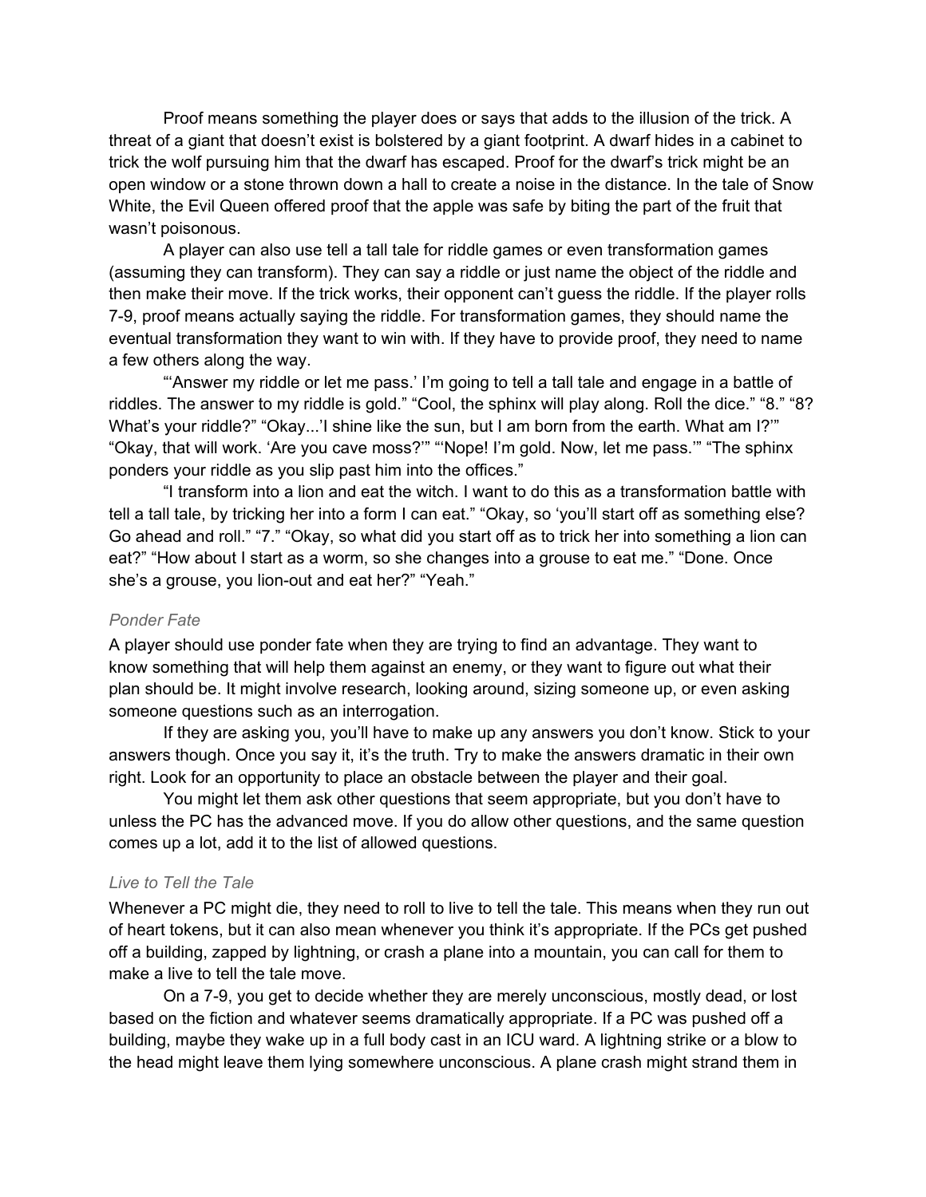Proof means something the player does or says that adds to the illusion of the trick. A threat of a giant that doesn't exist is bolstered by a giant footprint. A dwarf hides in a cabinet to trick the wolf pursuing him that the dwarf has escaped. Proof for the dwarf's trick might be an open window or a stone thrown down a hall to create a noise in the distance. In the tale of Snow White, the Evil Queen offered proof that the apple was safe by biting the part of the fruit that wasn't poisonous.

A player can also use tell a tall tale for riddle games or even transformation games (assuming they can transform). They can say a riddle or just name the object of the riddle and then make their move. If the trick works, their opponent can't guess the riddle. If the player rolls 7-9, proof means actually saying the riddle. For transformation games, they should name the eventual transformation they want to win with. If they have to provide proof, they need to name a few others along the way.

"'Answer my riddle or let me pass.' I'm going to tell a tall tale and engage in a battle of riddles. The answer to my riddle is gold." "Cool, the sphinx will play along. Roll the dice." "8." "8? What's your riddle?" "Okay...'I shine like the sun, but I am born from the earth. What am I?'" "Okay, that will work. 'Are you cave moss?'" "'Nope! I'm gold. Now, let me pass.'" "The sphinx ponders your riddle as you slip past him into the offices."

"I transform into a lion and eat the witch. I want to do this as a transformation battle with tell a tall tale, by tricking her into a form I can eat." "Okay, so 'you'll start off as something else? Go ahead and roll." "7." "Okay, so what did you start off as to trick her into something a lion can eat?" "How about I start as a worm, so she changes into a grouse to eat me." "Done. Once she's a grouse, you lion-out and eat her?" "Yeah."

### *Ponder Fate*

A player should use ponder fate when they are trying to find an advantage. They want to know something that will help them against an enemy, or they want to figure out what their plan should be. It might involve research, looking around, sizing someone up, or even asking someone questions such as an interrogation.

If they are asking you, you'll have to make up any answers you don't know. Stick to your answers though. Once you say it, it's the truth. Try to make the answers dramatic in their own right. Look for an opportunity to place an obstacle between the player and their goal.

You might let them ask other questions that seem appropriate, but you don't have to unless the PC has the advanced move. If you do allow other questions, and the same question comes up a lot, add it to the list of allowed questions.

### *Live to Tell the Tale*

Whenever a PC might die, they need to roll to live to tell the tale. This means when they run out of heart tokens, but it can also mean whenever you think it's appropriate. If the PCs get pushed off a building, zapped by lightning, or crash a plane into a mountain, you can call for them to make a live to tell the tale move.

On a 7-9, you get to decide whether they are merely unconscious, mostly dead, or lost based on the fiction and whatever seems dramatically appropriate. If a PC was pushed off a building, maybe they wake up in a full body cast in an ICU ward. A lightning strike or a blow to the head might leave them lying somewhere unconscious. A plane crash might strand them in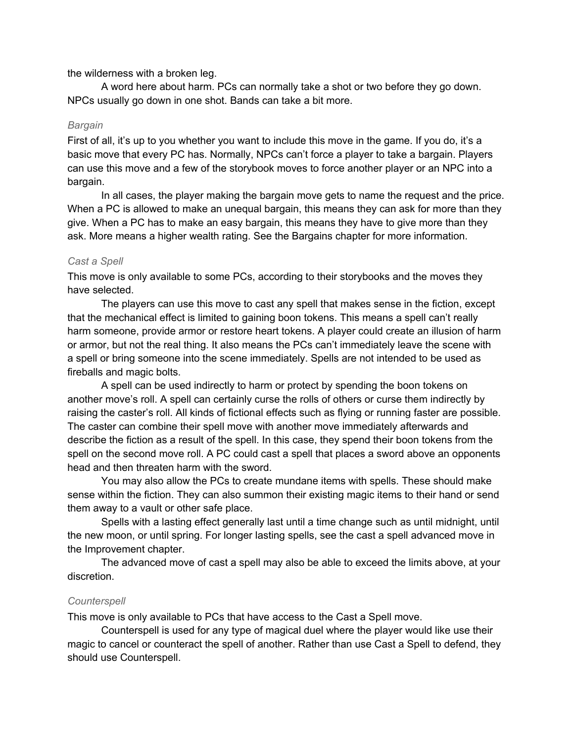the wilderness with a broken leg.

A word here about harm. PCs can normally take a shot or two before they go down. NPCs usually go down in one shot. Bands can take a bit more.

### *Bargain*

First of all, it's up to you whether you want to include this move in the game. If you do, it's a basic move that every PC has. Normally, NPCs can't force a player to take a bargain. Players can use this move and a few of the storybook moves to force another player or an NPC into a bargain.

In all cases, the player making the bargain move gets to name the request and the price. When a PC is allowed to make an unequal bargain, this means they can ask for more than they give. When a PC has to make an easy bargain, this means they have to give more than they ask. More means a higher wealth rating. See the Bargains chapter for more information.

### *Cast a Spell*

This move is only available to some PCs, according to their storybooks and the moves they have selected.

The players can use this move to cast any spell that makes sense in the fiction, except that the mechanical effect is limited to gaining boon tokens. This means a spell can't really harm someone, provide armor or restore heart tokens. A player could create an illusion of harm or armor, but not the real thing. It also means the PCs can't immediately leave the scene with a spell or bring someone into the scene immediately. Spells are not intended to be used as fireballs and magic bolts.

A spell can be used indirectly to harm or protect by spending the boon tokens on another move's roll. A spell can certainly curse the rolls of others or curse them indirectly by raising the caster's roll. All kinds of fictional effects such as flying or running faster are possible. The caster can combine their spell move with another move immediately afterwards and describe the fiction as a result of the spell. In this case, they spend their boon tokens from the spell on the second move roll. A PC could cast a spell that places a sword above an opponents head and then threaten harm with the sword.

You may also allow the PCs to create mundane items with spells. These should make sense within the fiction. They can also summon their existing magic items to their hand or send them away to a vault or other safe place.

Spells with a lasting effect generally last until a time change such as until midnight, until the new moon, or until spring. For longer lasting spells, see the cast a spell advanced move in the Improvement chapter.

The advanced move of cast a spell may also be able to exceed the limits above, at your discretion.

### *Counterspell*

This move is only available to PCs that have access to the Cast a Spell move.

Counterspell is used for any type of magical duel where the player would like use their magic to cancel or counteract the spell of another. Rather than use Cast a Spell to defend, they should use Counterspell.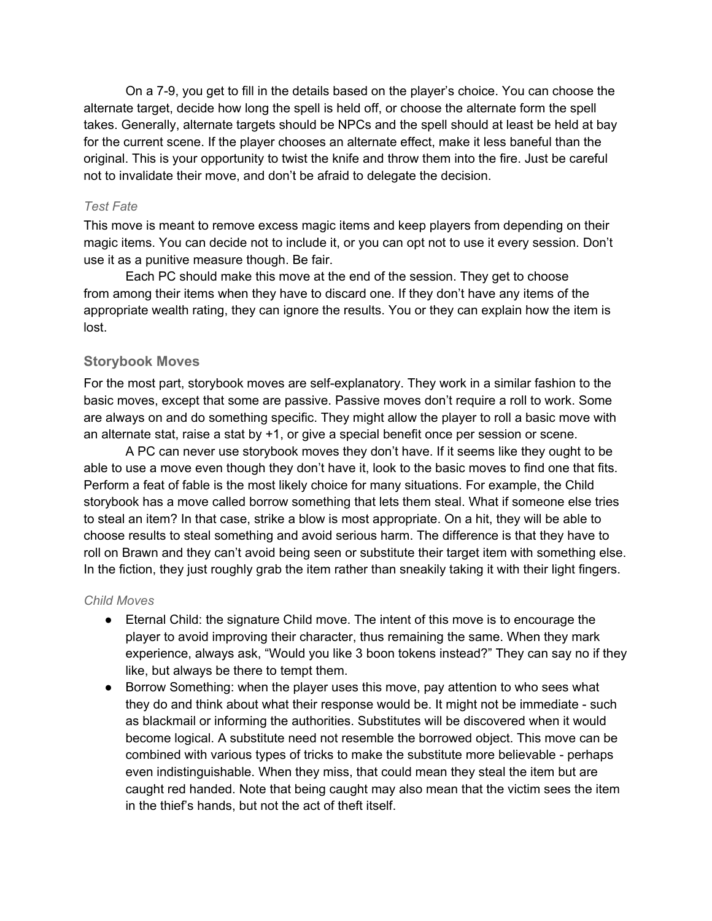On a 7-9, you get to fill in the details based on the player's choice. You can choose the alternate target, decide how long the spell is held off, or choose the alternate form the spell takes. Generally, alternate targets should be NPCs and the spell should at least be held at bay for the current scene. If the player chooses an alternate effect, make it less baneful than the original. This is your opportunity to twist the knife and throw them into the fire. Just be careful not to invalidate their move, and don't be afraid to delegate the decision.

#### *Test Fate*

This move is meant to remove excess magic items and keep players from depending on their magic items. You can decide not to include it, or you can opt not to use it every session. Don't use it as a punitive measure though. Be fair.

Each PC should make this move at the end of the session. They get to choose from among their items when they have to discard one. If they don't have any items of the appropriate wealth rating, they can ignore the results. You or they can explain how the item is lost.

### Storybook Moves

For the most part, storybook moves are self-explanatory. They work in a similar fashion to the basic moves, except that some are passive. Passive moves don't require a roll to work. Some are always on and do something specific. They might allow the player to roll a basic move with an alternate stat, raise a stat by +1, or give a special benefit once per session or scene.

A PC can never use storybook moves they don't have. If it seems like they ought to be able to use a move even though they don't have it, look to the basic moves to find one that fits. Perform a feat of fable is the most likely choice for many situations. For example, the Child storybook has a move called borrow something that lets them steal. What if someone else tries to steal an item? In that case, strike a blow is most appropriate. On a hit, they will be able to choose results to steal something and avoid serious harm. The difference is that they have to roll on Brawn and they can't avoid being seen or substitute their target item with something else. In the fiction, they just roughly grab the item rather than sneakily taking it with their light fingers.

#### *Child Moves*

- Eternal Child: the signature Child move. The intent of this move is to encourage the player to avoid improving their character, thus remaining the same. When they mark experience, always ask, "Would you like 3 boon tokens instead?" They can say no if they like, but always be there to tempt them.
- Borrow Something: when the player uses this move, pay attention to who sees what they do and think about what their response would be. It might not be immediate - such as blackmail or informing the authorities. Substitutes will be discovered when it would become logical. A substitute need not resemble the borrowed object. This move can be combined with various types of tricks to make the substitute more believable - perhaps even indistinguishable. When they miss, that could mean they steal the item but are caught red handed. Note that being caught may also mean that the victim sees the item in the thief's hands, but not the act of theft itself.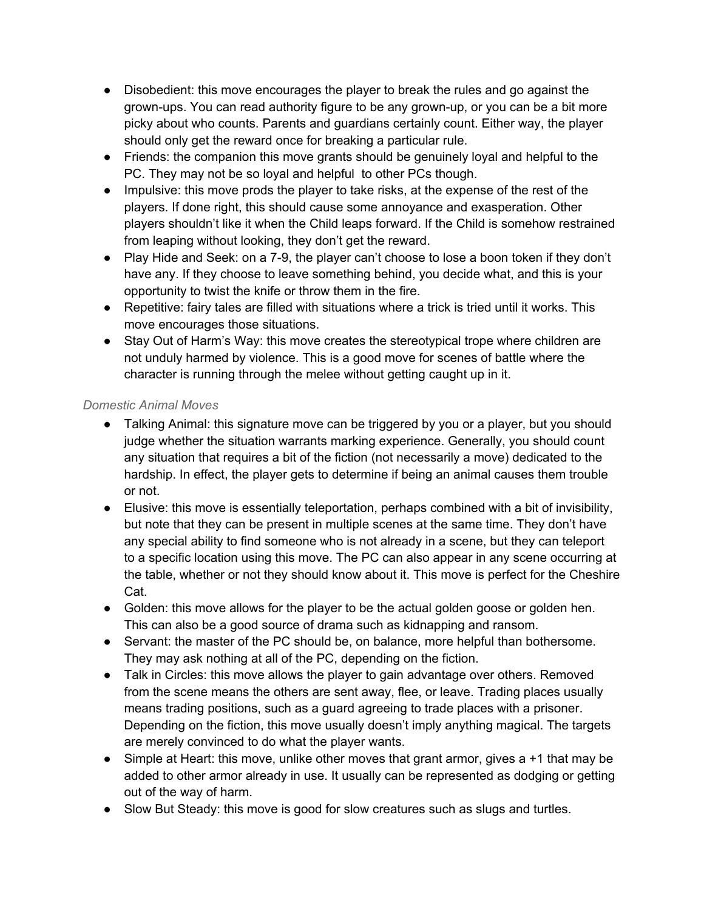- Disobedient: this move encourages the player to break the rules and go against the grown-ups. You can read authority figure to be any grown-up, or you can be a bit more picky about who counts. Parents and guardians certainly count. Either way, the player should only get the reward once for breaking a particular rule.
- Friends: the companion this move grants should be genuinely loyal and helpful to the PC. They may not be so loyal and helpful to other PCs though.
- Impulsive: this move prods the player to take risks, at the expense of the rest of the players. If done right, this should cause some annoyance and exasperation. Other players shouldn't like it when the Child leaps forward. If the Child is somehow restrained from leaping without looking, they don't get the reward.
- Play Hide and Seek: on a 7-9, the player can't choose to lose a boon token if they don't have any. If they choose to leave something behind, you decide what, and this is your opportunity to twist the knife or throw them in the fire.
- Repetitive: fairy tales are filled with situations where a trick is tried until it works. This move encourages those situations.
- Stay Out of Harm's Way: this move creates the stereotypical trope where children are not unduly harmed by violence. This is a good move for scenes of battle where the character is running through the melee without getting caught up in it.

*Domestic Animal Moves*

- Talking Animal: this signature move can be triggered by you or a player, but you should judge whether the situation warrants marking experience. Generally, you should count any situation that requires a bit of the fiction (not necessarily a move) dedicated to the hardship. In effect, the player gets to determine if being an animal causes them trouble or not.
- Elusive: this move is essentially teleportation, perhaps combined with a bit of invisibility, but note that they can be present in multiple scenes at the same time. They don't have any special ability to find someone who is not already in a scene, but they can teleport to a specific location using this move. The PC can also appear in any scene occurring at the table, whether or not they should know about it. This move is perfect for the Cheshire Cat.
- Golden: this move allows for the player to be the actual golden goose or golden hen. This can also be a good source of drama such as kidnapping and ransom.
- Servant: the master of the PC should be, on balance, more helpful than bothersome. They may ask nothing at all of the PC, depending on the fiction.
- Talk in Circles: this move allows the player to gain advantage over others. Removed from the scene means the others are sent away, flee, or leave. Trading places usually means trading positions, such as a guard agreeing to trade places with a prisoner. Depending on the fiction, this move usually doesn't imply anything magical. The targets are merely convinced to do what the player wants.
- Simple at Heart: this move, unlike other moves that grant armor, gives a +1 that may be added to other armor already in use. It usually can be represented as dodging or getting out of the way of harm.
- Slow But Steady: this move is good for slow creatures such as slugs and turtles.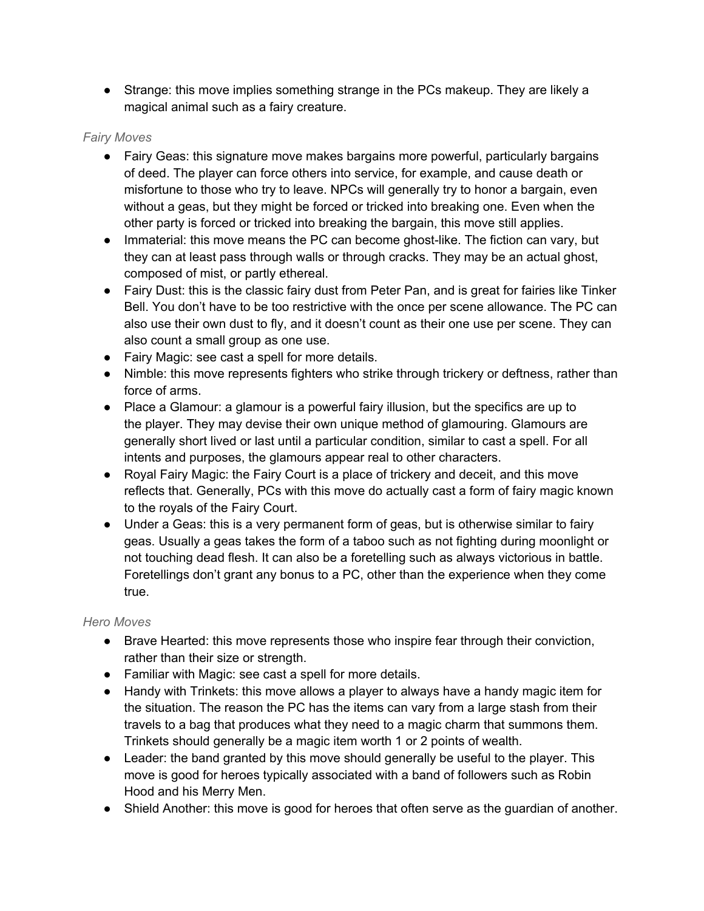- Strange: this move implies something strange in the PCs makeup. They are likely a magical animal such as a fairy creature.

*Fairy Moves*

- Fairy Geas: this signature move makes bargains more powerful, particularly bargains of deed. The player can force others into service, for example, and cause death or misfortune to those who try to leave. NPCs will generally try to honor a bargain, even without a geas, but they might be forced or tricked into breaking one. Even when the other party is forced or tricked into breaking the bargain, this move still applies.
- Immaterial: this move means the PC can become ghost-like. The fiction can vary, but they can at least pass through walls or through cracks. They may be an actual ghost, composed of mist, or partly ethereal.
- Fairy Dust: this is the classic fairy dust from Peter Pan, and is great for fairies like Tinker Bell. You don't have to be too restrictive with the once per scene allowance. The PC can also use their own dust to fly, and it doesn't count as their one use per scene. They can also count a small group as one use.
- Fairy Magic: see cast a spell for more details.
- Nimble: this move represents fighters who strike through trickery or deftness, rather than force of arms.
- Place a Glamour: a glamour is a powerful fairy illusion, but the specifics are up to the player. They may devise their own unique method of glamouring. Glamours are generally short lived or last until a particular condition, similar to cast a spell. For all intents and purposes, the glamours appear real to other characters.
- Royal Fairy Magic: the Fairy Court is a place of trickery and deceit, and this move reflects that. Generally, PCs with this move do actually cast a form of fairy magic known to the royals of the Fairy Court.
- Under a Geas: this is a very permanent form of geas, but is otherwise similar to fairy geas. Usually a geas takes the form of a taboo such as not fighting during moonlight or not touching dead flesh. It can also be a foretelling such as always victorious in battle. Foretellings don't grant any bonus to a PC, other than the experience when they come true.

*Hero Moves*

- Brave Hearted: this move represents those who inspire fear through their conviction, rather than their size or strength.
- Familiar with Magic: see cast a spell for more details.
- Handy with Trinkets: this move allows a player to always have a handy magic item for the situation. The reason the PC has the items can vary from a large stash from their travels to a bag that produces what they need to a magic charm that summons them. Trinkets should generally be a magic item worth 1 or 2 points of wealth.
- Leader: the band granted by this move should generally be useful to the player. This move is good for heroes typically associated with a band of followers such as Robin Hood and his Merry Men.
- Shield Another: this move is good for heroes that often serve as the guardian of another.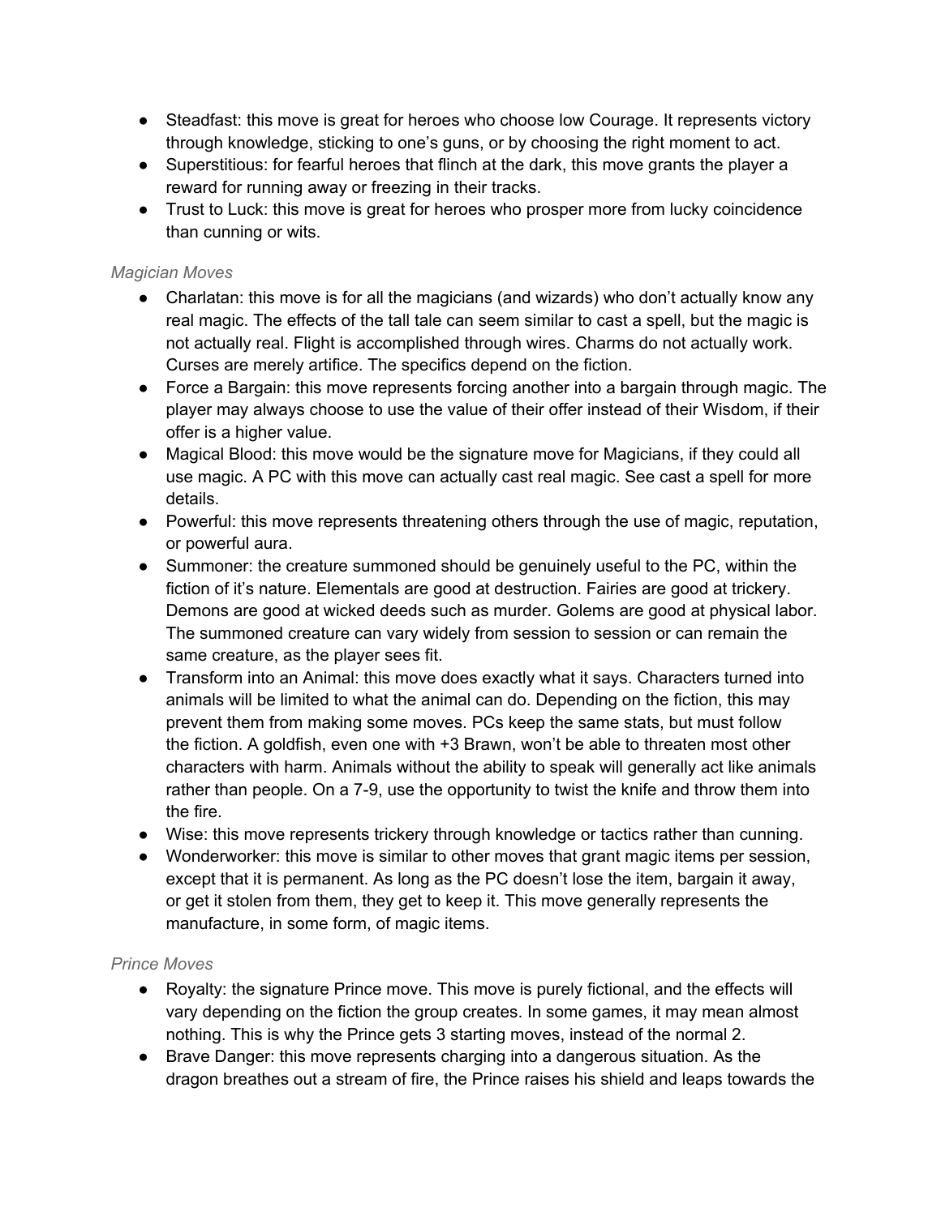- Steadfast: this move is great for heroes who choose low Courage. It represents victory through knowledge, sticking to one's guns, or by choosing the right moment to act.
- Superstitious: for fearful heroes that flinch at the dark, this move grants the player a reward for running away or freezing in their tracks.
- Trust to Luck: this move is great for heroes who prosper more from lucky coincidence than cunning or wits.

*Magician Moves*

- Charlatan: this move is for all the magicians (and wizards) who don't actually know any real magic. The effects of the tall tale can seem similar to cast a spell, but the magic is not actually real. Flight is accomplished through wires. Charms do not actually work. Curses are merely artifice. The specifics depend on the fiction.
- Force a Bargain: this move represents forcing another into a bargain through magic. The player may always choose to use the value of their offer instead of their Wisdom, if their offer is a higher value.
- Magical Blood: this move would be the signature move for Magicians, if they could all use magic. A PC with this move can actually cast real magic. See cast a spell for more details.
- Powerful: this move represents threatening others through the use of magic, reputation, or powerful aura.
- Summoner: the creature summoned should be genuinely useful to the PC, within the fiction of it's nature. Elementals are good at destruction. Fairies are good at trickery. Demons are good at wicked deeds such as murder. Golems are good at physical labor. The summoned creature can vary widely from session to session or can remain the same creature, as the player sees fit.
- Transform into an Animal: this move does exactly what it says. Characters turned into animals will be limited to what the animal can do. Depending on the fiction, this may prevent them from making some moves. PCs keep the same stats, but must follow the fiction. A goldfish, even one with +3 Brawn, won't be able to threaten most other characters with harm. Animals without the ability to speak will generally act like animals rather than people. On a 7-9, use the opportunity to twist the knife and throw them into the fire.
- Wise: this move represents trickery through knowledge or tactics rather than cunning.
- Wonderworker: this move is similar to other moves that grant magic items per session, except that it is permanent. As long as the PC doesn't lose the item, bargain it away, or get it stolen from them, they get to keep it. This move generally represents the manufacture, in some form, of magic items.

*Prince Moves*

- Royalty: the signature Prince move. This move is purely fictional, and the effects will vary depending on the fiction the group creates. In some games, it may mean almost nothing. This is why the Prince gets 3 starting moves, instead of the normal 2.
- Brave Danger: this move represents charging into a dangerous situation. As the dragon breathes out a stream of fire, the Prince raises his shield and leaps towards the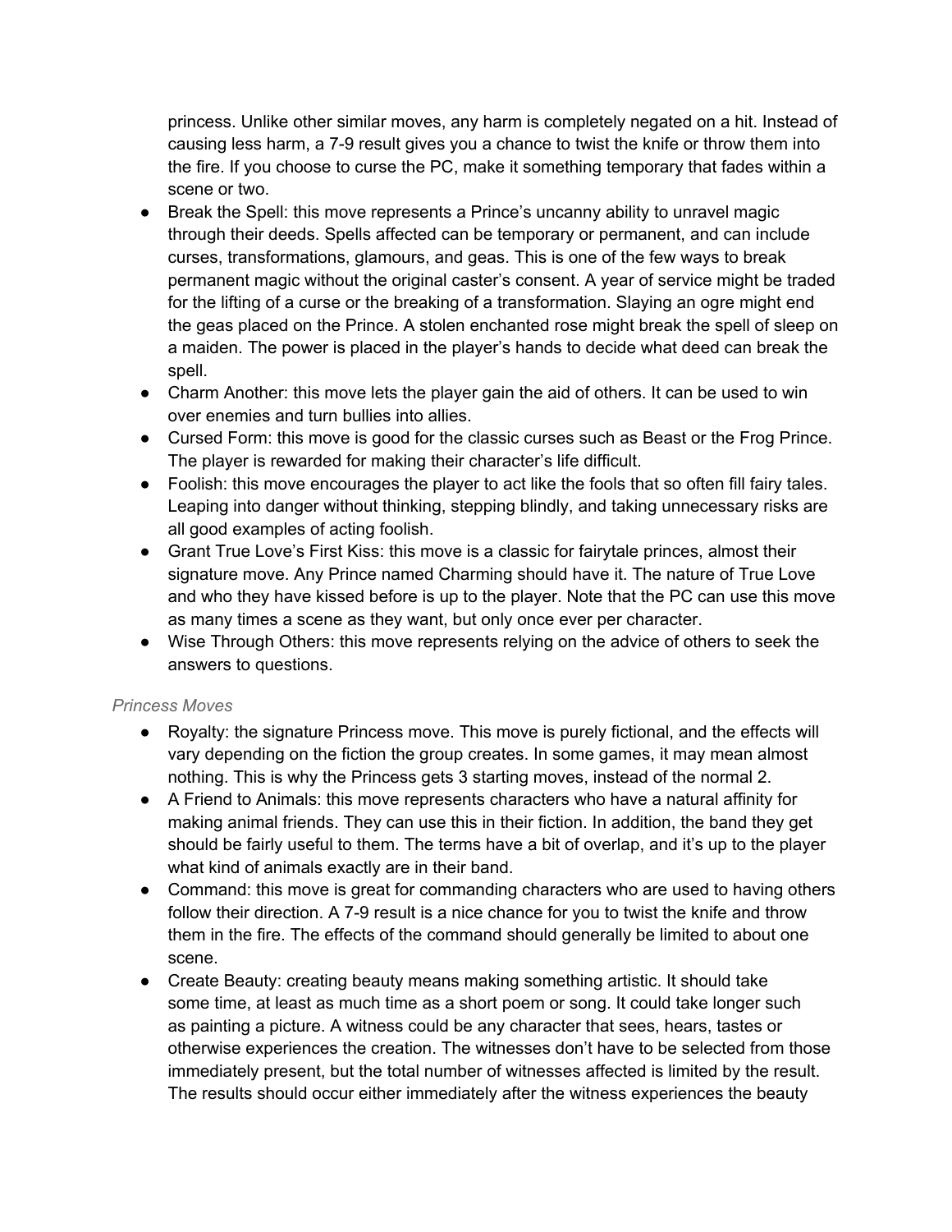princess. Unlike other similar moves, any harm is completely negated on a hit. Instead of causing less harm, a 7-9 result gives you a chance to twist the knife or throw them into the fire. If you choose to curse the PC, make it something temporary that fades within a scene or two.

- Break the Spell: this move represents a Prince's uncanny ability to unravel magic through their deeds. Spells affected can be temporary or permanent, and can include curses, transformations, glamours, and geas. This is one of the few ways to break permanent magic without the original caster's consent. A year of service might be traded for the lifting of a curse or the breaking of a transformation. Slaying an ogre might end the geas placed on the Prince. A stolen enchanted rose might break the spell of sleep on a maiden. The power is placed in the player's hands to decide what deed can break the spell.
- Charm Another: this move lets the player gain the aid of others. It can be used to win over enemies and turn bullies into allies.
- Cursed Form: this move is good for the classic curses such as Beast or the Frog Prince. The player is rewarded for making their character's life difficult.
- Foolish: this move encourages the player to act like the fools that so often fill fairy tales. Leaping into danger without thinking, stepping blindly, and taking unnecessary risks are all good examples of acting foolish.
- Grant True Love's First Kiss: this move is a classic for fairytale princes, almost their signature move. Any Prince named Charming should have it. The nature of True Love and who they have kissed before is up to the player. Note that the PC can use this move as many times a scene as they want, but only once ever per character.
- Wise Through Others: this move represents relying on the advice of others to seek the answers to questions.

*Princess Moves*

- Royalty: the signature Princess move. This move is purely fictional, and the effects will vary depending on the fiction the group creates. In some games, it may mean almost nothing. This is why the Princess gets 3 starting moves, instead of the normal 2.
- A Friend to Animals: this move represents characters who have a natural affinity for making animal friends. They can use this in their fiction. In addition, the band they get should be fairly useful to them. The terms have a bit of overlap, and it's up to the player what kind of animals exactly are in their band.
- Command: this move is great for commanding characters who are used to having others follow their direction. A 7-9 result is a nice chance for you to twist the knife and throw them in the fire. The effects of the command should generally be limited to about one scene.
- Create Beauty: creating beauty means making something artistic. It should take some time, at least as much time as a short poem or song. It could take longer such as painting a picture. A witness could be any character that sees, hears, tastes or otherwise experiences the creation. The witnesses don't have to be selected from those immediately present, but the total number of witnesses affected is limited by the result. The results should occur either immediately after the witness experiences the beauty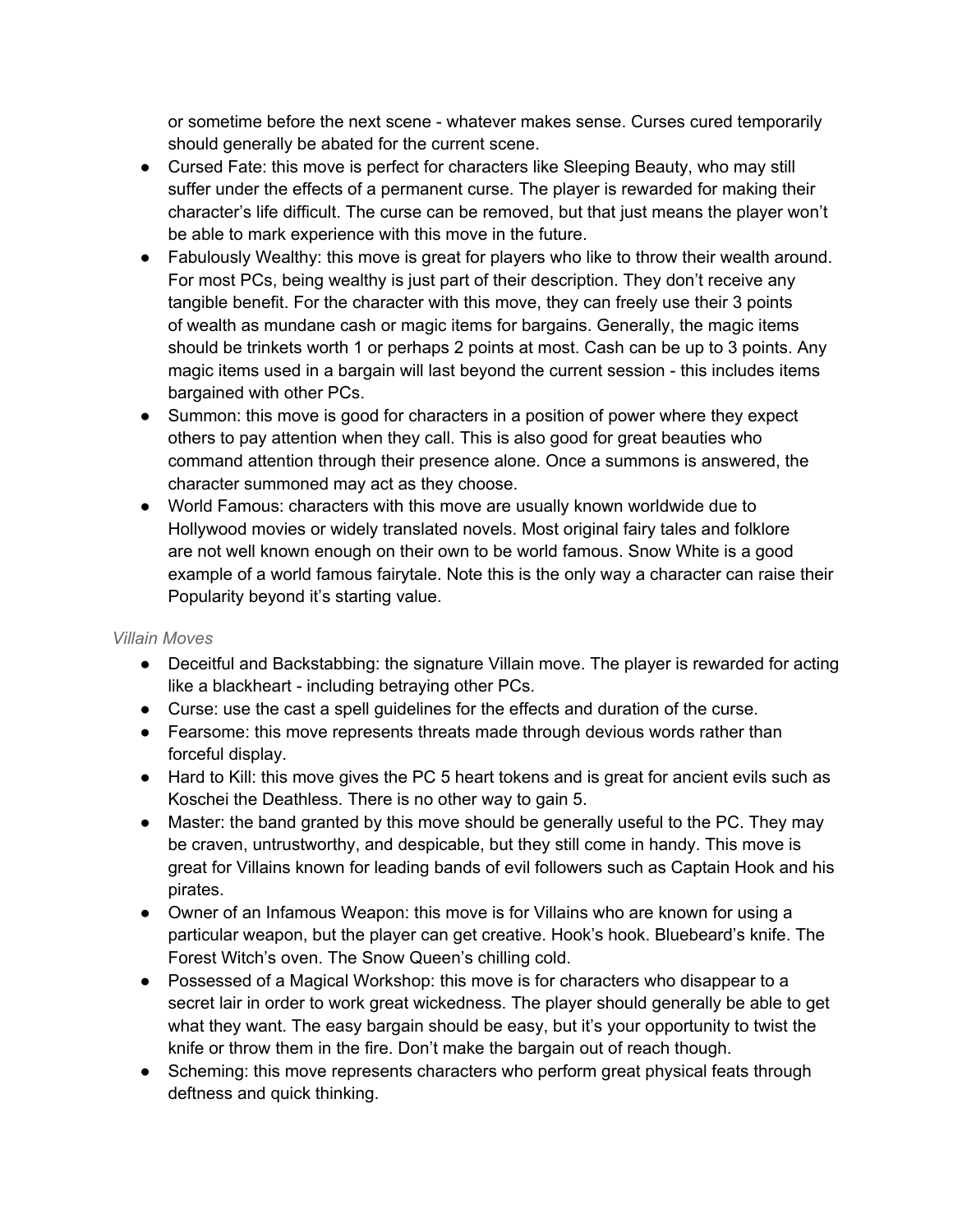or sometime before the next scene - whatever makes sense. Curses cured temporarily should generally be abated for the current scene.

- Cursed Fate: this move is perfect for characters like Sleeping Beauty, who may still suffer under the effects of a permanent curse. The player is rewarded for making their character's life difficult. The curse can be removed, but that just means the player won't be able to mark experience with this move in the future.
- Fabulously Wealthy: this move is great for players who like to throw their wealth around. For most PCs, being wealthy is just part of their description. They don't receive any tangible benefit. For the character with this move, they can freely use their 3 points of wealth as mundane cash or magic items for bargains. Generally, the magic items should be trinkets worth 1 or perhaps 2 points at most. Cash can be up to 3 points. Any magic items used in a bargain will last beyond the current session - this includes items bargained with other PCs.
- Summon: this move is good for characters in a position of power where they expect others to pay attention when they call. This is also good for great beauties who command attention through their presence alone. Once a summons is answered, the character summoned may act as they choose.
- World Famous: characters with this move are usually known worldwide due to Hollywood movies or widely translated novels. Most original fairy tales and folklore are not well known enough on their own to be world famous. Snow White is a good example of a world famous fairytale. Note this is the only way a character can raise their Popularity beyond it's starting value.

*Villain Moves*

- Deceitful and Backstabbing: the signature Villain move. The player is rewarded for acting like a blackheart - including betraying other PCs.
- Curse: use the cast a spell guidelines for the effects and duration of the curse.
- Fearsome: this move represents threats made through devious words rather than forceful display.
- Hard to Kill: this move gives the PC 5 heart tokens and is great for ancient evils such as Koschei the Deathless. There is no other way to gain 5.
- Master: the band granted by this move should be generally useful to the PC. They may be craven, untrustworthy, and despicable, but they still come in handy. This move is great for Villains known for leading bands of evil followers such as Captain Hook and his pirates.
- Owner of an Infamous Weapon: this move is for Villains who are known for using a particular weapon, but the player can get creative. Hook's hook. Bluebeard's knife. The Forest Witch's oven. The Snow Queen's chilling cold.
- Possessed of a Magical Workshop: this move is for characters who disappear to a secret lair in order to work great wickedness. The player should generally be able to get what they want. The easy bargain should be easy, but it's your opportunity to twist the knife or throw them in the fire. Don't make the bargain out of reach though.
- Scheming: this move represents characters who perform great physical feats through deftness and quick thinking.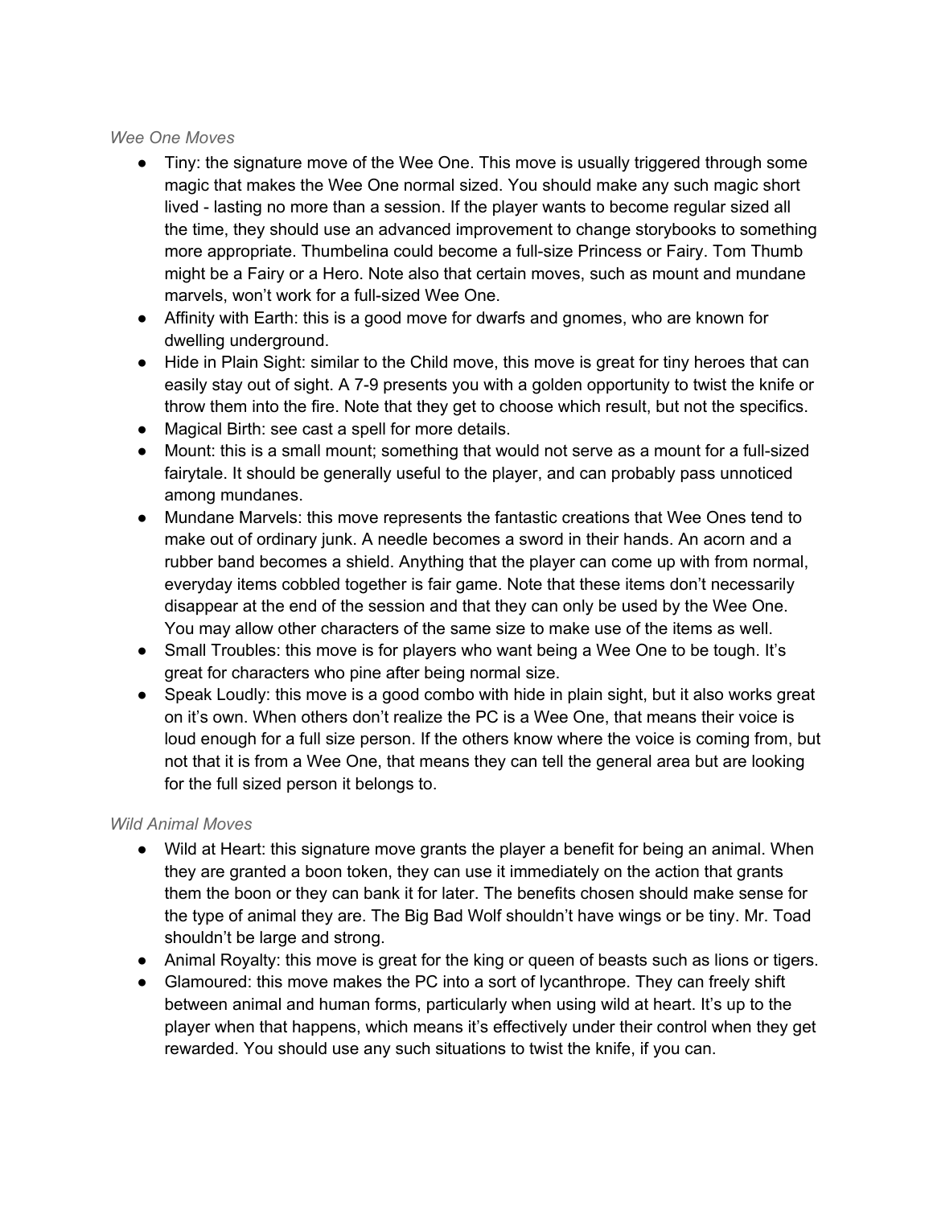*Wee One Moves*

- Tiny: the signature move of the Wee One. This move is usually triggered through some magic that makes the Wee One normal sized. You should make any such magic short lived - lasting no more than a session. If the player wants to become regular sized all the time, they should use an advanced improvement to change storybooks to something more appropriate. Thumbelina could become a full-size Princess or Fairy. Tom Thumb might be a Fairy or a Hero. Note also that certain moves, such as mount and mundane marvels, won't work for a full-sized Wee One.
- Affinity with Earth: this is a good move for dwarfs and gnomes, who are known for dwelling underground.
- Hide in Plain Sight: similar to the Child move, this move is great for tiny heroes that can easily stay out of sight. A 7-9 presents you with a golden opportunity to twist the knife or throw them into the fire. Note that they get to choose which result, but not the specifics.
- Magical Birth: see cast a spell for more details.
- Mount: this is a small mount; something that would not serve as a mount for a full-sized fairytale. It should be generally useful to the player, and can probably pass unnoticed among mundanes.
- Mundane Marvels: this move represents the fantastic creations that Wee Ones tend to make out of ordinary junk. A needle becomes a sword in their hands. An acorn and a rubber band becomes a shield. Anything that the player can come up with from normal, everyday items cobbled together is fair game. Note that these items don't necessarily disappear at the end of the session and that they can only be used by the Wee One. You may allow other characters of the same size to make use of the items as well.
- Small Troubles: this move is for players who want being a Wee One to be tough. It's great for characters who pine after being normal size.
- Speak Loudly: this move is a good combo with hide in plain sight, but it also works great on it's own. When others don't realize the PC is a Wee One, that means their voice is loud enough for a full size person. If the others know where the voice is coming from, but not that it is from a Wee One, that means they can tell the general area but are looking for the full sized person it belongs to.

*Wild Animal Moves*

- Wild at Heart: this signature move grants the player a benefit for being an animal. When they are granted a boon token, they can use it immediately on the action that grants them the boon or they can bank it for later. The benefits chosen should make sense for the type of animal they are. The Big Bad Wolf shouldn't have wings or be tiny. Mr. Toad shouldn't be large and strong.
- Animal Royalty: this move is great for the king or queen of beasts such as lions or tigers.
- Glamoured: this move makes the PC into a sort of lycanthrope. They can freely shift between animal and human forms, particularly when using wild at heart. It's up to the player when that happens, which means it's effectively under their control when they get rewarded. You should use any such situations to twist the knife, if you can.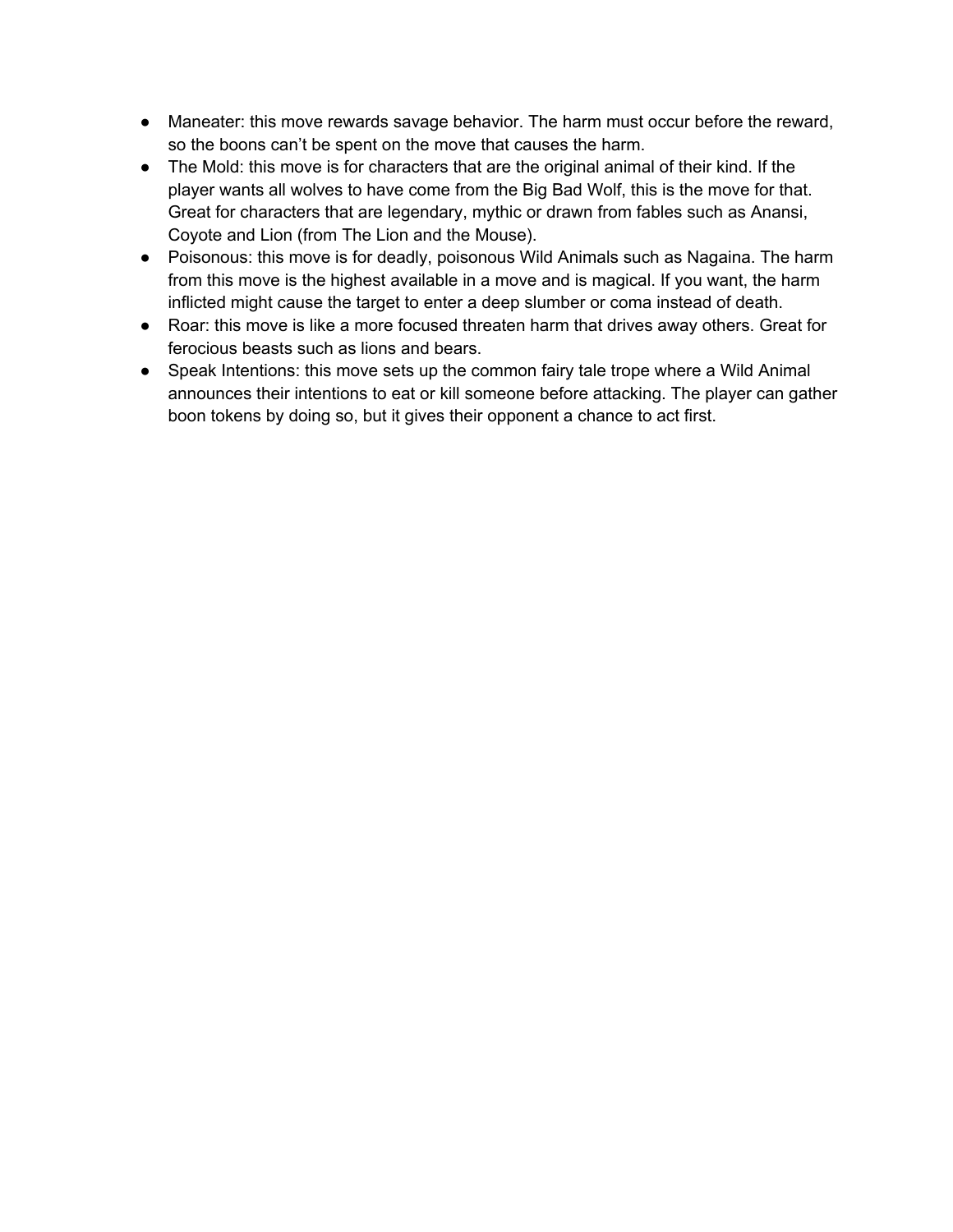- Maneater: this move rewards savage behavior. The harm must occur before the reward, so the boons can't be spent on the move that causes the harm.
- The Mold: this move is for characters that are the original animal of their kind. If the player wants all wolves to have come from the Big Bad Wolf, this is the move for that. Great for characters that are legendary, mythic or drawn from fables such as Anansi, Coyote and Lion (from The Lion and the Mouse).
- Poisonous: this move is for deadly, poisonous Wild Animals such as Nagaina. The harm from this move is the highest available in a move and is magical. If you want, the harm inflicted might cause the target to enter a deep slumber or coma instead of death.
- Roar: this move is like a more focused threaten harm that drives away others. Great for ferocious beasts such as lions and bears.
- Speak Intentions: this move sets up the common fairy tale trope where a Wild Animal announces their intentions to eat or kill someone before attacking. The player can gather boon tokens by doing so, but it gives their opponent a chance to act first.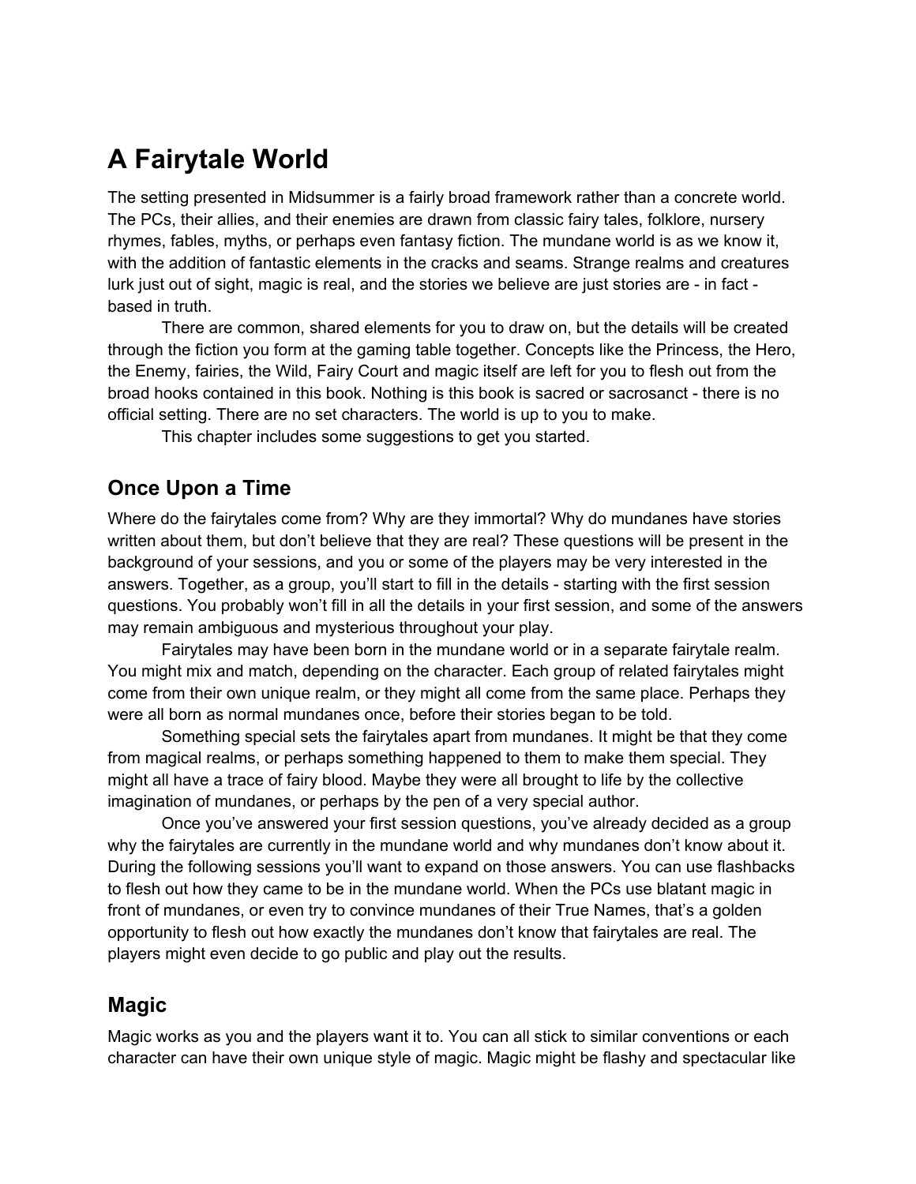# A Fairytale World

The setting presented in Midsummer is a fairly broad framework rather than a concrete world. The PCs, their allies, and their enemies are drawn from classic fairy tales, folklore, nursery rhymes, fables, myths, or perhaps even fantasy fiction. The mundane world is as we know it, with the addition of fantastic elements in the cracks and seams. Strange realms and creatures lurk just out of sight, magic is real, and the stories we believe are just stories are - in fact - based in truth.

There are common, shared elements for you to draw on, but the details will be created through the fiction you form at the gaming table together. Concepts like the Princess, the Hero, the Enemy, fairies, the Wild, Fairy Court and magic itself are left for you to flesh out from the broad hooks contained in this book. Nothing is this book is sacred or sacrosanct - there is no official setting. There are no set characters. The world is up to you to make.

This chapter includes some suggestions to get you started.

## Once Upon a Time

Where do the fairytales come from? Why are they immortal? Why do mundanes have stories written about them, but don't believe that they are real? These questions will be present in the background of your sessions, and you or some of the players may be very interested in the answers. Together, as a group, you'll start to fill in the details - starting with the first session questions. You probably won't fill in all the details in your first session, and some of the answers may remain ambiguous and mysterious throughout your play.

Fairytales may have been born in the mundane world or in a separate fairytale realm. You might mix and match, depending on the character. Each group of related fairytales might come from their own unique realm, or they might all come from the same place. Perhaps they were all born as normal mundanes once, before their stories began to be told.

Something special sets the fairytales apart from mundanes. It might be that they come from magical realms, or perhaps something happened to them to make them special. They might all have a trace of fairy blood. Maybe they were all brought to life by the collective imagination of mundanes, or perhaps by the pen of a very special author.

Once you've answered your first session questions, you've already decided as a group why the fairytales are currently in the mundane world and why mundanes don't know about it. During the following sessions you'll want to expand on those answers. You can use flashbacks to flesh out how they came to be in the mundane world. When the PCs use blatant magic in front of mundanes, or even try to convince mundanes of their True Names, that's a golden opportunity to flesh out how exactly the mundanes don't know that fairytales are real. The players might even decide to go public and play out the results.

## Magic

Magic works as you and the players want it to. You can all stick to similar conventions or each character can have their own unique style of magic. Magic might be flashy and spectacular like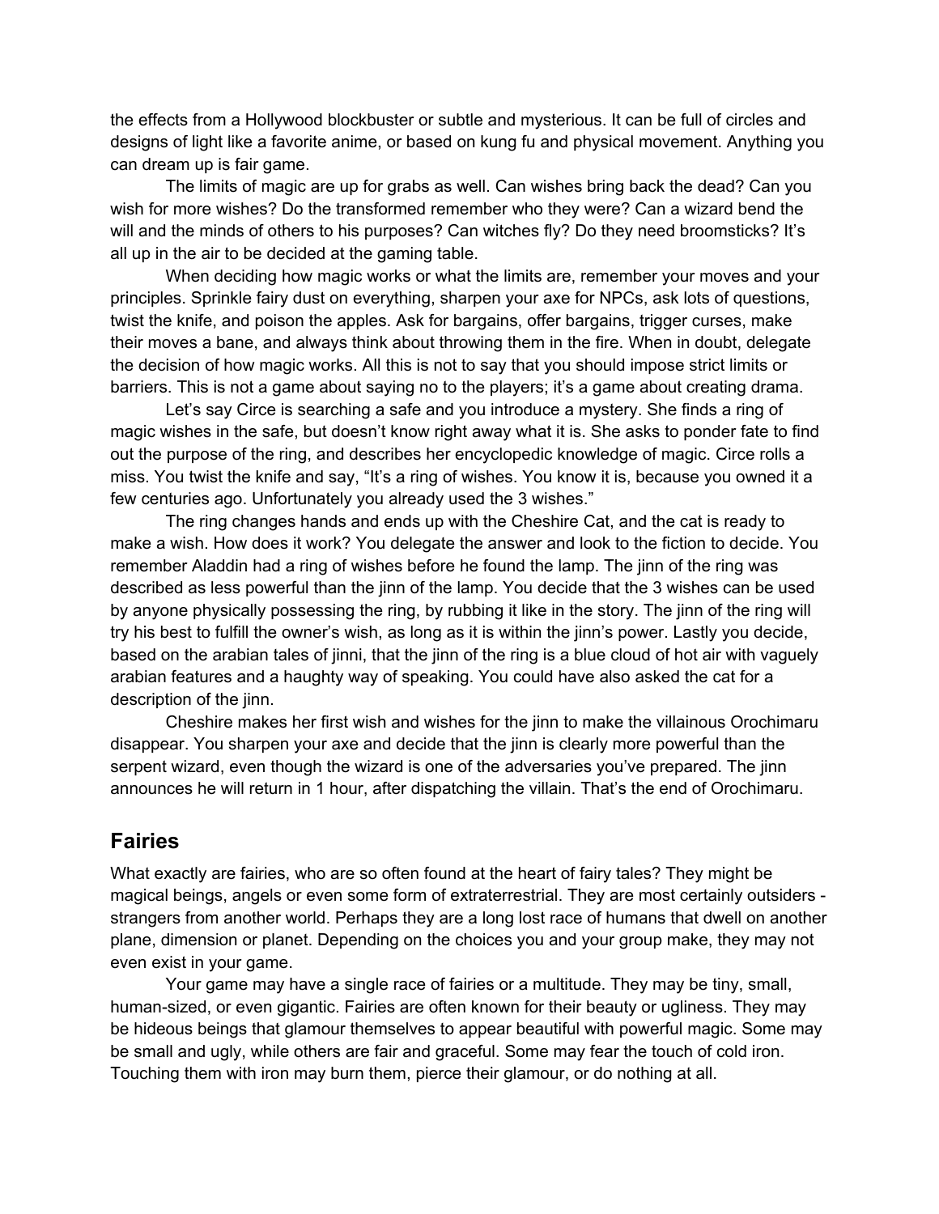the effects from a Hollywood blockbuster or subtle and mysterious. It can be full of circles and designs of light like a favorite anime, or based on kung fu and physical movement. Anything you can dream up is fair game.

The limits of magic are up for grabs as well. Can wishes bring back the dead? Can you wish for more wishes? Do the transformed remember who they were? Can a wizard bend the will and the minds of others to his purposes? Can witches fly? Do they need broomsticks? It's all up in the air to be decided at the gaming table.

When deciding how magic works or what the limits are, remember your moves and your principles. Sprinkle fairy dust on everything, sharpen your axe for NPCs, ask lots of questions, twist the knife, and poison the apples. Ask for bargains, offer bargains, trigger curses, make their moves a bane, and always think about throwing them in the fire. When in doubt, delegate the decision of how magic works. All this is not to say that you should impose strict limits or barriers. This is not a game about saying no to the players; it's a game about creating drama.

Let's say Circe is searching a safe and you introduce a mystery. She finds a ring of magic wishes in the safe, but doesn't know right away what it is. She asks to ponder fate to find out the purpose of the ring, and describes her encyclopedic knowledge of magic. Circe rolls a miss. You twist the knife and say, "It's a ring of wishes. You know it is, because you owned it a few centuries ago. Unfortunately you already used the 3 wishes."

The ring changes hands and ends up with the Cheshire Cat, and the cat is ready to make a wish. How does it work? You delegate the answer and look to the fiction to decide. You remember Aladdin had a ring of wishes before he found the lamp. The jinn of the ring was described as less powerful than the jinn of the lamp. You decide that the 3 wishes can be used by anyone physically possessing the ring, by rubbing it like in the story. The jinn of the ring will try his best to fulfill the owner's wish, as long as it is within the jinn's power. Lastly you decide, based on the arabian tales of jinni, that the jinn of the ring is a blue cloud of hot air with vaguely arabian features and a haughty way of speaking. You could have also asked the cat for a description of the jinn.

Cheshire makes her first wish and wishes for the jinn to make the villainous Orochimaru disappear. You sharpen your axe and decide that the jinn is clearly more powerful than the serpent wizard, even though the wizard is one of the adversaries you've prepared. The jinn announces he will return in 1 hour, after dispatching the villain. That's the end of Orochimaru.

## Fairies

What exactly are fairies, who are so often found at the heart of fairy tales? They might be magical beings, angels or even some form of extraterrestrial. They are most certainly outsiders - strangers from another world. Perhaps they are a long lost race of humans that dwell on another plane, dimension or planet. Depending on the choices you and your group make, they may not even exist in your game.

Your game may have a single race of fairies or a multitude. They may be tiny, small, human-sized, or even gigantic. Fairies are often known for their beauty or ugliness. They may be hideous beings that glamour themselves to appear beautiful with powerful magic. Some may be small and ugly, while others are fair and graceful. Some may fear the touch of cold iron. Touching them with iron may burn them, pierce their glamour, or do nothing at all.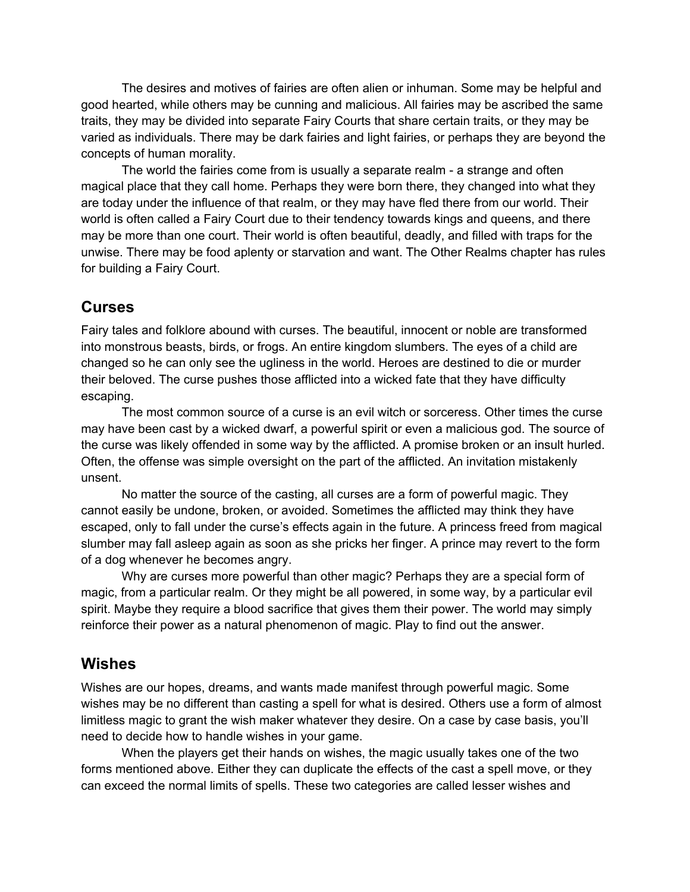The desires and motives of fairies are often alien or inhuman. Some may be helpful and good hearted, while others may be cunning and malicious. All fairies may be ascribed the same traits, they may be divided into separate Fairy Courts that share certain traits, or they may be varied as individuals. There may be dark fairies and light fairies, or perhaps they are beyond the concepts of human morality.

The world the fairies come from is usually a separate realm - a strange and often magical place that they call home. Perhaps they were born there, they changed into what they are today under the influence of that realm, or they may have fled there from our world. Their world is often called a Fairy Court due to their tendency towards kings and queens, and there may be more than one court. Their world is often beautiful, deadly, and filled with traps for the unwise. There may be food aplenty or starvation and want. The Other Realms chapter has rules for building a Fairy Court.

## Curses

Fairy tales and folklore abound with curses. The beautiful, innocent or noble are transformed into monstrous beasts, birds, or frogs. An entire kingdom slumbers. The eyes of a child are changed so he can only see the ugliness in the world. Heroes are destined to die or murder their beloved. The curse pushes those afflicted into a wicked fate that they have difficulty escaping.

The most common source of a curse is an evil witch or sorceress. Other times the curse may have been cast by a wicked dwarf, a powerful spirit or even a malicious god. The source of the curse was likely offended in some way by the afflicted. A promise broken or an insult hurled. Often, the offense was simple oversight on the part of the afflicted. An invitation mistakenly unsent.

No matter the source of the casting, all curses are a form of powerful magic. They cannot easily be undone, broken, or avoided. Sometimes the afflicted may think they have escaped, only to fall under the curse's effects again in the future. A princess freed from magical slumber may fall asleep again as soon as she pricks her finger. A prince may revert to the form of a dog whenever he becomes angry.

Why are curses more powerful than other magic? Perhaps they are a special form of magic, from a particular realm. Or they might be all powered, in some way, by a particular evil spirit. Maybe they require a blood sacrifice that gives them their power. The world may simply reinforce their power as a natural phenomenon of magic. Play to find out the answer.

## Wishes

Wishes are our hopes, dreams, and wants made manifest through powerful magic. Some wishes may be no different than casting a spell for what is desired. Others use a form of almost limitless magic to grant the wish maker whatever they desire. On a case by case basis, you'll need to decide how to handle wishes in your game.

When the players get their hands on wishes, the magic usually takes one of the two forms mentioned above. Either they can duplicate the effects of the cast a spell move, or they can exceed the normal limits of spells. These two categories are called lesser wishes and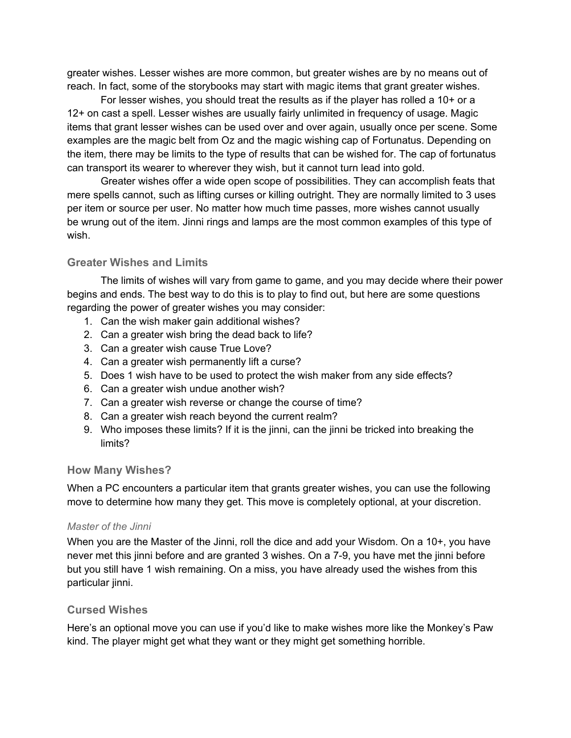greater wishes. Lesser wishes are more common, but greater wishes are by no means out of reach. In fact, some of the storybooks may start with magic items that grant greater wishes.

For lesser wishes, you should treat the results as if the player has rolled a 10+ or a 12+ on cast a spell. Lesser wishes are usually fairly unlimited in frequency of usage. Magic items that grant lesser wishes can be used over and over again, usually once per scene. Some examples are the magic belt from Oz and the magic wishing cap of Fortunatus. Depending on the item, there may be limits to the type of results that can be wished for. The cap of fortunatus can transport its wearer to wherever they wish, but it cannot turn lead into gold.

Greater wishes offer a wide open scope of possibilities. They can accomplish feats that mere spells cannot, such as lifting curses or killing outright. They are normally limited to 3 uses per item or source per user. No matter how much time passes, more wishes cannot usually be wrung out of the item. Jinni rings and lamps are the most common examples of this type of wish.

### Greater Wishes and Limits

The limits of wishes will vary from game to game, and you may decide where their power begins and ends. The best way to do this is to play to find out, but here are some questions regarding the power of greater wishes you may consider:

1. Can the wish maker gain additional wishes?
2. Can a greater wish bring the dead back to life?
3. Can a greater wish cause True Love?
4. Can a greater wish permanently lift a curse?
5. Does 1 wish have to be used to protect the wish maker from any side effects?
6. Can a greater wish undue another wish?
7. Can a greater wish reverse or change the course of time?
8. Can a greater wish reach beyond the current realm?
9. Who imposes these limits? If it is the jinni, can the jinni be tricked into breaking the limits?

### How Many Wishes?

When a PC encounters a particular item that grants greater wishes, you can use the following move to determine how many they get. This move is completely optional, at your discretion.

#### *Master of the Jinni*

When you are the Master of the Jinni, roll the dice and add your Wisdom. On a 10+, you have never met this jinni before and are granted 3 wishes. On a 7-9, you have met the jinni before but you still have 1 wish remaining. On a miss, you have already used the wishes from this particular jinni.

### Cursed Wishes

Here's an optional move you can use if you'd like to make wishes more like the Monkey's Paw kind. The player might get what they want or they might get something horrible.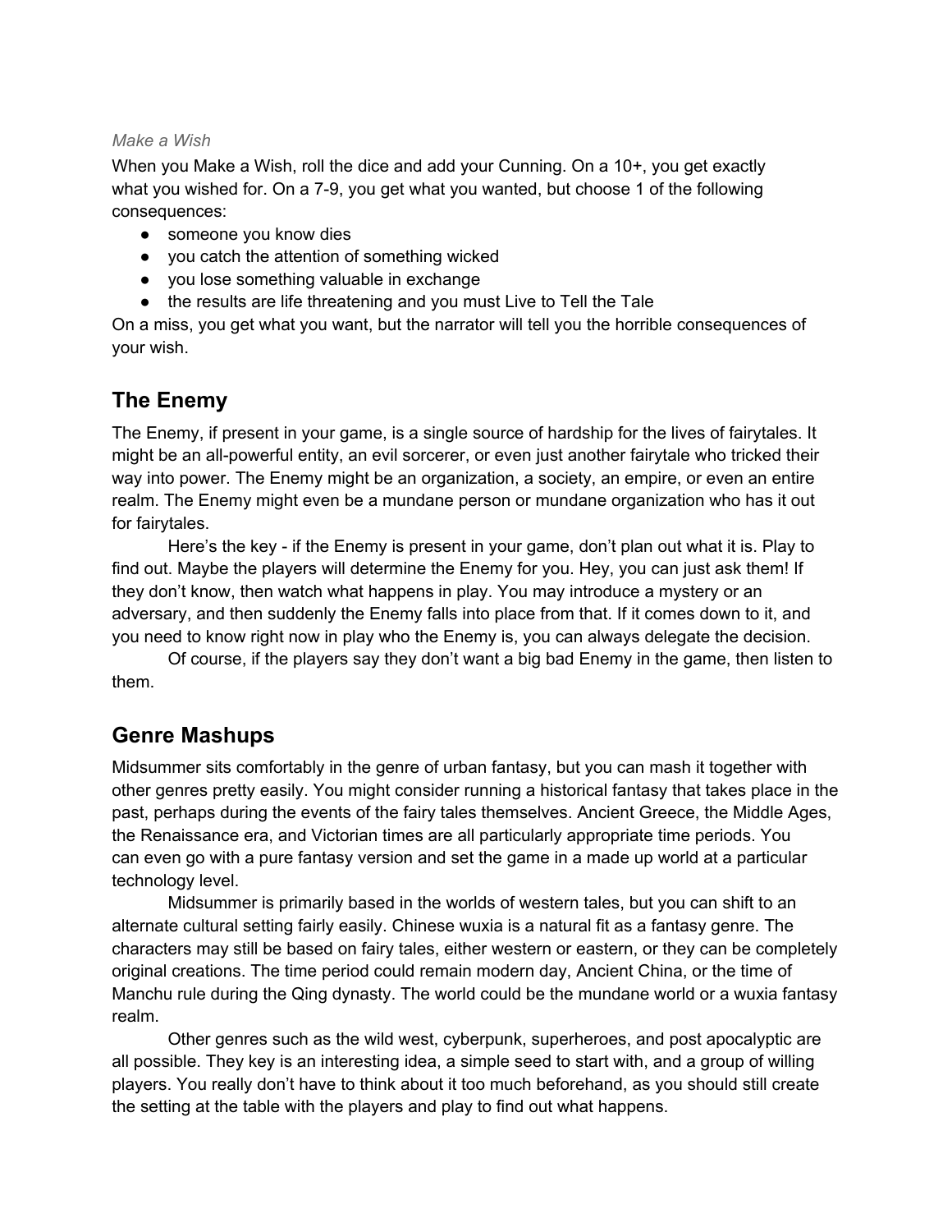*Make a Wish*

When you Make a Wish, roll the dice and add your Cunning. On a 10+, you get exactly what you wished for. On a 7-9, you get what you wanted, but choose 1 of the following consequences:

- someone you know dies
- you catch the attention of something wicked
- you lose something valuable in exchange
- the results are life threatening and you must Live to Tell the Tale

On a miss, you get what you want, but the narrator will tell you the horrible consequences of your wish.

## The Enemy

The Enemy, if present in your game, is a single source of hardship for the lives of fairytales. It might be an all-powerful entity, an evil sorcerer, or even just another fairytale who tricked their way into power. The Enemy might be an organization, a society, an empire, or even an entire realm. The Enemy might even be a mundane person or mundane organization who has it out for fairytales.

Here's the key - if the Enemy is present in your game, don't plan out what it is. Play to find out. Maybe the players will determine the Enemy for you. Hey, you can just ask them! If they don't know, then watch what happens in play. You may introduce a mystery or an adversary, and then suddenly the Enemy falls into place from that. If it comes down to it, and you need to know right now in play who the Enemy is, you can always delegate the decision.

Of course, if the players say they don't want a big bad Enemy in the game, then listen to them.

## Genre Mashups

Midsummer sits comfortably in the genre of urban fantasy, but you can mash it together with other genres pretty easily. You might consider running a historical fantasy that takes place in the past, perhaps during the events of the fairy tales themselves. Ancient Greece, the Middle Ages, the Renaissance era, and Victorian times are all particularly appropriate time periods. You can even go with a pure fantasy version and set the game in a made up world at a particular technology level.

Midsummer is primarily based in the worlds of western tales, but you can shift to an alternate cultural setting fairly easily. Chinese wuxia is a natural fit as a fantasy genre. The characters may still be based on fairy tales, either western or eastern, or they can be completely original creations. The time period could remain modern day, Ancient China, or the time of Manchu rule during the Qing dynasty. The world could be the mundane world or a wuxia fantasy realm.

Other genres such as the wild west, cyberpunk, superheroes, and post apocalyptic are all possible. They key is an interesting idea, a simple seed to start with, and a group of willing players. You really don't have to think about it too much beforehand, as you should still create the setting at the table with the players and play to find out what happens.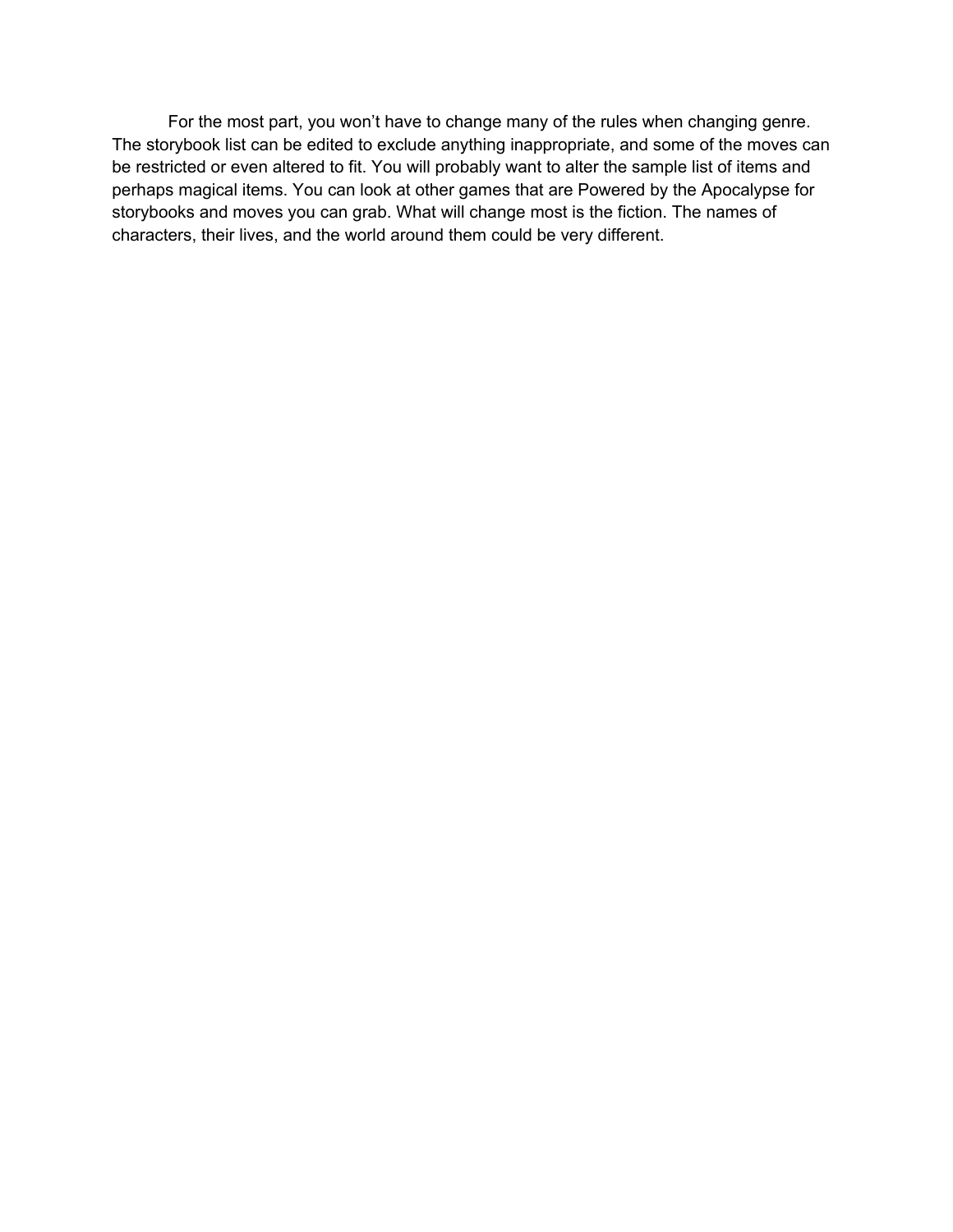For the most part, you won't have to change many of the rules when changing genre. The storybook list can be edited to exclude anything inappropriate, and some of the moves can be restricted or even altered to fit. You will probably want to alter the sample list of items and perhaps magical items. You can look at other games that are Powered by the Apocalypse for storybooks and moves you can grab. What will change most is the fiction. The names of characters, their lives, and the world around them could be very different.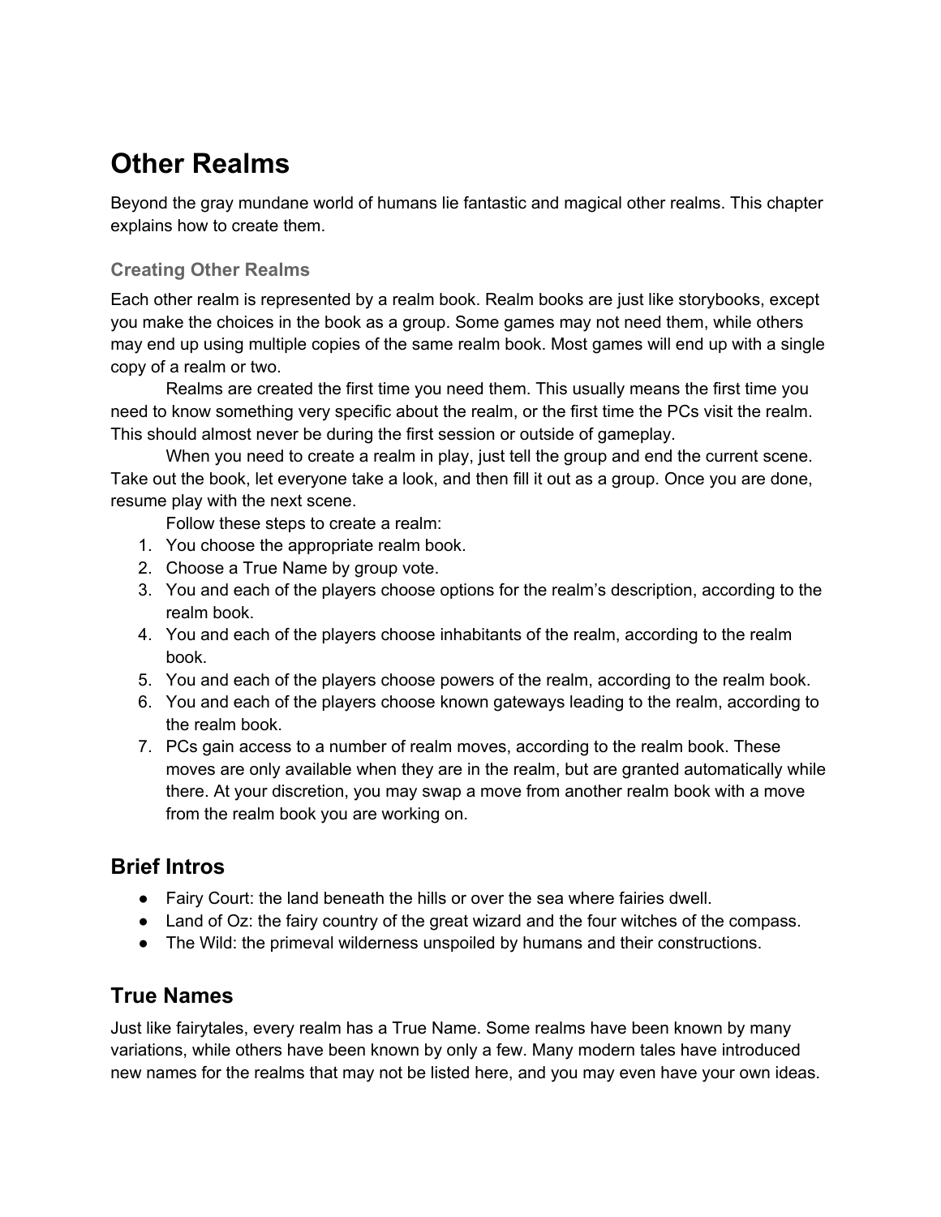# Other Realms

Beyond the gray mundane world of humans lie fantastic and magical other realms. This chapter explains how to create them.

### Creating Other Realms

Each other realm is represented by a realm book. Realm books are just like storybooks, except you make the choices in the book as a group. Some games may not need them, while others may end up using multiple copies of the same realm book. Most games will end up with a single copy of a realm or two.

Realms are created the first time you need them. This usually means the first time you need to know something very specific about the realm, or the first time the PCs visit the realm. This should almost never be during the first session or outside of gameplay.

When you need to create a realm in play, just tell the group and end the current scene. Take out the book, let everyone take a look, and then fill it out as a group. Once you are done, resume play with the next scene.

Follow these steps to create a realm:

1. You choose the appropriate realm book.
2. Choose a True Name by group vote.
3. You and each of the players choose options for the realm's description, according to the realm book.
4. You and each of the players choose inhabitants of the realm, according to the realm book.
5. You and each of the players choose powers of the realm, according to the realm book.
6. You and each of the players choose known gateways leading to the realm, according to the realm book.
7. PCs gain access to a number of realm moves, according to the realm book. These moves are only available when they are in the realm, but are granted automatically while there. At your discretion, you may swap a move from another realm book with a move from the realm book you are working on.

## Brief Intros

- Fairy Court: the land beneath the hills or over the sea where fairies dwell.
- Land of Oz: the fairy country of the great wizard and the four witches of the compass.
- The Wild: the primeval wilderness unspoiled by humans and their constructions.

## True Names

Just like fairytales, every realm has a True Name. Some realms have been known by many variations, while others have been known by only a few. Many modern tales have introduced new names for the realms that may not be listed here, and you may even have your own ideas.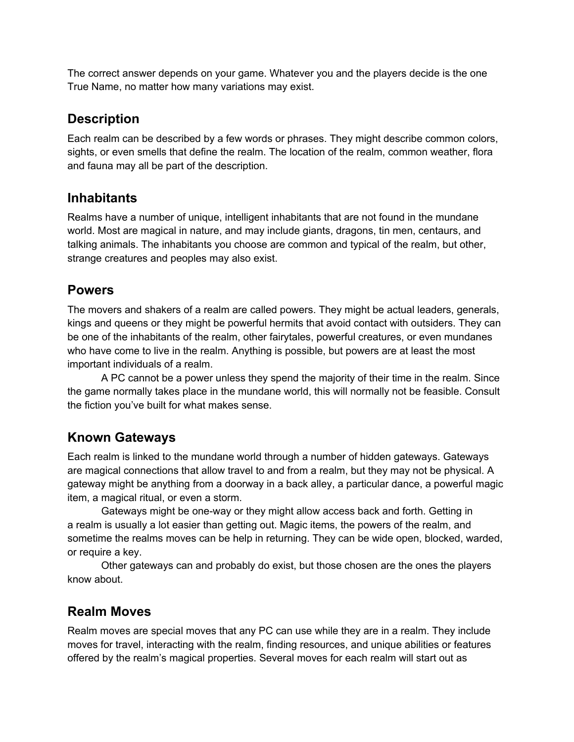The correct answer depends on your game. Whatever you and the players decide is the one True Name, no matter how many variations may exist.

## Description

Each realm can be described by a few words or phrases. They might describe common colors, sights, or even smells that define the realm. The location of the realm, common weather, flora and fauna may all be part of the description.

## Inhabitants

Realms have a number of unique, intelligent inhabitants that are not found in the mundane world. Most are magical in nature, and may include giants, dragons, tin men, centaurs, and talking animals. The inhabitants you choose are common and typical of the realm, but other, strange creatures and peoples may also exist.

## Powers

The movers and shakers of a realm are called powers. They might be actual leaders, generals, kings and queens or they might be powerful hermits that avoid contact with outsiders. They can be one of the inhabitants of the realm, other fairytales, powerful creatures, or even mundanes who have come to live in the realm. Anything is possible, but powers are at least the most important individuals of a realm.

A PC cannot be a power unless they spend the majority of their time in the realm. Since the game normally takes place in the mundane world, this will normally not be feasible. Consult the fiction you've built for what makes sense.

## Known Gateways

Each realm is linked to the mundane world through a number of hidden gateways. Gateways are magical connections that allow travel to and from a realm, but they may not be physical. A gateway might be anything from a doorway in a back alley, a particular dance, a powerful magic item, a magical ritual, or even a storm.

Gateways might be one-way or they might allow access back and forth. Getting in a realm is usually a lot easier than getting out. Magic items, the powers of the realm, and sometime the realms moves can be help in returning. They can be wide open, blocked, warded, or require a key.

Other gateways can and probably do exist, but those chosen are the ones the players know about.

## Realm Moves

Realm moves are special moves that any PC can use while they are in a realm. They include moves for travel, interacting with the realm, finding resources, and unique abilities or features offered by the realm's magical properties. Several moves for each realm will start out as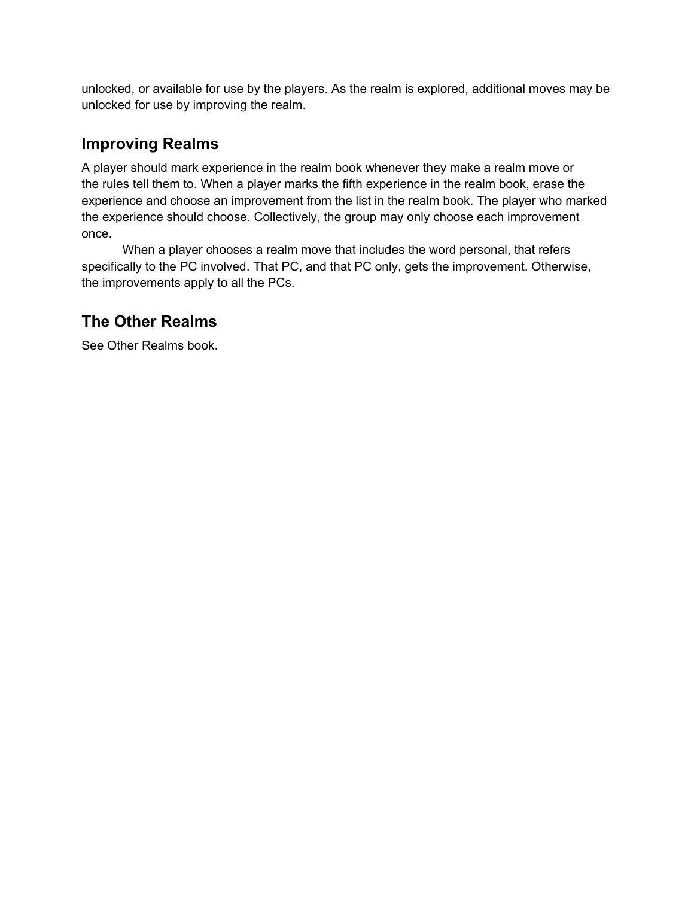unlocked, or available for use by the players. As the realm is explored, additional moves may be unlocked for use by improving the realm.

## Improving Realms

A player should mark experience in the realm book whenever they make a realm move or the rules tell them to. When a player marks the fifth experience in the realm book, erase the experience and choose an improvement from the list in the realm book. The player who marked the experience should choose. Collectively, the group may only choose each improvement once.

When a player chooses a realm move that includes the word personal, that refers specifically to the PC involved. That PC, and that PC only, gets the improvement. Otherwise, the improvements apply to all the PCs.

## The Other Realms

See Other Realms book.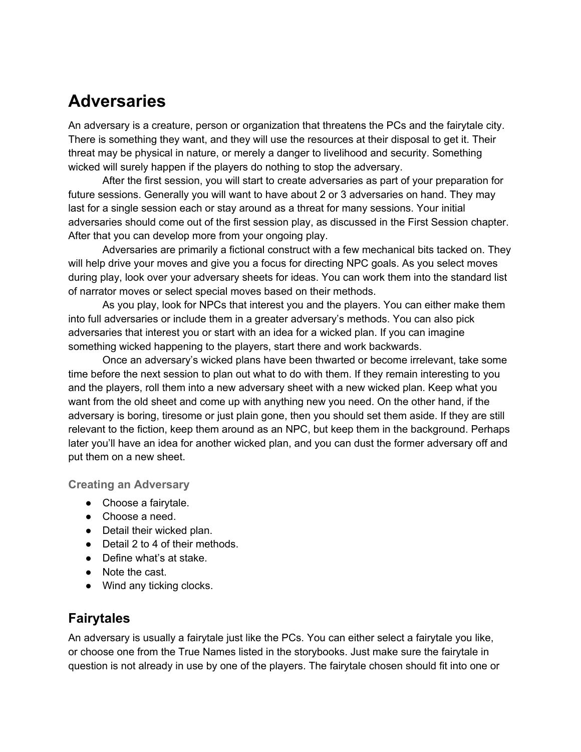# Adversaries

An adversary is a creature, person or organization that threatens the PCs and the fairytale city. There is something they want, and they will use the resources at their disposal to get it. Their threat may be physical in nature, or merely a danger to livelihood and security. Something wicked will surely happen if the players do nothing to stop the adversary.

After the first session, you will start to create adversaries as part of your preparation for future sessions. Generally you will want to have about 2 or 3 adversaries on hand. They may last for a single session each or stay around as a threat for many sessions. Your initial adversaries should come out of the first session play, as discussed in the First Session chapter. After that you can develop more from your ongoing play.

Adversaries are primarily a fictional construct with a few mechanical bits tacked on. They will help drive your moves and give you a focus for directing NPC goals. As you select moves during play, look over your adversary sheets for ideas. You can work them into the standard list of narrator moves or select special moves based on their methods.

As you play, look for NPCs that interest you and the players. You can either make them into full adversaries or include them in a greater adversary's methods. You can also pick adversaries that interest you or start with an idea for a wicked plan. If you can imagine something wicked happening to the players, start there and work backwards.

Once an adversary's wicked plans have been thwarted or become irrelevant, take some time before the next session to plan out what to do with them. If they remain interesting to you and the players, roll them into a new adversary sheet with a new wicked plan. Keep what you want from the old sheet and come up with anything new you need. On the other hand, if the adversary is boring, tiresome or just plain gone, then you should set them aside. If they are still relevant to the fiction, keep them around as an NPC, but keep them in the background. Perhaps later you'll have an idea for another wicked plan, and you can dust the former adversary off and put them on a new sheet.

### Creating an Adversary

- Choose a fairytale.
- Choose a need.
- Detail their wicked plan.
- Detail 2 to 4 of their methods.
- Define what's at stake.
- Note the cast.
- Wind any ticking clocks.

## Fairytales

An adversary is usually a fairytale just like the PCs. You can either select a fairytale you like, or choose one from the True Names listed in the storybooks. Just make sure the fairytale in question is not already in use by one of the players. The fairytale chosen should fit into one or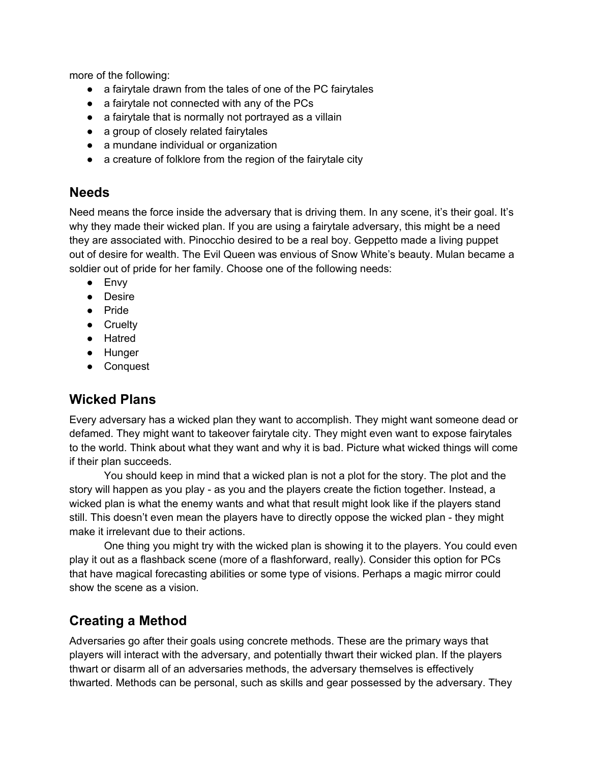more of the following:

- a fairytale drawn from the tales of one of the PC fairytales
- a fairytale not connected with any of the PCs
- a fairytale that is normally not portrayed as a villain
- a group of closely related fairytales
- a mundane individual or organization
- a creature of folklore from the region of the fairytale city

## Needs

Need means the force inside the adversary that is driving them. In any scene, it's their goal. It's why they made their wicked plan. If you are using a fairytale adversary, this might be a need they are associated with. Pinocchio desired to be a real boy. Geppetto made a living puppet out of desire for wealth. The Evil Queen was envious of Snow White's beauty. Mulan became a soldier out of pride for her family. Choose one of the following needs:

- Envy
- Desire
- Pride
- Cruelty
- Hatred
- Hunger
- Conquest

## Wicked Plans

Every adversary has a wicked plan they want to accomplish. They might want someone dead or defamed. They might want to takeover fairytale city. They might even want to expose fairytales to the world. Think about what they want and why it is bad. Picture what wicked things will come if their plan succeeds.

You should keep in mind that a wicked plan is not a plot for the story. The plot and the story will happen as you play - as you and the players create the fiction together. Instead, a wicked plan is what the enemy wants and what that result might look like if the players stand still. This doesn't even mean the players have to directly oppose the wicked plan - they might make it irrelevant due to their actions.

One thing you might try with the wicked plan is showing it to the players. You could even play it out as a flashback scene (more of a flashforward, really). Consider this option for PCs that have magical forecasting abilities or some type of visions. Perhaps a magic mirror could show the scene as a vision.

## Creating a Method

Adversaries go after their goals using concrete methods. These are the primary ways that players will interact with the adversary, and potentially thwart their wicked plan. If the players thwart or disarm all of an adversaries methods, the adversary themselves is effectively thwarted. Methods can be personal, such as skills and gear possessed by the adversary. They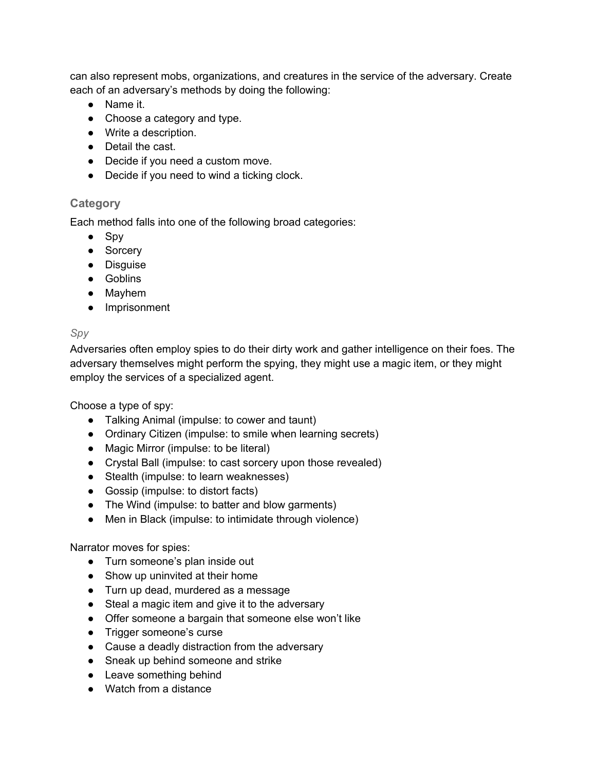can also represent mobs, organizations, and creatures in the service of the adversary. Create each of an adversary's methods by doing the following:

- Name it.
- Choose a category and type.
- Write a description.
- Detail the cast.
- Decide if you need a custom move.
- Decide if you need to wind a ticking clock.

### Category

Each method falls into one of the following broad categories:

- Spy
- Sorcery
- Disguise
- Goblins
- Mayhem
- Imprisonment

#### *Spy*

Adversaries often employ spies to do their dirty work and gather intelligence on their foes. The adversary themselves might perform the spying, they might use a magic item, or they might employ the services of a specialized agent.

Choose a type of spy:

- Talking Animal (impulse: to cower and taunt)
- Ordinary Citizen (impulse: to smile when learning secrets)
- Magic Mirror (impulse: to be literal)
- Crystal Ball (impulse: to cast sorcery upon those revealed)
- Stealth (impulse: to learn weaknesses)
- Gossip (impulse: to distort facts)
- The Wind (impulse: to batter and blow garments)
- Men in Black (impulse: to intimidate through violence)

Narrator moves for spies:

- Turn someone's plan inside out
- Show up uninvited at their home
- Turn up dead, murdered as a message
- Steal a magic item and give it to the adversary
- Offer someone a bargain that someone else won't like
- Trigger someone's curse
- Cause a deadly distraction from the adversary
- Sneak up behind someone and strike
- Leave something behind
- Watch from a distance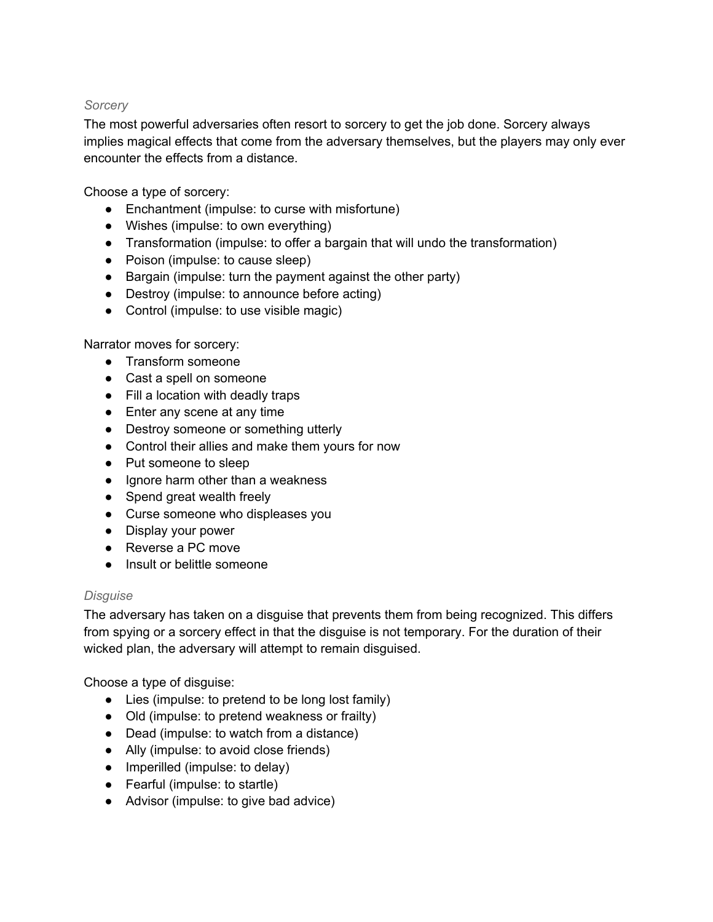*Sorcery*

The most powerful adversaries often resort to sorcery to get the job done. Sorcery always implies magical effects that come from the adversary themselves, but the players may only ever encounter the effects from a distance.

Choose a type of sorcery:

- Enchantment (impulse: to curse with misfortune)
- Wishes (impulse: to own everything)
- Transformation (impulse: to offer a bargain that will undo the transformation)
- Poison (impulse: to cause sleep)
- Bargain (impulse: turn the payment against the other party)
- Destroy (impulse: to announce before acting)
- Control (impulse: to use visible magic)

Narrator moves for sorcery:

- Transform someone
- Cast a spell on someone
- Fill a location with deadly traps
- Enter any scene at any time
- Destroy someone or something utterly
- Control their allies and make them yours for now
- Put someone to sleep
- Ignore harm other than a weakness
- Spend great wealth freely
- Curse someone who displeases you
- Display your power
- Reverse a PC move
- Insult or belittle someone

*Disguise*

The adversary has taken on a disguise that prevents them from being recognized. This differs from spying or a sorcery effect in that the disguise is not temporary. For the duration of their wicked plan, the adversary will attempt to remain disguised.

Choose a type of disguise:

- Lies (impulse: to pretend to be long lost family)
- Old (impulse: to pretend weakness or frailty)
- Dead (impulse: to watch from a distance)
- Ally (impulse: to avoid close friends)
- Imperilled (impulse: to delay)
- Fearful (impulse: to startle)
- Advisor (impulse: to give bad advice)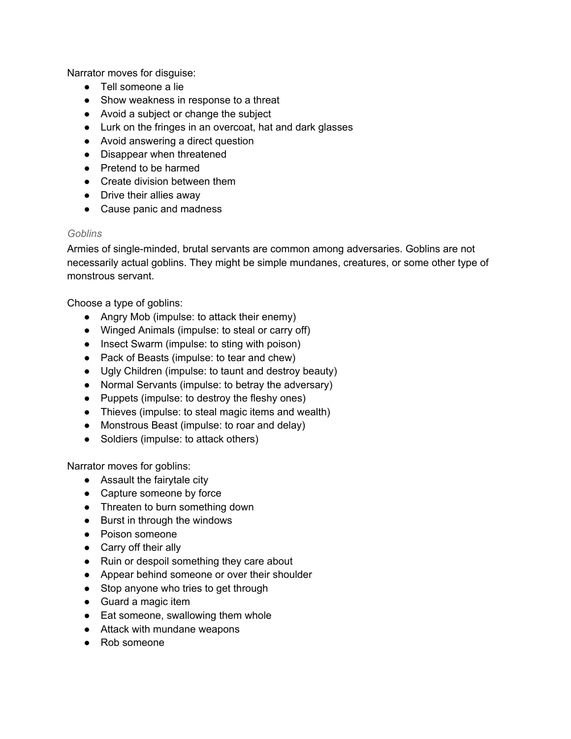Narrator moves for disguise:

- Tell someone a lie
- Show weakness in response to a threat
- Avoid a subject or change the subject
- Lurk on the fringes in an overcoat, hat and dark glasses
- Avoid answering a direct question
- Disappear when threatened
- Pretend to be harmed
- Create division between them
- Drive their allies away
- Cause panic and madness

### *Goblins*

Armies of single-minded, brutal servants are common among adversaries. Goblins are not necessarily actual goblins. They might be simple mundanes, creatures, or some other type of monstrous servant.

Choose a type of goblins:

- Angry Mob (impulse: to attack their enemy)
- Winged Animals (impulse: to steal or carry off)
- Insect Swarm (impulse: to sting with poison)
- Pack of Beasts (impulse: to tear and chew)
- Ugly Children (impulse: to taunt and destroy beauty)
- Normal Servants (impulse: to betray the adversary)
- Puppets (impulse: to destroy the fleshy ones)
- Thieves (impulse: to steal magic items and wealth)
- Monstrous Beast (impulse: to roar and delay)
- Soldiers (impulse: to attack others)

Narrator moves for goblins:

- Assault the fairytale city
- Capture someone by force
- Threaten to burn something down
- Burst in through the windows
- Poison someone
- Carry off their ally
- Ruin or despoil something they care about
- Appear behind someone or over their shoulder
- Stop anyone who tries to get through
- Guard a magic item
- Eat someone, swallowing them whole
- Attack with mundane weapons
- Rob someone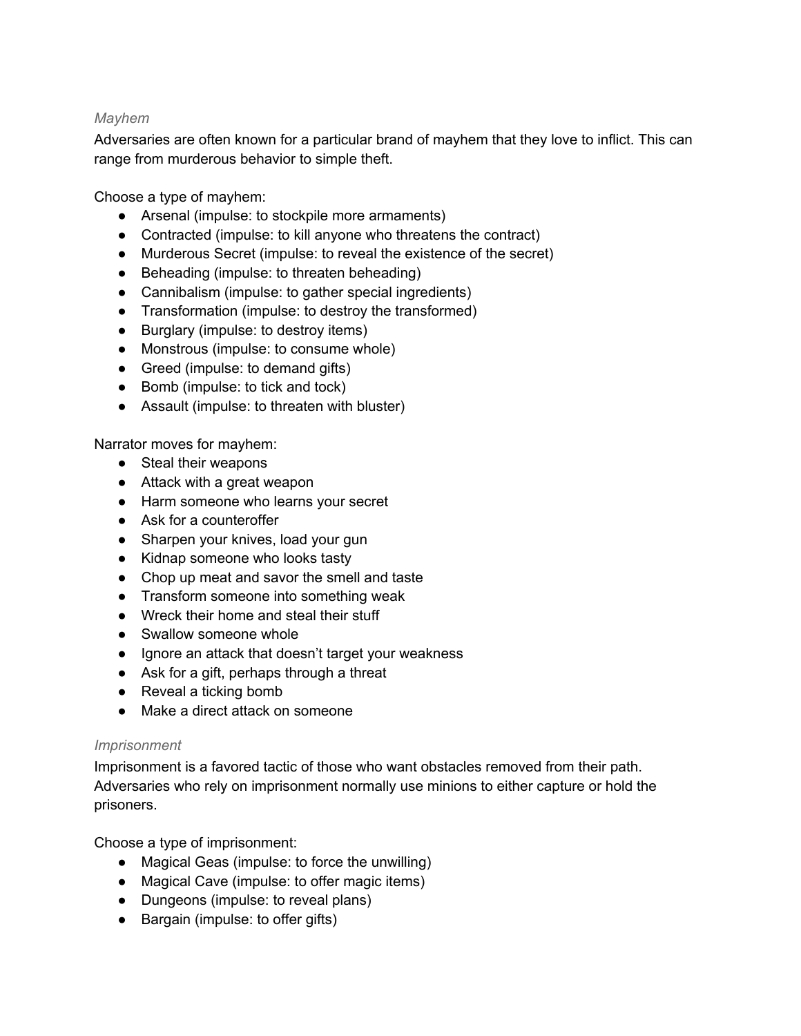### *Mayhem*

Adversaries are often known for a particular brand of mayhem that they love to inflict. This can range from murderous behavior to simple theft.

Choose a type of mayhem:

- Arsenal (impulse: to stockpile more armaments)
- Contracted (impulse: to kill anyone who threatens the contract)
- Murderous Secret (impulse: to reveal the existence of the secret)
- Beheading (impulse: to threaten beheading)
- Cannibalism (impulse: to gather special ingredients)
- Transformation (impulse: to destroy the transformed)
- Burglary (impulse: to destroy items)
- Monstrous (impulse: to consume whole)
- Greed (impulse: to demand gifts)
- Bomb (impulse: to tick and tock)
- Assault (impulse: to threaten with bluster)

Narrator moves for mayhem:

- Steal their weapons
- Attack with a great weapon
- Harm someone who learns your secret
- Ask for a counteroffer
- Sharpen your knives, load your gun
- Kidnap someone who looks tasty
- Chop up meat and savor the smell and taste
- Transform someone into something weak
- Wreck their home and steal their stuff
- Swallow someone whole
- Ignore an attack that doesn't target your weakness
- Ask for a gift, perhaps through a threat
- Reveal a ticking bomb
- Make a direct attack on someone

### *Imprisonment*

Imprisonment is a favored tactic of those who want obstacles removed from their path. Adversaries who rely on imprisonment normally use minions to either capture or hold the prisoners.

Choose a type of imprisonment:

- Magical Geas (impulse: to force the unwilling)
- Magical Cave (impulse: to offer magic items)
- Dungeons (impulse: to reveal plans)
- Bargain (impulse: to offer gifts)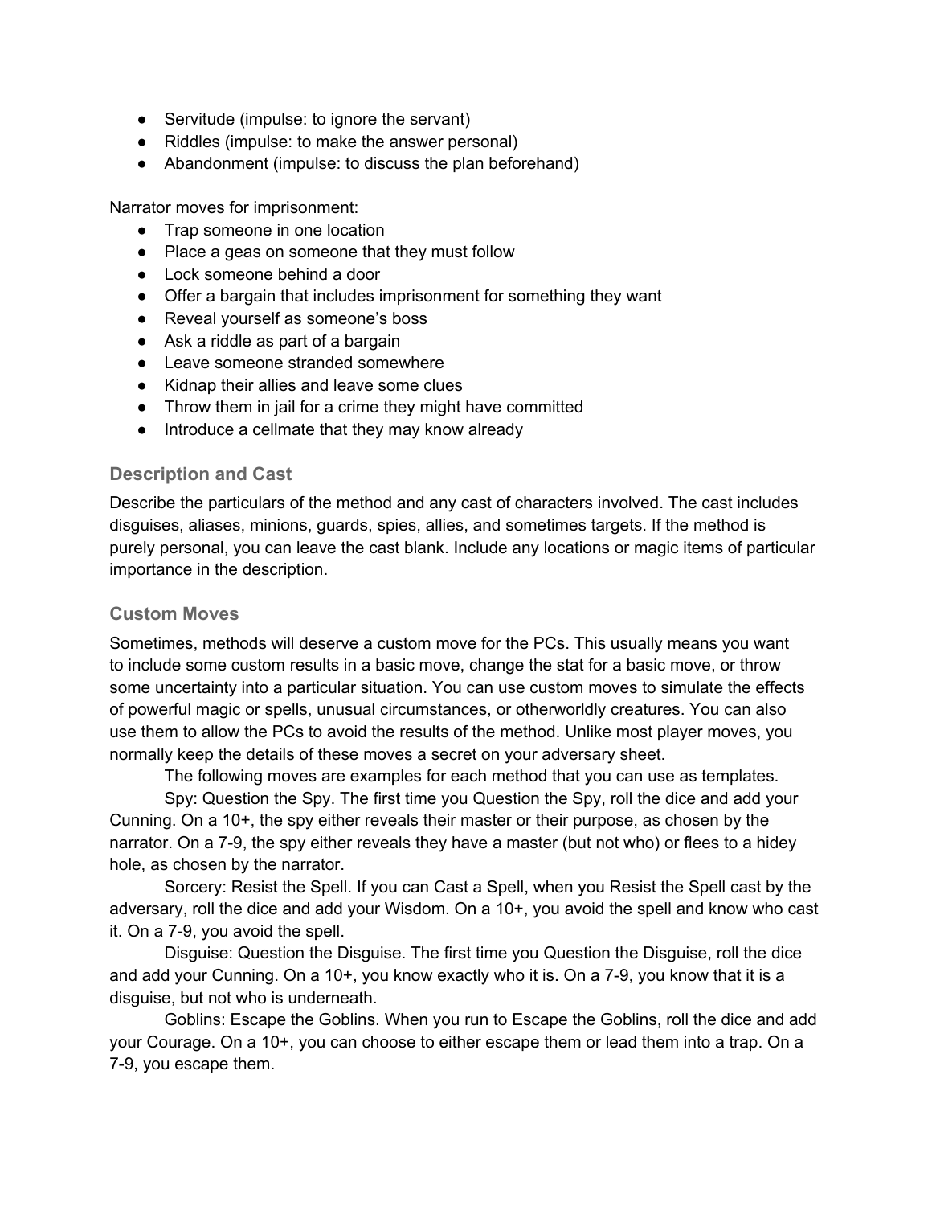- Servitude (impulse: to ignore the servant)
- Riddles (impulse: to make the answer personal)
- Abandonment (impulse: to discuss the plan beforehand)

Narrator moves for imprisonment:

- Trap someone in one location
- Place a geas on someone that they must follow
- Lock someone behind a door
- Offer a bargain that includes imprisonment for something they want
- Reveal yourself as someone's boss
- Ask a riddle as part of a bargain
- Leave someone stranded somewhere
- Kidnap their allies and leave some clues
- Throw them in jail for a crime they might have committed
- Introduce a cellmate that they may know already

### Description and Cast

Describe the particulars of the method and any cast of characters involved. The cast includes disguises, aliases, minions, guards, spies, allies, and sometimes targets. If the method is purely personal, you can leave the cast blank. Include any locations or magic items of particular importance in the description.

### Custom Moves

Sometimes, methods will deserve a custom move for the PCs. This usually means you want to include some custom results in a basic move, change the stat for a basic move, or throw some uncertainty into a particular situation. You can use custom moves to simulate the effects of powerful magic or spells, unusual circumstances, or otherworldly creatures. You can also use them to allow the PCs to avoid the results of the method. Unlike most player moves, you normally keep the details of these moves a secret on your adversary sheet.

The following moves are examples for each method that you can use as templates.

Spy: Question the Spy. The first time you Question the Spy, roll the dice and add your Cunning. On a 10+, the spy either reveals their master or their purpose, as chosen by the narrator. On a 7-9, the spy either reveals they have a master (but not who) or flees to a hidey hole, as chosen by the narrator.

Sorcery: Resist the Spell. If you can Cast a Spell, when you Resist the Spell cast by the adversary, roll the dice and add your Wisdom. On a 10+, you avoid the spell and know who cast it. On a 7-9, you avoid the spell.

Disguise: Question the Disguise. The first time you Question the Disguise, roll the dice and add your Cunning. On a 10+, you know exactly who it is. On a 7-9, you know that it is a disguise, but not who is underneath.

Goblins: Escape the Goblins. When you run to Escape the Goblins, roll the dice and add your Courage. On a 10+, you can choose to either escape them or lead them into a trap. On a 7-9, you escape them.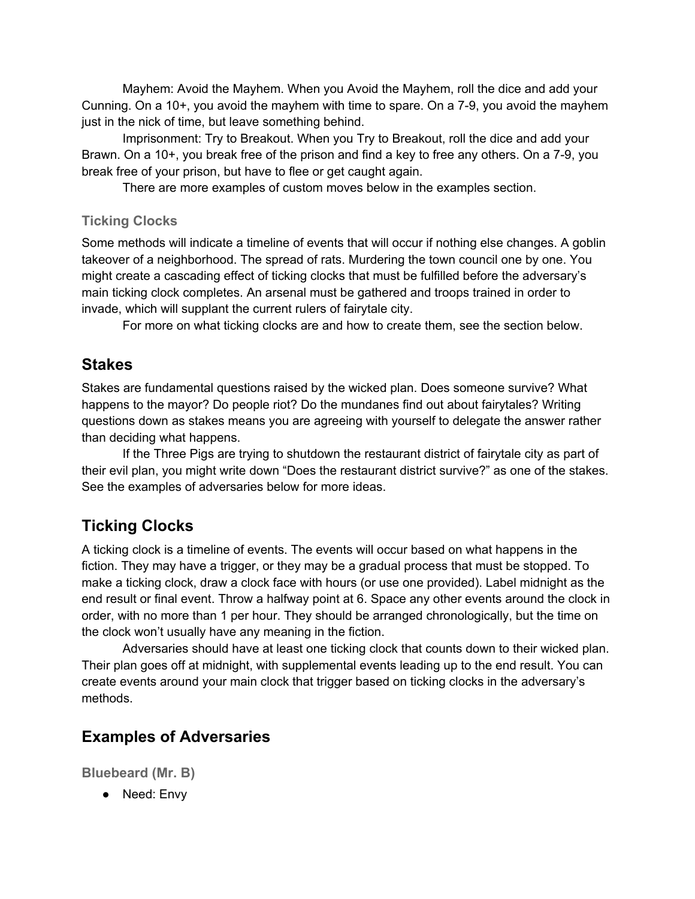Mayhem: Avoid the Mayhem. When you Avoid the Mayhem, roll the dice and add your Cunning. On a 10+, you avoid the mayhem with time to spare. On a 7-9, you avoid the mayhem just in the nick of time, but leave something behind.

Imprisonment: Try to Breakout. When you Try to Breakout, roll the dice and add your Brawn. On a 10+, you break free of the prison and find a key to free any others. On a 7-9, you break free of your prison, but have to flee or get caught again.

There are more examples of custom moves below in the examples section.

### Ticking Clocks

Some methods will indicate a timeline of events that will occur if nothing else changes. A goblin takeover of a neighborhood. The spread of rats. Murdering the town council one by one. You might create a cascading effect of ticking clocks that must be fulfilled before the adversary's main ticking clock completes. An arsenal must be gathered and troops trained in order to invade, which will supplant the current rulers of fairytale city.

For more on what ticking clocks are and how to create them, see the section below.

## Stakes

Stakes are fundamental questions raised by the wicked plan. Does someone survive? What happens to the mayor? Do people riot? Do the mundanes find out about fairytales? Writing questions down as stakes means you are agreeing with yourself to delegate the answer rather than deciding what happens.

If the Three Pigs are trying to shutdown the restaurant district of fairytale city as part of their evil plan, you might write down "Does the restaurant district survive?" as one of the stakes. See the examples of adversaries below for more ideas.

## Ticking Clocks

A ticking clock is a timeline of events. The events will occur based on what happens in the fiction. They may have a trigger, or they may be a gradual process that must be stopped. To make a ticking clock, draw a clock face with hours (or use one provided). Label midnight as the end result or final event. Throw a halfway point at 6. Space any other events around the clock in order, with no more than 1 per hour. They should be arranged chronologically, but the time on the clock won't usually have any meaning in the fiction.

Adversaries should have at least one ticking clock that counts down to their wicked plan. Their plan goes off at midnight, with supplemental events leading up to the end result. You can create events around your main clock that trigger based on ticking clocks in the adversary's methods.

## Examples of Adversaries

### Bluebeard (Mr. B)

- Need: Envy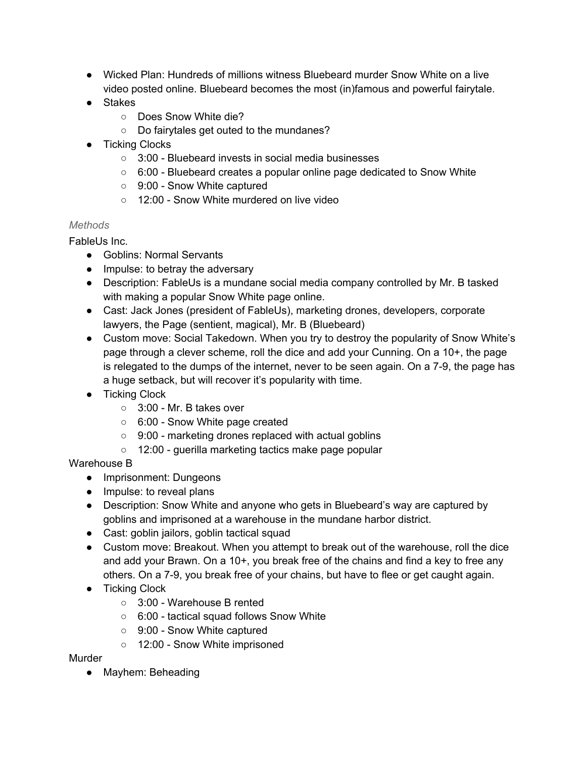- Wicked Plan: Hundreds of millions witness Bluebeard murder Snow White on a live video posted online. Bluebeard becomes the most (in)famous and powerful fairytale.
- Stakes
    - Does Snow White die?
    - Do fairytales get outed to the mundanes?
- Ticking Clocks
    - 3:00 - Bluebeard invests in social media businesses
    - 6:00 - Bluebeard creates a popular online page dedicated to Snow White
    - 9:00 - Snow White captured
    - 12:00 - Snow White murdered on live video

*Methods*

FableUs Inc.

- Goblins: Normal Servants
- Impulse: to betray the adversary
- Description: FableUs is a mundane social media company controlled by Mr. B tasked with making a popular Snow White page online.
- Cast: Jack Jones (president of FableUs), marketing drones, developers, corporate lawyers, the Page (sentient, magical), Mr. B (Bluebeard)
- Custom move: Social Takedown. When you try to destroy the popularity of Snow White's page through a clever scheme, roll the dice and add your Cunning. On a 10+, the page is relegated to the dumps of the internet, never to be seen again. On a 7-9, the page has a huge setback, but will recover it's popularity with time.
- Ticking Clock
    - 3:00 - Mr. B takes over
    - 6:00 - Snow White page created
    - 9:00 - marketing drones replaced with actual goblins
    - 12:00 - guerilla marketing tactics make page popular

Warehouse B

- Imprisonment: Dungeons
- Impulse: to reveal plans
- Description: Snow White and anyone who gets in Bluebeard's way are captured by goblins and imprisoned at a warehouse in the mundane harbor district.
- Cast: goblin jailors, goblin tactical squad
- Custom move: Breakout. When you attempt to break out of the warehouse, roll the dice and add your Brawn. On a 10+, you break free of the chains and find a key to free any others. On a 7-9, you break free of your chains, but have to flee or get caught again.
- Ticking Clock
    - 3:00 - Warehouse B rented
    - 6:00 - tactical squad follows Snow White
    - 9:00 - Snow White captured
    - 12:00 - Snow White imprisoned

Murder

- Mayhem: Beheading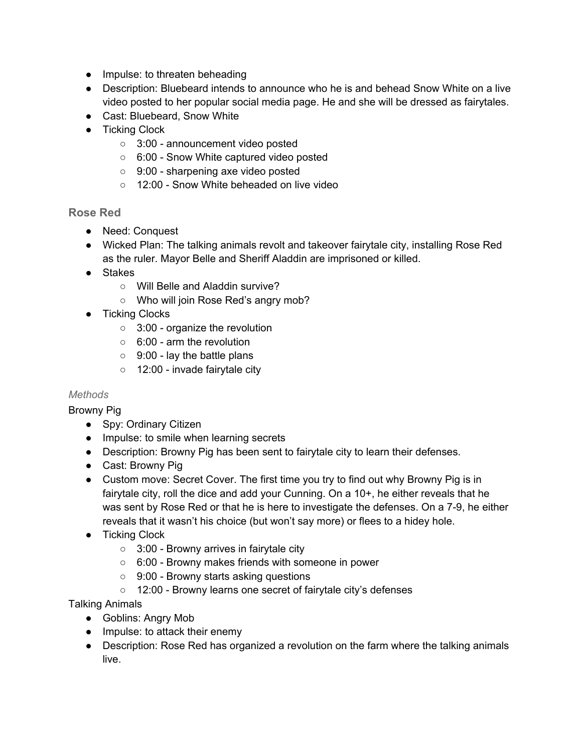- Impulse: to threaten beheading
- Description: Bluebeard intends to announce who he is and behead Snow White on a live video posted to her popular social media page. He and she will be dressed as fairytales.
- Cast: Bluebeard, Snow White
- Ticking Clock
  - 3:00 - announcement video posted
  - 6:00 - Snow White captured video posted
  - 9:00 - sharpening axe video posted
  - 12:00 - Snow White beheaded on live video

### Rose Red

- Need: Conquest
- Wicked Plan: The talking animals revolt and takeover fairytale city, installing Rose Red as the ruler. Mayor Belle and Sheriff Aladdin are imprisoned or killed.
- Stakes
  - Will Belle and Aladdin survive?
  - Who will join Rose Red's angry mob?
- Ticking Clocks
  - 3:00 - organize the revolution
  - 6:00 - arm the revolution
  - 9:00 - lay the battle plans
  - 12:00 - invade fairytale city

*Methods*

Browny Pig

- Spy: Ordinary Citizen
- Impulse: to smile when learning secrets
- Description: Browny Pig has been sent to fairytale city to learn their defenses.
- Cast: Browny Pig
- Custom move: Secret Cover. The first time you try to find out why Browny Pig is in fairytale city, roll the dice and add your Cunning. On a 10+, he either reveals that he was sent by Rose Red or that he is here to investigate the defenses. On a 7-9, he either reveals that it wasn't his choice (but won't say more) or flees to a hidey hole.
- Ticking Clock
  - 3:00 - Browny arrives in fairytale city
  - 6:00 - Browny makes friends with someone in power
  - 9:00 - Browny starts asking questions
  - 12:00 - Browny learns one secret of fairytale city's defenses

Talking Animals

- Goblins: Angry Mob
- Impulse: to attack their enemy
- Description: Rose Red has organized a revolution on the farm where the talking animals live.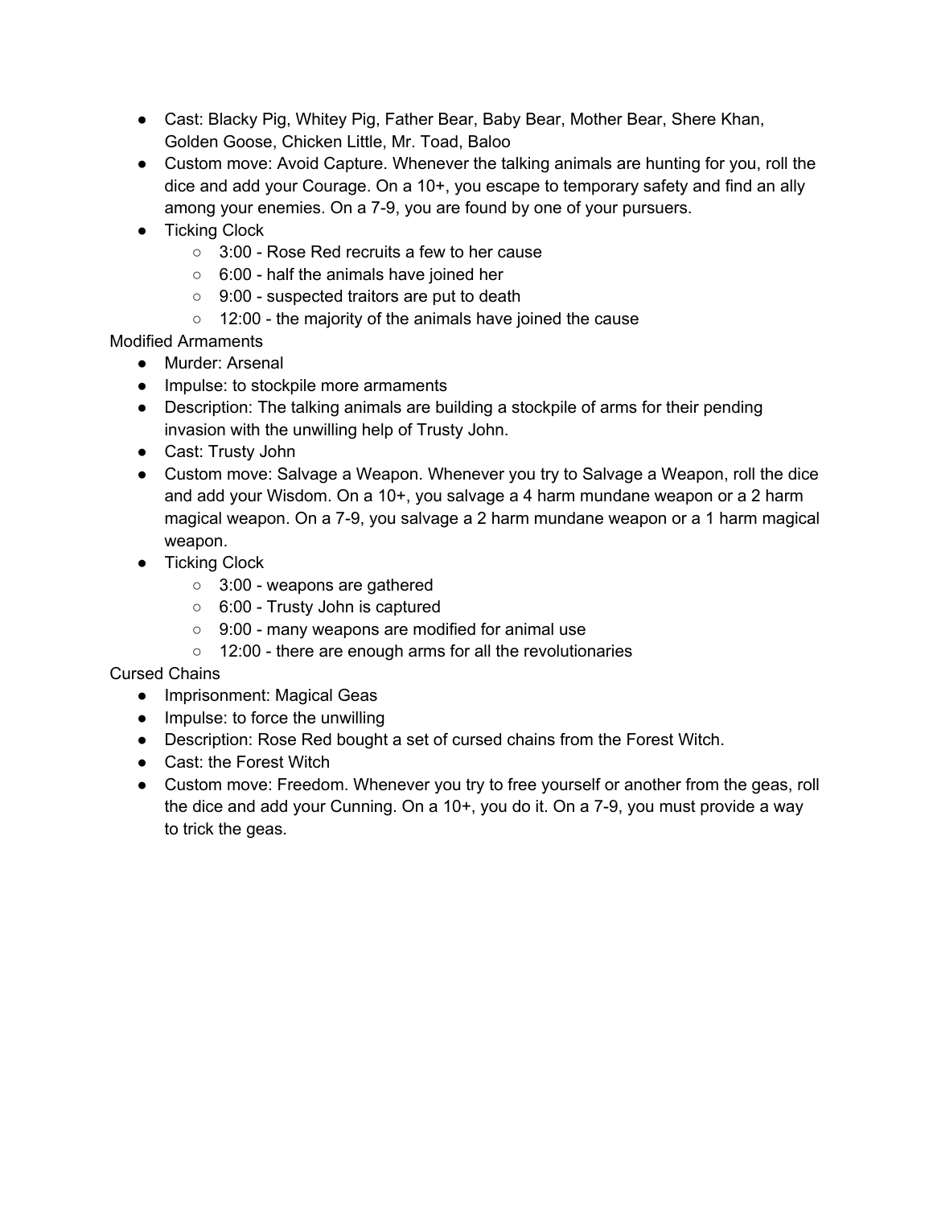- Cast: Blacky Pig, Whitey Pig, Father Bear, Baby Bear, Mother Bear, Shere Khan, Golden Goose, Chicken Little, Mr. Toad, Baloo
- Custom move: Avoid Capture. Whenever the talking animals are hunting for you, roll the dice and add your Courage. On a 10+, you escape to temporary safety and find an ally among your enemies. On a 7-9, you are found by one of your pursuers.
- Ticking Clock
    - 3:00 - Rose Red recruits a few to her cause
    - 6:00 - half the animals have joined her
    - 9:00 - suspected traitors are put to death
    - 12:00 - the majority of the animals have joined the cause

Modified Armaments

- Murder: Arsenal
- Impulse: to stockpile more armaments
- Description: The talking animals are building a stockpile of arms for their pending invasion with the unwilling help of Trusty John.
- Cast: Trusty John
- Custom move: Salvage a Weapon. Whenever you try to Salvage a Weapon, roll the dice and add your Wisdom. On a 10+, you salvage a 4 harm mundane weapon or a 2 harm magical weapon. On a 7-9, you salvage a 2 harm mundane weapon or a 1 harm magical weapon.
- Ticking Clock
    - 3:00 - weapons are gathered
    - 6:00 - Trusty John is captured
    - 9:00 - many weapons are modified for animal use
    - 12:00 - there are enough arms for all the revolutionaries

Cursed Chains

- Imprisonment: Magical Geas
- Impulse: to force the unwilling
- Description: Rose Red bought a set of cursed chains from the Forest Witch.
- Cast: the Forest Witch
- Custom move: Freedom. Whenever you try to free yourself or another from the geas, roll the dice and add your Cunning. On a 10+, you do it. On a 7-9, you must provide a way to trick the geas.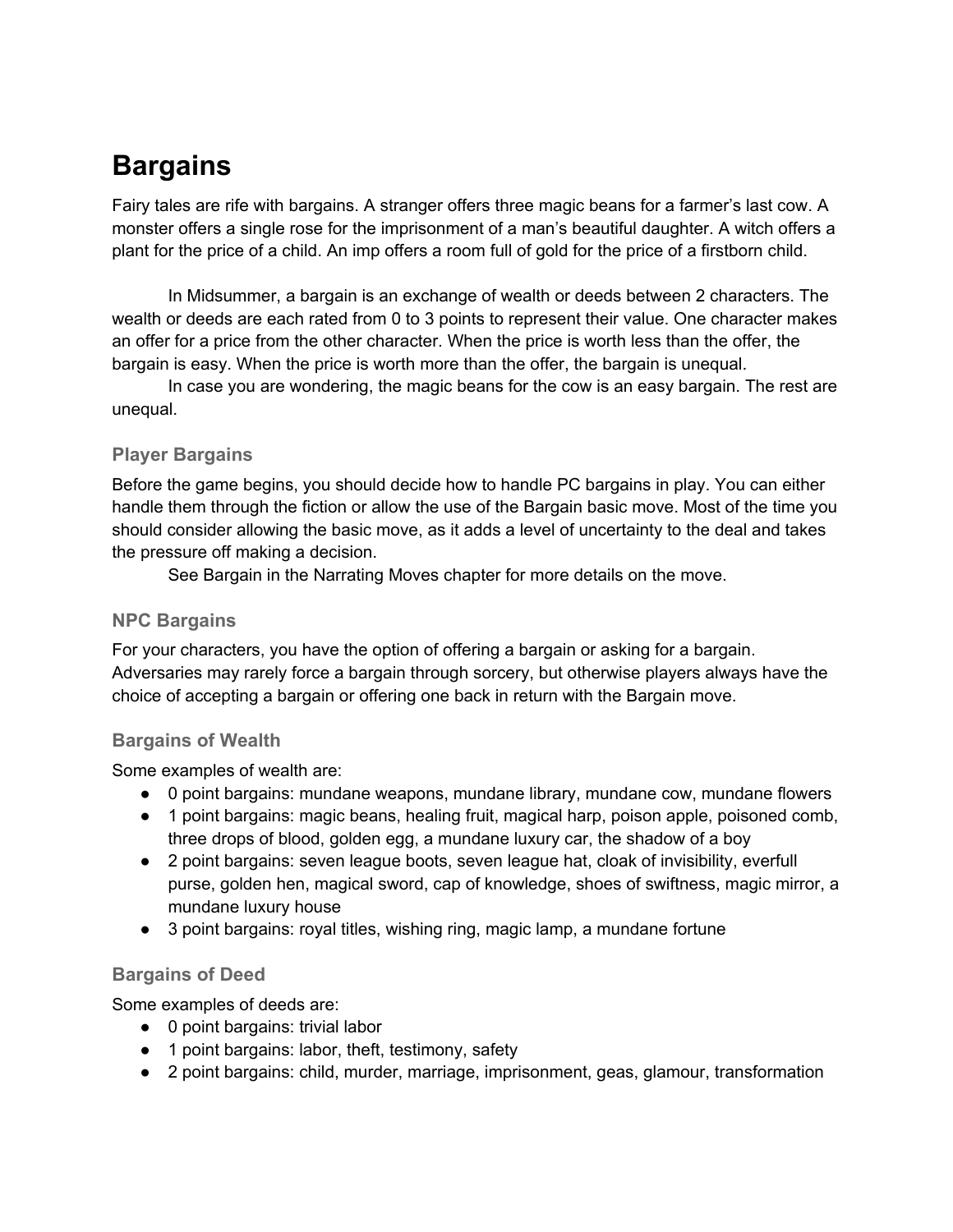# Bargains

Fairy tales are rife with bargains. A stranger offers three magic beans for a farmer's last cow. A monster offers a single rose for the imprisonment of a man's beautiful daughter. A witch offers a plant for the price of a child. An imp offers a room full of gold for the price of a firstborn child.

In Midsummer, a bargain is an exchange of wealth or deeds between 2 characters. The wealth or deeds are each rated from 0 to 3 points to represent their value. One character makes an offer for a price from the other character. When the price is worth less than the offer, the bargain is easy. When the price is worth more than the offer, the bargain is unequal.

In case you are wondering, the magic beans for the cow is an easy bargain. The rest are unequal.

### Player Bargains

Before the game begins, you should decide how to handle PC bargains in play. You can either handle them through the fiction or allow the use of the Bargain basic move. Most of the time you should consider allowing the basic move, as it adds a level of uncertainty to the deal and takes the pressure off making a decision.

See Bargain in the Narrating Moves chapter for more details on the move.

### NPC Bargains

For your characters, you have the option of offering a bargain or asking for a bargain. Adversaries may rarely force a bargain through sorcery, but otherwise players always have the choice of accepting a bargain or offering one back in return with the Bargain move.

### Bargains of Wealth

Some examples of wealth are:

- 0 point bargains: mundane weapons, mundane library, mundane cow, mundane flowers
- 1 point bargains: magic beans, healing fruit, magical harp, poison apple, poisoned comb, three drops of blood, golden egg, a mundane luxury car, the shadow of a boy
- 2 point bargains: seven league boots, seven league hat, cloak of invisibility, everfull purse, golden hen, magical sword, cap of knowledge, shoes of swiftness, magic mirror, a mundane luxury house
- 3 point bargains: royal titles, wishing ring, magic lamp, a mundane fortune

### Bargains of Deed

Some examples of deeds are:

- 0 point bargains: trivial labor
- 1 point bargains: labor, theft, testimony, safety
- 2 point bargains: child, murder, marriage, imprisonment, geas, glamour, transformation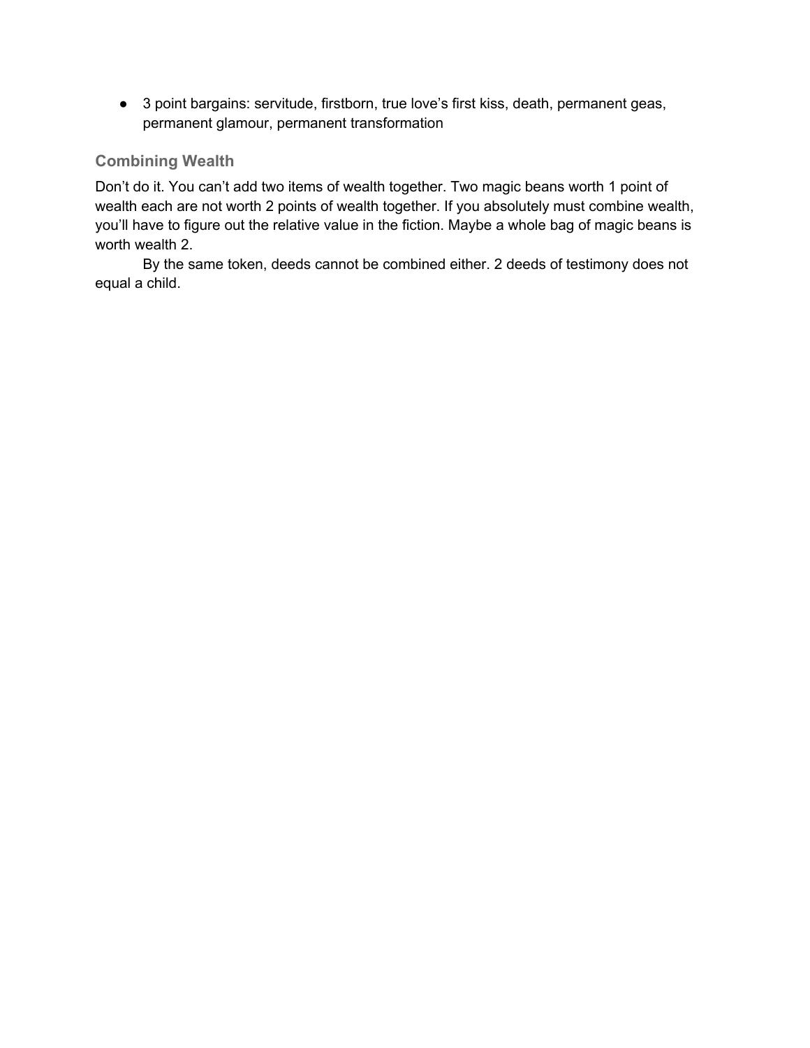- 3 point bargains: servitude, firstborn, true love's first kiss, death, permanent geas, permanent glamour, permanent transformation

### Combining Wealth

Don't do it. You can't add two items of wealth together. Two magic beans worth 1 point of wealth each are not worth 2 points of wealth together. If you absolutely must combine wealth, you'll have to figure out the relative value in the fiction. Maybe a whole bag of magic beans is worth wealth 2.

By the same token, deeds cannot be combined either. 2 deeds of testimony does not equal a child.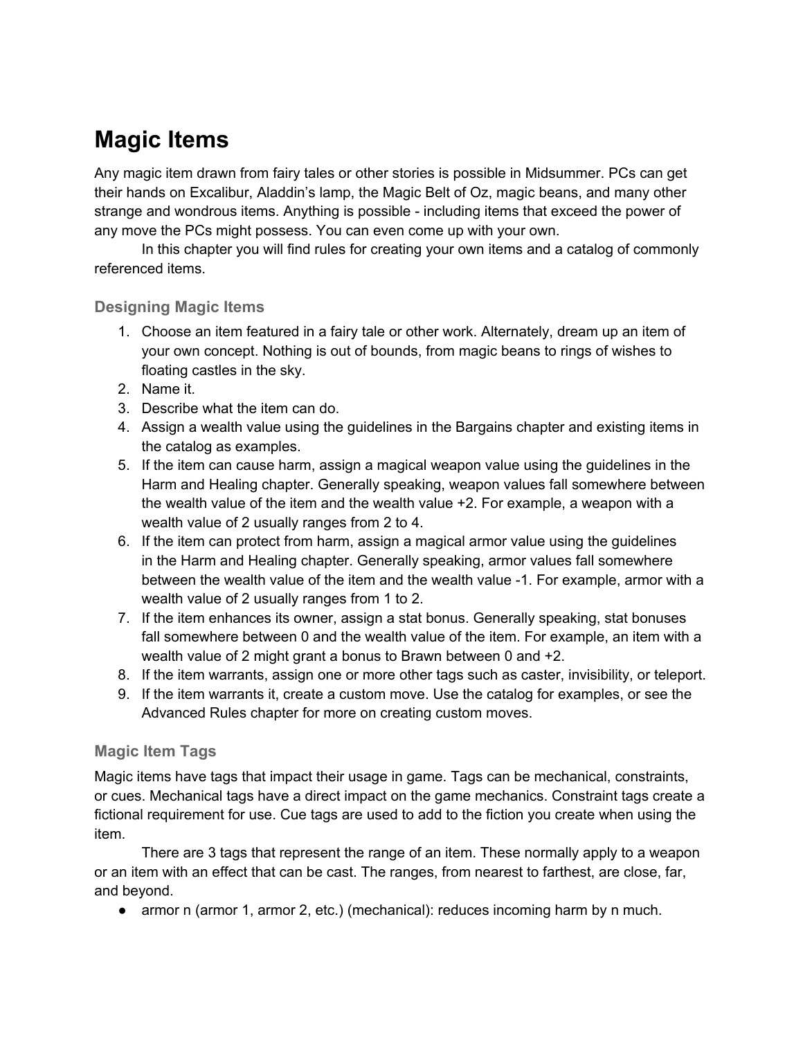# Magic Items

Any magic item drawn from fairy tales or other stories is possible in Midsummer. PCs can get their hands on Excalibur, Aladdin's lamp, the Magic Belt of Oz, magic beans, and many other strange and wondrous items. Anything is possible - including items that exceed the power of any move the PCs might possess. You can even come up with your own.

In this chapter you will find rules for creating your own items and a catalog of commonly referenced items.

### Designing Magic Items

1. Choose an item featured in a fairy tale or other work. Alternately, dream up an item of your own concept. Nothing is out of bounds, from magic beans to rings of wishes to floating castles in the sky.
2. Name it.
3. Describe what the item can do.
4. Assign a wealth value using the guidelines in the Bargains chapter and existing items in the catalog as examples.
5. If the item can cause harm, assign a magical weapon value using the guidelines in the Harm and Healing chapter. Generally speaking, weapon values fall somewhere between the wealth value of the item and the wealth value +2. For example, a weapon with a wealth value of 2 usually ranges from 2 to 4.
6. If the item can protect from harm, assign a magical armor value using the guidelines in the Harm and Healing chapter. Generally speaking, armor values fall somewhere between the wealth value of the item and the wealth value -1. For example, armor with a wealth value of 2 usually ranges from 1 to 2.
7. If the item enhances its owner, assign a stat bonus. Generally speaking, stat bonuses fall somewhere between 0 and the wealth value of the item. For example, an item with a wealth value of 2 might grant a bonus to Brawn between 0 and +2.
8. If the item warrants, assign one or more other tags such as caster, invisibility, or teleport.
9. If the item warrants it, create a custom move. Use the catalog for examples, or see the Advanced Rules chapter for more on creating custom moves.

### Magic Item Tags

Magic items have tags that impact their usage in game. Tags can be mechanical, constraints, or cues. Mechanical tags have a direct impact on the game mechanics. Constraint tags create a fictional requirement for use. Cue tags are used to add to the fiction you create when using the item.

There are 3 tags that represent the range of an item. These normally apply to a weapon or an item with an effect that can be cast. The ranges, from nearest to farthest, are close, far, and beyond.

- armor n (armor 1, armor 2, etc.) (mechanical): reduces incoming harm by n much.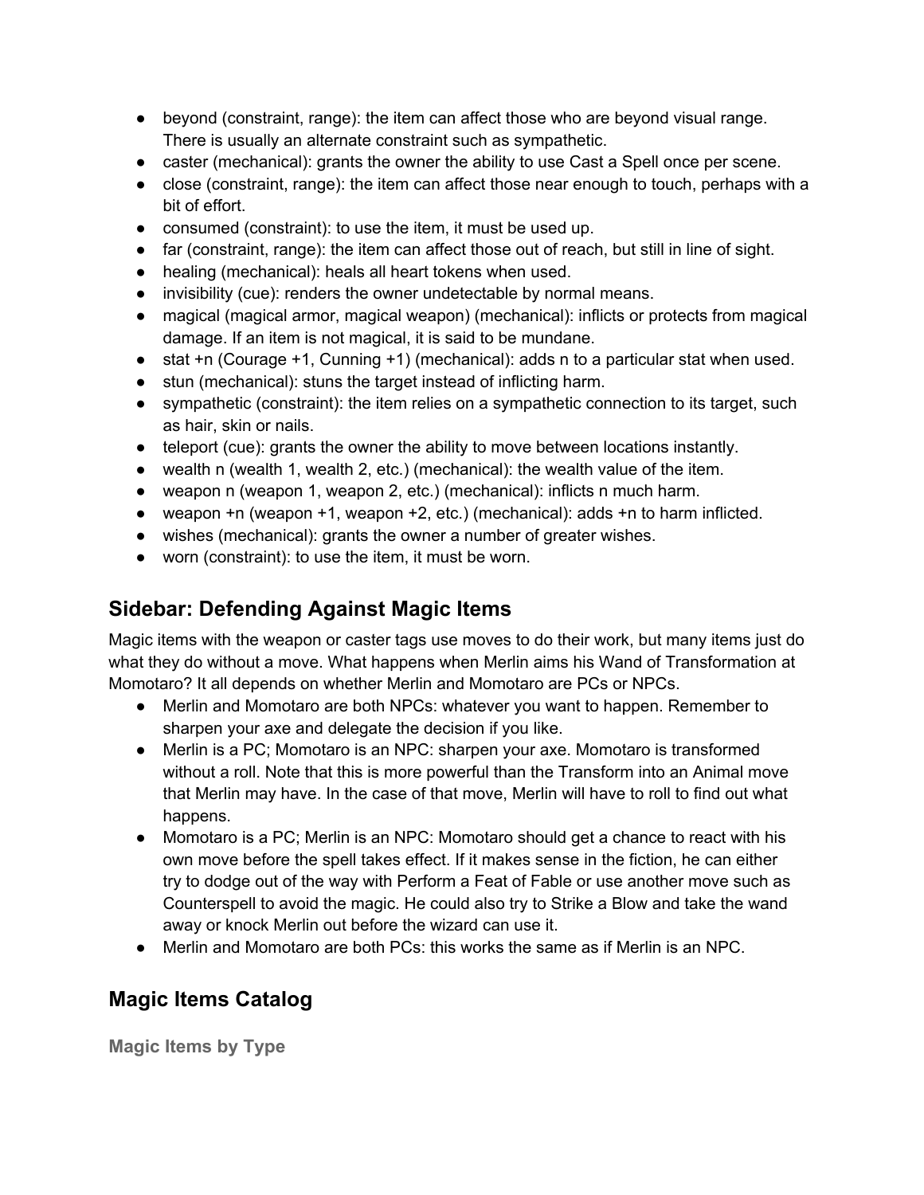- beyond (constraint, range): the item can affect those who are beyond visual range. There is usually an alternate constraint such as sympathetic.
- caster (mechanical): grants the owner the ability to use Cast a Spell once per scene.
- close (constraint, range): the item can affect those near enough to touch, perhaps with a bit of effort.
- consumed (constraint): to use the item, it must be used up.
- far (constraint, range): the item can affect those out of reach, but still in line of sight.
- healing (mechanical): heals all heart tokens when used.
- invisibility (cue): renders the owner undetectable by normal means.
- magical (magical armor, magical weapon) (mechanical): inflicts or protects from magical damage. If an item is not magical, it is said to be mundane.
- stat +n (Courage +1, Cunning +1) (mechanical): adds n to a particular stat when used.
- stun (mechanical): stuns the target instead of inflicting harm.
- sympathetic (constraint): the item relies on a sympathetic connection to its target, such as hair, skin or nails.
- teleport (cue): grants the owner the ability to move between locations instantly.
- wealth n (wealth 1, wealth 2, etc.) (mechanical): the wealth value of the item.
- weapon n (weapon 1, weapon 2, etc.) (mechanical): inflicts n much harm.
- weapon +n (weapon +1, weapon +2, etc.) (mechanical): adds +n to harm inflicted.
- wishes (mechanical): grants the owner a number of greater wishes.
- worn (constraint): to use the item, it must be worn.

## Sidebar: Defending Against Magic Items

Magic items with the weapon or caster tags use moves to do their work, but many items just do what they do without a move. What happens when Merlin aims his Wand of Transformation at Momotaro? It all depends on whether Merlin and Momotaro are PCs or NPCs.

- Merlin and Momotaro are both NPCs: whatever you want to happen. Remember to sharpen your axe and delegate the decision if you like.
- Merlin is a PC; Momotaro is an NPC: sharpen your axe. Momotaro is transformed without a roll. Note that this is more powerful than the Transform into an Animal move that Merlin may have. In the case of that move, Merlin will have to roll to find out what happens.
- Momotaro is a PC; Merlin is an NPC: Momotaro should get a chance to react with his own move before the spell takes effect. If it makes sense in the fiction, he can either try to dodge out of the way with Perform a Feat of Fable or use another move such as Counterspell to avoid the magic. He could also try to Strike a Blow and take the wand away or knock Merlin out before the wizard can use it.
- Merlin and Momotaro are both PCs: this works the same as if Merlin is an NPC.

## Magic Items Catalog

### Magic Items by Type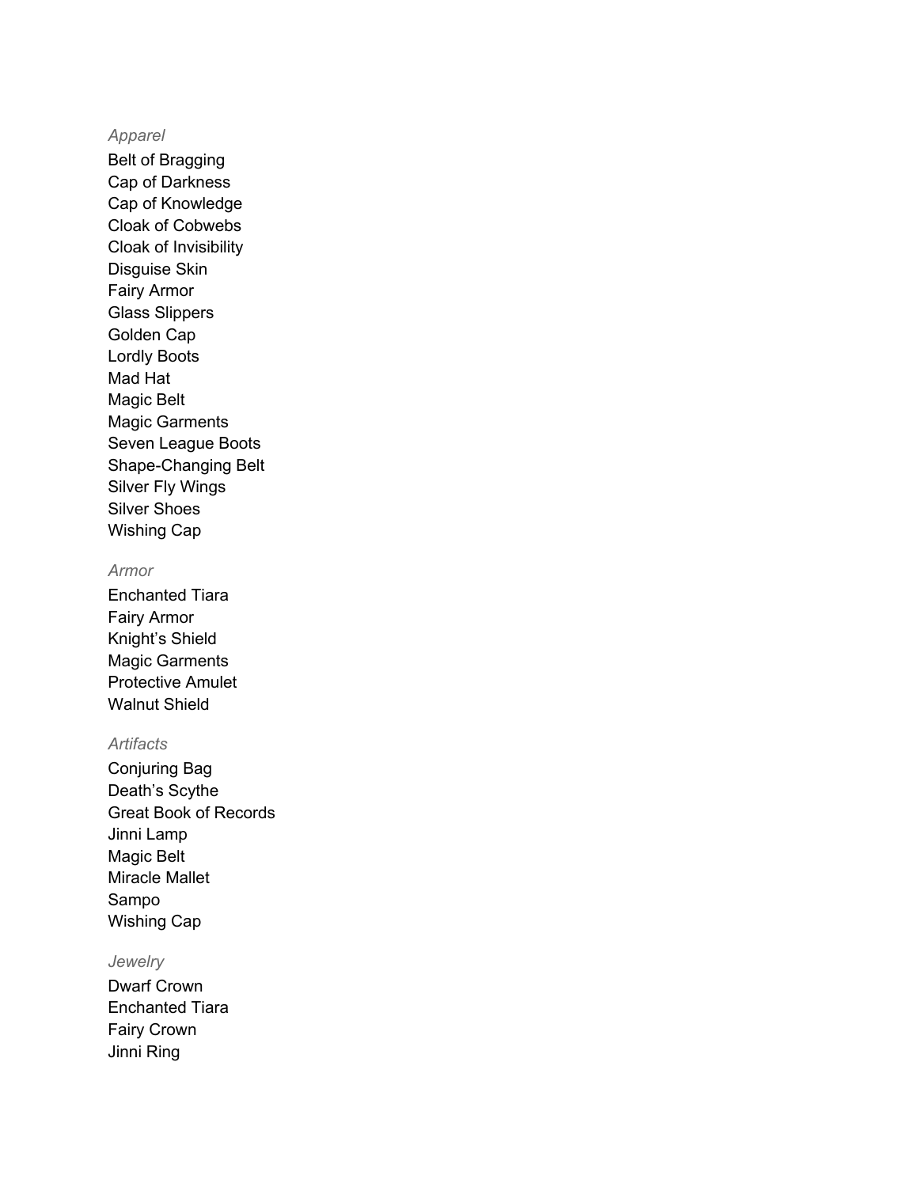*Apparel*

Belt of Bragging
Cap of Darkness
Cap of Knowledge
Cloak of Cobwebs
Cloak of Invisibility
Disguise Skin
Fairy Armor
Glass Slippers
Golden Cap
Lordly Boots
Mad Hat
Magic Belt
Magic Garments
Seven League Boots
Shape-Changing Belt
Silver Fly Wings
Silver Shoes
Wishing Cap

*Armor*

Enchanted Tiara
Fairy Armor
Knight's Shield
Magic Garments
Protective Amulet
Walnut Shield

*Artifacts*

Conjuring Bag
Death's Scythe
Great Book of Records
Jinni Lamp
Magic Belt
Miracle Mallet
Sampo
Wishing Cap

*Jewelry*

Dwarf Crown
Enchanted Tiara
Fairy Crown
Jinni Ring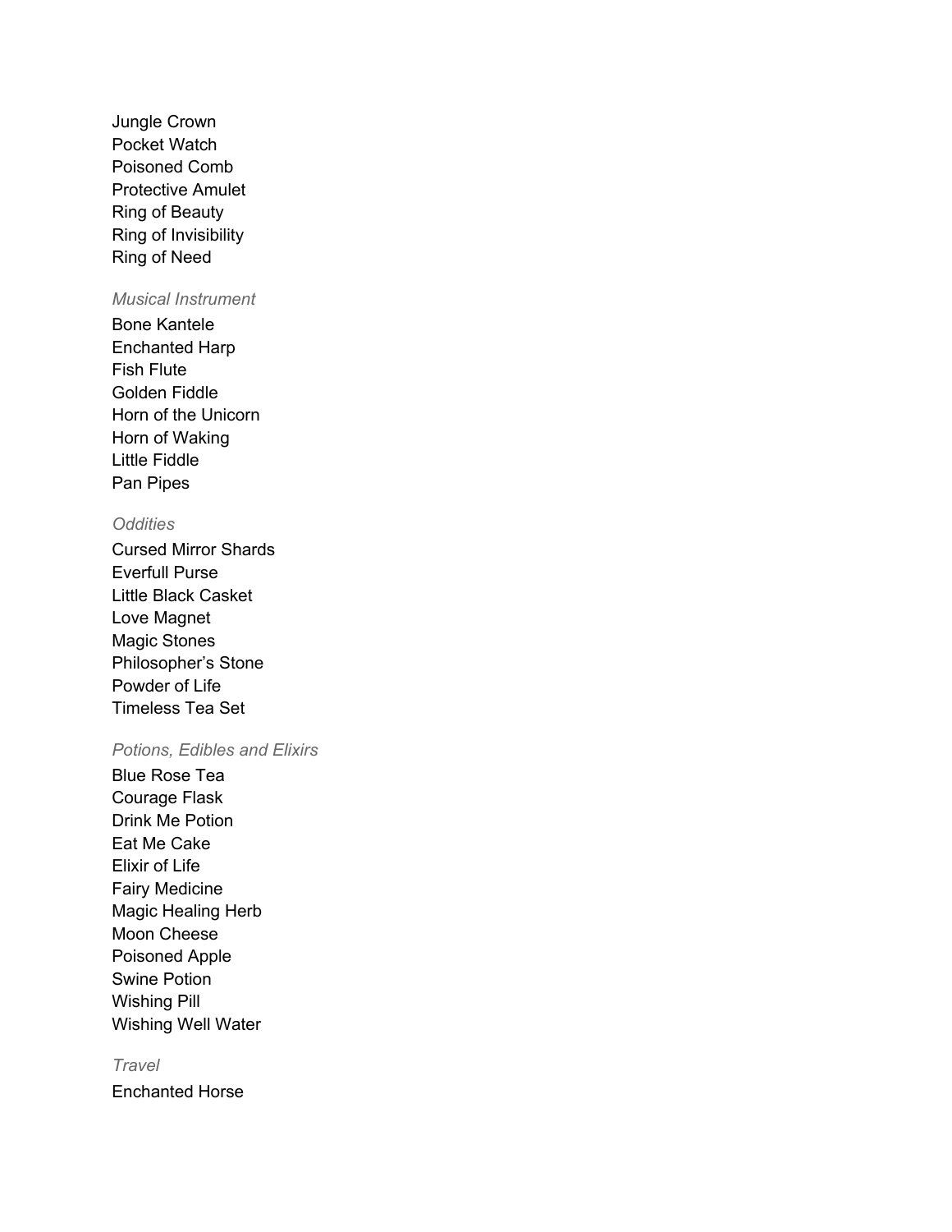Jungle Crown
Pocket Watch
Poisoned Comb
Protective Amulet
Ring of Beauty
Ring of Invisibility
Ring of Need

*Musical Instrument*

Bone Kantele
Enchanted Harp
Fish Flute
Golden Fiddle
Horn of the Unicorn
Horn of Waking
Little Fiddle
Pan Pipes

*Oddities*

Cursed Mirror Shards
Everfull Purse
Little Black Casket
Love Magnet
Magic Stones
Philosopher's Stone
Powder of Life
Timeless Tea Set

*Potions, Edibles and Elixirs*

Blue Rose Tea
Courage Flask
Drink Me Potion
Eat Me Cake
Elixir of Life
Fairy Medicine
Magic Healing Herb
Moon Cheese
Poisoned Apple
Swine Potion
Wishing Pill
Wishing Well Water

*Travel*

Enchanted Horse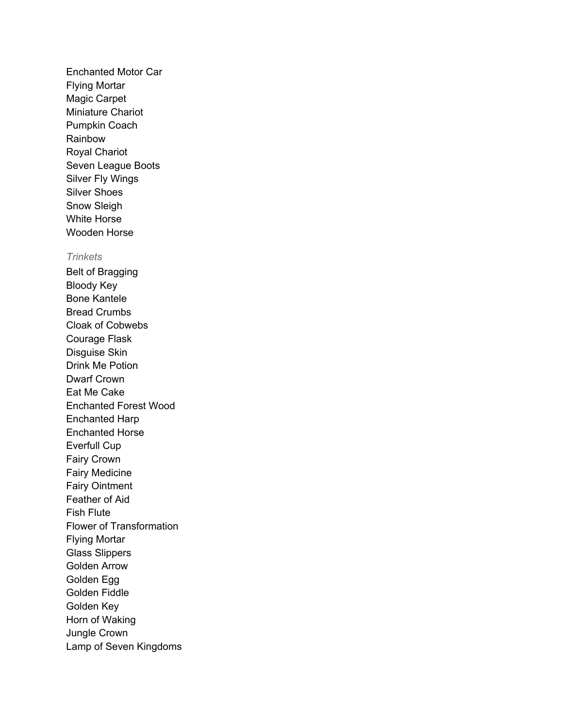Enchanted Motor Car
Flying Mortar
Magic Carpet
Miniature Chariot
Pumpkin Coach
Rainbow
Royal Chariot
Seven League Boots
Silver Fly Wings
Silver Shoes
Snow Sleigh
White Horse
Wooden Horse

*Trinkets*

Belt of Bragging
Bloody Key
Bone Kantele
Bread Crumbs
Cloak of Cobwebs
Courage Flask
Disguise Skin
Drink Me Potion
Dwarf Crown
Eat Me Cake
Enchanted Forest Wood
Enchanted Harp
Enchanted Horse
Everfull Cup
Fairy Crown
Fairy Medicine
Fairy Ointment
Feather of Aid
Fish Flute
Flower of Transformation
Flying Mortar
Glass Slippers
Golden Arrow
Golden Egg
Golden Fiddle
Golden Key
Horn of Waking
Jungle Crown
Lamp of Seven Kingdoms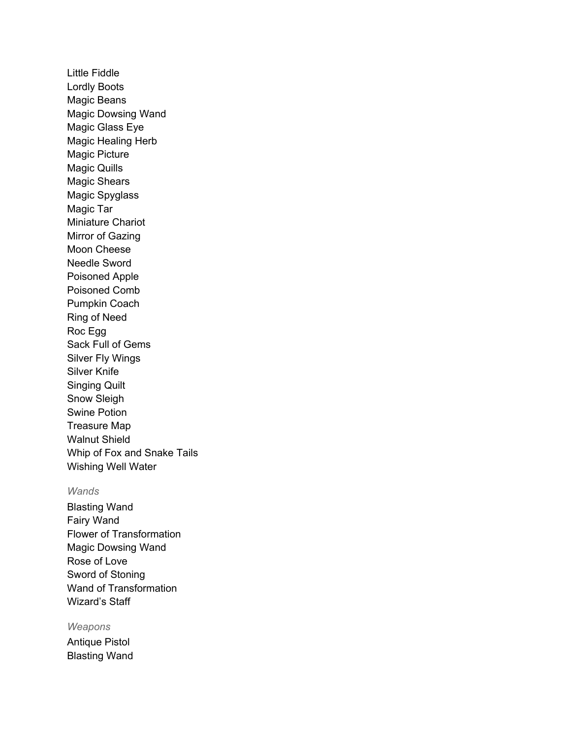Little Fiddle
Lordly Boots
Magic Beans
Magic Dowsing Wand
Magic Glass Eye
Magic Healing Herb
Magic Picture
Magic Quills
Magic Shears
Magic Spyglass
Magic Tar
Miniature Chariot
Mirror of Gazing
Moon Cheese
Needle Sword
Poisoned Apple
Poisoned Comb
Pumpkin Coach
Ring of Need
Roc Egg
Sack Full of Gems
Silver Fly Wings
Silver Knife
Singing Quilt
Snow Sleigh
Swine Potion
Treasure Map
Walnut Shield
Whip of Fox and Snake Tails
Wishing Well Water

*Wands*

Blasting Wand
Fairy Wand
Flower of Transformation
Magic Dowsing Wand
Rose of Love
Sword of Stoning
Wand of Transformation
Wizard's Staff

*Weapons*

Antique Pistol
Blasting Wand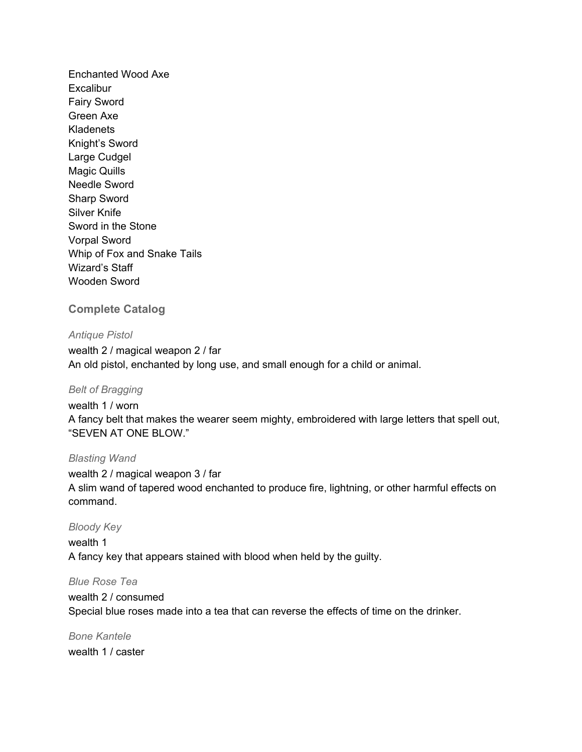Enchanted Wood Axe
Excalibur
Fairy Sword
Green Axe
Kladenets
Knight's Sword
Large Cudgel
Magic Quills
Needle Sword
Sharp Sword
Silver Knife
Sword in the Stone
Vorpal Sword
Whip of Fox and Snake Tails
Wizard's Staff
Wooden Sword

## Complete Catalog

*Antique Pistol*

wealth 2 / magical weapon 2 / far
An old pistol, enchanted by long use, and small enough for a child or animal.

*Belt of Bragging*

wealth 1 / worn
A fancy belt that makes the wearer seem mighty, embroidered with large letters that spell out, "SEVEN AT ONE BLOW."

*Blasting Wand*

wealth 2 / magical weapon 3 / far
A slim wand of tapered wood enchanted to produce fire, lightning, or other harmful effects on command.

*Bloody Key*

wealth 1
A fancy key that appears stained with blood when held by the guilty.

*Blue Rose Tea*

wealth 2 / consumed
Special blue roses made into a tea that can reverse the effects of time on the drinker.

*Bone Kantele*

wealth 1 / caster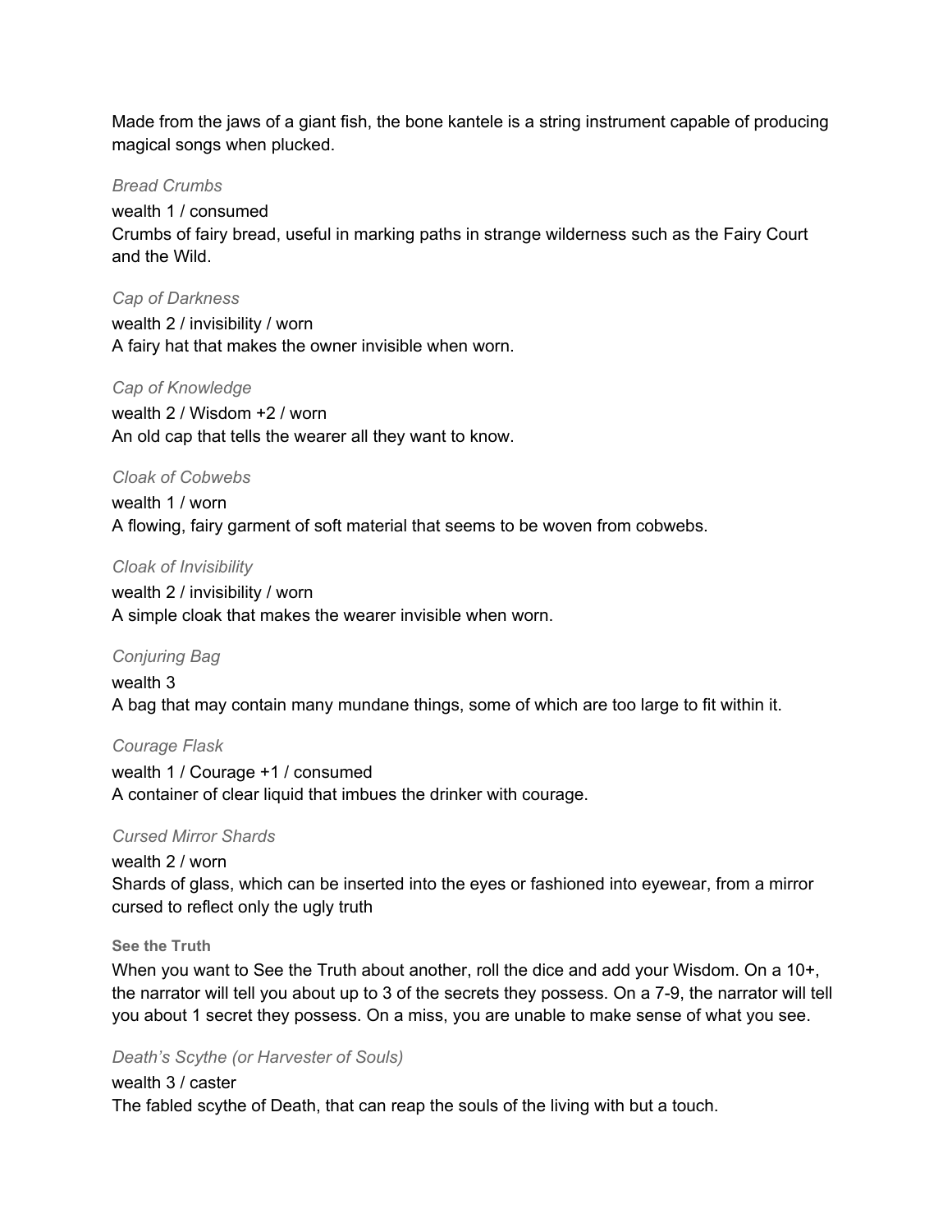Made from the jaws of a giant fish, the bone kantele is a string instrument capable of producing magical songs when plucked.

*Bread Crumbs*

wealth 1 / consumed
Crumbs of fairy bread, useful in marking paths in strange wilderness such as the Fairy Court and the Wild.

*Cap of Darkness*

wealth 2 / invisibility / worn
A fairy hat that makes the owner invisible when worn.

*Cap of Knowledge*

wealth 2 / Wisdom +2 / worn
An old cap that tells the wearer all they want to know.

*Cloak of Cobwebs*

wealth 1 / worn
A flowing, fairy garment of soft material that seems to be woven from cobwebs.

*Cloak of Invisibility*

wealth 2 / invisibility / worn
A simple cloak that makes the wearer invisible when worn.

*Conjuring Bag*

wealth 3
A bag that may contain many mundane things, some of which are too large to fit within it.

*Courage Flask*

wealth 1 / Courage +1 / consumed
A container of clear liquid that imbues the drinker with courage.

*Cursed Mirror Shards*

wealth 2 / worn
Shards of glass, which can be inserted into the eyes or fashioned into eyewear, from a mirror cursed to reflect only the ugly truth

**See the Truth**

When you want to See the Truth about another, roll the dice and add your Wisdom. On a 10+, the narrator will tell you about up to 3 of the secrets they possess. On a 7-9, the narrator will tell you about 1 secret they possess. On a miss, you are unable to make sense of what you see.

*Death's Scythe (or Harvester of Souls)*

wealth 3 / caster
The fabled scythe of Death, that can reap the souls of the living with but a touch.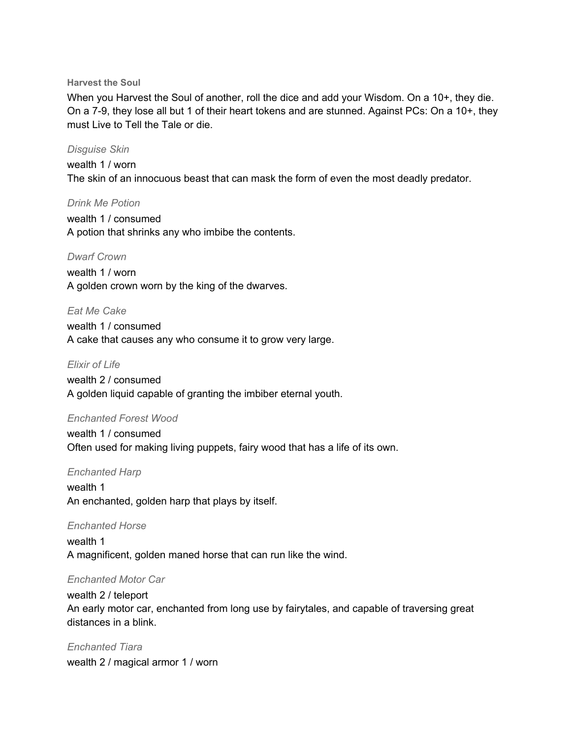**Harvest the Soul**

When you Harvest the Soul of another, roll the dice and add your Wisdom. On a 10+, they die. On a 7-9, they lose all but 1 of their heart tokens and are stunned. Against PCs: On a 10+, they must Live to Tell the Tale or die.

*Disguise Skin*

wealth 1 / worn

The skin of an innocuous beast that can mask the form of even the most deadly predator.

*Drink Me Potion*

wealth 1 / consumed

A potion that shrinks any who imbibe the contents.

*Dwarf Crown*

wealth 1 / worn

A golden crown worn by the king of the dwarves.

*Eat Me Cake*

wealth 1 / consumed

A cake that causes any who consume it to grow very large.

*Elixir of Life*

wealth 2 / consumed

A golden liquid capable of granting the imbiber eternal youth.

*Enchanted Forest Wood*

wealth 1 / consumed

Often used for making living puppets, fairy wood that has a life of its own.

*Enchanted Harp*

wealth 1

An enchanted, golden harp that plays by itself.

*Enchanted Horse*

wealth 1

A magnificent, golden maned horse that can run like the wind.

*Enchanted Motor Car*

wealth 2 / teleport

An early motor car, enchanted from long use by fairytales, and capable of traversing great distances in a blink.

*Enchanted Tiara*

wealth 2 / magical armor 1 / worn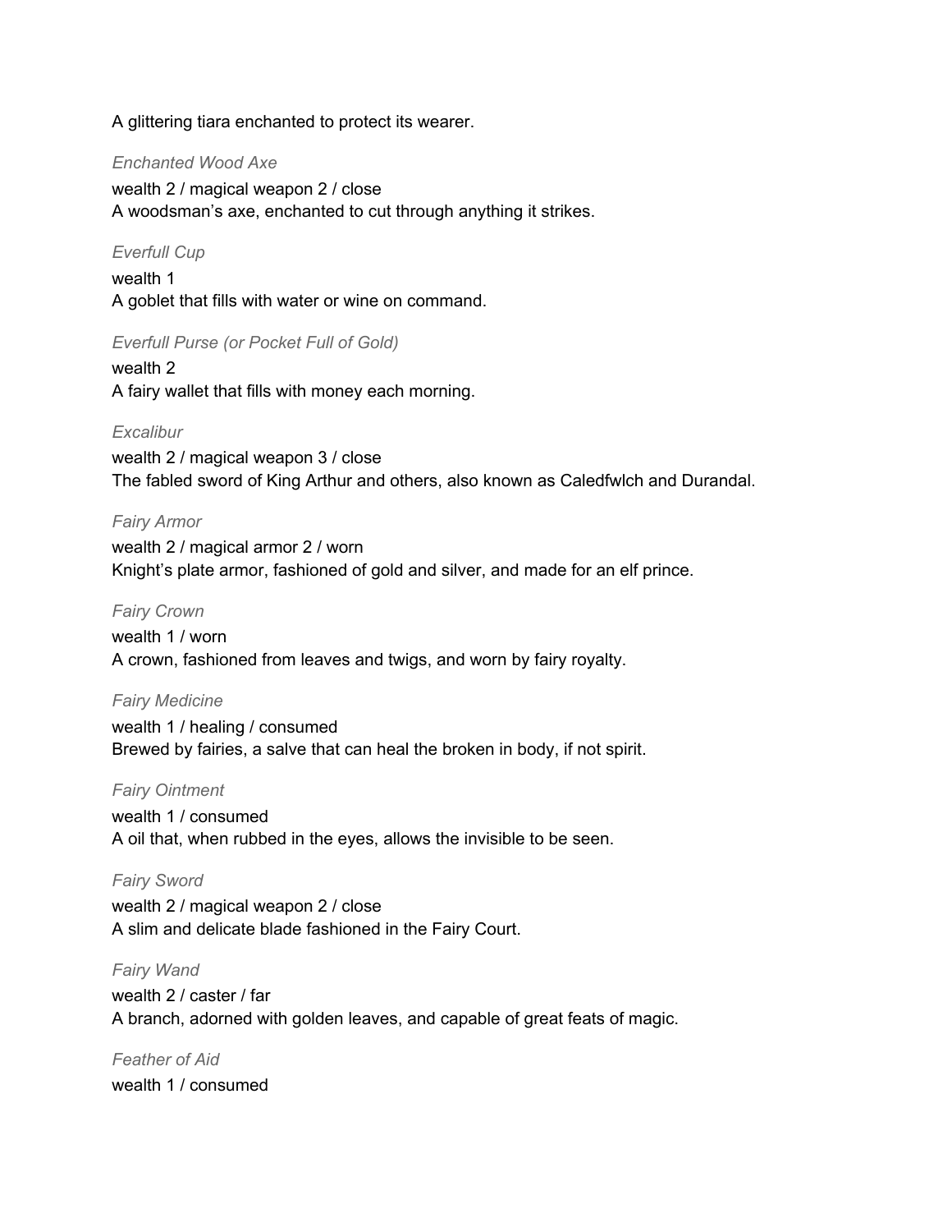A glittering tiara enchanted to protect its wearer.

*Enchanted Wood Axe*

wealth 2 / magical weapon 2 / close
A woodsman's axe, enchanted to cut through anything it strikes.

*Everfull Cup*

wealth 1
A goblet that fills with water or wine on command.

*Everfull Purse (or Pocket Full of Gold)*

wealth 2
A fairy wallet that fills with money each morning.

*Excalibur*

wealth 2 / magical weapon 3 / close
The fabled sword of King Arthur and others, also known as Caledfwlch and Durandal.

*Fairy Armor*

wealth 2 / magical armor 2 / worn
Knight's plate armor, fashioned of gold and silver, and made for an elf prince.

*Fairy Crown*

wealth 1 / worn
A crown, fashioned from leaves and twigs, and worn by fairy royalty.

*Fairy Medicine*

wealth 1 / healing / consumed
Brewed by fairies, a salve that can heal the broken in body, if not spirit.

*Fairy Ointment*

wealth 1 / consumed
A oil that, when rubbed in the eyes, allows the invisible to be seen.

*Fairy Sword*

wealth 2 / magical weapon 2 / close
A slim and delicate blade fashioned in the Fairy Court.

*Fairy Wand*

wealth 2 / caster / far
A branch, adorned with golden leaves, and capable of great feats of magic.

*Feather of Aid*

wealth 1 / consumed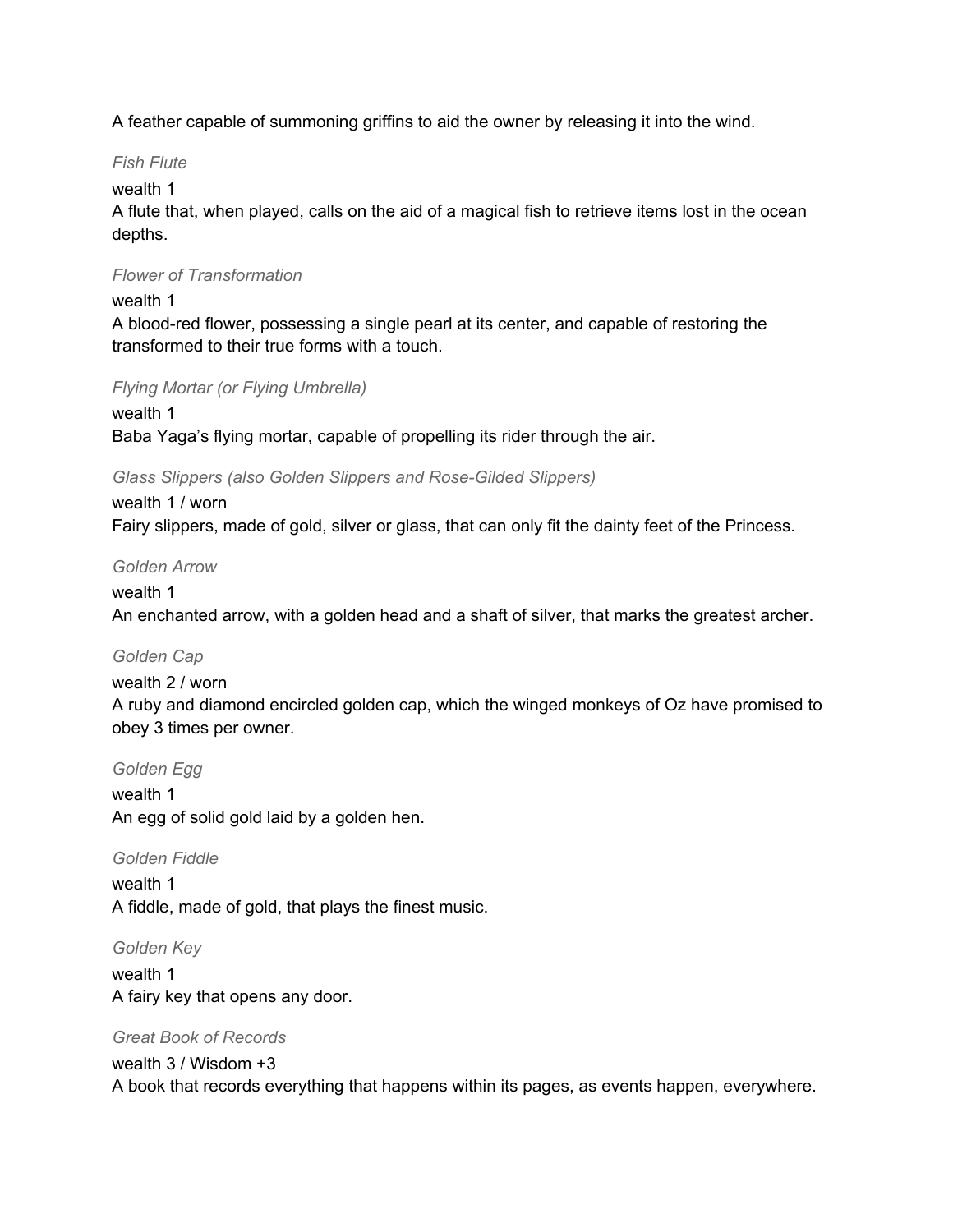A feather capable of summoning griffins to aid the owner by releasing it into the wind.

*Fish Flute*

wealth 1
A flute that, when played, calls on the aid of a magical fish to retrieve items lost in the ocean depths.

*Flower of Transformation*

wealth 1
A blood-red flower, possessing a single pearl at its center, and capable of restoring the transformed to their true forms with a touch.

*Flying Mortar (or Flying Umbrella)*

wealth 1
Baba Yaga's flying mortar, capable of propelling its rider through the air.

*Glass Slippers (also Golden Slippers and Rose-Gilded Slippers)*

wealth 1 / worn
Fairy slippers, made of gold, silver or glass, that can only fit the dainty feet of the Princess.

*Golden Arrow*

wealth 1
An enchanted arrow, with a golden head and a shaft of silver, that marks the greatest archer.

*Golden Cap*

wealth 2 / worn
A ruby and diamond encircled golden cap, which the winged monkeys of Oz have promised to obey 3 times per owner.

*Golden Egg*

wealth 1
An egg of solid gold laid by a golden hen.

*Golden Fiddle*

wealth 1
A fiddle, made of gold, that plays the finest music.

*Golden Key*

wealth 1
A fairy key that opens any door.

*Great Book of Records*

wealth 3 / Wisdom +3
A book that records everything that happens within its pages, as events happen, everywhere.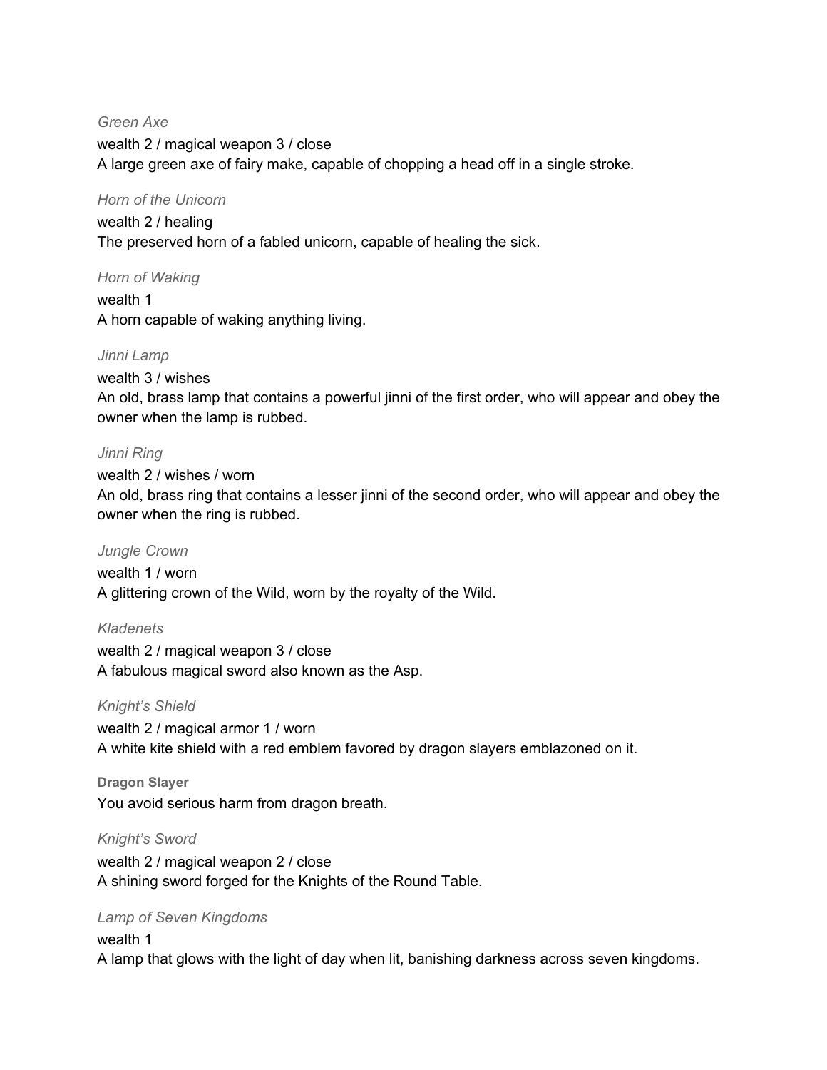*Green Axe*

wealth 2 / magical weapon 3 / close

A large green axe of fairy make, capable of chopping a head off in a single stroke.

*Horn of the Unicorn*

wealth 2 / healing

The preserved horn of a fabled unicorn, capable of healing the sick.

*Horn of Waking*

wealth 1

A horn capable of waking anything living.

*Jinni Lamp*

wealth 3 / wishes

An old, brass lamp that contains a powerful jinni of the first order, who will appear and obey the owner when the lamp is rubbed.

*Jinni Ring*

wealth 2 / wishes / worn

An old, brass ring that contains a lesser jinni of the second order, who will appear and obey the owner when the ring is rubbed.

*Jungle Crown*

wealth 1 / worn

A glittering crown of the Wild, worn by the royalty of the Wild.

*Kladenets*

wealth 2 / magical weapon 3 / close

A fabulous magical sword also known as the Asp.

*Knight's Shield*

wealth 2 / magical armor 1 / worn

A white kite shield with a red emblem favored by dragon slayers emblazoned on it.

**Dragon Slayer**

You avoid serious harm from dragon breath.

*Knight's Sword*

wealth 2 / magical weapon 2 / close

A shining sword forged for the Knights of the Round Table.

*Lamp of Seven Kingdoms*

wealth 1

A lamp that glows with the light of day when lit, banishing darkness across seven kingdoms.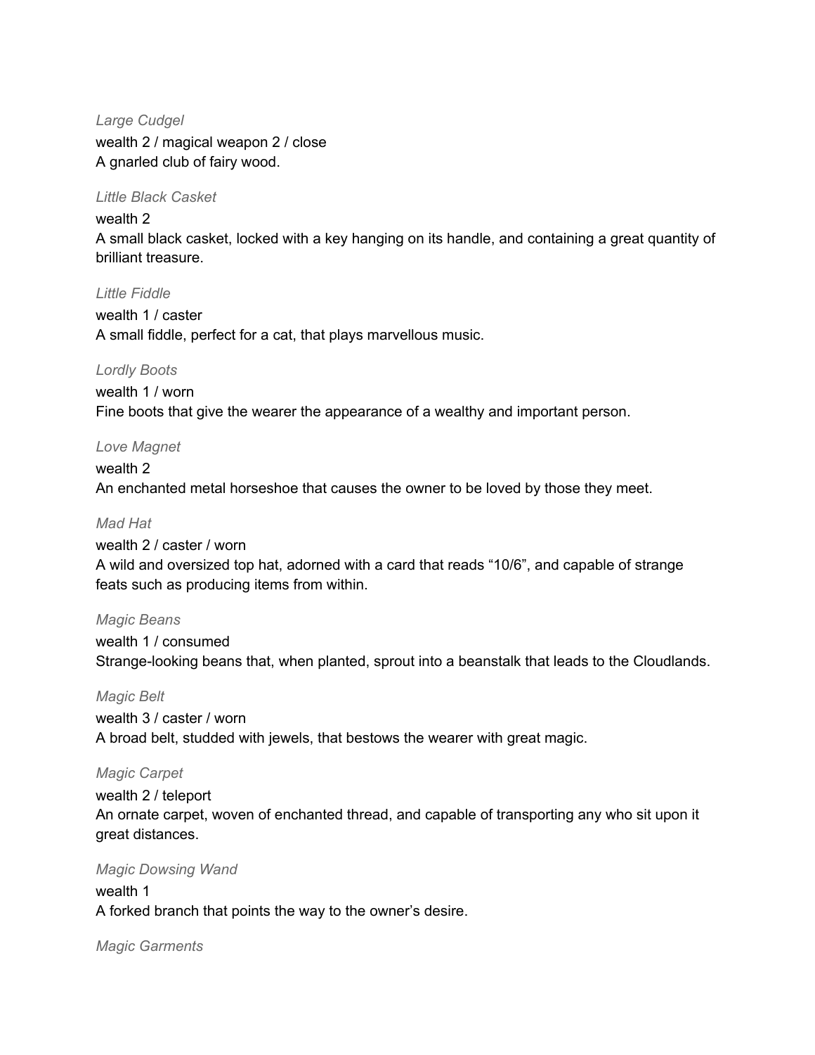*Large Cudgel*

wealth 2 / magical weapon 2 / close
A gnarled club of fairy wood.

*Little Black Casket*

wealth 2
A small black casket, locked with a key hanging on its handle, and containing a great quantity of brilliant treasure.

*Little Fiddle*

wealth 1 / caster
A small fiddle, perfect for a cat, that plays marvellous music.

*Lordly Boots*

wealth 1 / worn
Fine boots that give the wearer the appearance of a wealthy and important person.

*Love Magnet*

wealth 2
An enchanted metal horseshoe that causes the owner to be loved by those they meet.

*Mad Hat*

wealth 2 / caster / worn
A wild and oversized top hat, adorned with a card that reads “10/6”, and capable of strange feats such as producing items from within.

*Magic Beans*

wealth 1 / consumed
Strange-looking beans that, when planted, sprout into a beanstalk that leads to the Cloudlands.

*Magic Belt*

wealth 3 / caster / worn
A broad belt, studded with jewels, that bestows the wearer with great magic.

*Magic Carpet*

wealth 2 / teleport
An ornate carpet, woven of enchanted thread, and capable of transporting any who sit upon it great distances.

*Magic Dowsing Wand*

wealth 1
A forked branch that points the way to the owner’s desire.

*Magic Garments*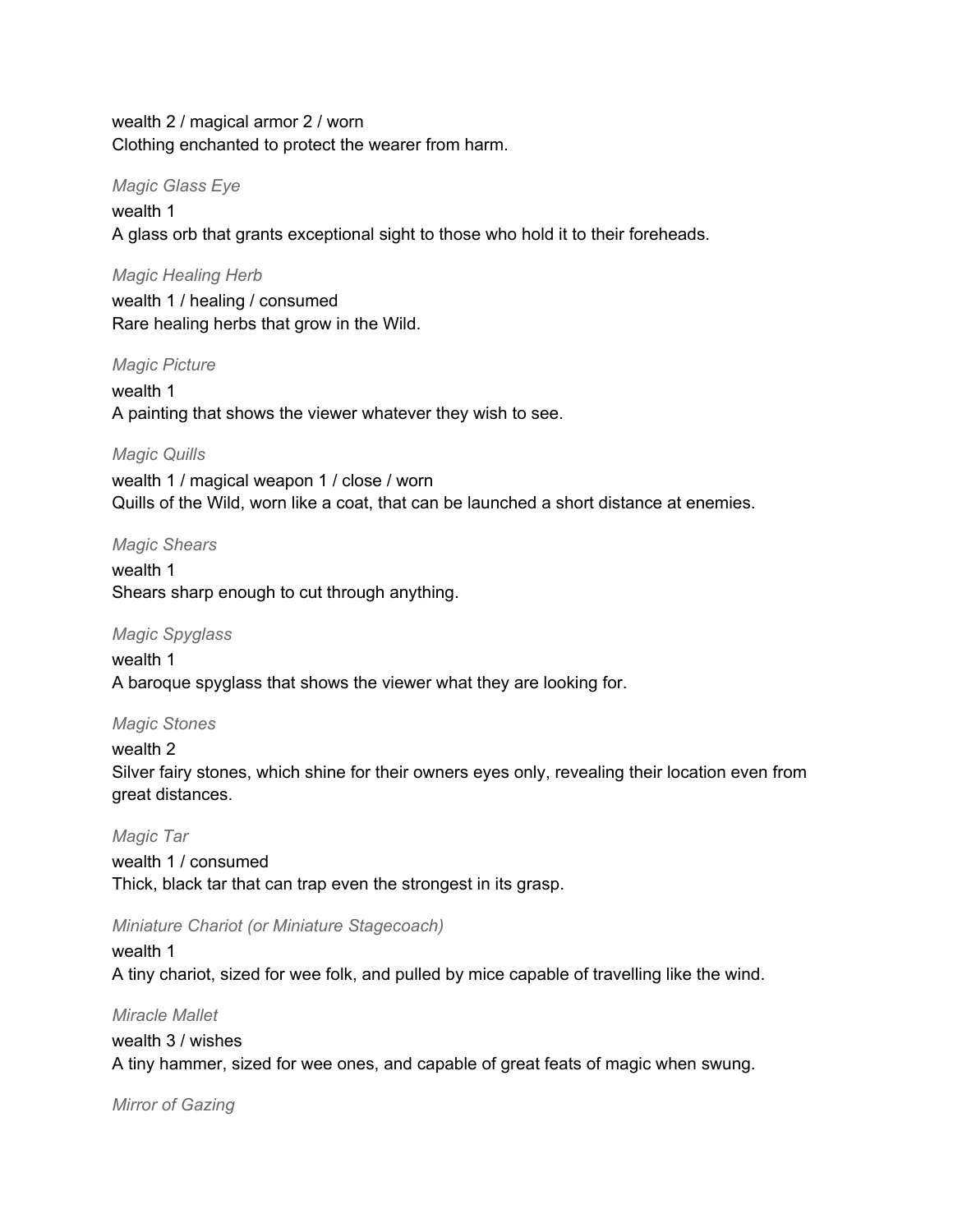wealth 2 / magical armor 2 / worn
Clothing enchanted to protect the wearer from harm.

*Magic Glass Eye*

wealth 1
A glass orb that grants exceptional sight to those who hold it to their foreheads.

*Magic Healing Herb*

wealth 1 / healing / consumed
Rare healing herbs that grow in the Wild.

*Magic Picture*

wealth 1
A painting that shows the viewer whatever they wish to see.

*Magic Quills*

wealth 1 / magical weapon 1 / close / worn
Quills of the Wild, worn like a coat, that can be launched a short distance at enemies.

*Magic Shears*

wealth 1
Shears sharp enough to cut through anything.

*Magic Spyglass*

wealth 1
A baroque spyglass that shows the viewer what they are looking for.

*Magic Stones*

wealth 2
Silver fairy stones, which shine for their owners eyes only, revealing their location even from great distances.

*Magic Tar*

wealth 1 / consumed
Thick, black tar that can trap even the strongest in its grasp.

*Miniature Chariot (or Miniature Stagecoach)*

wealth 1
A tiny chariot, sized for wee folk, and pulled by mice capable of travelling like the wind.

*Miracle Mallet*

wealth 3 / wishes
A tiny hammer, sized for wee ones, and capable of great feats of magic when swung.

*Mirror of Gazing*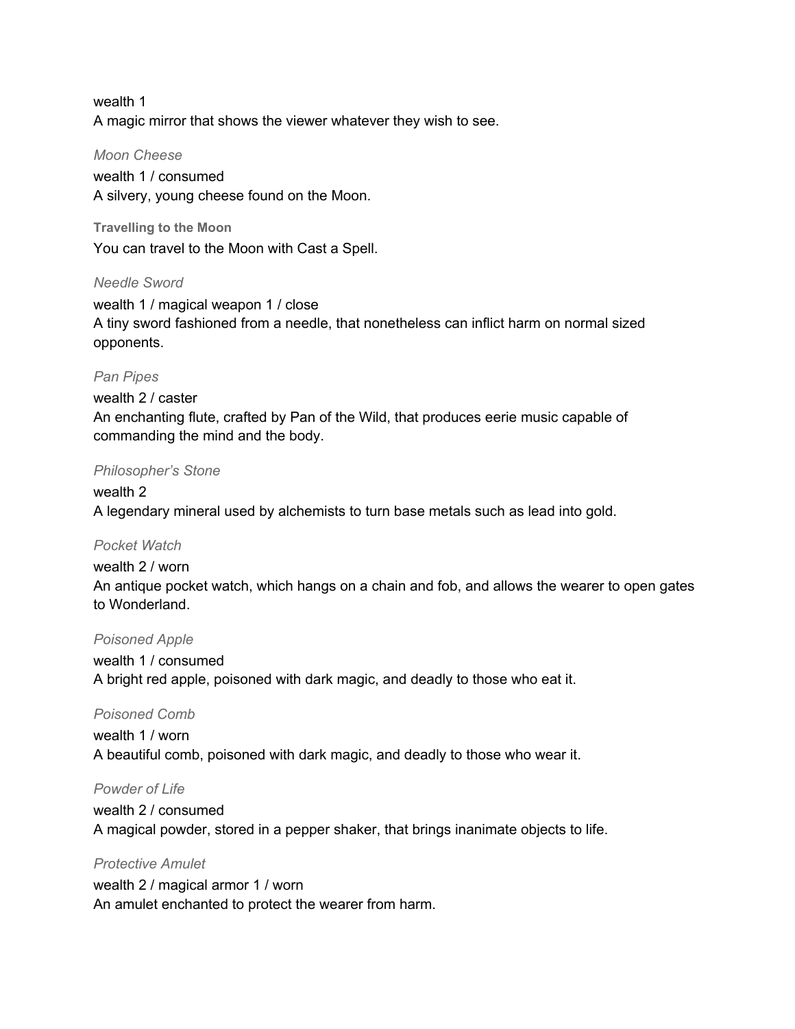wealth 1
A magic mirror that shows the viewer whatever they wish to see.

*Moon Cheese*

wealth 1 / consumed
A silvery, young cheese found on the Moon.

**Travelling to the Moon**

You can travel to the Moon with Cast a Spell.

*Needle Sword*

wealth 1 / magical weapon 1 / close
A tiny sword fashioned from a needle, that nonetheless can inflict harm on normal sized opponents.

*Pan Pipes*

wealth 2 / caster
An enchanting flute, crafted by Pan of the Wild, that produces eerie music capable of commanding the mind and the body.

*Philosopher's Stone*

wealth 2
A legendary mineral used by alchemists to turn base metals such as lead into gold.

*Pocket Watch*

wealth 2 / worn
An antique pocket watch, which hangs on a chain and fob, and allows the wearer to open gates to Wonderland.

*Poisoned Apple*

wealth 1 / consumed
A bright red apple, poisoned with dark magic, and deadly to those who eat it.

*Poisoned Comb*

wealth 1 / worn
A beautiful comb, poisoned with dark magic, and deadly to those who wear it.

*Powder of Life*

wealth 2 / consumed
A magical powder, stored in a pepper shaker, that brings inanimate objects to life.

*Protective Amulet*

wealth 2 / magical armor 1 / worn
An amulet enchanted to protect the wearer from harm.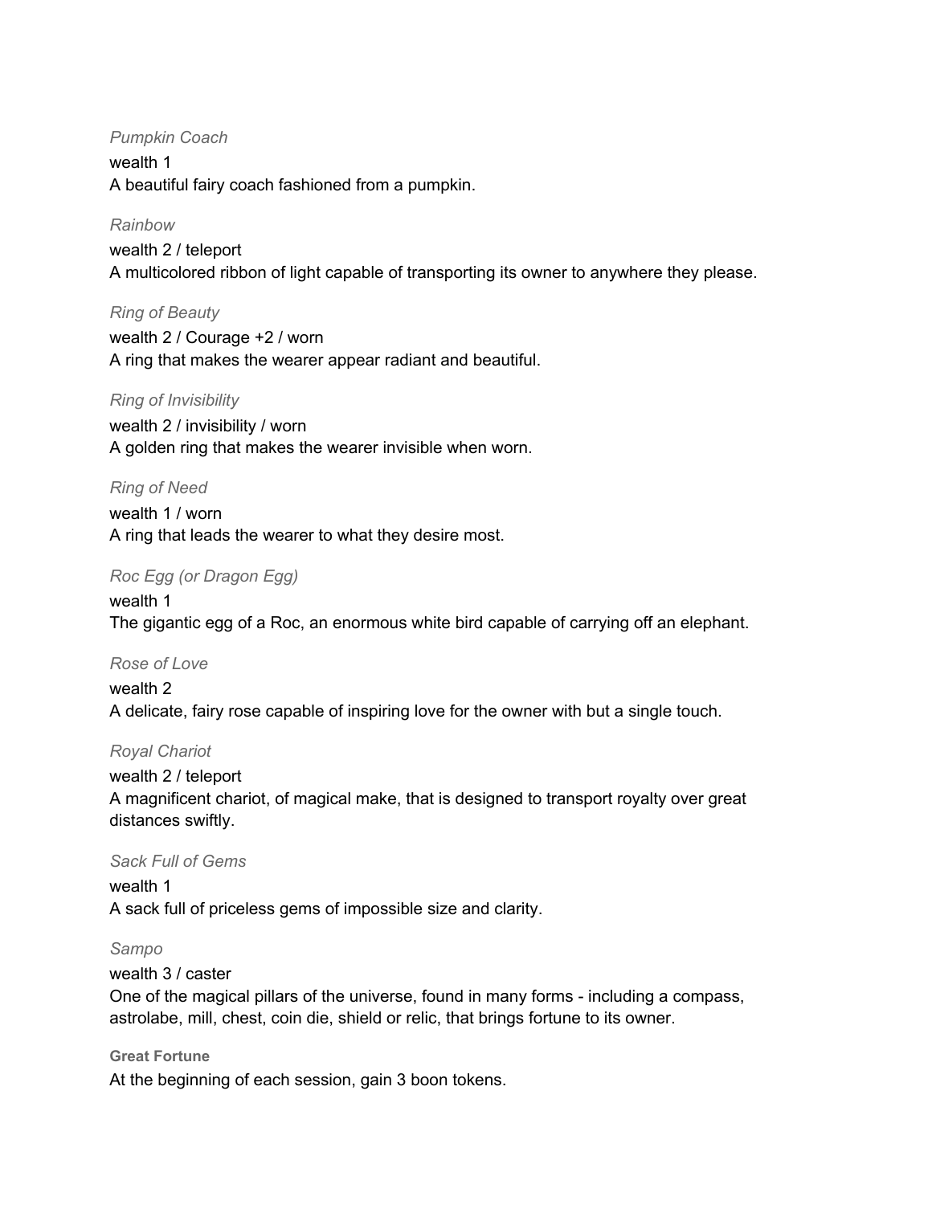*Pumpkin Coach*

wealth 1

A beautiful fairy coach fashioned from a pumpkin.

*Rainbow*

wealth 2 / teleport

A multicolored ribbon of light capable of transporting its owner to anywhere they please.

*Ring of Beauty*

wealth 2 / Courage +2 / worn

A ring that makes the wearer appear radiant and beautiful.

*Ring of Invisibility*

wealth 2 / invisibility / worn

A golden ring that makes the wearer invisible when worn.

*Ring of Need*

wealth 1 / worn

A ring that leads the wearer to what they desire most.

*Roc Egg (or Dragon Egg)*

wealth 1

The gigantic egg of a Roc, an enormous white bird capable of carrying off an elephant.

*Rose of Love*

wealth 2

A delicate, fairy rose capable of inspiring love for the owner with but a single touch.

*Royal Chariot*

wealth 2 / teleport

A magnificent chariot, of magical make, that is designed to transport royalty over great distances swiftly.

*Sack Full of Gems*

wealth 1

A sack full of priceless gems of impossible size and clarity.

*Sampo*

wealth 3 / caster

One of the magical pillars of the universe, found in many forms - including a compass, astrolabe, mill, chest, coin die, shield or relic, that brings fortune to its owner.

**Great Fortune**

At the beginning of each session, gain 3 boon tokens.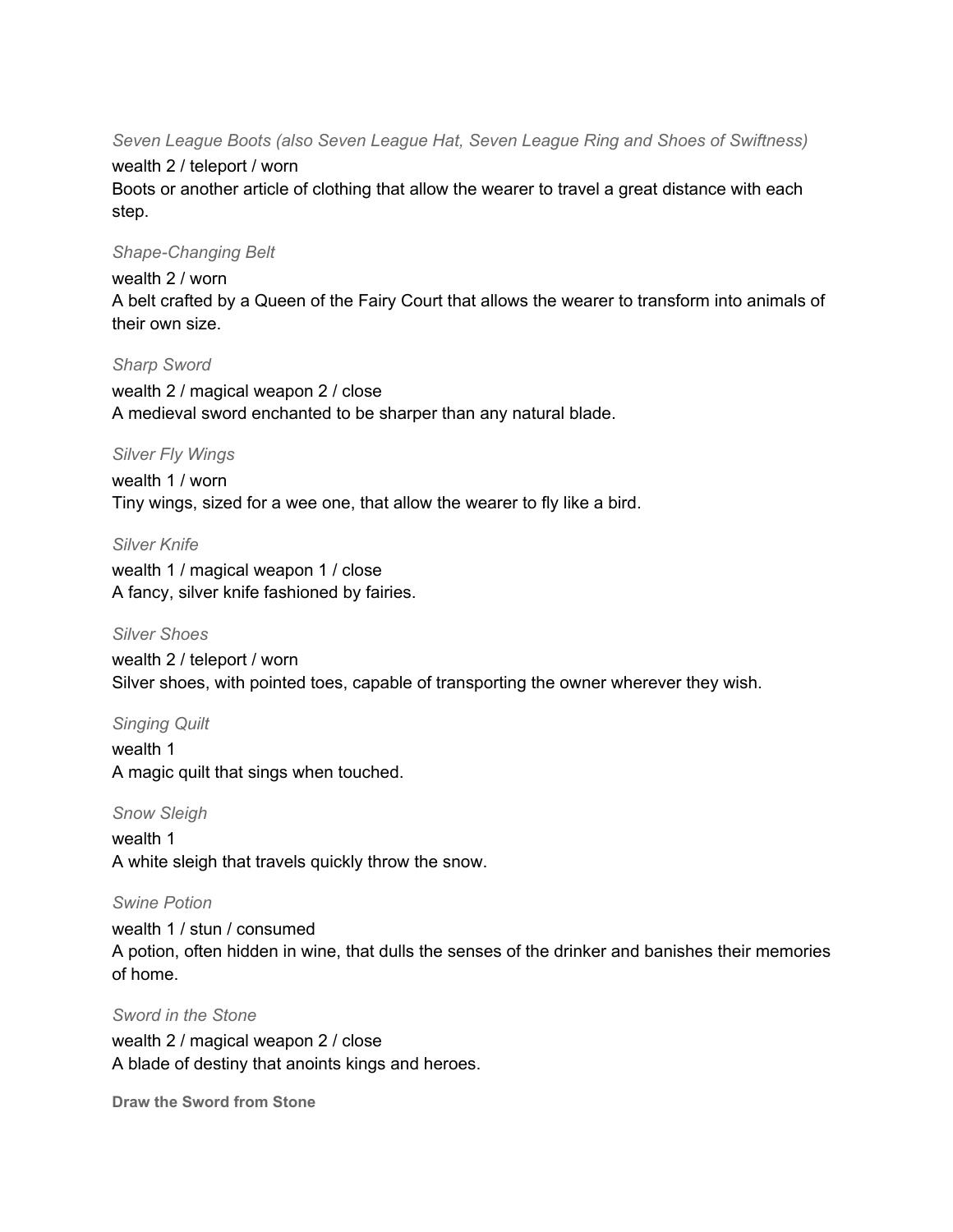*Seven League Boots (also Seven League Hat, Seven League Ring and Shoes of Swiftness)*

wealth 2 / teleport / worn

Boots or another article of clothing that allow the wearer to travel a great distance with each step.

*Shape-Changing Belt*

wealth 2 / worn

A belt crafted by a Queen of the Fairy Court that allows the wearer to transform into animals of their own size.

*Sharp Sword*

wealth 2 / magical weapon 2 / close

A medieval sword enchanted to be sharper than any natural blade.

*Silver Fly Wings*

wealth 1 / worn

Tiny wings, sized for a wee one, that allow the wearer to fly like a bird.

*Silver Knife*

wealth 1 / magical weapon 1 / close

A fancy, silver knife fashioned by fairies.

*Silver Shoes*

wealth 2 / teleport / worn

Silver shoes, with pointed toes, capable of transporting the owner wherever they wish.

*Singing Quilt*

wealth 1

A magic quilt that sings when touched.

*Snow Sleigh*

wealth 1

A white sleigh that travels quickly throw the snow.

*Swine Potion*

wealth 1 / stun / consumed

A potion, often hidden in wine, that dulls the senses of the drinker and banishes their memories of home.

*Sword in the Stone*

wealth 2 / magical weapon 2 / close

A blade of destiny that anoints kings and heroes.

**Draw the Sword from Stone**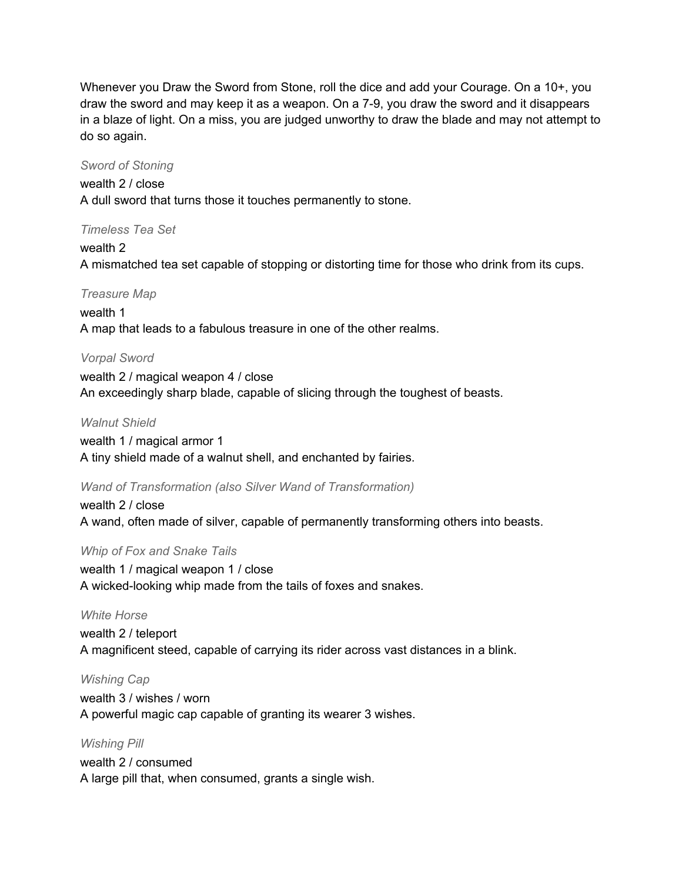Whenever you Draw the Sword from Stone, roll the dice and add your Courage. On a 10+, you draw the sword and may keep it as a weapon. On a 7-9, you draw the sword and it disappears in a blaze of light. On a miss, you are judged unworthy to draw the blade and may not attempt to do so again.

*Sword of Stoning*

wealth 2 / close
A dull sword that turns those it touches permanently to stone.

*Timeless Tea Set*

wealth 2
A mismatched tea set capable of stopping or distorting time for those who drink from its cups.

*Treasure Map*

wealth 1
A map that leads to a fabulous treasure in one of the other realms.

*Vorpal Sword*

wealth 2 / magical weapon 4 / close
An exceedingly sharp blade, capable of slicing through the toughest of beasts.

*Walnut Shield*

wealth 1 / magical armor 1
A tiny shield made of a walnut shell, and enchanted by fairies.

*Wand of Transformation (also Silver Wand of Transformation)*

wealth 2 / close
A wand, often made of silver, capable of permanently transforming others into beasts.

*Whip of Fox and Snake Tails*

wealth 1 / magical weapon 1 / close
A wicked-looking whip made from the tails of foxes and snakes.

*White Horse*

wealth 2 / teleport
A magnificent steed, capable of carrying its rider across vast distances in a blink.

*Wishing Cap*

wealth 3 / wishes / worn
A powerful magic cap capable of granting its wearer 3 wishes.

*Wishing Pill*

wealth 2 / consumed
A large pill that, when consumed, grants a single wish.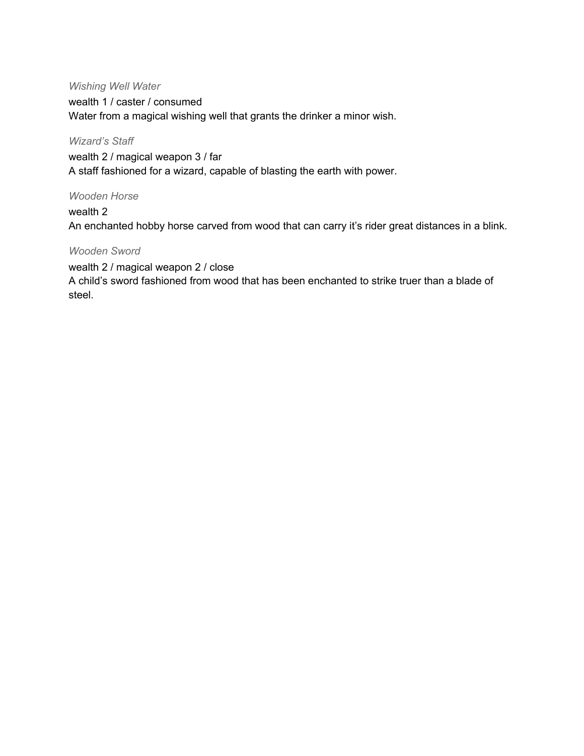*Wishing Well Water*

wealth 1 / caster / consumed
Water from a magical wishing well that grants the drinker a minor wish.

*Wizard's Staff*

wealth 2 / magical weapon 3 / far
A staff fashioned for a wizard, capable of blasting the earth with power.

*Wooden Horse*

wealth 2
An enchanted hobby horse carved from wood that can carry it's rider great distances in a blink.

*Wooden Sword*

wealth 2 / magical weapon 2 / close
A child's sword fashioned from wood that has been enchanted to strike truer than a blade of steel.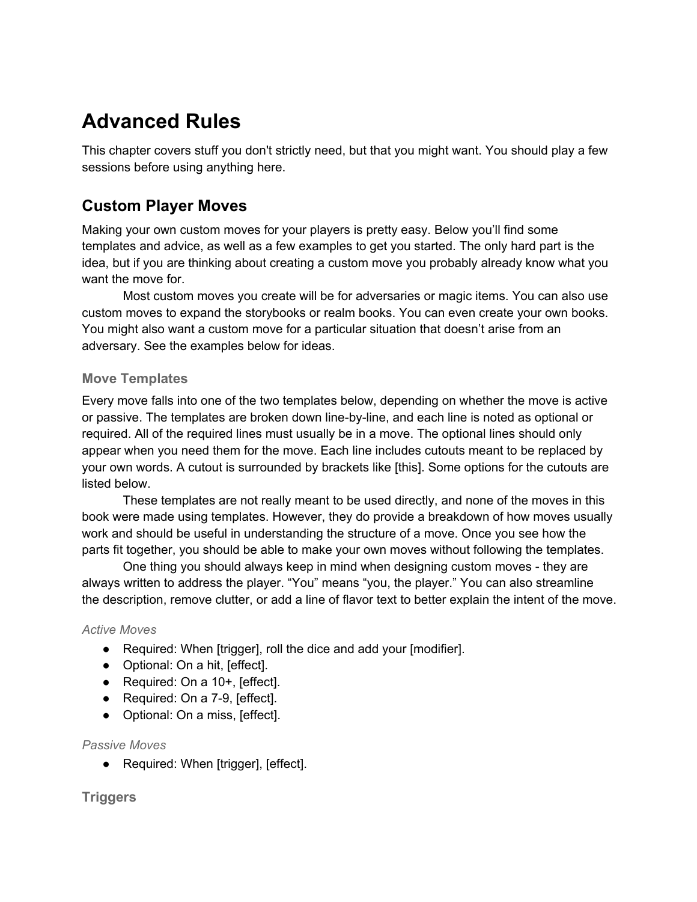# Advanced Rules

This chapter covers stuff you don't strictly need, but that you might want. You should play a few sessions before using anything here.

## Custom Player Moves

Making your own custom moves for your players is pretty easy. Below you'll find some templates and advice, as well as a few examples to get you started. The only hard part is the idea, but if you are thinking about creating a custom move you probably already know what you want the move for.

Most custom moves you create will be for adversaries or magic items. You can also use custom moves to expand the storybooks or realm books. You can even create your own books. You might also want a custom move for a particular situation that doesn't arise from an adversary. See the examples below for ideas.

### Move Templates

Every move falls into one of the two templates below, depending on whether the move is active or passive. The templates are broken down line-by-line, and each line is noted as optional or required. All of the required lines must usually be in a move. The optional lines should only appear when you need them for the move. Each line includes cutouts meant to be replaced by your own words. A cutout is surrounded by brackets like [this]. Some options for the cutouts are listed below.

These templates are not really meant to be used directly, and none of the moves in this book were made using templates. However, they do provide a breakdown of how moves usually work and should be useful in understanding the structure of a move. Once you see how the parts fit together, you should be able to make your own moves without following the templates.

One thing you should always keep in mind when designing custom moves - they are always written to address the player. "You" means "you, the player." You can also streamline the description, remove clutter, or add a line of flavor text to better explain the intent of the move.

#### *Active Moves*

- Required: When [trigger], roll the dice and add your [modifier].
- Optional: On a hit, [effect].
- Required: On a 10+, [effect].
- Required: On a 7-9, [effect].
- Optional: On a miss, [effect].

#### *Passive Moves*

- Required: When [trigger], [effect].

### Triggers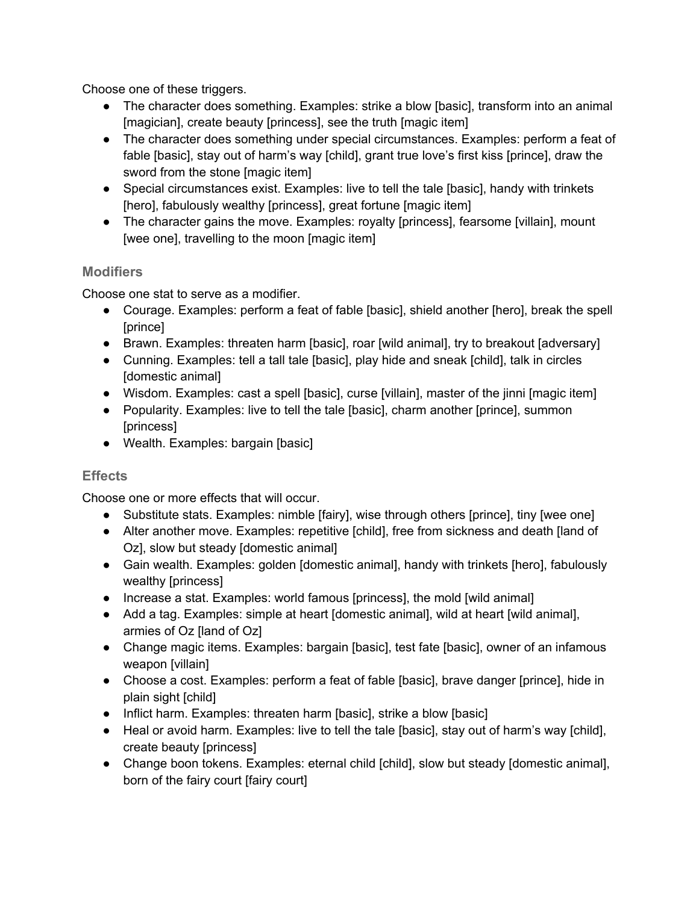Choose one of these triggers.

- The character does something. Examples: strike a blow [basic], transform into an animal [magician], create beauty [princess], see the truth [magic item]
- The character does something under special circumstances. Examples: perform a feat of fable [basic], stay out of harm's way [child], grant true love's first kiss [prince], draw the sword from the stone [magic item]
- Special circumstances exist. Examples: live to tell the tale [basic], handy with trinkets [hero], fabulously wealthy [princess], great fortune [magic item]
- The character gains the move. Examples: royalty [princess], fearsome [villain], mount [wee one], travelling to the moon [magic item]

### Modifiers

Choose one stat to serve as a modifier.

- Courage. Examples: perform a feat of fable [basic], shield another [hero], break the spell [prince]
- Brawn. Examples: threaten harm [basic], roar [wild animal], try to breakout [adversary]
- Cunning. Examples: tell a tall tale [basic], play hide and sneak [child], talk in circles [domestic animal]
- Wisdom. Examples: cast a spell [basic], curse [villain], master of the jinni [magic item]
- Popularity. Examples: live to tell the tale [basic], charm another [prince], summon [princess]
- Wealth. Examples: bargain [basic]

### Effects

Choose one or more effects that will occur.

- Substitute stats. Examples: nimble [fairy], wise through others [prince], tiny [wee one]
- Alter another move. Examples: repetitive [child], free from sickness and death [land of Oz], slow but steady [domestic animal]
- Gain wealth. Examples: golden [domestic animal], handy with trinkets [hero], fabulously wealthy [princess]
- Increase a stat. Examples: world famous [princess], the mold [wild animal]
- Add a tag. Examples: simple at heart [domestic animal], wild at heart [wild animal], armies of Oz [land of Oz]
- Change magic items. Examples: bargain [basic], test fate [basic], owner of an infamous weapon [villain]
- Choose a cost. Examples: perform a feat of fable [basic], brave danger [prince], hide in plain sight [child]
- Inflict harm. Examples: threaten harm [basic], strike a blow [basic]
- Heal or avoid harm. Examples: live to tell the tale [basic], stay out of harm's way [child], create beauty [princess]
- Change boon tokens. Examples: eternal child [child], slow but steady [domestic animal], born of the fairy court [fairy court]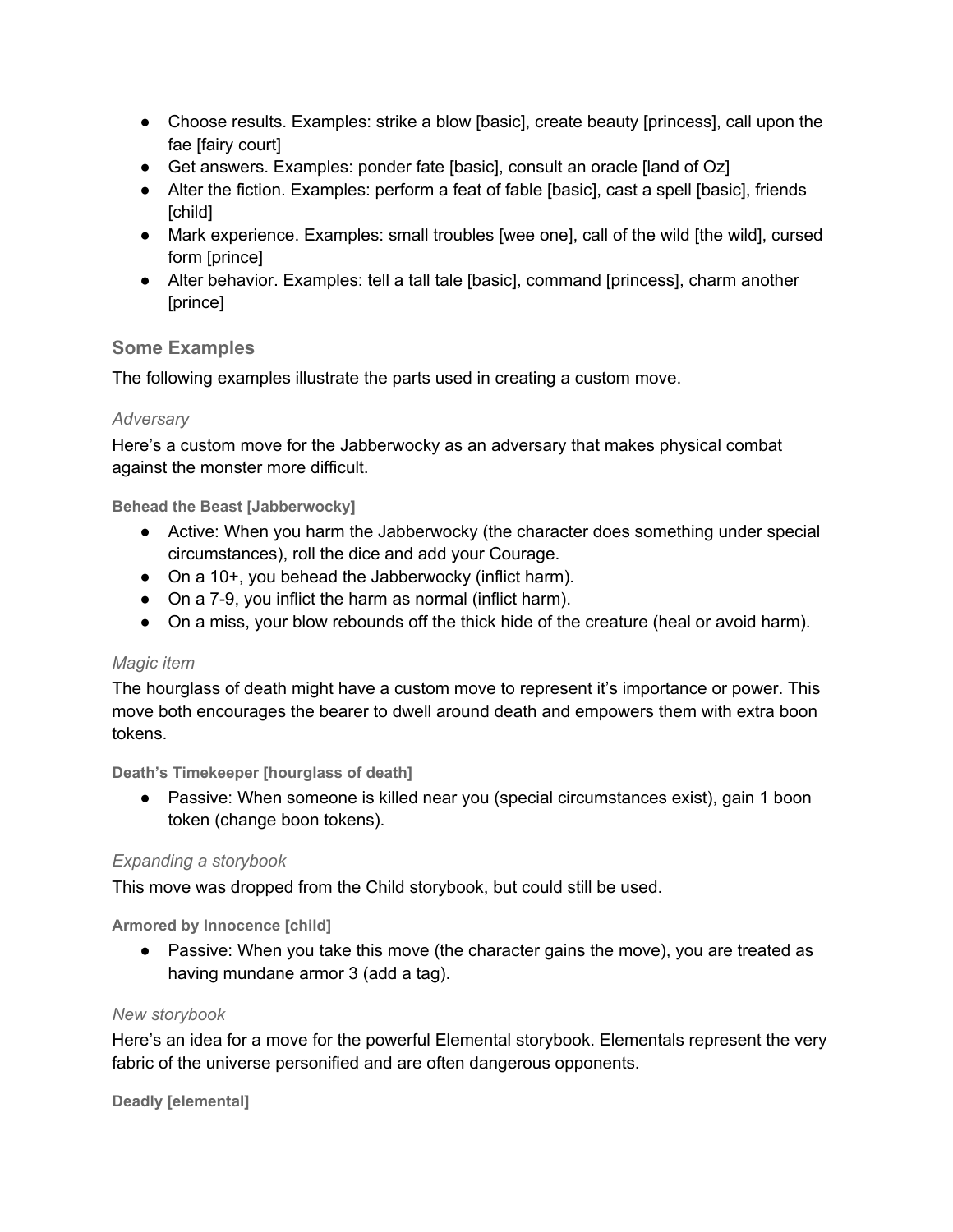- Choose results. Examples: strike a blow [basic], create beauty [princess], call upon the fae [fairy court]
- Get answers. Examples: ponder fate [basic], consult an oracle [land of Oz]
- Alter the fiction. Examples: perform a feat of fable [basic], cast a spell [basic], friends [child]
- Mark experience. Examples: small troubles [wee one], call of the wild [the wild], cursed form [prince]
- Alter behavior. Examples: tell a tall tale [basic], command [princess], charm another [prince]

### Some Examples

The following examples illustrate the parts used in creating a custom move.

*Adversary*

Here's a custom move for the Jabberwocky as an adversary that makes physical combat against the monster more difficult.

**Behead the Beast [Jabberwocky]**

- Active: When you harm the Jabberwocky (the character does something under special circumstances), roll the dice and add your Courage.
- On a 10+, you behead the Jabberwocky (inflict harm).
- On a 7-9, you inflict the harm as normal (inflict harm).
- On a miss, your blow rebounds off the thick hide of the creature (heal or avoid harm).

*Magic item*

The hourglass of death might have a custom move to represent it's importance or power. This move both encourages the bearer to dwell around death and empowers them with extra boon tokens.

**Death's Timekeeper [hourglass of death]**

- Passive: When someone is killed near you (special circumstances exist), gain 1 boon token (change boon tokens).

*Expanding a storybook*

This move was dropped from the Child storybook, but could still be used.

**Armored by Innocence [child]**

- Passive: When you take this move (the character gains the move), you are treated as having mundane armor 3 (add a tag).

*New storybook*

Here's an idea for a move for the powerful Elemental storybook. Elementals represent the very fabric of the universe personified and are often dangerous opponents.

**Deadly [elemental]**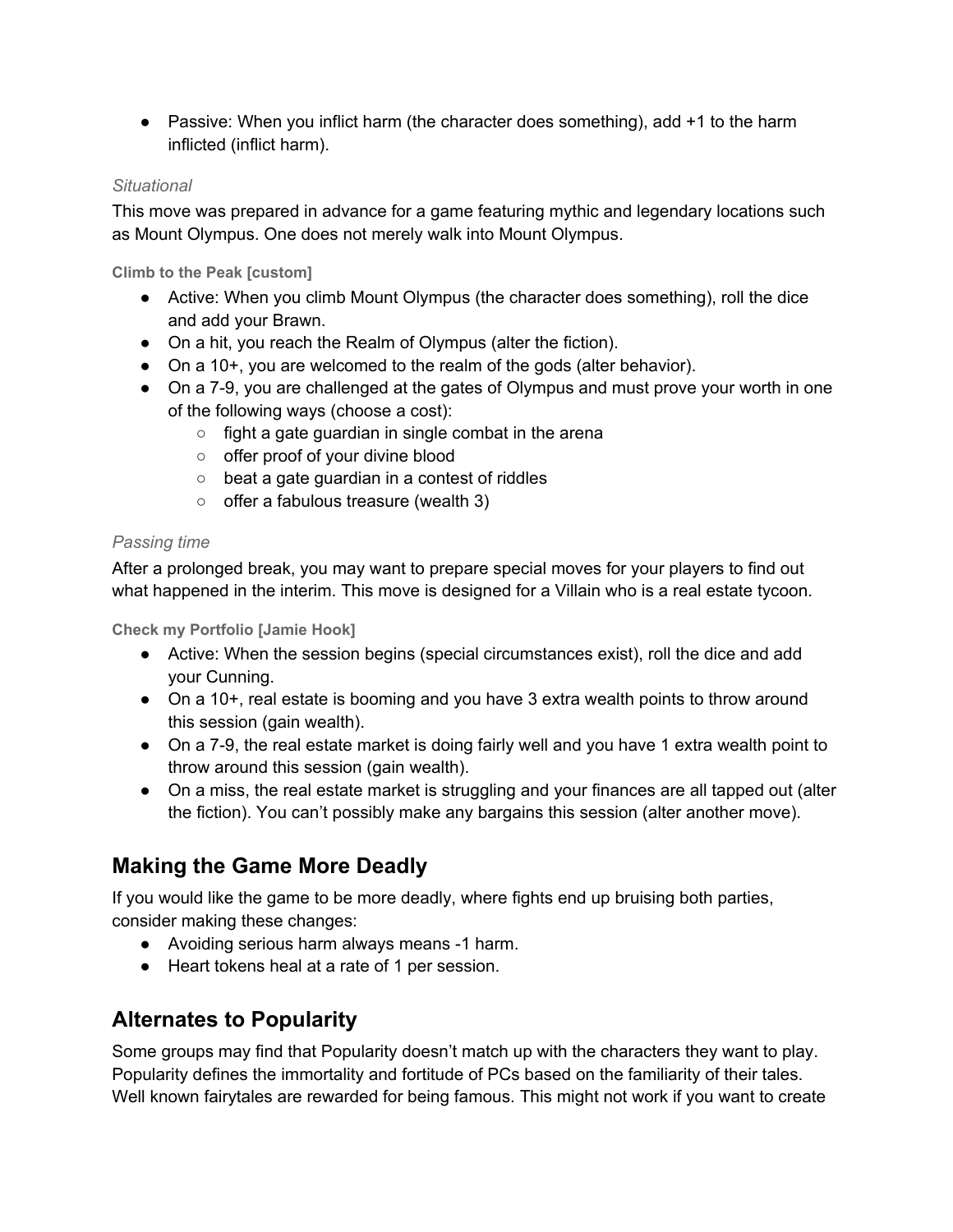- Passive: When you inflict harm (the character does something), add +1 to the harm inflicted (inflict harm).

*Situational*

This move was prepared in advance for a game featuring mythic and legendary locations such as Mount Olympus. One does not merely walk into Mount Olympus.

**Climb to the Peak [custom]**

- Active: When you climb Mount Olympus (the character does something), roll the dice and add your Brawn.
- On a hit, you reach the Realm of Olympus (alter the fiction).
- On a 10+, you are welcomed to the realm of the gods (alter behavior).
- On a 7-9, you are challenged at the gates of Olympus and must prove your worth in one of the following ways (choose a cost):
  - fight a gate guardian in single combat in the arena
  - offer proof of your divine blood
  - beat a gate guardian in a contest of riddles
  - offer a fabulous treasure (wealth 3)

*Passing time*

After a prolonged break, you may want to prepare special moves for your players to find out what happened in the interim. This move is designed for a Villain who is a real estate tycoon.

**Check my Portfolio [Jamie Hook]**

- Active: When the session begins (special circumstances exist), roll the dice and add your Cunning.
- On a 10+, real estate is booming and you have 3 extra wealth points to throw around this session (gain wealth).
- On a 7-9, the real estate market is doing fairly well and you have 1 extra wealth point to throw around this session (gain wealth).
- On a miss, the real estate market is struggling and your finances are all tapped out (alter the fiction). You can't possibly make any bargains this session (alter another move).

## Making the Game More Deadly

If you would like the game to be more deadly, where fights end up bruising both parties, consider making these changes:

- Avoiding serious harm always means -1 harm.
- Heart tokens heal at a rate of 1 per session.

## Alternates to Popularity

Some groups may find that Popularity doesn't match up with the characters they want to play. Popularity defines the immortality and fortitude of PCs based on the familiarity of their tales. Well known fairytales are rewarded for being famous. This might not work if you want to create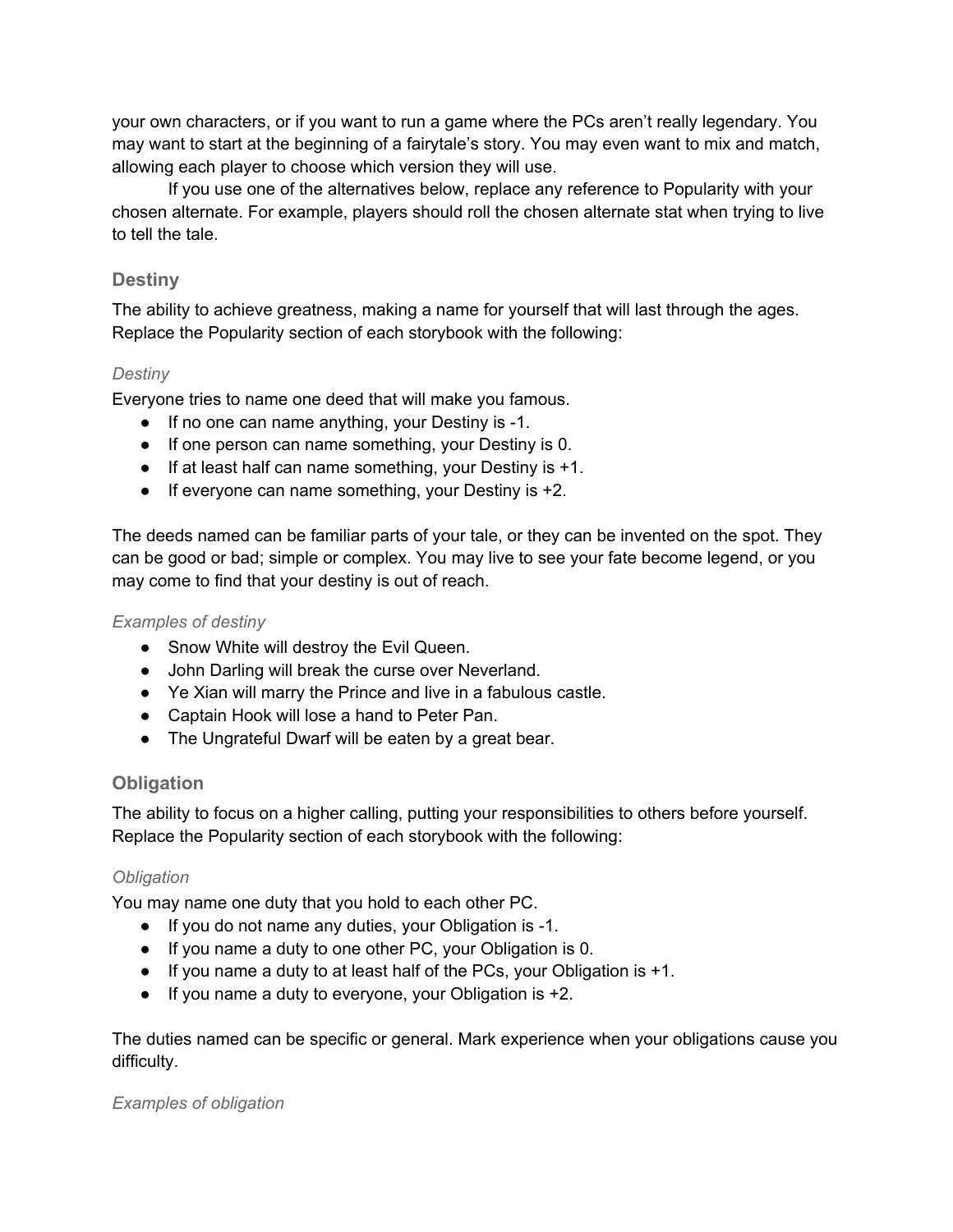your own characters, or if you want to run a game where the PCs aren't really legendary. You may want to start at the beginning of a fairytale's story. You may even want to mix and match, allowing each player to choose which version they will use.

If you use one of the alternatives below, replace any reference to Popularity with your chosen alternate. For example, players should roll the chosen alternate stat when trying to live to tell the tale.

### Destiny

The ability to achieve greatness, making a name for yourself that will last through the ages. Replace the Popularity section of each storybook with the following:

#### *Destiny*

Everyone tries to name one deed that will make you famous.

- If no one can name anything, your Destiny is -1.
- If one person can name something, your Destiny is 0.
- If at least half can name something, your Destiny is +1.
- If everyone can name something, your Destiny is +2.

The deeds named can be familiar parts of your tale, or they can be invented on the spot. They can be good or bad; simple or complex. You may live to see your fate become legend, or you may come to find that your destiny is out of reach.

#### *Examples of destiny*

- Snow White will destroy the Evil Queen.
- John Darling will break the curse over Neverland.
- Ye Xian will marry the Prince and live in a fabulous castle.
- Captain Hook will lose a hand to Peter Pan.
- The Ungrateful Dwarf will be eaten by a great bear.

### Obligation

The ability to focus on a higher calling, putting your responsibilities to others before yourself. Replace the Popularity section of each storybook with the following:

#### *Obligation*

You may name one duty that you hold to each other PC.

- If you do not name any duties, your Obligation is -1.
- If you name a duty to one other PC, your Obligation is 0.
- If you name a duty to at least half of the PCs, your Obligation is +1.
- If you name a duty to everyone, your Obligation is +2.

The duties named can be specific or general. Mark experience when your obligations cause you difficulty.

#### *Examples of obligation*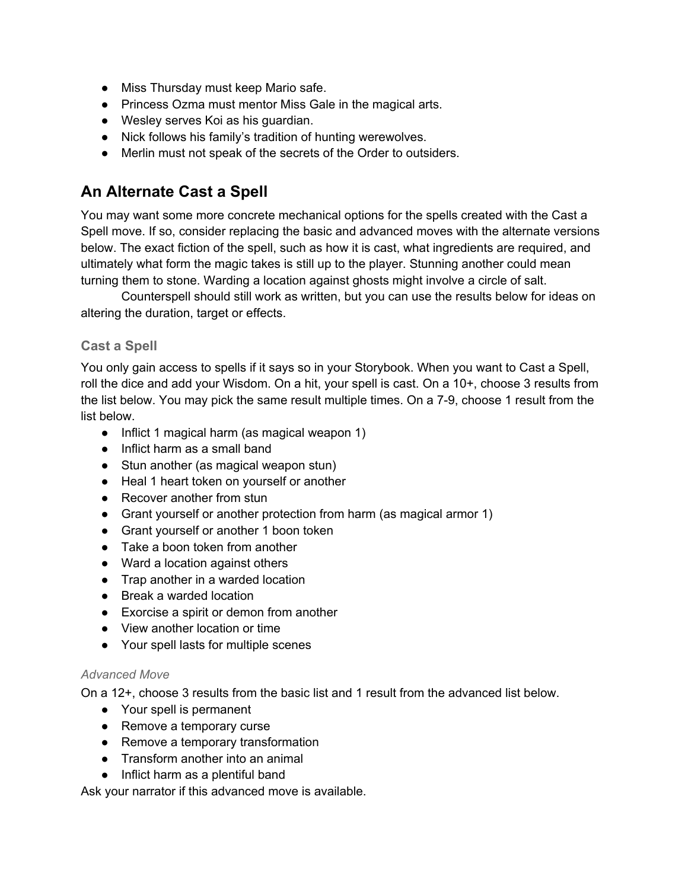- Miss Thursday must keep Mario safe.
- Princess Ozma must mentor Miss Gale in the magical arts.
- Wesley serves Koi as his guardian.
- Nick follows his family's tradition of hunting werewolves.
- Merlin must not speak of the secrets of the Order to outsiders.

## An Alternate Cast a Spell

You may want some more concrete mechanical options for the spells created with the Cast a Spell move. If so, consider replacing the basic and advanced moves with the alternate versions below. The exact fiction of the spell, such as how it is cast, what ingredients are required, and ultimately what form the magic takes is still up to the player. Stunning another could mean turning them to stone. Warding a location against ghosts might involve a circle of salt.

Counterspell should still work as written, but you can use the results below for ideas on altering the duration, target or effects.

### Cast a Spell

You only gain access to spells if it says so in your Storybook. When you want to Cast a Spell, roll the dice and add your Wisdom. On a hit, your spell is cast. On a 10+, choose 3 results from the list below. You may pick the same result multiple times. On a 7-9, choose 1 result from the list below.

- Inflict 1 magical harm (as magical weapon 1)
- Inflict harm as a small band
- Stun another (as magical weapon stun)
- Heal 1 heart token on yourself or another
- Recover another from stun
- Grant yourself or another protection from harm (as magical armor 1)
- Grant yourself or another 1 boon token
- Take a boon token from another
- Ward a location against others
- Trap another in a warded location
- Break a warded location
- Exorcise a spirit or demon from another
- View another location or time
- Your spell lasts for multiple scenes

#### *Advanced Move*

On a 12+, choose 3 results from the basic list and 1 result from the advanced list below.

- Your spell is permanent
- Remove a temporary curse
- Remove a temporary transformation
- Transform another into an animal
- Inflict harm as a plentiful band

Ask your narrator if this advanced move is available.